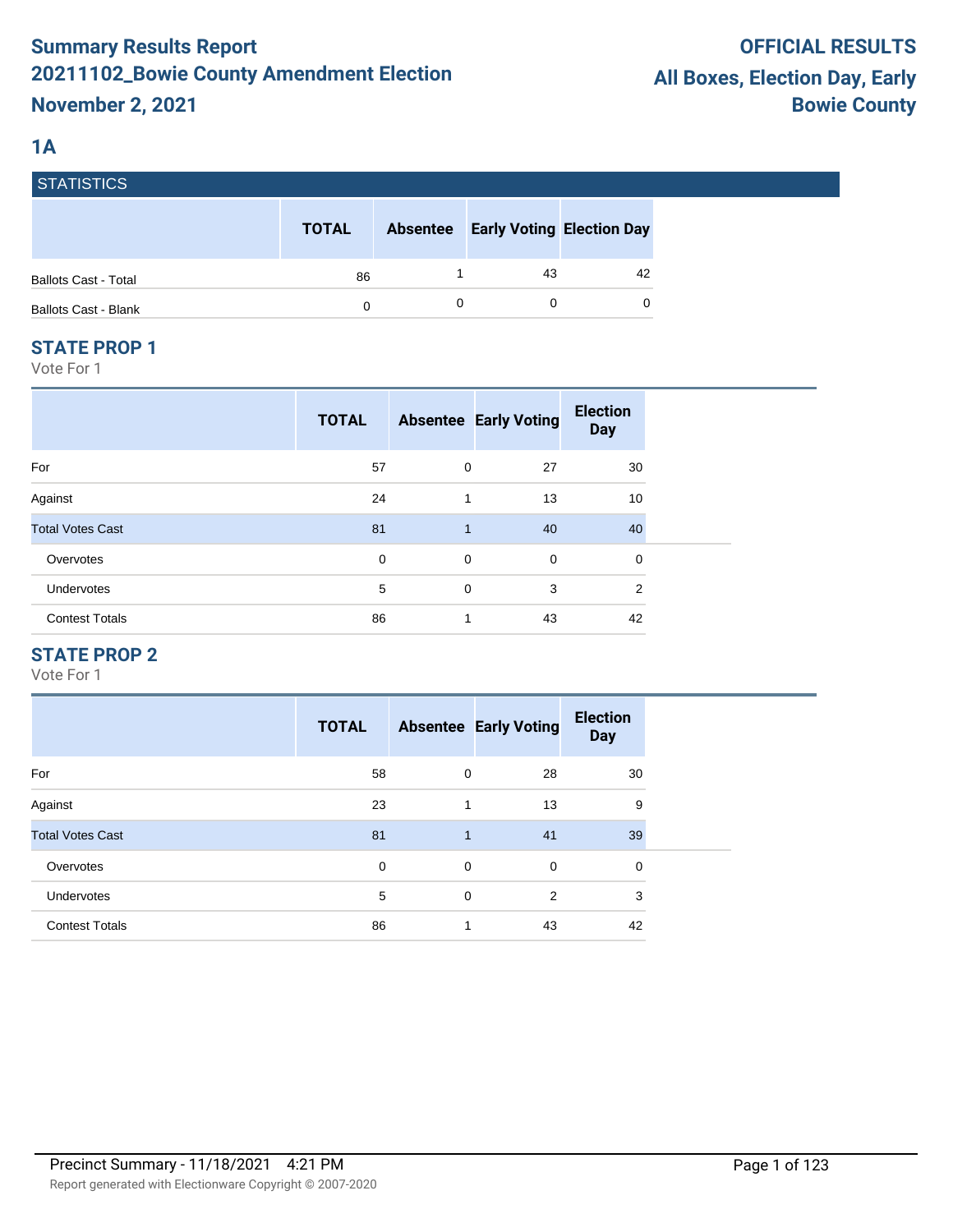# Summary Results Report
# 20211102_Bowie County Amendment Election
# November 2, 2021

**OFFICIAL RESULTS**
**All Boxes, Election Day, Early**
**Bowie County**

## 1A

### STATISTICS

| | TOTAL | Absentee | Early Voting | Election Day |
|---|---|---|---|---|
| Ballots Cast - Total | 86 | 1 | 43 | 42 |
| Ballots Cast - Blank | 0 | 0 | 0 | 0 |

### STATE PROP 1

Vote For 1

| | TOTAL | Absentee | Early Voting | Election Day |
|---|---|---|---|---|
| For | 57 | 0 | 27 | 30 |
| Against | 24 | 1 | 13 | 10 |
| Total Votes Cast | 81 | 1 | 40 | 40 |
| Overvotes | 0 | 0 | 0 | 0 |
| Undervotes | 5 | 0 | 3 | 2 |
| Contest Totals | 86 | 1 | 43 | 42 |

### STATE PROP 2

Vote For 1

| | TOTAL | Absentee | Early Voting | Election Day |
|---|---|---|---|---|
| For | 58 | 0 | 28 | 30 |
| Against | 23 | 1 | 13 | 9 |
| Total Votes Cast | 81 | 1 | 41 | 39 |
| Overvotes | 0 | 0 | 0 | 0 |
| Undervotes | 5 | 0 | 2 | 3 |
| Contest Totals | 86 | 1 | 43 | 42 |

Precinct Summary - 11/18/2021 4:21 PM

Report generated with Electionware Copyright © 2007-2020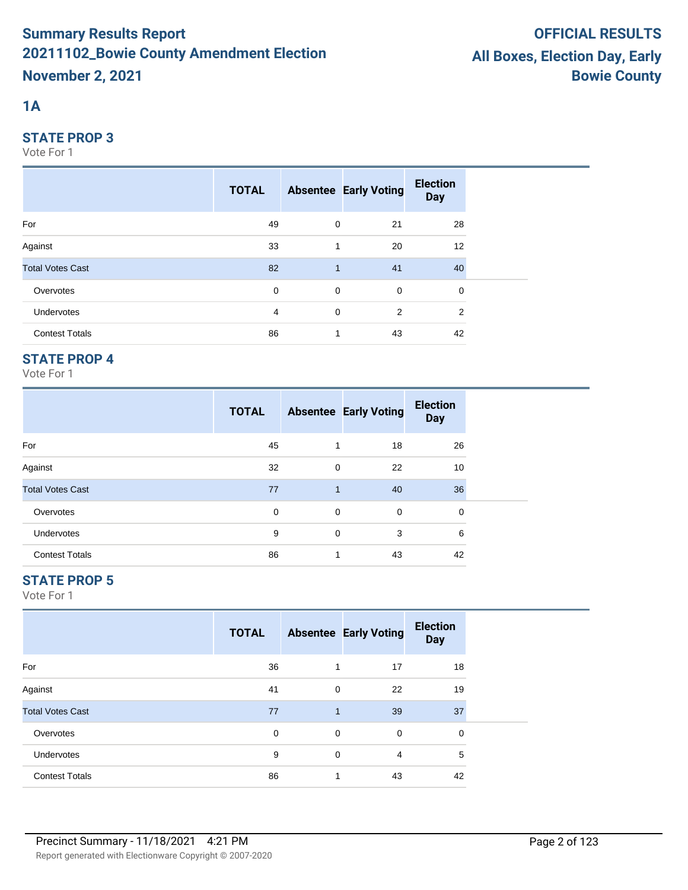# Summary Results Report
# 20211102_Bowie County Amendment Election
# November 2, 2021

**OFFICIAL RESULTS**
**All Boxes, Election Day, Early**
**Bowie County**

## 1A

### STATE PROP 3

Vote For 1

| | TOTAL | Absentee | Early Voting | Election Day |
|---|---|---|---|---|
| For | 49 | 0 | 21 | 28 |
| Against | 33 | 1 | 20 | 12 |
| Total Votes Cast | 82 | 1 | 41 | 40 |
| Overvotes | 0 | 0 | 0 | 0 |
| Undervotes | 4 | 0 | 2 | 2 |
| Contest Totals | 86 | 1 | 43 | 42 |

### STATE PROP 4

Vote For 1

| | TOTAL | Absentee | Early Voting | Election Day |
|---|---|---|---|---|
| For | 45 | 1 | 18 | 26 |
| Against | 32 | 0 | 22 | 10 |
| Total Votes Cast | 77 | 1 | 40 | 36 |
| Overvotes | 0 | 0 | 0 | 0 |
| Undervotes | 9 | 0 | 3 | 6 |
| Contest Totals | 86 | 1 | 43 | 42 |

### STATE PROP 5

Vote For 1

| | TOTAL | Absentee | Early Voting | Election Day |
|---|---|---|---|---|
| For | 36 | 1 | 17 | 18 |
| Against | 41 | 0 | 22 | 19 |
| Total Votes Cast | 77 | 1 | 39 | 37 |
| Overvotes | 0 | 0 | 0 | 0 |
| Undervotes | 9 | 0 | 4 | 5 |
| Contest Totals | 86 | 1 | 43 | 42 |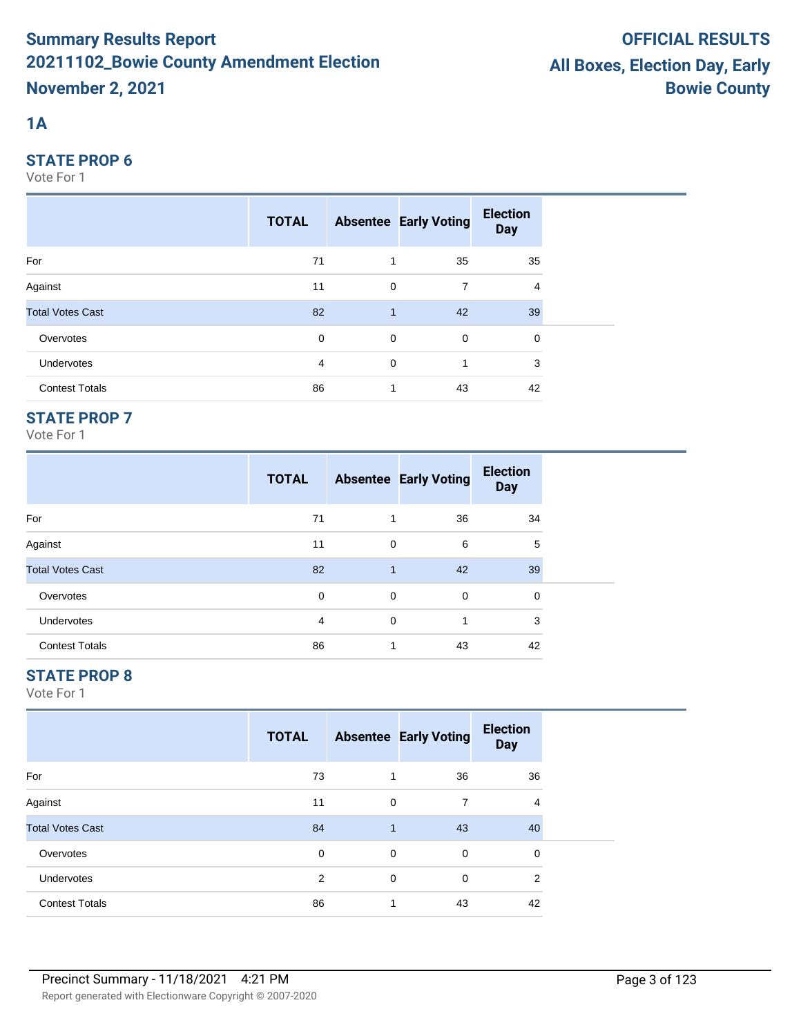# Summary Results Report
# 20211102_Bowie County Amendment Election
# November 2, 2021

**OFFICIAL RESULTS**
**All Boxes, Election Day, Early**
**Bowie County**

## 1A

### STATE PROP 6

Vote For 1

| | TOTAL | Absentee | Early Voting | Election Day |
|---|---|---|---|---|
| For | 71 | 1 | 35 | 35 |
| Against | 11 | 0 | 7 | 4 |
| Total Votes Cast | 82 | 1 | 42 | 39 |
| Overvotes | 0 | 0 | 0 | 0 |
| Undervotes | 4 | 0 | 1 | 3 |
| Contest Totals | 86 | 1 | 43 | 42 |

### STATE PROP 7

Vote For 1

| | TOTAL | Absentee | Early Voting | Election Day |
|---|---|---|---|---|
| For | 71 | 1 | 36 | 34 |
| Against | 11 | 0 | 6 | 5 |
| Total Votes Cast | 82 | 1 | 42 | 39 |
| Overvotes | 0 | 0 | 0 | 0 |
| Undervotes | 4 | 0 | 1 | 3 |
| Contest Totals | 86 | 1 | 43 | 42 |

### STATE PROP 8

Vote For 1

| | TOTAL | Absentee | Early Voting | Election Day |
|---|---|---|---|---|
| For | 73 | 1 | 36 | 36 |
| Against | 11 | 0 | 7 | 4 |
| Total Votes Cast | 84 | 1 | 43 | 40 |
| Overvotes | 0 | 0 | 0 | 0 |
| Undervotes | 2 | 0 | 0 | 2 |
| Contest Totals | 86 | 1 | 43 | 42 |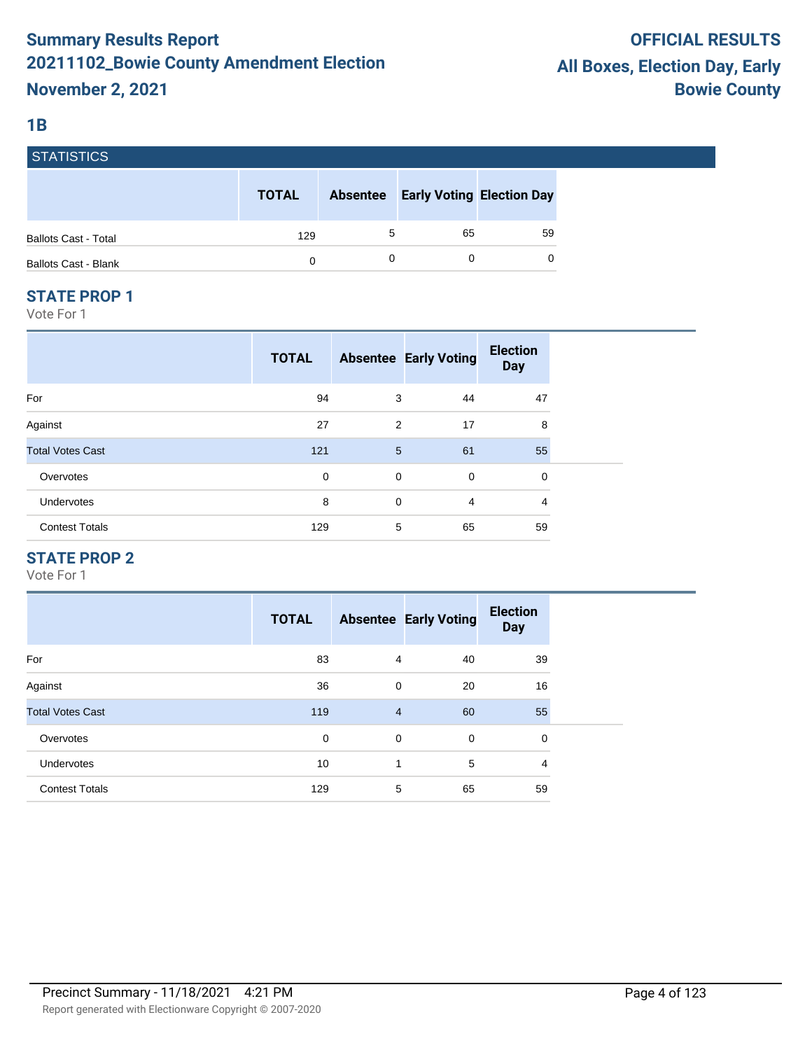# Summary Results Report
# 20211102_Bowie County Amendment Election
# November 2, 2021

**OFFICIAL RESULTS**
**All Boxes, Election Day, Early**
**Bowie County**

## 1B

### STATISTICS

| | TOTAL | Absentee | Early Voting | Election Day |
|---|---|---|---|---|
| Ballots Cast - Total | 129 | 5 | 65 | 59 |
| Ballots Cast - Blank | 0 | 0 | 0 | 0 |

### STATE PROP 1

Vote For 1

| | TOTAL | Absentee | Early Voting | Election Day |
|---|---|---|---|---|
| For | 94 | 3 | 44 | 47 |
| Against | 27 | 2 | 17 | 8 |
| Total Votes Cast | 121 | 5 | 61 | 55 |
| Overvotes | 0 | 0 | 0 | 0 |
| Undervotes | 8 | 0 | 4 | 4 |
| Contest Totals | 129 | 5 | 65 | 59 |

### STATE PROP 2

Vote For 1

| | TOTAL | Absentee | Early Voting | Election Day |
|---|---|---|---|---|
| For | 83 | 4 | 40 | 39 |
| Against | 36 | 0 | 20 | 16 |
| Total Votes Cast | 119 | 4 | 60 | 55 |
| Overvotes | 0 | 0 | 0 | 0 |
| Undervotes | 10 | 1 | 5 | 4 |
| Contest Totals | 129 | 5 | 65 | 59 |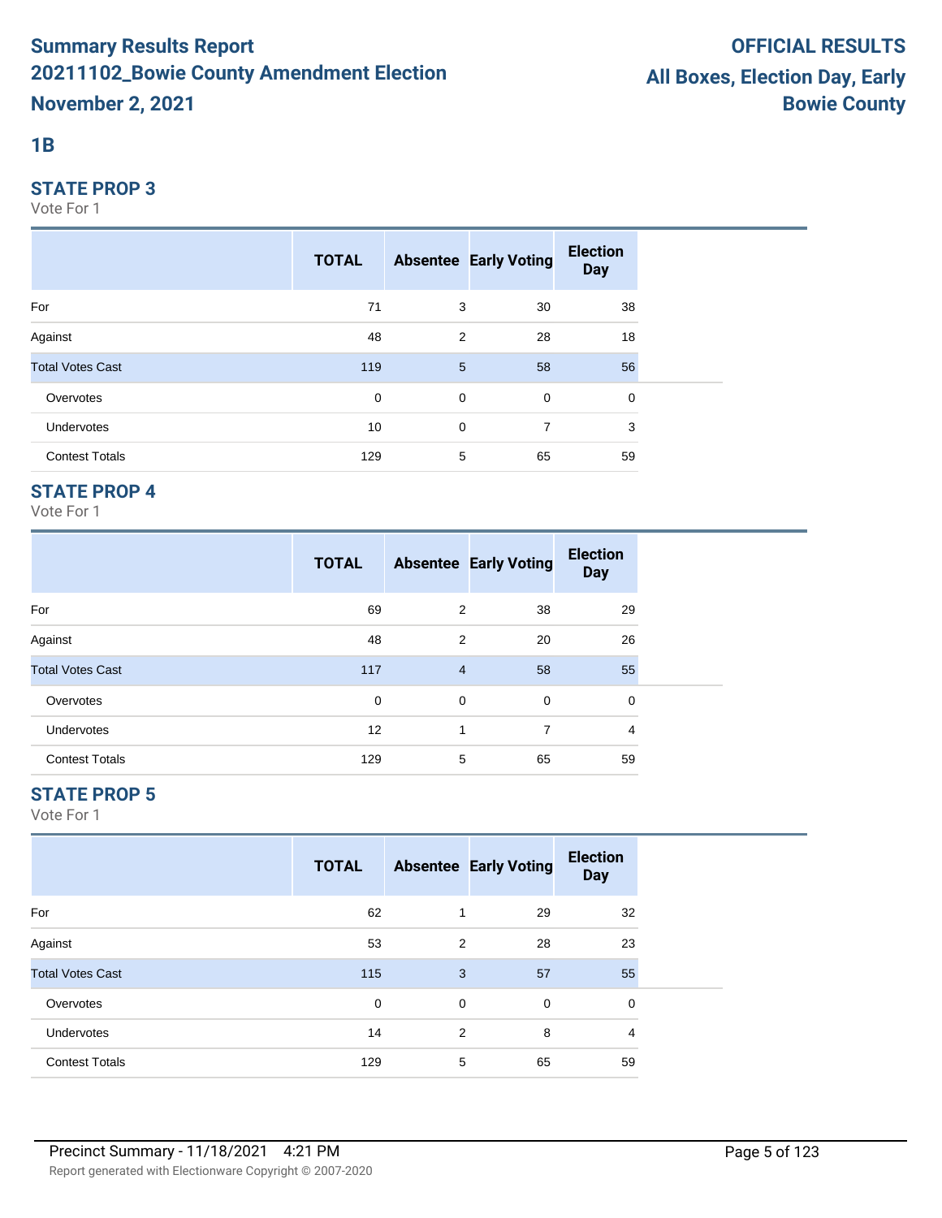# Summary Results Report
# 20211102_Bowie County Amendment Election
## November 2, 2021

**OFFICIAL RESULTS**
**All Boxes, Election Day, Early**
**Bowie County**

## 1B

### STATE PROP 3

Vote For 1

| | TOTAL | Absentee | Early Voting | Election Day |
|---|---|---|---|---|
| For | 71 | 3 | 30 | 38 |
| Against | 48 | 2 | 28 | 18 |
| Total Votes Cast | 119 | 5 | 58 | 56 |
| Overvotes | 0 | 0 | 0 | 0 |
| Undervotes | 10 | 0 | 7 | 3 |
| Contest Totals | 129 | 5 | 65 | 59 |

### STATE PROP 4

Vote For 1

| | TOTAL | Absentee | Early Voting | Election Day |
|---|---|---|---|---|
| For | 69 | 2 | 38 | 29 |
| Against | 48 | 2 | 20 | 26 |
| Total Votes Cast | 117 | 4 | 58 | 55 |
| Overvotes | 0 | 0 | 0 | 0 |
| Undervotes | 12 | 1 | 7 | 4 |
| Contest Totals | 129 | 5 | 65 | 59 |

### STATE PROP 5

Vote For 1

| | TOTAL | Absentee | Early Voting | Election Day |
|---|---|---|---|---|
| For | 62 | 1 | 29 | 32 |
| Against | 53 | 2 | 28 | 23 |
| Total Votes Cast | 115 | 3 | 57 | 55 |
| Overvotes | 0 | 0 | 0 | 0 |
| Undervotes | 14 | 2 | 8 | 4 |
| Contest Totals | 129 | 5 | 65 | 59 |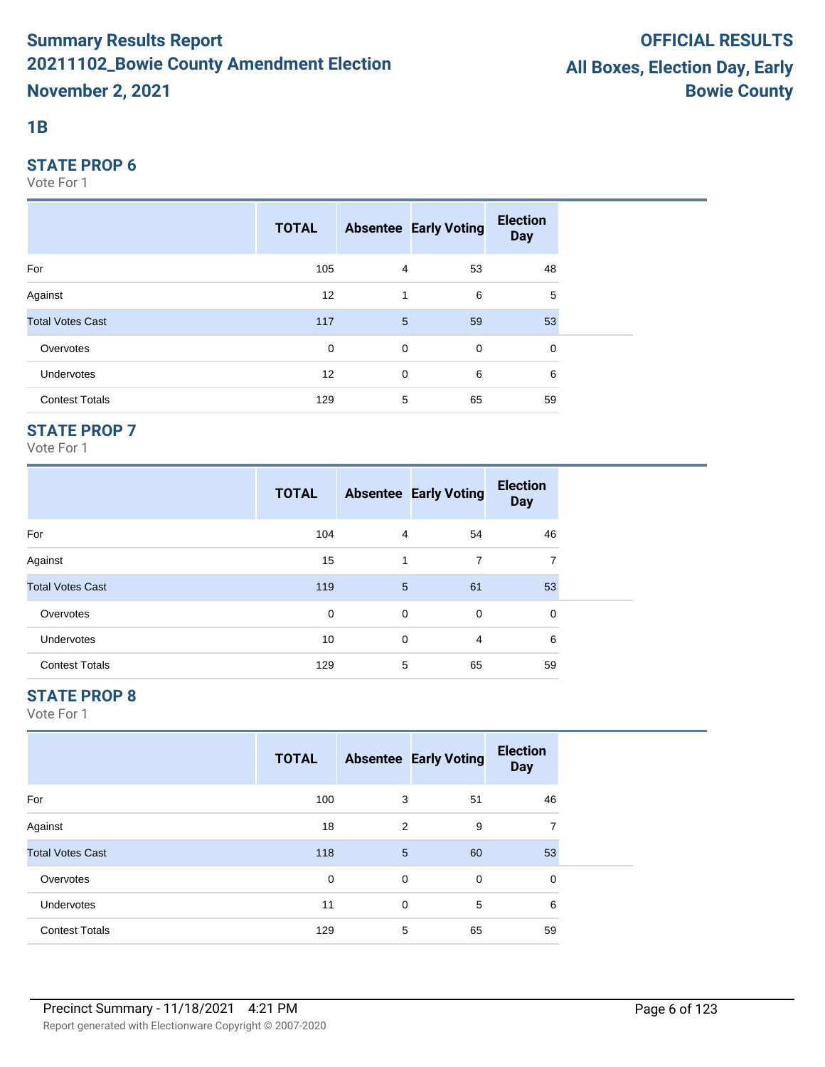# Summary Results Report
## 20211102_Bowie County Amendment Election
## November 2, 2021

**OFFICIAL RESULTS**
**All Boxes, Election Day, Early**
**Bowie County**

### 1B

### STATE PROP 6

Vote For 1

| | TOTAL | Absentee | Early Voting | Election Day |
|---|---|---|---|---|
| For | 105 | 4 | 53 | 48 |
| Against | 12 | 1 | 6 | 5 |
| Total Votes Cast | 117 | 5 | 59 | 53 |
| Overvotes | 0 | 0 | 0 | 0 |
| Undervotes | 12 | 0 | 6 | 6 |
| Contest Totals | 129 | 5 | 65 | 59 |

### STATE PROP 7

Vote For 1

| | TOTAL | Absentee | Early Voting | Election Day |
|---|---|---|---|---|
| For | 104 | 4 | 54 | 46 |
| Against | 15 | 1 | 7 | 7 |
| Total Votes Cast | 119 | 5 | 61 | 53 |
| Overvotes | 0 | 0 | 0 | 0 |
| Undervotes | 10 | 0 | 4 | 6 |
| Contest Totals | 129 | 5 | 65 | 59 |

### STATE PROP 8

Vote For 1

| | TOTAL | Absentee | Early Voting | Election Day |
|---|---|---|---|---|
| For | 100 | 3 | 51 | 46 |
| Against | 18 | 2 | 9 | 7 |
| Total Votes Cast | 118 | 5 | 60 | 53 |
| Overvotes | 0 | 0 | 0 | 0 |
| Undervotes | 11 | 0 | 5 | 6 |
| Contest Totals | 129 | 5 | 65 | 59 |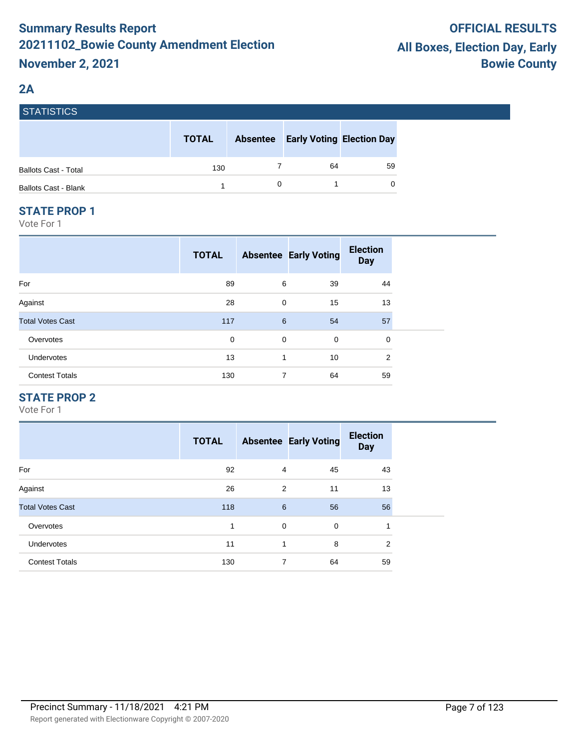# Summary Results Report
# 20211102_Bowie County Amendment Election
# November 2, 2021

**OFFICIAL RESULTS**
**All Boxes, Election Day, Early**
**Bowie County**

## 2A

### STATISTICS

| | TOTAL | Absentee | Early Voting | Election Day |
|---|---|---|---|---|
| Ballots Cast - Total | 130 | 7 | 64 | 59 |
| Ballots Cast - Blank | 1 | 0 | 1 | 0 |

### STATE PROP 1

Vote For 1

| | TOTAL | Absentee | Early Voting | Election Day |
|---|---|---|---|---|
| For | 89 | 6 | 39 | 44 |
| Against | 28 | 0 | 15 | 13 |
| Total Votes Cast | 117 | 6 | 54 | 57 |
| Overvotes | 0 | 0 | 0 | 0 |
| Undervotes | 13 | 1 | 10 | 2 |
| Contest Totals | 130 | 7 | 64 | 59 |

### STATE PROP 2

Vote For 1

| | TOTAL | Absentee | Early Voting | Election Day |
|---|---|---|---|---|
| For | 92 | 4 | 45 | 43 |
| Against | 26 | 2 | 11 | 13 |
| Total Votes Cast | 118 | 6 | 56 | 56 |
| Overvotes | 1 | 0 | 0 | 1 |
| Undervotes | 11 | 1 | 8 | 2 |
| Contest Totals | 130 | 7 | 64 | 59 |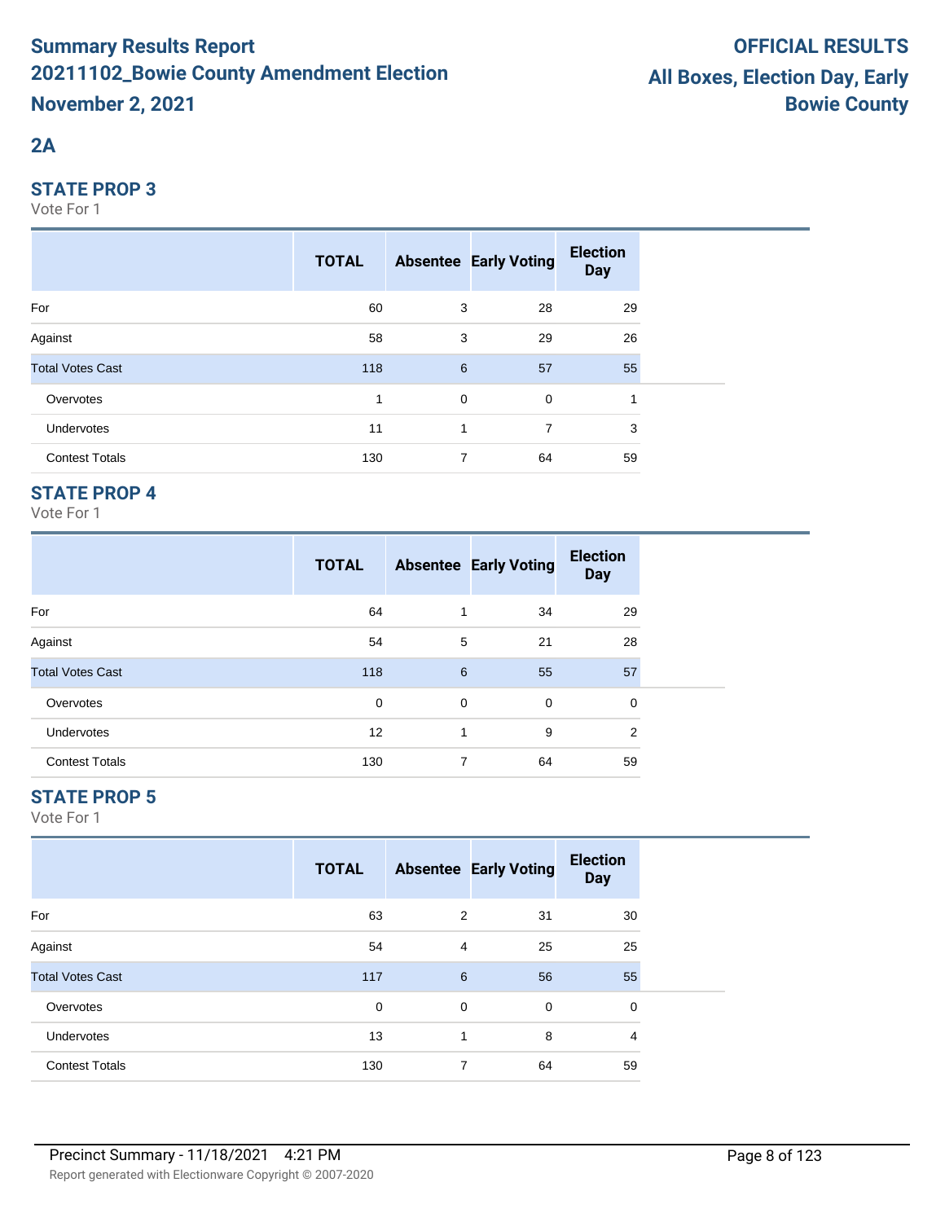# Summary Results Report
# 20211102_Bowie County Amendment Election
# November 2, 2021

**OFFICIAL RESULTS**
**All Boxes, Election Day, Early**
**Bowie County**

## 2A

### STATE PROP 3

Vote For 1

| | TOTAL | Absentee | Early Voting | Election Day |
|---|---|---|---|---|
| For | 60 | 3 | 28 | 29 |
| Against | 58 | 3 | 29 | 26 |
| Total Votes Cast | 118 | 6 | 57 | 55 |
| Overvotes | 1 | 0 | 0 | 1 |
| Undervotes | 11 | 1 | 7 | 3 |
| Contest Totals | 130 | 7 | 64 | 59 |

### STATE PROP 4

Vote For 1

| | TOTAL | Absentee | Early Voting | Election Day |
|---|---|---|---|---|
| For | 64 | 1 | 34 | 29 |
| Against | 54 | 5 | 21 | 28 |
| Total Votes Cast | 118 | 6 | 55 | 57 |
| Overvotes | 0 | 0 | 0 | 0 |
| Undervotes | 12 | 1 | 9 | 2 |
| Contest Totals | 130 | 7 | 64 | 59 |

### STATE PROP 5

Vote For 1

| | TOTAL | Absentee | Early Voting | Election Day |
|---|---|---|---|---|
| For | 63 | 2 | 31 | 30 |
| Against | 54 | 4 | 25 | 25 |
| Total Votes Cast | 117 | 6 | 56 | 55 |
| Overvotes | 0 | 0 | 0 | 0 |
| Undervotes | 13 | 1 | 8 | 4 |
| Contest Totals | 130 | 7 | 64 | 59 |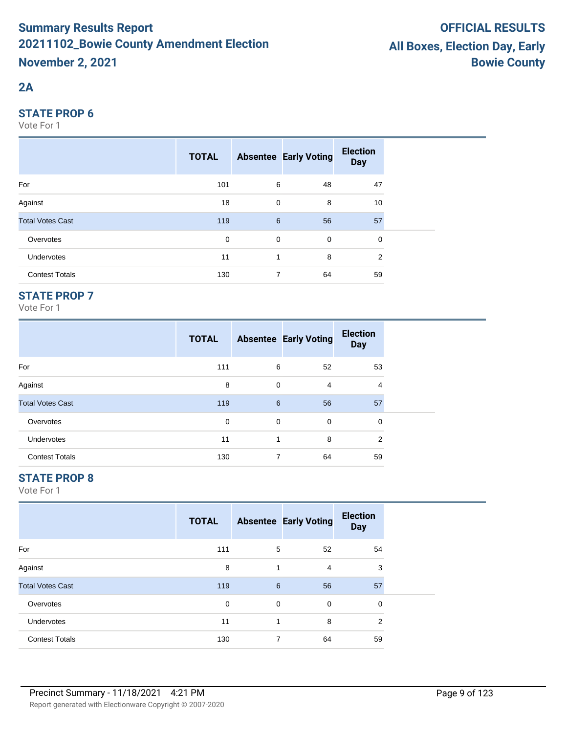# Summary Results Report 20211102_Bowie County Amendment Election November 2, 2021

**OFFICIAL RESULTS**
**All Boxes, Election Day, Early**
**Bowie County**

## 2A

### STATE PROP 6

Vote For 1

| | TOTAL | Absentee | Early Voting | Election Day |
|---|---|---|---|---|
| For | 101 | 6 | 48 | 47 |
| Against | 18 | 0 | 8 | 10 |
| Total Votes Cast | 119 | 6 | 56 | 57 |
| Overvotes | 0 | 0 | 0 | 0 |
| Undervotes | 11 | 1 | 8 | 2 |
| Contest Totals | 130 | 7 | 64 | 59 |

### STATE PROP 7

Vote For 1

| | TOTAL | Absentee | Early Voting | Election Day |
|---|---|---|---|---|
| For | 111 | 6 | 52 | 53 |
| Against | 8 | 0 | 4 | 4 |
| Total Votes Cast | 119 | 6 | 56 | 57 |
| Overvotes | 0 | 0 | 0 | 0 |
| Undervotes | 11 | 1 | 8 | 2 |
| Contest Totals | 130 | 7 | 64 | 59 |

### STATE PROP 8

Vote For 1

| | TOTAL | Absentee | Early Voting | Election Day |
|---|---|---|---|---|
| For | 111 | 5 | 52 | 54 |
| Against | 8 | 1 | 4 | 3 |
| Total Votes Cast | 119 | 6 | 56 | 57 |
| Overvotes | 0 | 0 | 0 | 0 |
| Undervotes | 11 | 1 | 8 | 2 |
| Contest Totals | 130 | 7 | 64 | 59 |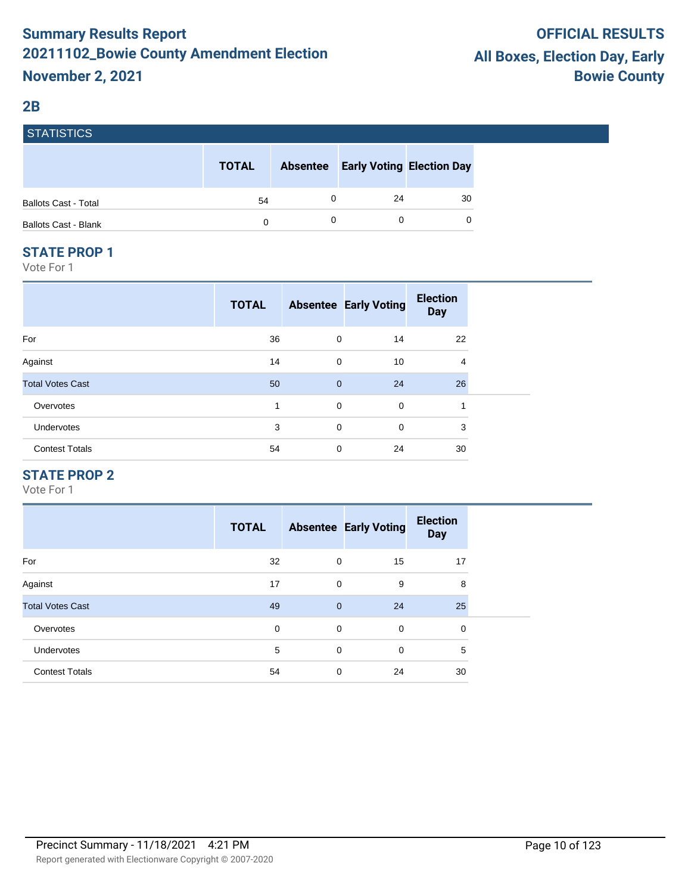# Summary Results Report
# 20211102_Bowie County Amendment Election
# November 2, 2021

**OFFICIAL RESULTS**
**All Boxes, Election Day, Early**
**Bowie County**

## 2B

### STATISTICS

| | TOTAL | Absentee | Early Voting | Election Day |
|---|---|---|---|---|
| Ballots Cast - Total | 54 | 0 | 24 | 30 |
| Ballots Cast - Blank | 0 | 0 | 0 | 0 |

### STATE PROP 1

Vote For 1

| | TOTAL | Absentee | Early Voting | Election Day |
|---|---|---|---|---|
| For | 36 | 0 | 14 | 22 |
| Against | 14 | 0 | 10 | 4 |
| Total Votes Cast | 50 | 0 | 24 | 26 |
| Overvotes | 1 | 0 | 0 | 1 |
| Undervotes | 3 | 0 | 0 | 3 |
| Contest Totals | 54 | 0 | 24 | 30 |

### STATE PROP 2

Vote For 1

| | TOTAL | Absentee | Early Voting | Election Day |
|---|---|---|---|---|
| For | 32 | 0 | 15 | 17 |
| Against | 17 | 0 | 9 | 8 |
| Total Votes Cast | 49 | 0 | 24 | 25 |
| Overvotes | 0 | 0 | 0 | 0 |
| Undervotes | 5 | 0 | 0 | 5 |
| Contest Totals | 54 | 0 | 24 | 30 |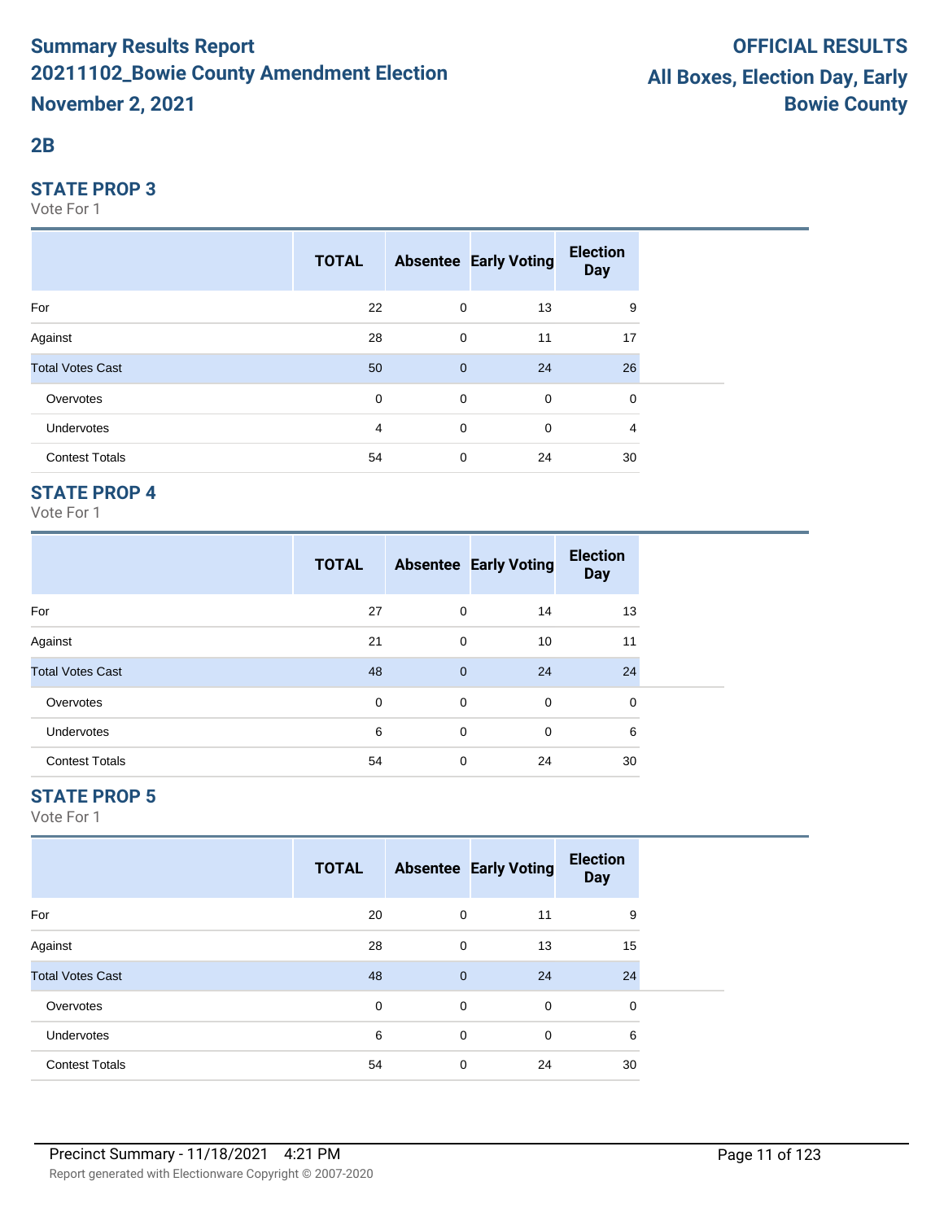# Summary Results Report
# 20211102_Bowie County Amendment Election
# November 2, 2021

**OFFICIAL RESULTS**
**All Boxes, Election Day, Early**
**Bowie County**

## 2B

### STATE PROP 3

Vote For 1

| | TOTAL | Absentee | Early Voting | Election Day |
|---|---|---|---|---|
| For | 22 | 0 | 13 | 9 |
| Against | 28 | 0 | 11 | 17 |
| Total Votes Cast | 50 | 0 | 24 | 26 |
| Overvotes | 0 | 0 | 0 | 0 |
| Undervotes | 4 | 0 | 0 | 4 |
| Contest Totals | 54 | 0 | 24 | 30 |

### STATE PROP 4

Vote For 1

| | TOTAL | Absentee | Early Voting | Election Day |
|---|---|---|---|---|
| For | 27 | 0 | 14 | 13 |
| Against | 21 | 0 | 10 | 11 |
| Total Votes Cast | 48 | 0 | 24 | 24 |
| Overvotes | 0 | 0 | 0 | 0 |
| Undervotes | 6 | 0 | 0 | 6 |
| Contest Totals | 54 | 0 | 24 | 30 |

### STATE PROP 5

Vote For 1

| | TOTAL | Absentee | Early Voting | Election Day |
|---|---|---|---|---|
| For | 20 | 0 | 11 | 9 |
| Against | 28 | 0 | 13 | 15 |
| Total Votes Cast | 48 | 0 | 24 | 24 |
| Overvotes | 0 | 0 | 0 | 0 |
| Undervotes | 6 | 0 | 0 | 6 |
| Contest Totals | 54 | 0 | 24 | 30 |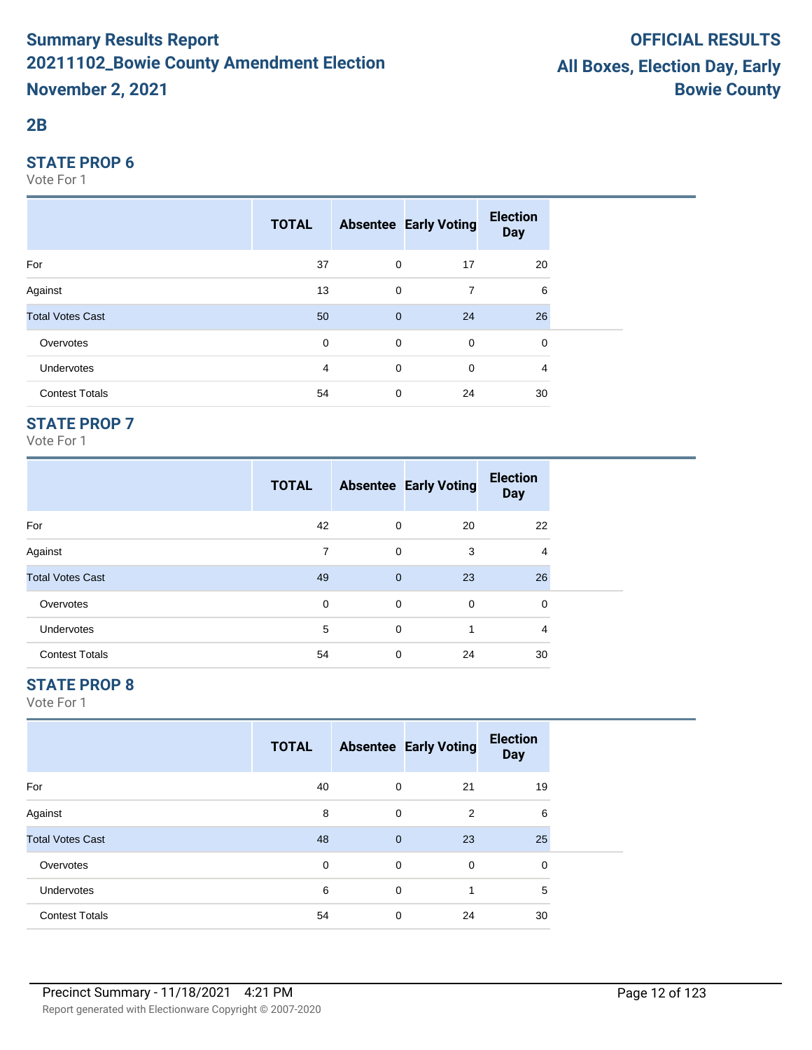## 2B

### STATE PROP 6

Vote For 1

| | TOTAL | Absentee | Early Voting | Election Day |
|---|---|---|---|---|
| For | 37 | 0 | 17 | 20 |
| Against | 13 | 0 | 7 | 6 |
| Total Votes Cast | 50 | 0 | 24 | 26 |
| Overvotes | 0 | 0 | 0 | 0 |
| Undervotes | 4 | 0 | 0 | 4 |
| Contest Totals | 54 | 0 | 24 | 30 |

### STATE PROP 7

Vote For 1

| | TOTAL | Absentee | Early Voting | Election Day |
|---|---|---|---|---|
| For | 42 | 0 | 20 | 22 |
| Against | 7 | 0 | 3 | 4 |
| Total Votes Cast | 49 | 0 | 23 | 26 |
| Overvotes | 0 | 0 | 0 | 0 |
| Undervotes | 5 | 0 | 1 | 4 |
| Contest Totals | 54 | 0 | 24 | 30 |

### STATE PROP 8

Vote For 1

| | TOTAL | Absentee | Early Voting | Election Day |
|---|---|---|---|---|
| For | 40 | 0 | 21 | 19 |
| Against | 8 | 0 | 2 | 6 |
| Total Votes Cast | 48 | 0 | 23 | 25 |
| Overvotes | 0 | 0 | 0 | 0 |
| Undervotes | 6 | 0 | 1 | 5 |
| Contest Totals | 54 | 0 | 24 | 30 |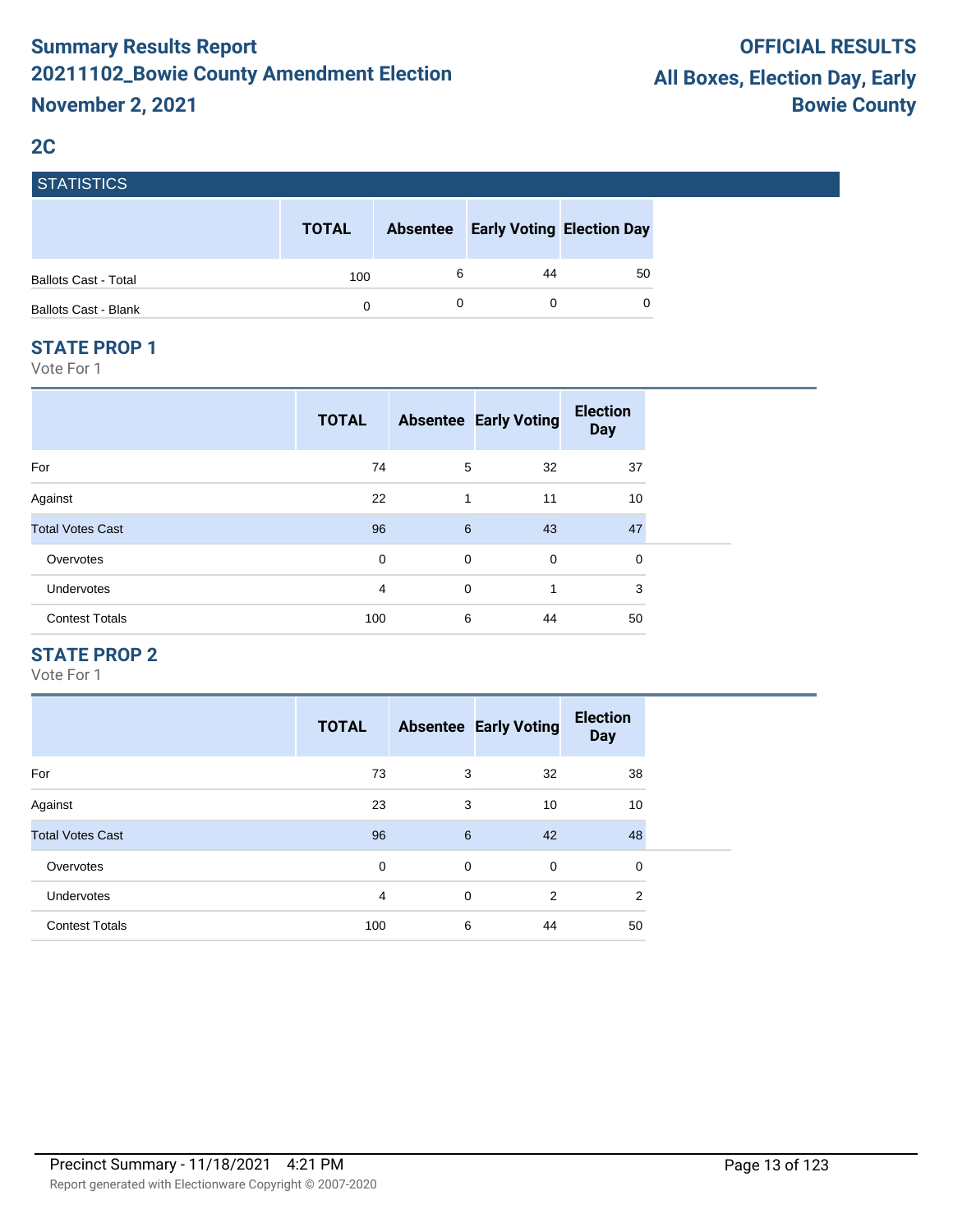# Summary Results Report
# 20211102_Bowie County Amendment Election
# November 2, 2021

**OFFICIAL RESULTS**
**All Boxes, Election Day, Early**
**Bowie County**

## 2C

### STATISTICS

| | TOTAL | Absentee | Early Voting | Election Day |
|---|---|---|---|---|
| Ballots Cast - Total | 100 | 6 | 44 | 50 |
| Ballots Cast - Blank | 0 | 0 | 0 | 0 |

### STATE PROP 1

Vote For 1

| | TOTAL | Absentee | Early Voting | Election Day |
|---|---|---|---|---|
| For | 74 | 5 | 32 | 37 |
| Against | 22 | 1 | 11 | 10 |
| Total Votes Cast | 96 | 6 | 43 | 47 |
| Overvotes | 0 | 0 | 0 | 0 |
| Undervotes | 4 | 0 | 1 | 3 |
| Contest Totals | 100 | 6 | 44 | 50 |

### STATE PROP 2

Vote For 1

| | TOTAL | Absentee | Early Voting | Election Day |
|---|---|---|---|---|
| For | 73 | 3 | 32 | 38 |
| Against | 23 | 3 | 10 | 10 |
| Total Votes Cast | 96 | 6 | 42 | 48 |
| Overvotes | 0 | 0 | 0 | 0 |
| Undervotes | 4 | 0 | 2 | 2 |
| Contest Totals | 100 | 6 | 44 | 50 |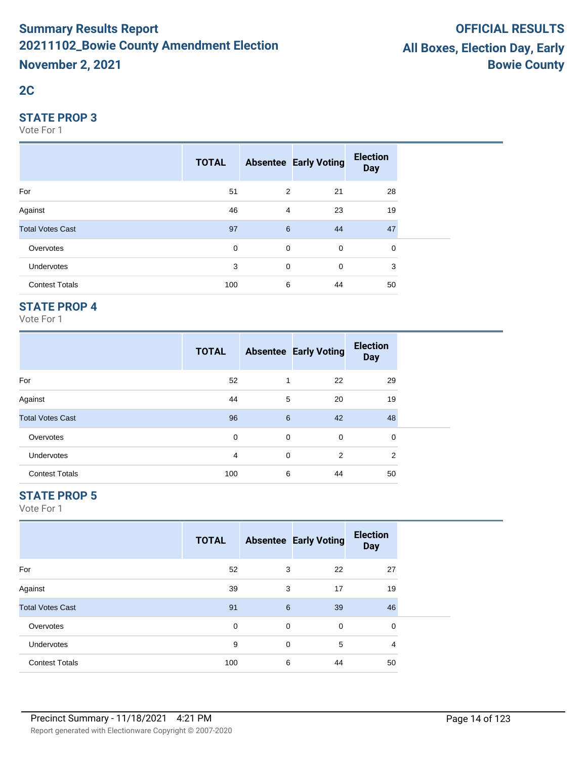# Summary Results Report
# 20211102_Bowie County Amendment Election
# November 2, 2021

# OFFICIAL RESULTS
# All Boxes, Election Day, Early
# Bowie County

## 2C

### STATE PROP 3

Vote For 1

| | TOTAL | Absentee | Early Voting | Election Day |
|---|---|---|---|---|
| For | 51 | 2 | 21 | 28 |
| Against | 46 | 4 | 23 | 19 |
| Total Votes Cast | 97 | 6 | 44 | 47 |
| Overvotes | 0 | 0 | 0 | 0 |
| Undervotes | 3 | 0 | 0 | 3 |
| Contest Totals | 100 | 6 | 44 | 50 |

### STATE PROP 4

Vote For 1

| | TOTAL | Absentee | Early Voting | Election Day |
|---|---|---|---|---|
| For | 52 | 1 | 22 | 29 |
| Against | 44 | 5 | 20 | 19 |
| Total Votes Cast | 96 | 6 | 42 | 48 |
| Overvotes | 0 | 0 | 0 | 0 |
| Undervotes | 4 | 0 | 2 | 2 |
| Contest Totals | 100 | 6 | 44 | 50 |

### STATE PROP 5

Vote For 1

| | TOTAL | Absentee | Early Voting | Election Day |
|---|---|---|---|---|
| For | 52 | 3 | 22 | 27 |
| Against | 39 | 3 | 17 | 19 |
| Total Votes Cast | 91 | 6 | 39 | 46 |
| Overvotes | 0 | 0 | 0 | 0 |
| Undervotes | 9 | 0 | 5 | 4 |
| Contest Totals | 100 | 6 | 44 | 50 |

Precinct Summary - 11/18/2021 4:21 PM

Report generated with Electionware Copyright © 2007-2020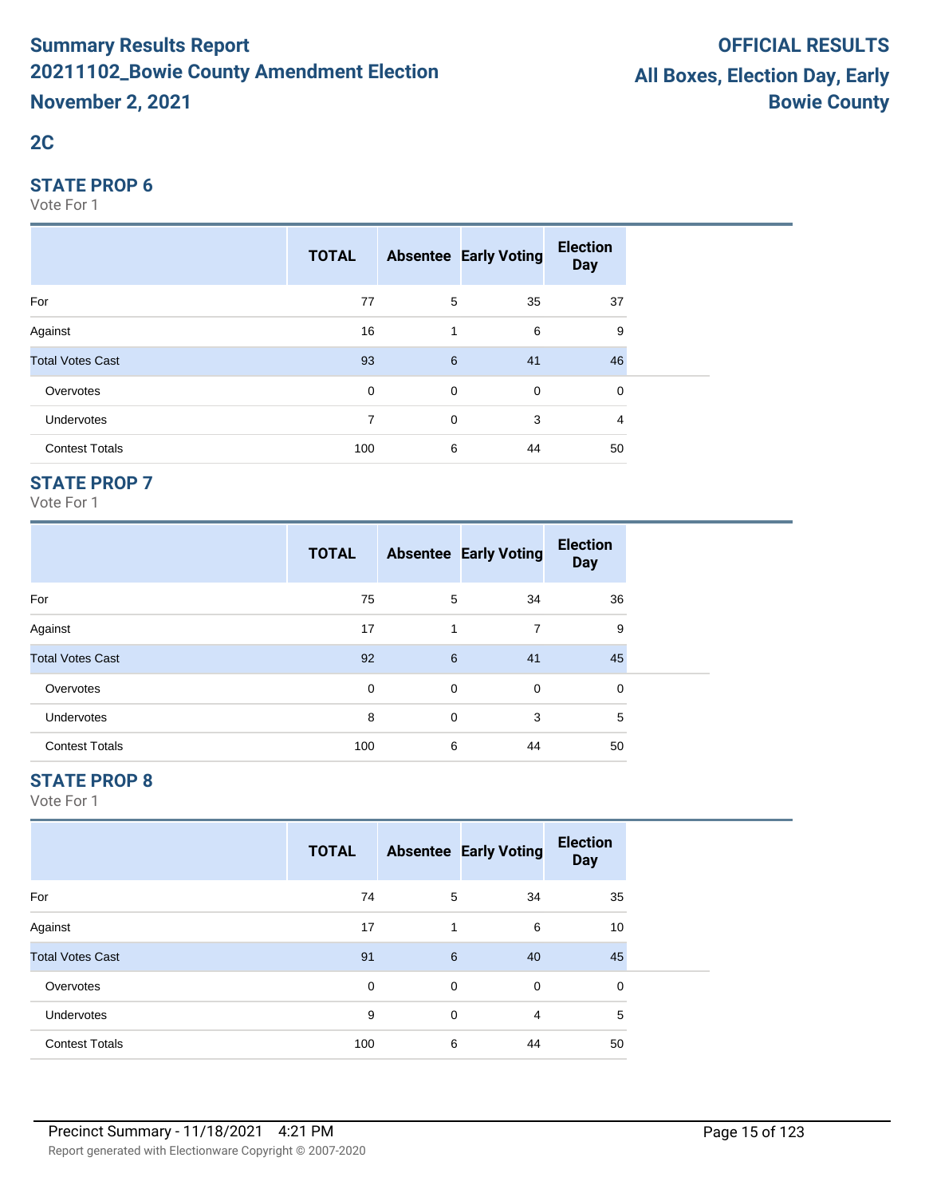# Summary Results Report
# 20211102_Bowie County Amendment Election
# November 2, 2021

**OFFICIAL RESULTS**
**All Boxes, Election Day, Early**
**Bowie County**

## 2C

### STATE PROP 6

Vote For 1

| | TOTAL | Absentee | Early Voting | Election Day |
|---|---|---|---|---|
| For | 77 | 5 | 35 | 37 |
| Against | 16 | 1 | 6 | 9 |
| Total Votes Cast | 93 | 6 | 41 | 46 |
| Overvotes | 0 | 0 | 0 | 0 |
| Undervotes | 7 | 0 | 3 | 4 |
| Contest Totals | 100 | 6 | 44 | 50 |

### STATE PROP 7

Vote For 1

| | TOTAL | Absentee | Early Voting | Election Day |
|---|---|---|---|---|
| For | 75 | 5 | 34 | 36 |
| Against | 17 | 1 | 7 | 9 |
| Total Votes Cast | 92 | 6 | 41 | 45 |
| Overvotes | 0 | 0 | 0 | 0 |
| Undervotes | 8 | 0 | 3 | 5 |
| Contest Totals | 100 | 6 | 44 | 50 |

### STATE PROP 8

Vote For 1

| | TOTAL | Absentee | Early Voting | Election Day |
|---|---|---|---|---|
| For | 74 | 5 | 34 | 35 |
| Against | 17 | 1 | 6 | 10 |
| Total Votes Cast | 91 | 6 | 40 | 45 |
| Overvotes | 0 | 0 | 0 | 0 |
| Undervotes | 9 | 0 | 4 | 5 |
| Contest Totals | 100 | 6 | 44 | 50 |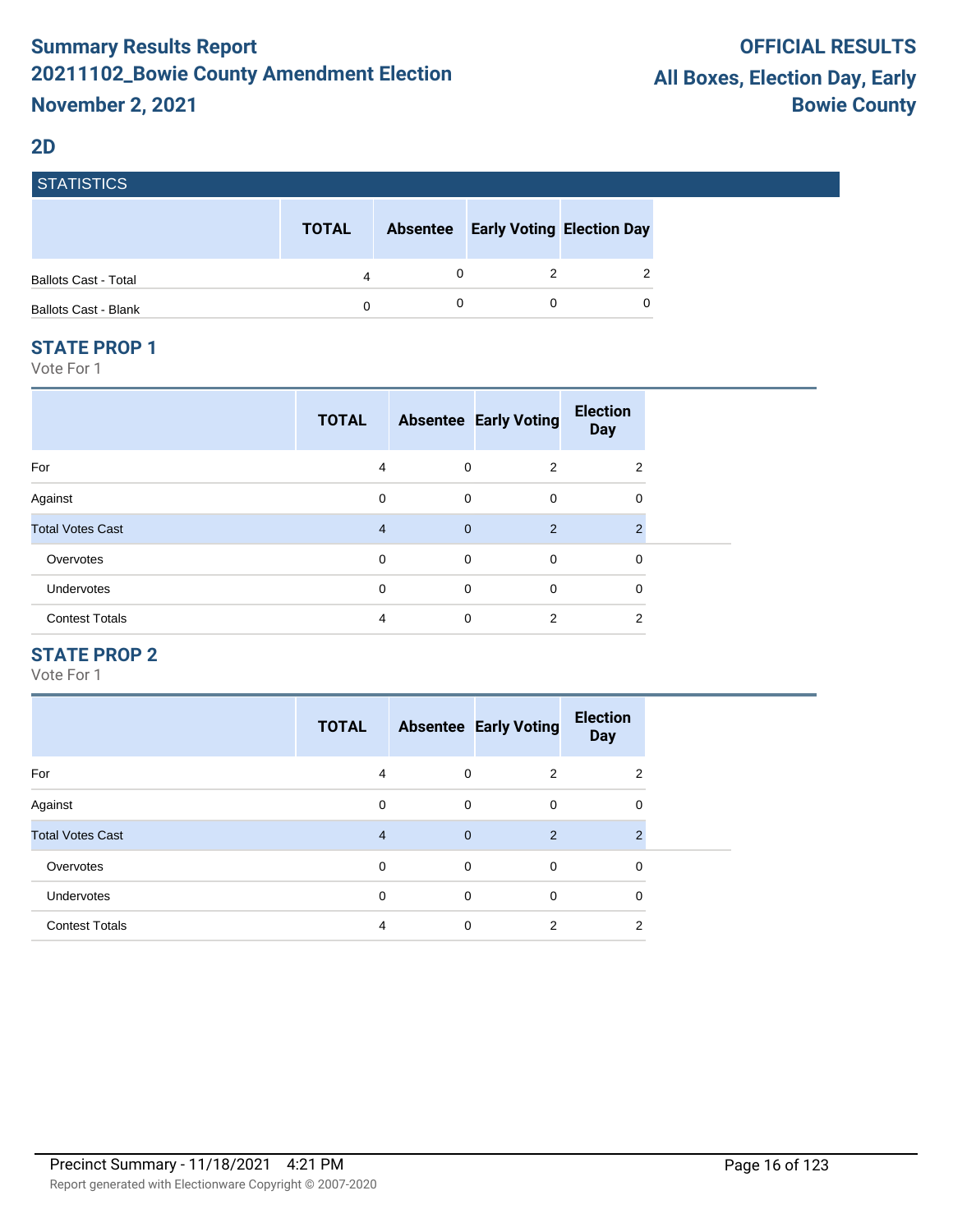# Summary Results Report
# 20211102_Bowie County Amendment Election
# November 2, 2021

**OFFICIAL RESULTS**
**All Boxes, Election Day, Early**
**Bowie County**

## 2D

### STATISTICS

| | TOTAL | Absentee | Early Voting | Election Day |
|---|---|---|---|---|
| Ballots Cast - Total | 4 | 0 | 2 | 2 |
| Ballots Cast - Blank | 0 | 0 | 0 | 0 |

### STATE PROP 1

Vote For 1

| | TOTAL | Absentee | Early Voting | Election Day |
|---|---|---|---|---|
| For | 4 | 0 | 2 | 2 |
| Against | 0 | 0 | 0 | 0 |
| Total Votes Cast | 4 | 0 | 2 | 2 |
| Overvotes | 0 | 0 | 0 | 0 |
| Undervotes | 0 | 0 | 0 | 0 |
| Contest Totals | 4 | 0 | 2 | 2 |

### STATE PROP 2

Vote For 1

| | TOTAL | Absentee | Early Voting | Election Day |
|---|---|---|---|---|
| For | 4 | 0 | 2 | 2 |
| Against | 0 | 0 | 0 | 0 |
| Total Votes Cast | 4 | 0 | 2 | 2 |
| Overvotes | 0 | 0 | 0 | 0 |
| Undervotes | 0 | 0 | 0 | 0 |
| Contest Totals | 4 | 0 | 2 | 2 |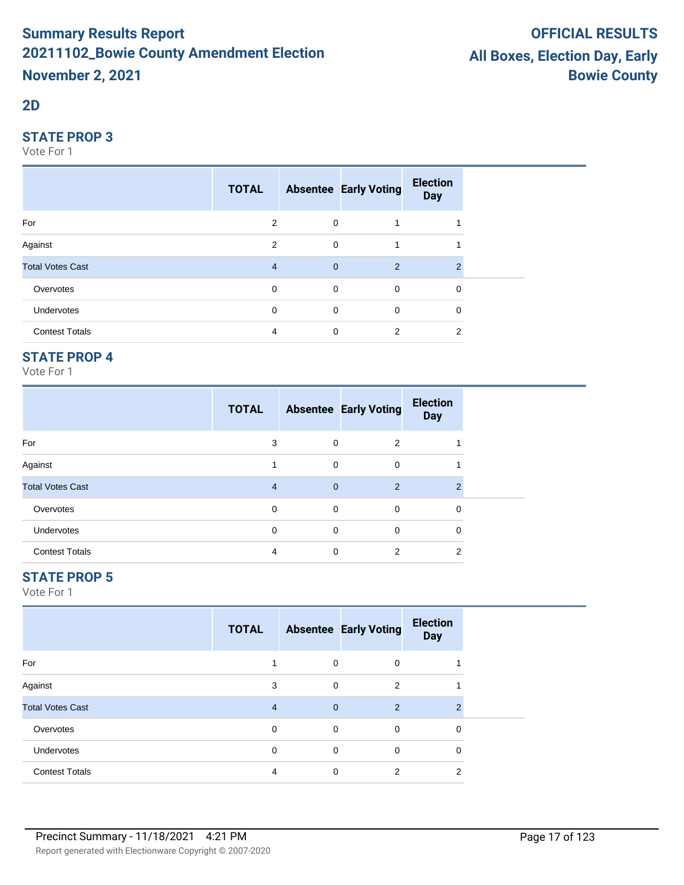# Summary Results Report
# 20211102_Bowie County Amendment Election
# November 2, 2021

**OFFICIAL RESULTS**
**All Boxes, Election Day, Early**
**Bowie County**

## 2D

### STATE PROP 3
Vote For 1

| | TOTAL | Absentee | Early Voting | Election Day |
|---|---|---|---|---|
| For | 2 | 0 | 1 | 1 |
| Against | 2 | 0 | 1 | 1 |
| Total Votes Cast | 4 | 0 | 2 | 2 |
| Overvotes | 0 | 0 | 0 | 0 |
| Undervotes | 0 | 0 | 0 | 0 |
| Contest Totals | 4 | 0 | 2 | 2 |

### STATE PROP 4
Vote For 1

| | TOTAL | Absentee | Early Voting | Election Day |
|---|---|---|---|---|
| For | 3 | 0 | 2 | 1 |
| Against | 1 | 0 | 0 | 1 |
| Total Votes Cast | 4 | 0 | 2 | 2 |
| Overvotes | 0 | 0 | 0 | 0 |
| Undervotes | 0 | 0 | 0 | 0 |
| Contest Totals | 4 | 0 | 2 | 2 |

### STATE PROP 5
Vote For 1

| | TOTAL | Absentee | Early Voting | Election Day |
|---|---|---|---|---|
| For | 1 | 0 | 0 | 1 |
| Against | 3 | 0 | 2 | 1 |
| Total Votes Cast | 4 | 0 | 2 | 2 |
| Overvotes | 0 | 0 | 0 | 0 |
| Undervotes | 0 | 0 | 0 | 0 |
| Contest Totals | 4 | 0 | 2 | 2 |

Precinct Summary - 11/18/2021 4:21 PM

Report generated with Electionware Copyright © 2007-2020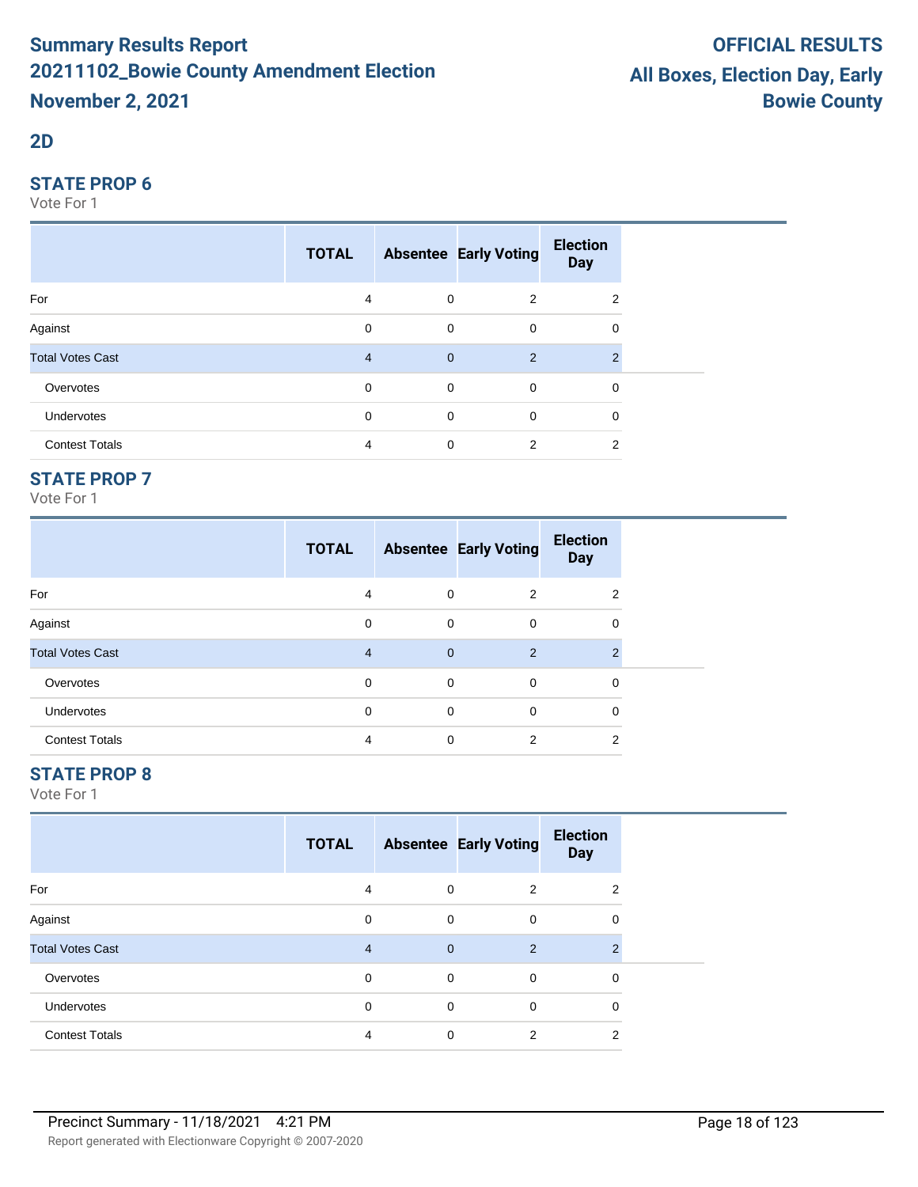# Summary Results Report
# 20211102_Bowie County Amendment Election
# November 2, 2021

**OFFICIAL RESULTS**
**All Boxes, Election Day, Early**
**Bowie County**

## 2D

### STATE PROP 6

Vote For 1

| | TOTAL | Absentee | Early Voting | Election Day |
|---|---|---|---|---|
| For | 4 | 0 | 2 | 2 |
| Against | 0 | 0 | 0 | 0 |
| Total Votes Cast | 4 | 0 | 2 | 2 |
| Overvotes | 0 | 0 | 0 | 0 |
| Undervotes | 0 | 0 | 0 | 0 |
| Contest Totals | 4 | 0 | 2 | 2 |

### STATE PROP 7

Vote For 1

| | TOTAL | Absentee | Early Voting | Election Day |
|---|---|---|---|---|
| For | 4 | 0 | 2 | 2 |
| Against | 0 | 0 | 0 | 0 |
| Total Votes Cast | 4 | 0 | 2 | 2 |
| Overvotes | 0 | 0 | 0 | 0 |
| Undervotes | 0 | 0 | 0 | 0 |
| Contest Totals | 4 | 0 | 2 | 2 |

### STATE PROP 8

Vote For 1

| | TOTAL | Absentee | Early Voting | Election Day |
|---|---|---|---|---|
| For | 4 | 0 | 2 | 2 |
| Against | 0 | 0 | 0 | 0 |
| Total Votes Cast | 4 | 0 | 2 | 2 |
| Overvotes | 0 | 0 | 0 | 0 |
| Undervotes | 0 | 0 | 0 | 0 |
| Contest Totals | 4 | 0 | 2 | 2 |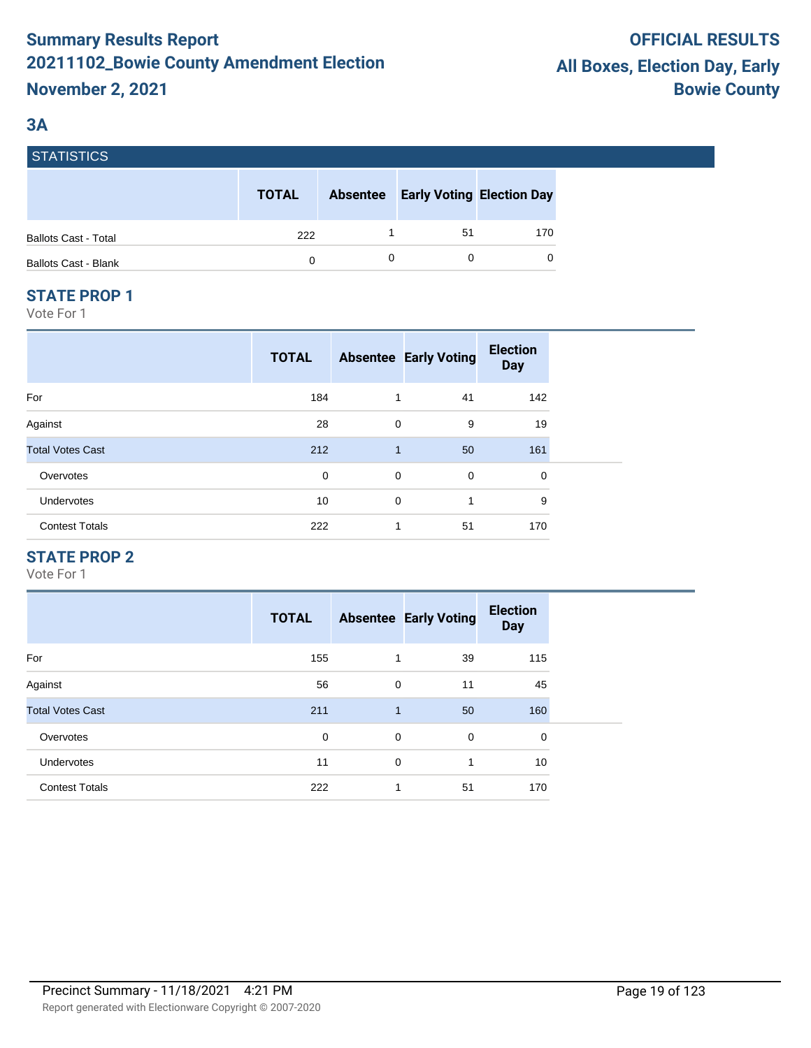# Summary Results Report
# 20211102_Bowie County Amendment Election
# November 2, 2021

**OFFICIAL RESULTS**
**All Boxes, Election Day, Early**
**Bowie County**

## 3A

### STATISTICS

| | TOTAL | Absentee | Early Voting | Election Day |
|---|---|---|---|---|
| Ballots Cast - Total | 222 | 1 | 51 | 170 |
| Ballots Cast - Blank | 0 | 0 | 0 | 0 |

### STATE PROP 1

Vote For 1

| | TOTAL | Absentee | Early Voting | Election Day |
|---|---|---|---|---|
| For | 184 | 1 | 41 | 142 |
| Against | 28 | 0 | 9 | 19 |
| Total Votes Cast | 212 | 1 | 50 | 161 |
| Overvotes | 0 | 0 | 0 | 0 |
| Undervotes | 10 | 0 | 1 | 9 |
| Contest Totals | 222 | 1 | 51 | 170 |

### STATE PROP 2

Vote For 1

| | TOTAL | Absentee | Early Voting | Election Day |
|---|---|---|---|---|
| For | 155 | 1 | 39 | 115 |
| Against | 56 | 0 | 11 | 45 |
| Total Votes Cast | 211 | 1 | 50 | 160 |
| Overvotes | 0 | 0 | 0 | 0 |
| Undervotes | 11 | 0 | 1 | 10 |
| Contest Totals | 222 | 1 | 51 | 170 |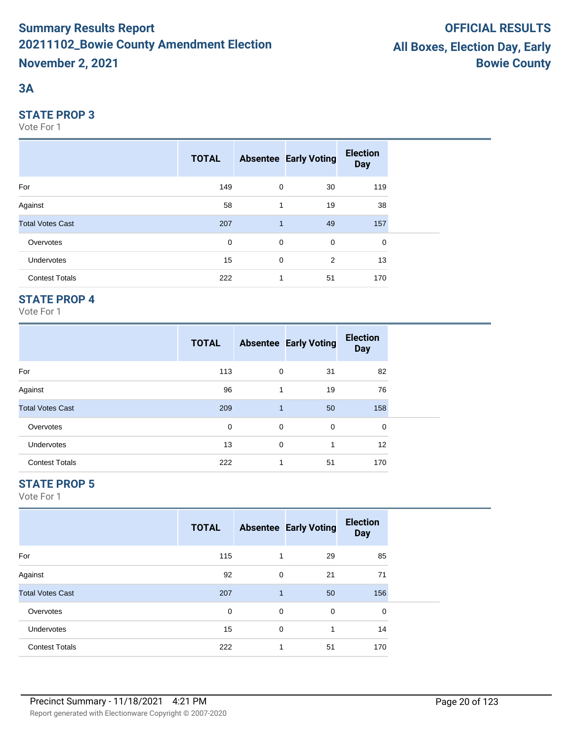# Summary Results Report
# 20211102_Bowie County Amendment Election
# November 2, 2021

**OFFICIAL RESULTS**
**All Boxes, Election Day, Early**
**Bowie County**

## 3A

### STATE PROP 3

Vote For 1

| | TOTAL | Absentee | Early Voting | Election Day |
|---|---|---|---|---|
| For | 149 | 0 | 30 | 119 |
| Against | 58 | 1 | 19 | 38 |
| Total Votes Cast | 207 | 1 | 49 | 157 |
| Overvotes | 0 | 0 | 0 | 0 |
| Undervotes | 15 | 0 | 2 | 13 |
| Contest Totals | 222 | 1 | 51 | 170 |

### STATE PROP 4

Vote For 1

| | TOTAL | Absentee | Early Voting | Election Day |
|---|---|---|---|---|
| For | 113 | 0 | 31 | 82 |
| Against | 96 | 1 | 19 | 76 |
| Total Votes Cast | 209 | 1 | 50 | 158 |
| Overvotes | 0 | 0 | 0 | 0 |
| Undervotes | 13 | 0 | 1 | 12 |
| Contest Totals | 222 | 1 | 51 | 170 |

### STATE PROP 5

Vote For 1

| | TOTAL | Absentee | Early Voting | Election Day |
|---|---|---|---|---|
| For | 115 | 1 | 29 | 85 |
| Against | 92 | 0 | 21 | 71 |
| Total Votes Cast | 207 | 1 | 50 | 156 |
| Overvotes | 0 | 0 | 0 | 0 |
| Undervotes | 15 | 0 | 1 | 14 |
| Contest Totals | 222 | 1 | 51 | 170 |

Precinct Summary - 11/18/2021 4:21 PM

Report generated with Electionware Copyright © 2007-2020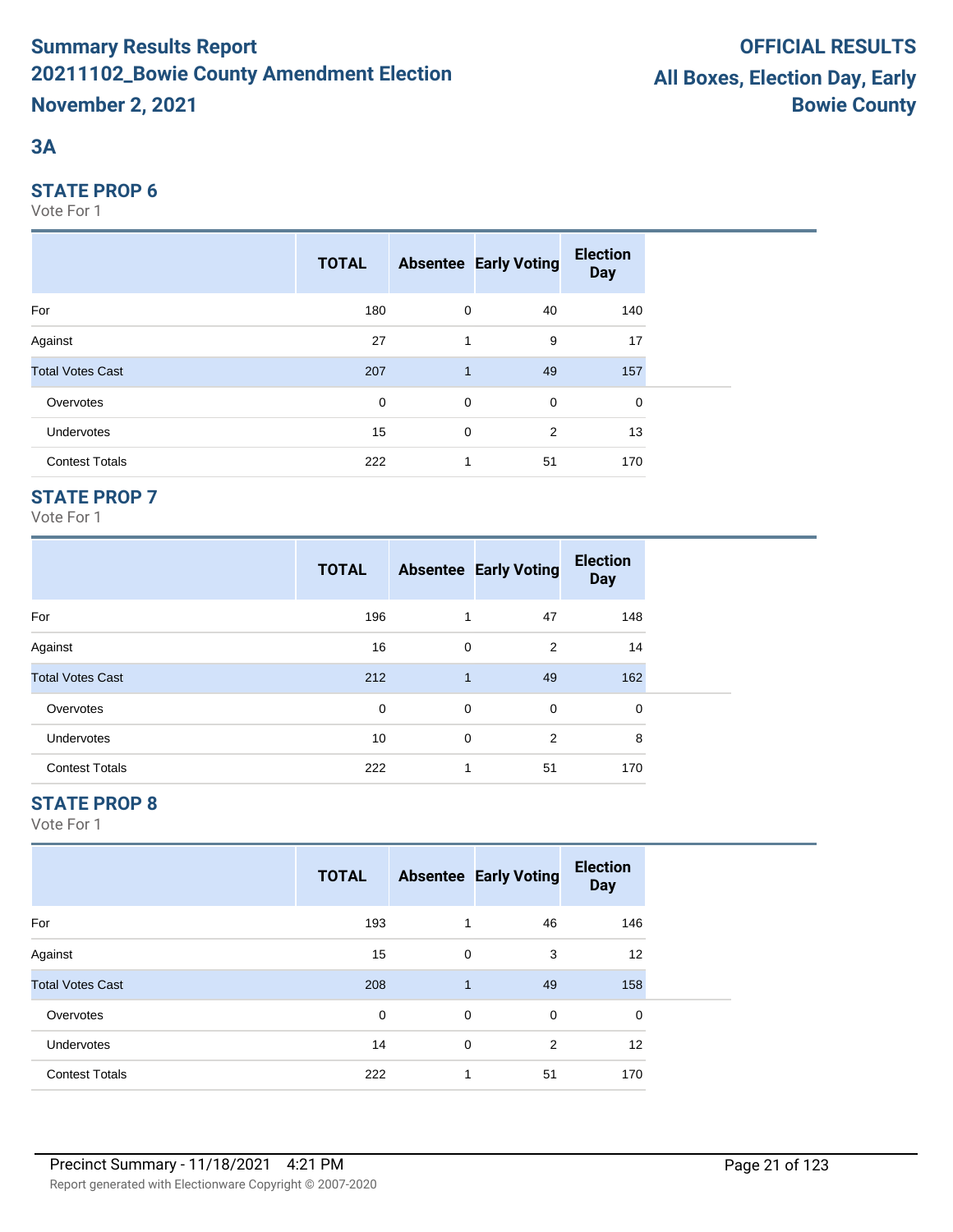# Summary Results Report
# 20211102_Bowie County Amendment Election
# November 2, 2021

**OFFICIAL RESULTS**
**All Boxes, Election Day, Early**
**Bowie County**

## 3A

### STATE PROP 6

Vote For 1

| | TOTAL | Absentee | Early Voting | Election Day |
|---|---|---|---|---|
| For | 180 | 0 | 40 | 140 |
| Against | 27 | 1 | 9 | 17 |
| Total Votes Cast | 207 | 1 | 49 | 157 |
| Overvotes | 0 | 0 | 0 | 0 |
| Undervotes | 15 | 0 | 2 | 13 |
| Contest Totals | 222 | 1 | 51 | 170 |

### STATE PROP 7

Vote For 1

| | TOTAL | Absentee | Early Voting | Election Day |
|---|---|---|---|---|
| For | 196 | 1 | 47 | 148 |
| Against | 16 | 0 | 2 | 14 |
| Total Votes Cast | 212 | 1 | 49 | 162 |
| Overvotes | 0 | 0 | 0 | 0 |
| Undervotes | 10 | 0 | 2 | 8 |
| Contest Totals | 222 | 1 | 51 | 170 |

### STATE PROP 8

Vote For 1

| | TOTAL | Absentee | Early Voting | Election Day |
|---|---|---|---|---|
| For | 193 | 1 | 46 | 146 |
| Against | 15 | 0 | 3 | 12 |
| Total Votes Cast | 208 | 1 | 49 | 158 |
| Overvotes | 0 | 0 | 0 | 0 |
| Undervotes | 14 | 0 | 2 | 12 |
| Contest Totals | 222 | 1 | 51 | 170 |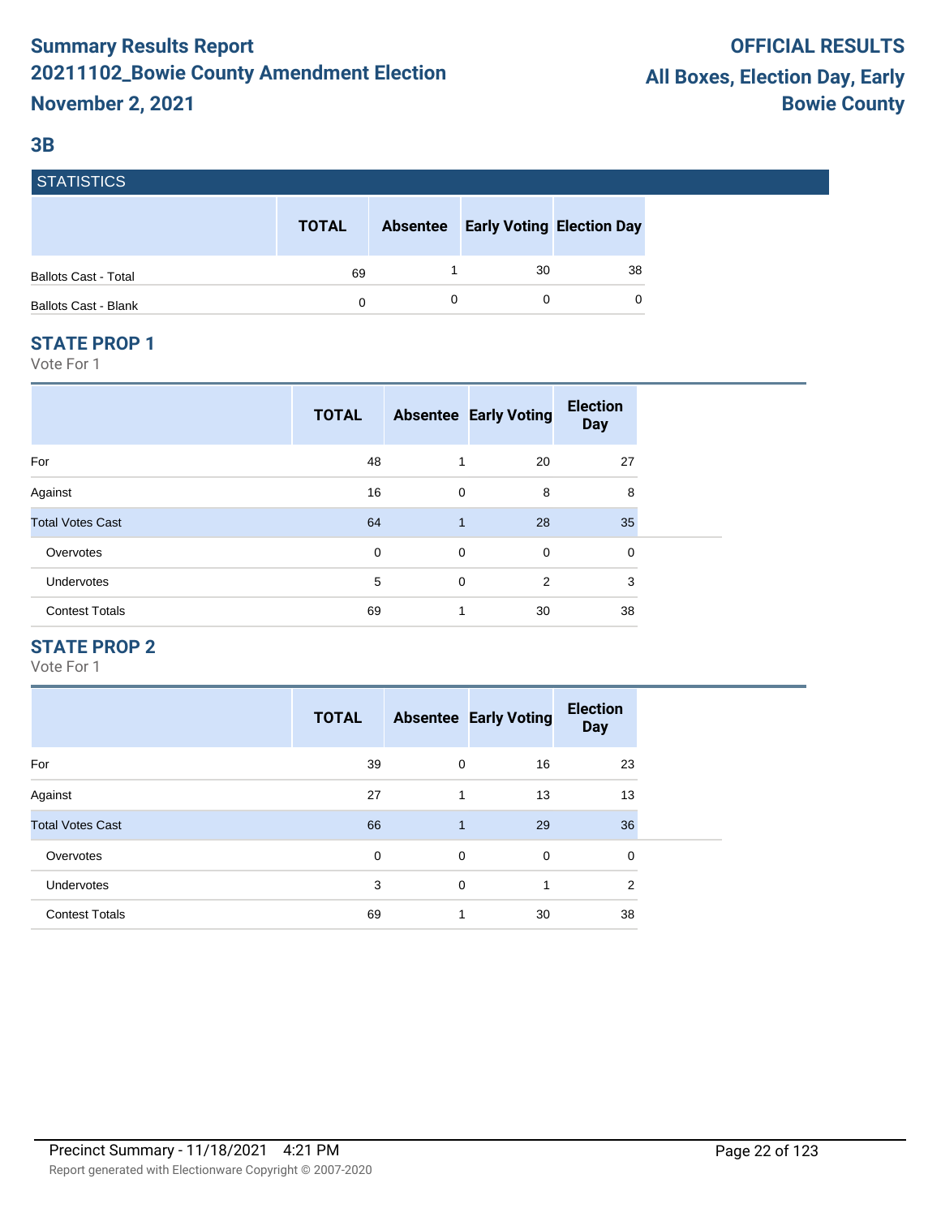# Summary Results Report
# 20211102_Bowie County Amendment Election
# November 2, 2021

**OFFICIAL RESULTS**
**All Boxes, Election Day, Early**
**Bowie County**

## 3B

### STATISTICS

| | TOTAL | Absentee | Early Voting | Election Day |
|---|---|---|---|---|
| Ballots Cast - Total | 69 | 1 | 30 | 38 |
| Ballots Cast - Blank | 0 | 0 | 0 | 0 |

### STATE PROP 1

Vote For 1

| | TOTAL | Absentee | Early Voting | Election Day |
|---|---|---|---|---|
| For | 48 | 1 | 20 | 27 |
| Against | 16 | 0 | 8 | 8 |
| Total Votes Cast | 64 | 1 | 28 | 35 |
| Overvotes | 0 | 0 | 0 | 0 |
| Undervotes | 5 | 0 | 2 | 3 |
| Contest Totals | 69 | 1 | 30 | 38 |

### STATE PROP 2

Vote For 1

| | TOTAL | Absentee | Early Voting | Election Day |
|---|---|---|---|---|
| For | 39 | 0 | 16 | 23 |
| Against | 27 | 1 | 13 | 13 |
| Total Votes Cast | 66 | 1 | 29 | 36 |
| Overvotes | 0 | 0 | 0 | 0 |
| Undervotes | 3 | 0 | 1 | 2 |
| Contest Totals | 69 | 1 | 30 | 38 |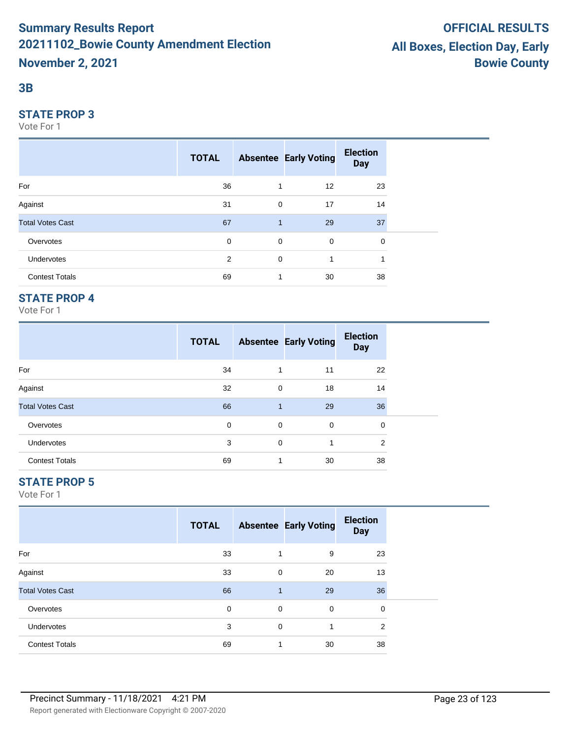# Summary Results Report
# 20211102_Bowie County Amendment Election
# November 2, 2021

**OFFICIAL RESULTS**
**All Boxes, Election Day, Early**
**Bowie County**

## 3B

### STATE PROP 3

Vote For 1

| | TOTAL | Absentee | Early Voting | Election Day |
|---|---|---|---|---|
| For | 36 | 1 | 12 | 23 |
| Against | 31 | 0 | 17 | 14 |
| Total Votes Cast | 67 | 1 | 29 | 37 |
| Overvotes | 0 | 0 | 0 | 0 |
| Undervotes | 2 | 0 | 1 | 1 |
| Contest Totals | 69 | 1 | 30 | 38 |

### STATE PROP 4

Vote For 1

| | TOTAL | Absentee | Early Voting | Election Day |
|---|---|---|---|---|
| For | 34 | 1 | 11 | 22 |
| Against | 32 | 0 | 18 | 14 |
| Total Votes Cast | 66 | 1 | 29 | 36 |
| Overvotes | 0 | 0 | 0 | 0 |
| Undervotes | 3 | 0 | 1 | 2 |
| Contest Totals | 69 | 1 | 30 | 38 |

### STATE PROP 5

Vote For 1

| | TOTAL | Absentee | Early Voting | Election Day |
|---|---|---|---|---|
| For | 33 | 1 | 9 | 23 |
| Against | 33 | 0 | 20 | 13 |
| Total Votes Cast | 66 | 1 | 29 | 36 |
| Overvotes | 0 | 0 | 0 | 0 |
| Undervotes | 3 | 0 | 1 | 2 |
| Contest Totals | 69 | 1 | 30 | 38 |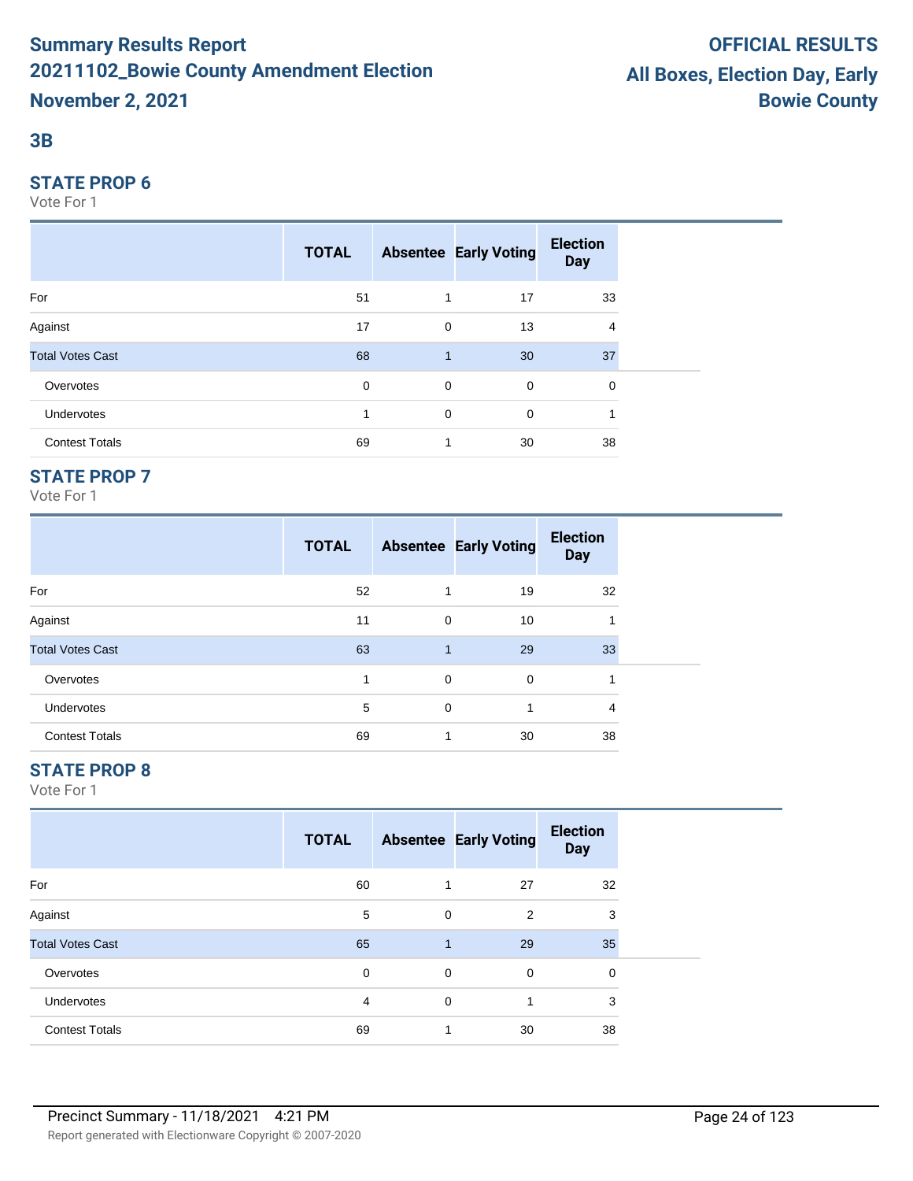# Summary Results Report

## 20211102_Bowie County Amendment Election

**November 2, 2021**

**OFFICIAL RESULTS**

**All Boxes, Election Day, Early**

**Bowie County**

## 3B

### STATE PROP 6

Vote For 1

| | TOTAL | Absentee | Early Voting | Election Day |
|---|---|---|---|---|
| For | 51 | 1 | 17 | 33 |
| Against | 17 | 0 | 13 | 4 |
| Total Votes Cast | 68 | 1 | 30 | 37 |
| Overvotes | 0 | 0 | 0 | 0 |
| Undervotes | 1 | 0 | 0 | 1 |
| Contest Totals | 69 | 1 | 30 | 38 |

### STATE PROP 7

Vote For 1

| | TOTAL | Absentee | Early Voting | Election Day |
|---|---|---|---|---|
| For | 52 | 1 | 19 | 32 |
| Against | 11 | 0 | 10 | 1 |
| Total Votes Cast | 63 | 1 | 29 | 33 |
| Overvotes | 1 | 0 | 0 | 1 |
| Undervotes | 5 | 0 | 1 | 4 |
| Contest Totals | 69 | 1 | 30 | 38 |

### STATE PROP 8

Vote For 1

| | TOTAL | Absentee | Early Voting | Election Day |
|---|---|---|---|---|
| For | 60 | 1 | 27 | 32 |
| Against | 5 | 0 | 2 | 3 |
| Total Votes Cast | 65 | 1 | 29 | 35 |
| Overvotes | 0 | 0 | 0 | 0 |
| Undervotes | 4 | 0 | 1 | 3 |
| Contest Totals | 69 | 1 | 30 | 38 |

Precinct Summary - 11/18/2021 4:21 PM

Report generated with Electionware Copyright © 2007-2020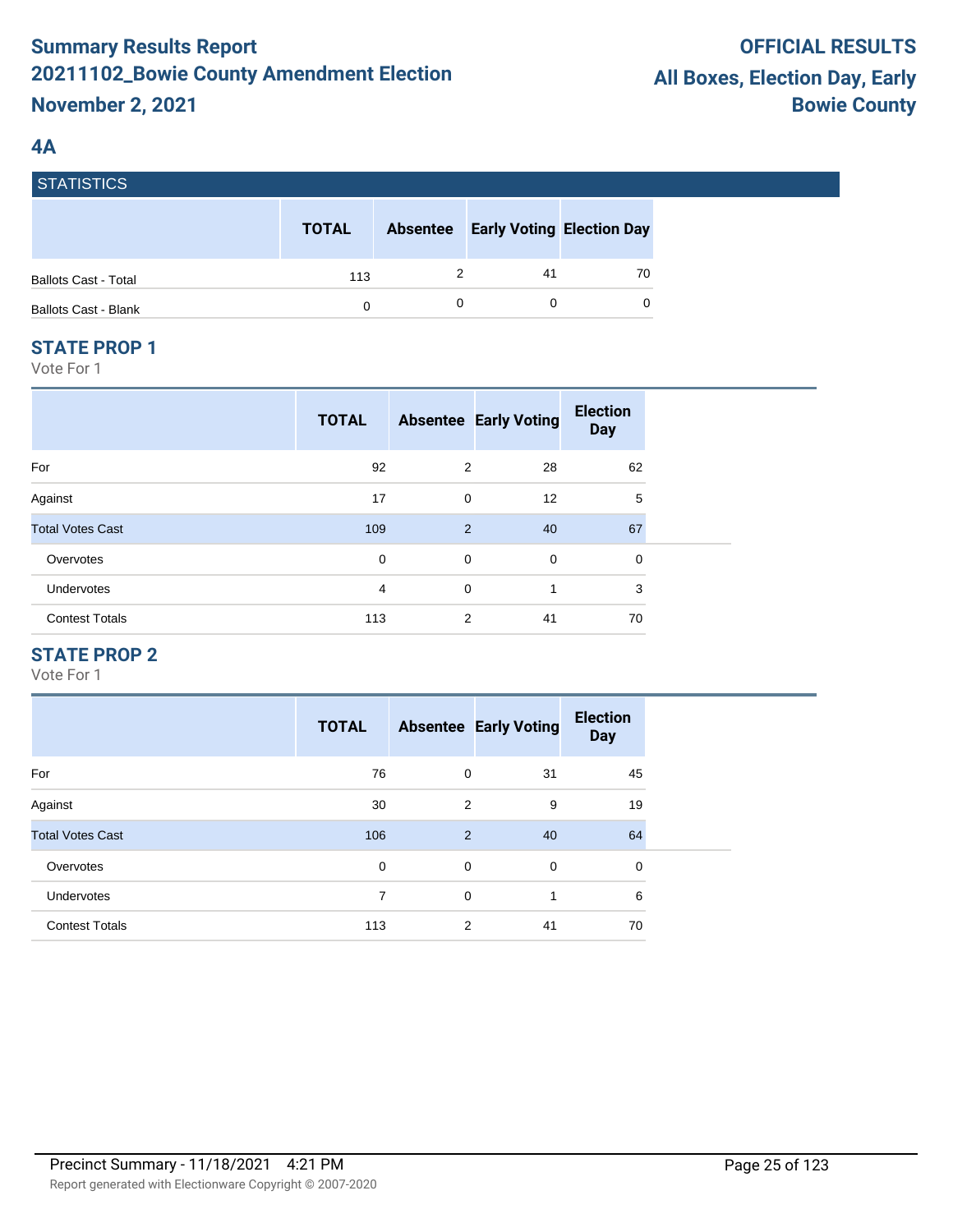# Summary Results Report
# 20211102_Bowie County Amendment Election
# November 2, 2021

**OFFICIAL RESULTS**
**All Boxes, Election Day, Early**
**Bowie County**

## 4A

### STATISTICS

| | TOTAL | Absentee | Early Voting | Election Day |
|---|---|---|---|---|
| Ballots Cast - Total | 113 | 2 | 41 | 70 |
| Ballots Cast - Blank | 0 | 0 | 0 | 0 |

### STATE PROP 1

Vote For 1

| | TOTAL | Absentee | Early Voting | Election Day |
|---|---|---|---|---|
| For | 92 | 2 | 28 | 62 |
| Against | 17 | 0 | 12 | 5 |
| Total Votes Cast | 109 | 2 | 40 | 67 |
| Overvotes | 0 | 0 | 0 | 0 |
| Undervotes | 4 | 0 | 1 | 3 |
| Contest Totals | 113 | 2 | 41 | 70 |

### STATE PROP 2

Vote For 1

| | TOTAL | Absentee | Early Voting | Election Day |
|---|---|---|---|---|
| For | 76 | 0 | 31 | 45 |
| Against | 30 | 2 | 9 | 19 |
| Total Votes Cast | 106 | 2 | 40 | 64 |
| Overvotes | 0 | 0 | 0 | 0 |
| Undervotes | 7 | 0 | 1 | 6 |
| Contest Totals | 113 | 2 | 41 | 70 |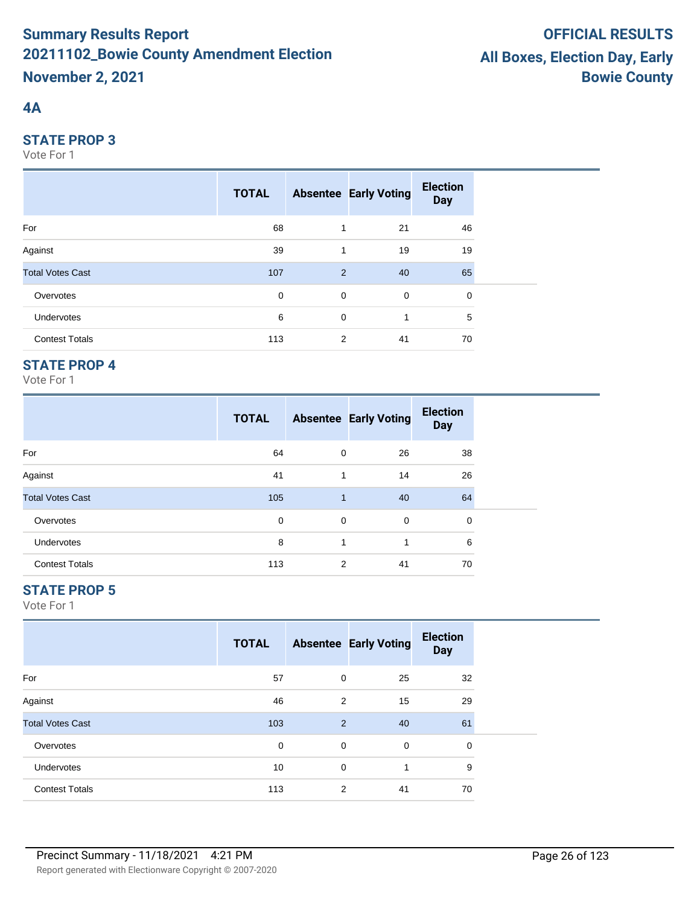# Summary Results Report
# 20211102_Bowie County Amendment Election
# November 2, 2021

**OFFICIAL RESULTS**
**All Boxes, Election Day, Early**
**Bowie County**

## 4A

### STATE PROP 3

Vote For 1

| | TOTAL | Absentee | Early Voting | Election Day |
|---|---|---|---|---|
| For | 68 | 1 | 21 | 46 |
| Against | 39 | 1 | 19 | 19 |
| Total Votes Cast | 107 | 2 | 40 | 65 |
| Overvotes | 0 | 0 | 0 | 0 |
| Undervotes | 6 | 0 | 1 | 5 |
| Contest Totals | 113 | 2 | 41 | 70 |

### STATE PROP 4

Vote For 1

| | TOTAL | Absentee | Early Voting | Election Day |
|---|---|---|---|---|
| For | 64 | 0 | 26 | 38 |
| Against | 41 | 1 | 14 | 26 |
| Total Votes Cast | 105 | 1 | 40 | 64 |
| Overvotes | 0 | 0 | 0 | 0 |
| Undervotes | 8 | 1 | 1 | 6 |
| Contest Totals | 113 | 2 | 41 | 70 |

### STATE PROP 5

Vote For 1

| | TOTAL | Absentee | Early Voting | Election Day |
|---|---|---|---|---|
| For | 57 | 0 | 25 | 32 |
| Against | 46 | 2 | 15 | 29 |
| Total Votes Cast | 103 | 2 | 40 | 61 |
| Overvotes | 0 | 0 | 0 | 0 |
| Undervotes | 10 | 0 | 1 | 9 |
| Contest Totals | 113 | 2 | 41 | 70 |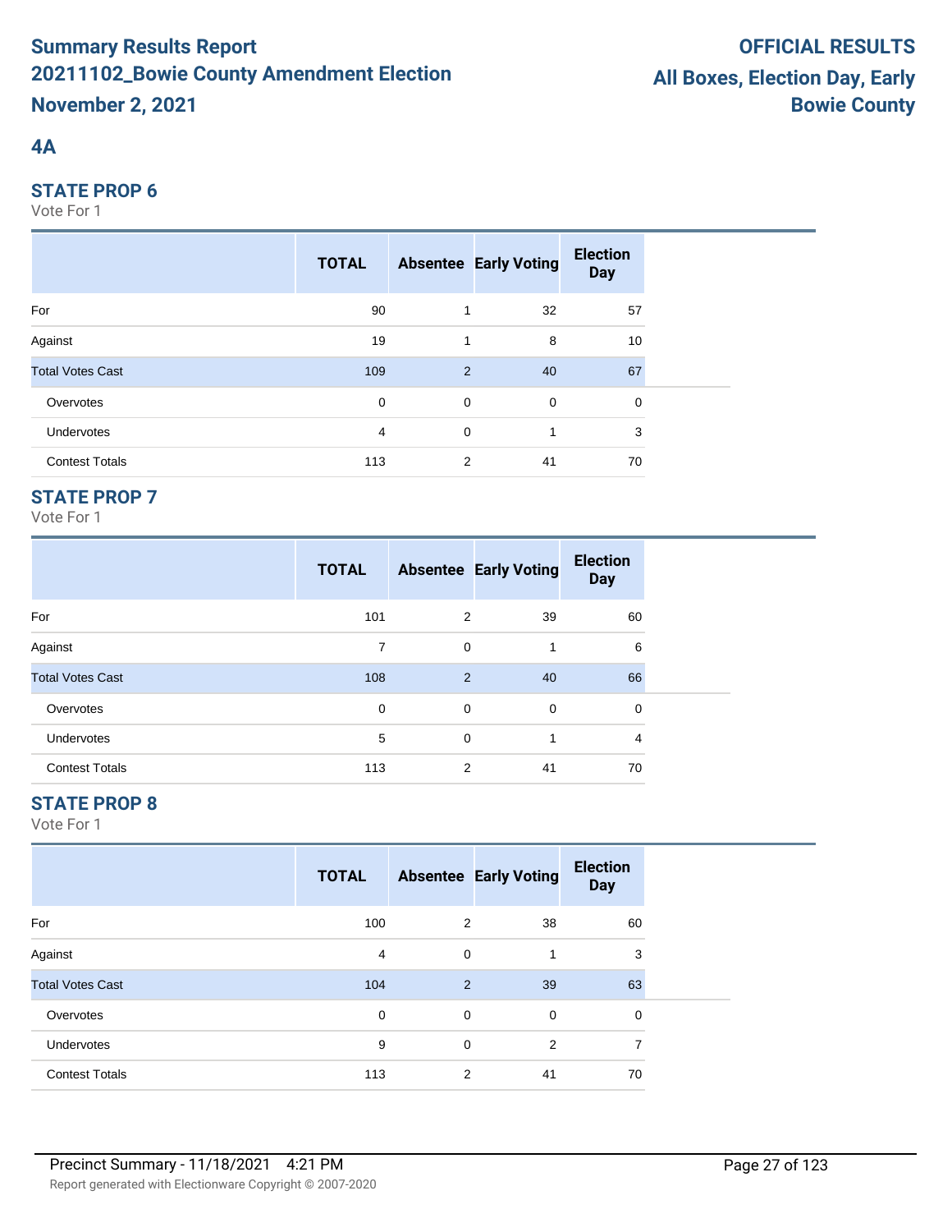# Summary Results Report

## 20211102_Bowie County Amendment Election

**November 2, 2021**

**OFFICIAL RESULTS**

**All Boxes, Election Day, Early**

**Bowie County**

## 4A

### STATE PROP 6

Vote For 1

| | TOTAL | Absentee | Early Voting | Election Day |
|---|---|---|---|---|
| For | 90 | 1 | 32 | 57 |
| Against | 19 | 1 | 8 | 10 |
| Total Votes Cast | 109 | 2 | 40 | 67 |
| Overvotes | 0 | 0 | 0 | 0 |
| Undervotes | 4 | 0 | 1 | 3 |
| Contest Totals | 113 | 2 | 41 | 70 |

### STATE PROP 7

Vote For 1

| | TOTAL | Absentee | Early Voting | Election Day |
|---|---|---|---|---|
| For | 101 | 2 | 39 | 60 |
| Against | 7 | 0 | 1 | 6 |
| Total Votes Cast | 108 | 2 | 40 | 66 |
| Overvotes | 0 | 0 | 0 | 0 |
| Undervotes | 5 | 0 | 1 | 4 |
| Contest Totals | 113 | 2 | 41 | 70 |

### STATE PROP 8

Vote For 1

| | TOTAL | Absentee | Early Voting | Election Day |
|---|---|---|---|---|
| For | 100 | 2 | 38 | 60 |
| Against | 4 | 0 | 1 | 3 |
| Total Votes Cast | 104 | 2 | 39 | 63 |
| Overvotes | 0 | 0 | 0 | 0 |
| Undervotes | 9 | 0 | 2 | 7 |
| Contest Totals | 113 | 2 | 41 | 70 |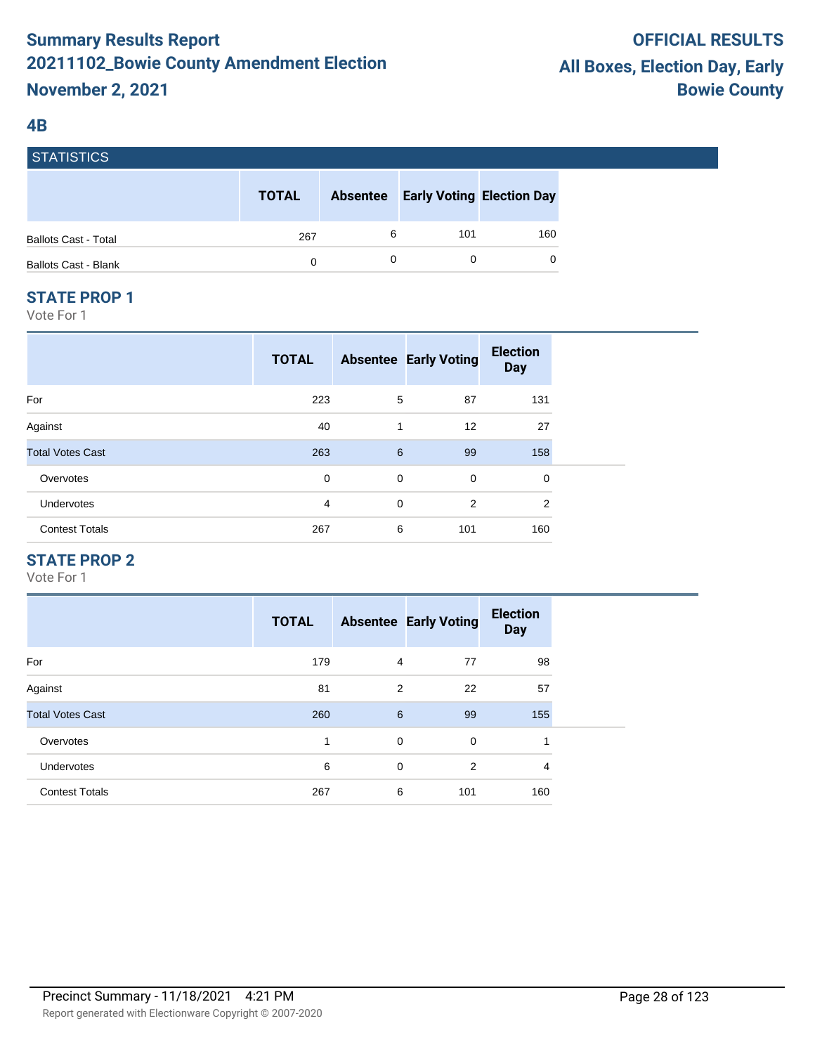# Summary Results Report
# 20211102_Bowie County Amendment Election
# November 2, 2021

**OFFICIAL RESULTS**
**All Boxes, Election Day, Early**
**Bowie County**

## 4B

### STATISTICS

| | TOTAL | Absentee | Early Voting | Election Day |
|---|---|---|---|---|
| Ballots Cast - Total | 267 | 6 | 101 | 160 |
| Ballots Cast - Blank | 0 | 0 | 0 | 0 |

### STATE PROP 1

Vote For 1

| | TOTAL | Absentee | Early Voting | Election Day |
|---|---|---|---|---|
| For | 223 | 5 | 87 | 131 |
| Against | 40 | 1 | 12 | 27 |
| Total Votes Cast | 263 | 6 | 99 | 158 |
| Overvotes | 0 | 0 | 0 | 0 |
| Undervotes | 4 | 0 | 2 | 2 |
| Contest Totals | 267 | 6 | 101 | 160 |

### STATE PROP 2

Vote For 1

| | TOTAL | Absentee | Early Voting | Election Day |
|---|---|---|---|---|
| For | 179 | 4 | 77 | 98 |
| Against | 81 | 2 | 22 | 57 |
| Total Votes Cast | 260 | 6 | 99 | 155 |
| Overvotes | 1 | 0 | 0 | 1 |
| Undervotes | 6 | 0 | 2 | 4 |
| Contest Totals | 267 | 6 | 101 | 160 |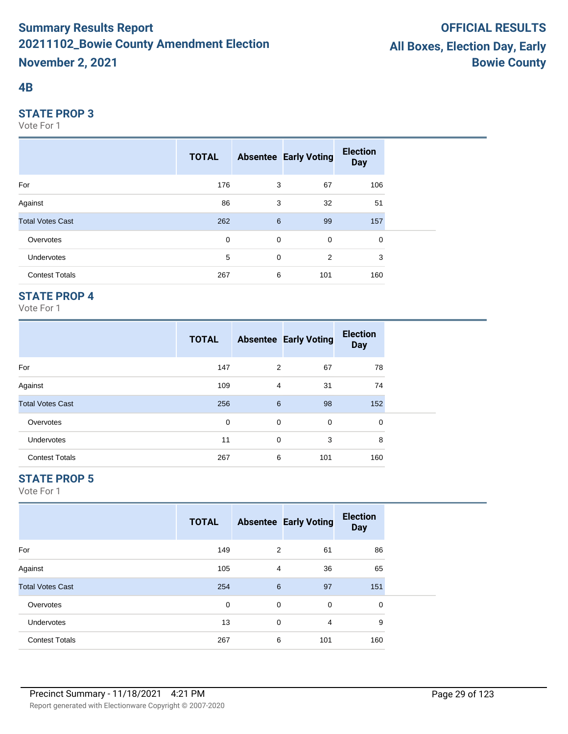# Summary Results Report
# 20211102_Bowie County Amendment Election
# November 2, 2021

**OFFICIAL RESULTS**
**All Boxes, Election Day, Early**
**Bowie County**

## 4B

### STATE PROP 3

Vote For 1

| | TOTAL | Absentee | Early Voting | Election Day |
|---|---|---|---|---|
| For | 176 | 3 | 67 | 106 |
| Against | 86 | 3 | 32 | 51 |
| Total Votes Cast | 262 | 6 | 99 | 157 |
| Overvotes | 0 | 0 | 0 | 0 |
| Undervotes | 5 | 0 | 2 | 3 |
| Contest Totals | 267 | 6 | 101 | 160 |

### STATE PROP 4

Vote For 1

| | TOTAL | Absentee | Early Voting | Election Day |
|---|---|---|---|---|
| For | 147 | 2 | 67 | 78 |
| Against | 109 | 4 | 31 | 74 |
| Total Votes Cast | 256 | 6 | 98 | 152 |
| Overvotes | 0 | 0 | 0 | 0 |
| Undervotes | 11 | 0 | 3 | 8 |
| Contest Totals | 267 | 6 | 101 | 160 |

### STATE PROP 5

Vote For 1

| | TOTAL | Absentee | Early Voting | Election Day |
|---|---|---|---|---|
| For | 149 | 2 | 61 | 86 |
| Against | 105 | 4 | 36 | 65 |
| Total Votes Cast | 254 | 6 | 97 | 151 |
| Overvotes | 0 | 0 | 0 | 0 |
| Undervotes | 13 | 0 | 4 | 9 |
| Contest Totals | 267 | 6 | 101 | 160 |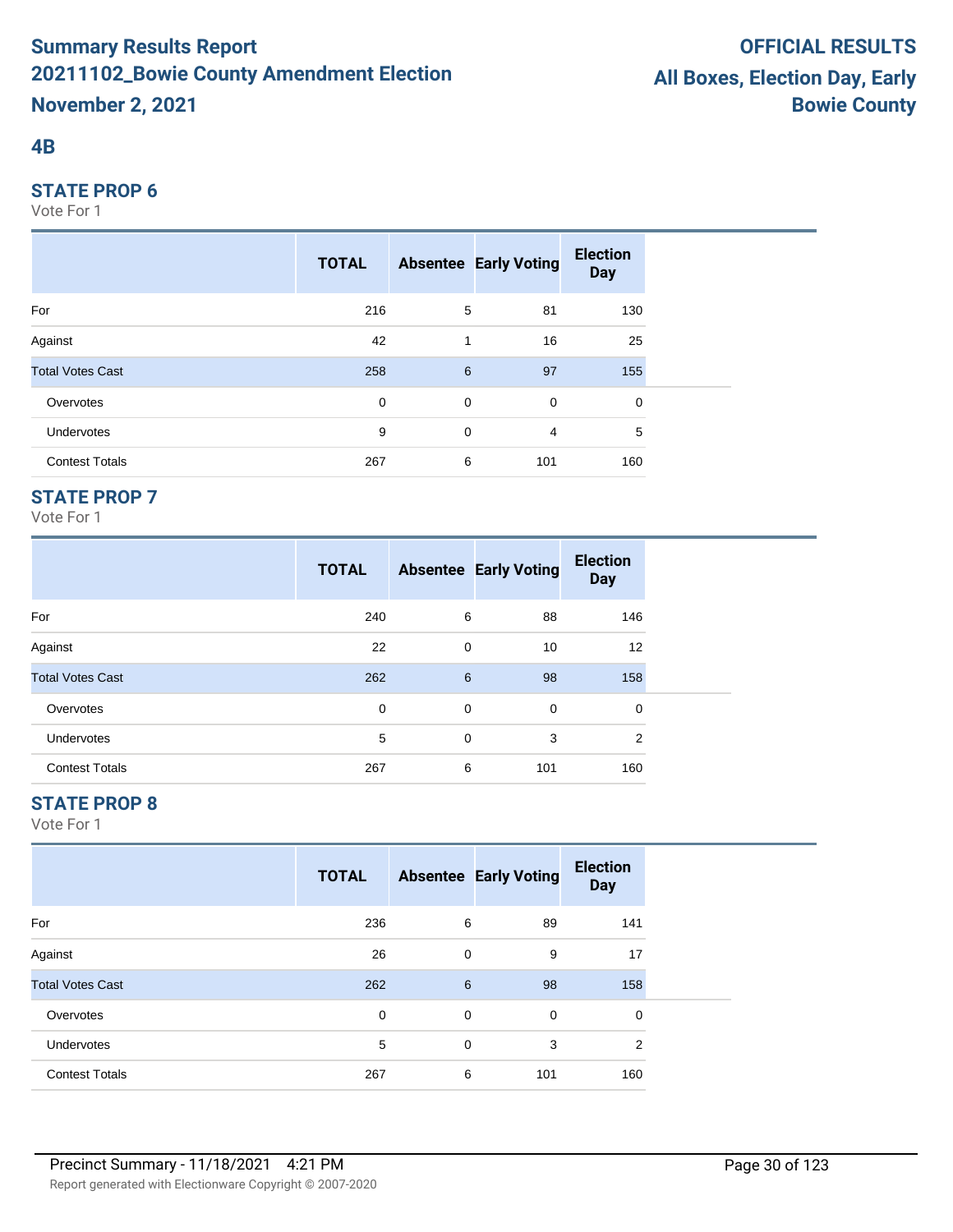# Summary Results Report
## 20211102_Bowie County Amendment Election
## November 2, 2021

**OFFICIAL RESULTS**
**All Boxes, Election Day, Early**
**Bowie County**

## 4B

### STATE PROP 6

Vote For 1

| | TOTAL | Absentee | Early Voting | Election Day |
|---|---|---|---|---|
| For | 216 | 5 | 81 | 130 |
| Against | 42 | 1 | 16 | 25 |
| Total Votes Cast | 258 | 6 | 97 | 155 |
| Overvotes | 0 | 0 | 0 | 0 |
| Undervotes | 9 | 0 | 4 | 5 |
| Contest Totals | 267 | 6 | 101 | 160 |

### STATE PROP 7

Vote For 1

| | TOTAL | Absentee | Early Voting | Election Day |
|---|---|---|---|---|
| For | 240 | 6 | 88 | 146 |
| Against | 22 | 0 | 10 | 12 |
| Total Votes Cast | 262 | 6 | 98 | 158 |
| Overvotes | 0 | 0 | 0 | 0 |
| Undervotes | 5 | 0 | 3 | 2 |
| Contest Totals | 267 | 6 | 101 | 160 |

### STATE PROP 8

Vote For 1

| | TOTAL | Absentee | Early Voting | Election Day |
|---|---|---|---|---|
| For | 236 | 6 | 89 | 141 |
| Against | 26 | 0 | 9 | 17 |
| Total Votes Cast | 262 | 6 | 98 | 158 |
| Overvotes | 0 | 0 | 0 | 0 |
| Undervotes | 5 | 0 | 3 | 2 |
| Contest Totals | 267 | 6 | 101 | 160 |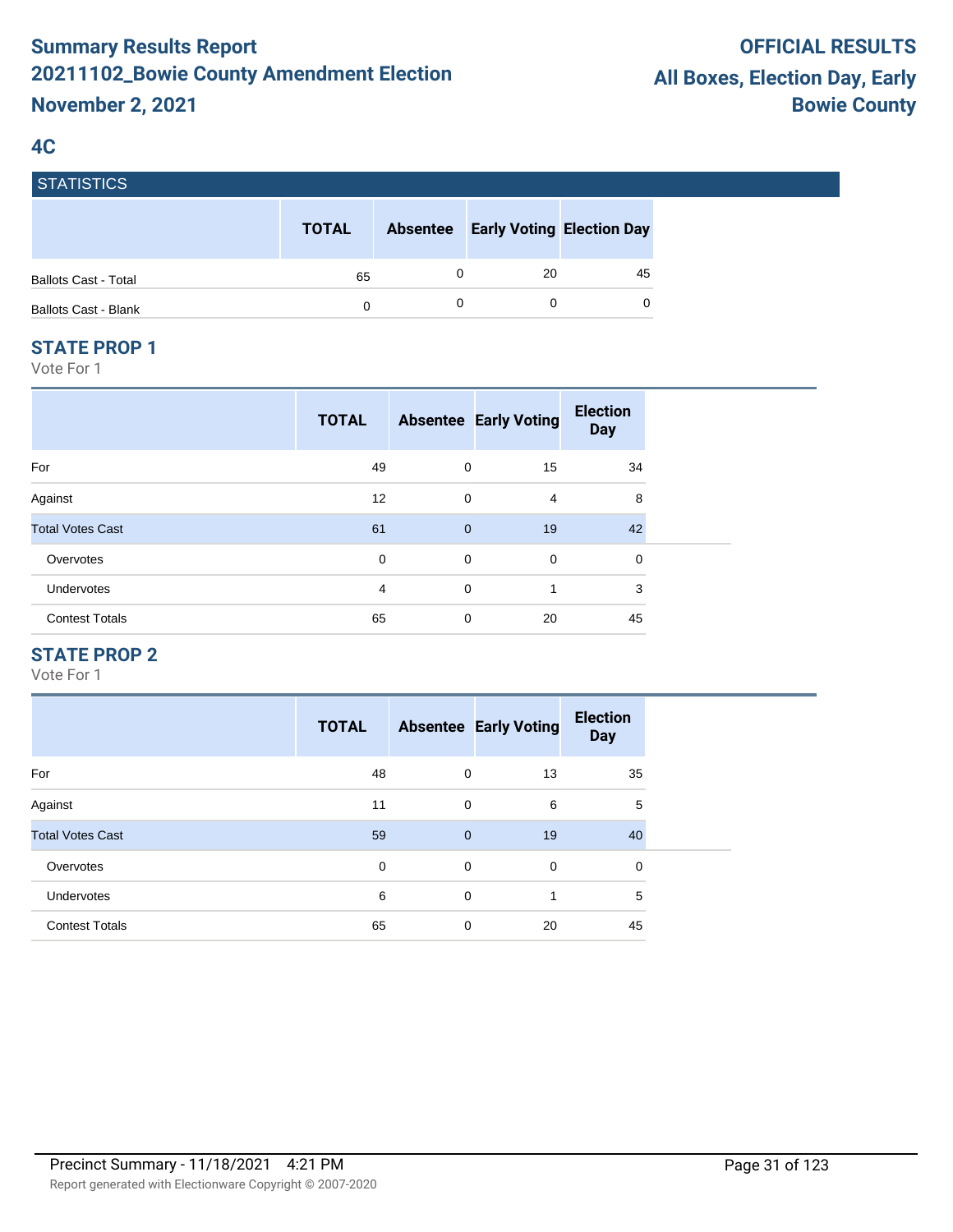# Summary Results Report
# 20211102_Bowie County Amendment Election
# November 2, 2021

**OFFICIAL RESULTS**
**All Boxes, Election Day, Early**
**Bowie County**

## 4C

### STATISTICS

| | TOTAL | Absentee | Early Voting | Election Day |
|---|---|---|---|---|
| Ballots Cast - Total | 65 | 0 | 20 | 45 |
| Ballots Cast - Blank | 0 | 0 | 0 | 0 |

### STATE PROP 1

Vote For 1

| | TOTAL | Absentee | Early Voting | Election Day |
|---|---|---|---|---|
| For | 49 | 0 | 15 | 34 |
| Against | 12 | 0 | 4 | 8 |
| Total Votes Cast | 61 | 0 | 19 | 42 |
| Overvotes | 0 | 0 | 0 | 0 |
| Undervotes | 4 | 0 | 1 | 3 |
| Contest Totals | 65 | 0 | 20 | 45 |

### STATE PROP 2

Vote For 1

| | TOTAL | Absentee | Early Voting | Election Day |
|---|---|---|---|---|
| For | 48 | 0 | 13 | 35 |
| Against | 11 | 0 | 6 | 5 |
| Total Votes Cast | 59 | 0 | 19 | 40 |
| Overvotes | 0 | 0 | 0 | 0 |
| Undervotes | 6 | 0 | 1 | 5 |
| Contest Totals | 65 | 0 | 20 | 45 |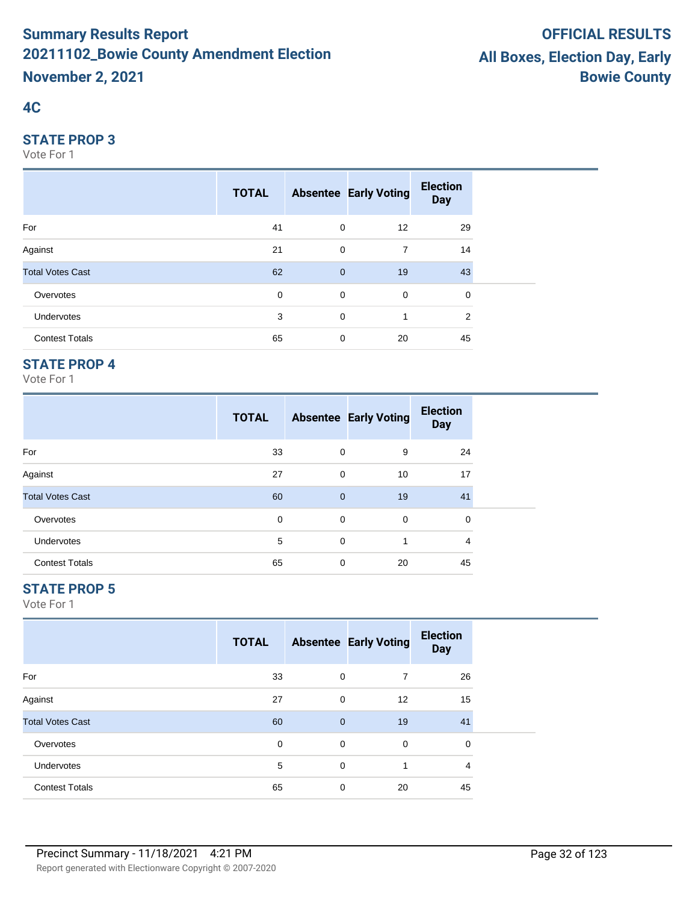# Summary Results Report
# 20211102_Bowie County Amendment Election
# November 2, 2021

**OFFICIAL RESULTS**
**All Boxes, Election Day, Early**
**Bowie County**

## 4C

### STATE PROP 3

Vote For 1

| | TOTAL | Absentee | Early Voting | Election Day |
|---|---|---|---|---|
| For | 41 | 0 | 12 | 29 |
| Against | 21 | 0 | 7 | 14 |
| Total Votes Cast | 62 | 0 | 19 | 43 |
| Overvotes | 0 | 0 | 0 | 0 |
| Undervotes | 3 | 0 | 1 | 2 |
| Contest Totals | 65 | 0 | 20 | 45 |

### STATE PROP 4

Vote For 1

| | TOTAL | Absentee | Early Voting | Election Day |
|---|---|---|---|---|
| For | 33 | 0 | 9 | 24 |
| Against | 27 | 0 | 10 | 17 |
| Total Votes Cast | 60 | 0 | 19 | 41 |
| Overvotes | 0 | 0 | 0 | 0 |
| Undervotes | 5 | 0 | 1 | 4 |
| Contest Totals | 65 | 0 | 20 | 45 |

### STATE PROP 5

Vote For 1

| | TOTAL | Absentee | Early Voting | Election Day |
|---|---|---|---|---|
| For | 33 | 0 | 7 | 26 |
| Against | 27 | 0 | 12 | 15 |
| Total Votes Cast | 60 | 0 | 19 | 41 |
| Overvotes | 0 | 0 | 0 | 0 |
| Undervotes | 5 | 0 | 1 | 4 |
| Contest Totals | 65 | 0 | 20 | 45 |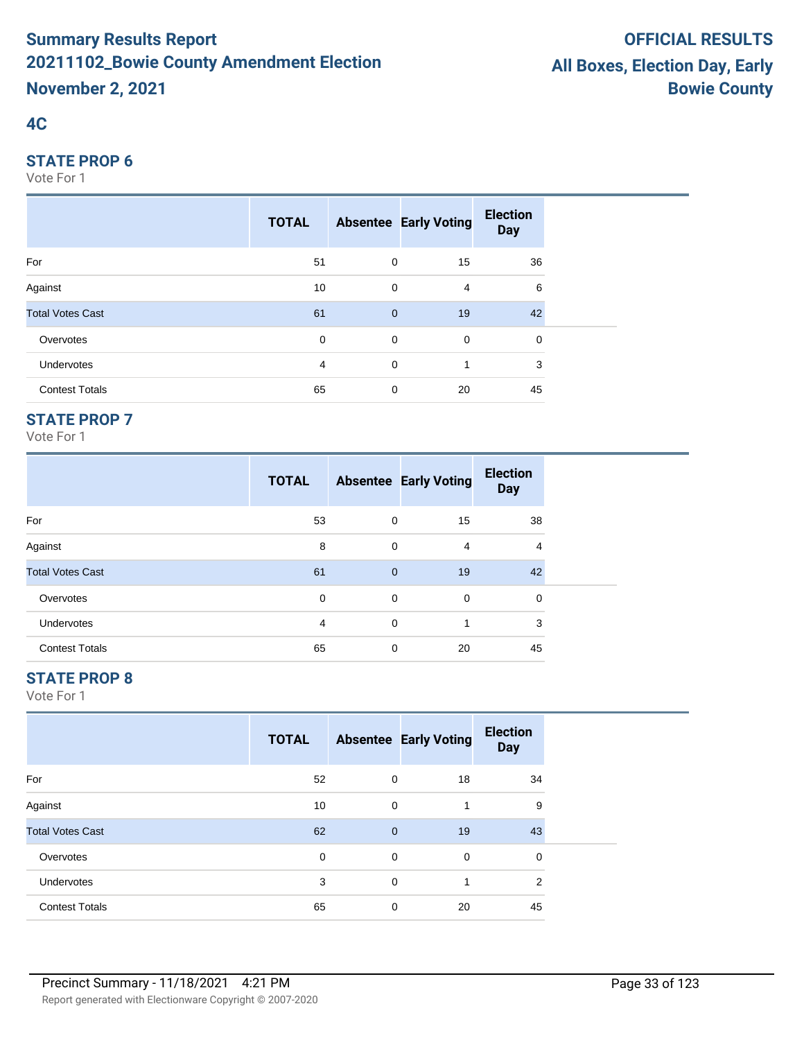# Summary Results Report
## 20211102_Bowie County Amendment Election
## November 2, 2021

**OFFICIAL RESULTS**
**All Boxes, Election Day, Early**
**Bowie County**

## 4C

### STATE PROP 6

Vote For 1

| | TOTAL | Absentee | Early Voting | Election Day |
|---|---|---|---|---|
| For | 51 | 0 | 15 | 36 |
| Against | 10 | 0 | 4 | 6 |
| Total Votes Cast | 61 | 0 | 19 | 42 |
| Overvotes | 0 | 0 | 0 | 0 |
| Undervotes | 4 | 0 | 1 | 3 |
| Contest Totals | 65 | 0 | 20 | 45 |

### STATE PROP 7

Vote For 1

| | TOTAL | Absentee | Early Voting | Election Day |
|---|---|---|---|---|
| For | 53 | 0 | 15 | 38 |
| Against | 8 | 0 | 4 | 4 |
| Total Votes Cast | 61 | 0 | 19 | 42 |
| Overvotes | 0 | 0 | 0 | 0 |
| Undervotes | 4 | 0 | 1 | 3 |
| Contest Totals | 65 | 0 | 20 | 45 |

### STATE PROP 8

Vote For 1

| | TOTAL | Absentee | Early Voting | Election Day |
|---|---|---|---|---|
| For | 52 | 0 | 18 | 34 |
| Against | 10 | 0 | 1 | 9 |
| Total Votes Cast | 62 | 0 | 19 | 43 |
| Overvotes | 0 | 0 | 0 | 0 |
| Undervotes | 3 | 0 | 1 | 2 |
| Contest Totals | 65 | 0 | 20 | 45 |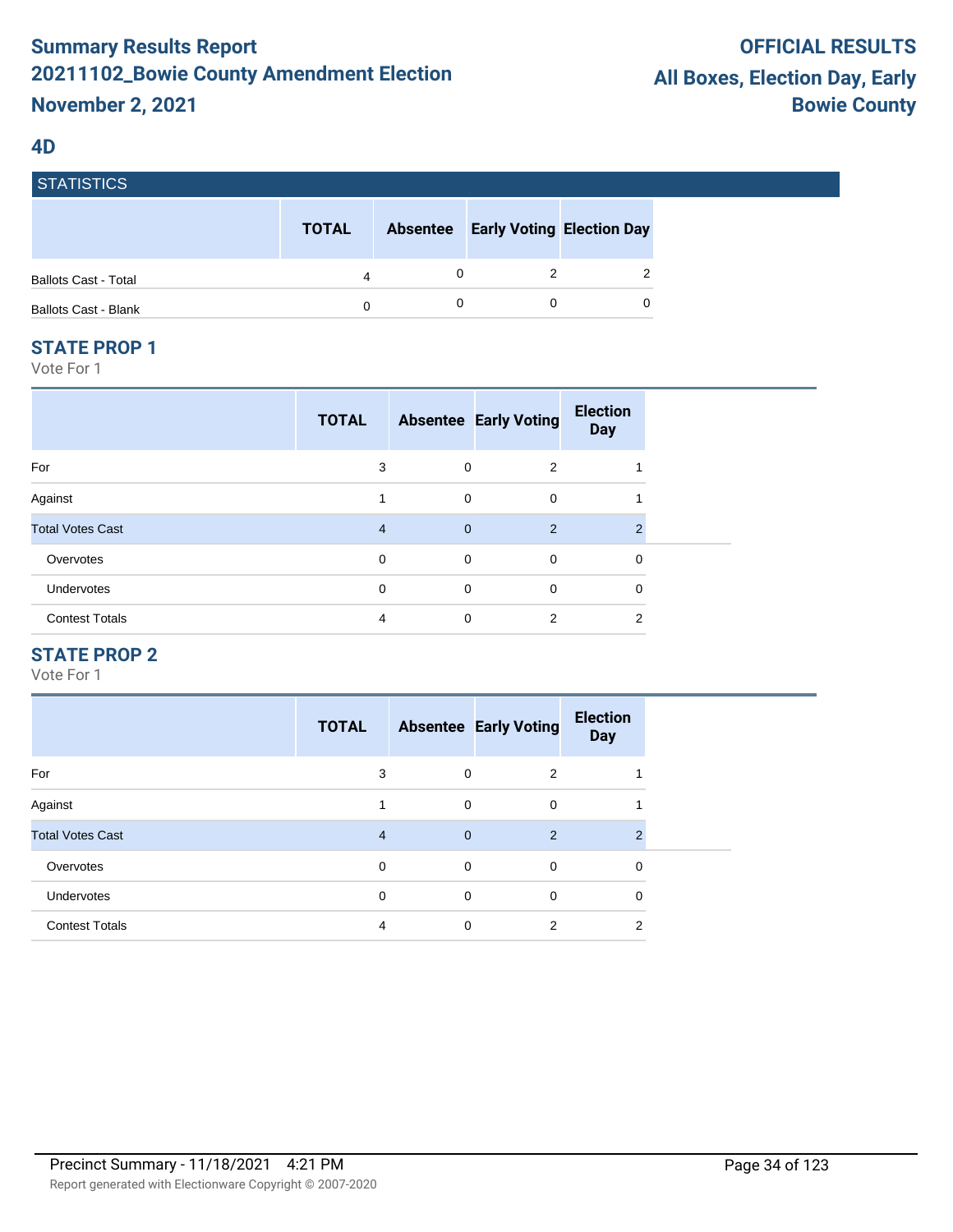# Summary Results Report
# 20211102_Bowie County Amendment Election
# November 2, 2021

**OFFICIAL RESULTS**
**All Boxes, Election Day, Early**
**Bowie County**

## 4D

### STATISTICS

| | TOTAL | Absentee | Early Voting | Election Day |
|---|---|---|---|---|
| Ballots Cast - Total | 4 | 0 | 2 | 2 |
| Ballots Cast - Blank | 0 | 0 | 0 | 0 |

### STATE PROP 1

Vote For 1

| | TOTAL | Absentee | Early Voting | Election Day |
|---|---|---|---|---|
| For | 3 | 0 | 2 | 1 |
| Against | 1 | 0 | 0 | 1 |
| Total Votes Cast | 4 | 0 | 2 | 2 |
| Overvotes | 0 | 0 | 0 | 0 |
| Undervotes | 0 | 0 | 0 | 0 |
| Contest Totals | 4 | 0 | 2 | 2 |

### STATE PROP 2

Vote For 1

| | TOTAL | Absentee | Early Voting | Election Day |
|---|---|---|---|---|
| For | 3 | 0 | 2 | 1 |
| Against | 1 | 0 | 0 | 1 |
| Total Votes Cast | 4 | 0 | 2 | 2 |
| Overvotes | 0 | 0 | 0 | 0 |
| Undervotes | 0 | 0 | 0 | 0 |
| Contest Totals | 4 | 0 | 2 | 2 |

Precinct Summary - 11/18/2021 4:21 PM

Report generated with Electionware Copyright © 2007-2020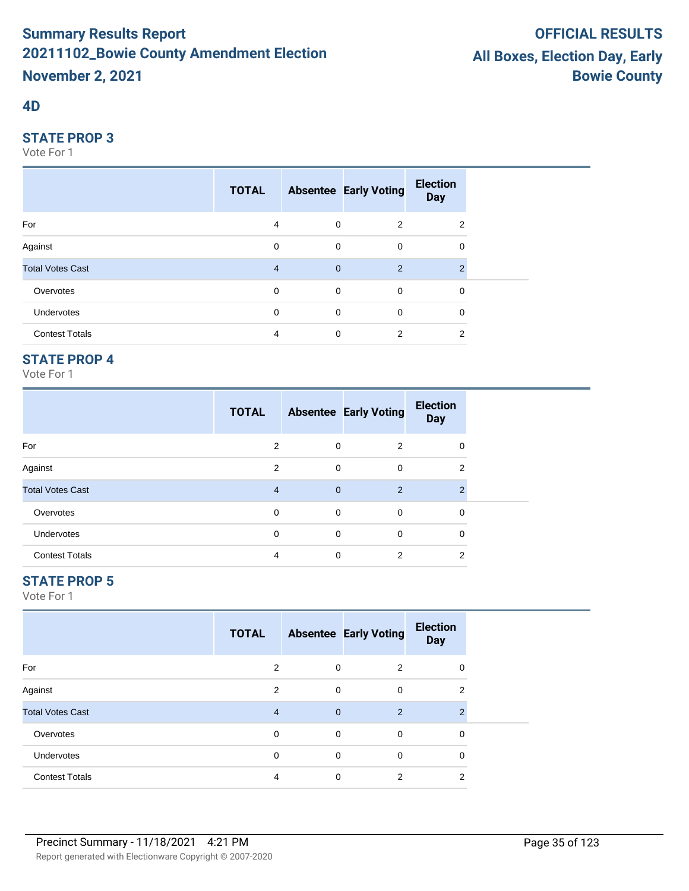# Summary Results Report
# 20211102_Bowie County Amendment Election
# November 2, 2021

**OFFICIAL RESULTS**
**All Boxes, Election Day, Early**
**Bowie County**

## 4D

### STATE PROP 3

Vote For 1

| | TOTAL | Absentee | Early Voting | Election Day |
|---|---|---|---|---|
| For | 4 | 0 | 2 | 2 |
| Against | 0 | 0 | 0 | 0 |
| Total Votes Cast | 4 | 0 | 2 | 2 |
| Overvotes | 0 | 0 | 0 | 0 |
| Undervotes | 0 | 0 | 0 | 0 |
| Contest Totals | 4 | 0 | 2 | 2 |

### STATE PROP 4

Vote For 1

| | TOTAL | Absentee | Early Voting | Election Day |
|---|---|---|---|---|
| For | 2 | 0 | 2 | 0 |
| Against | 2 | 0 | 0 | 2 |
| Total Votes Cast | 4 | 0 | 2 | 2 |
| Overvotes | 0 | 0 | 0 | 0 |
| Undervotes | 0 | 0 | 0 | 0 |
| Contest Totals | 4 | 0 | 2 | 2 |

### STATE PROP 5

Vote For 1

| | TOTAL | Absentee | Early Voting | Election Day |
|---|---|---|---|---|
| For | 2 | 0 | 2 | 0 |
| Against | 2 | 0 | 0 | 2 |
| Total Votes Cast | 4 | 0 | 2 | 2 |
| Overvotes | 0 | 0 | 0 | 0 |
| Undervotes | 0 | 0 | 0 | 0 |
| Contest Totals | 4 | 0 | 2 | 2 |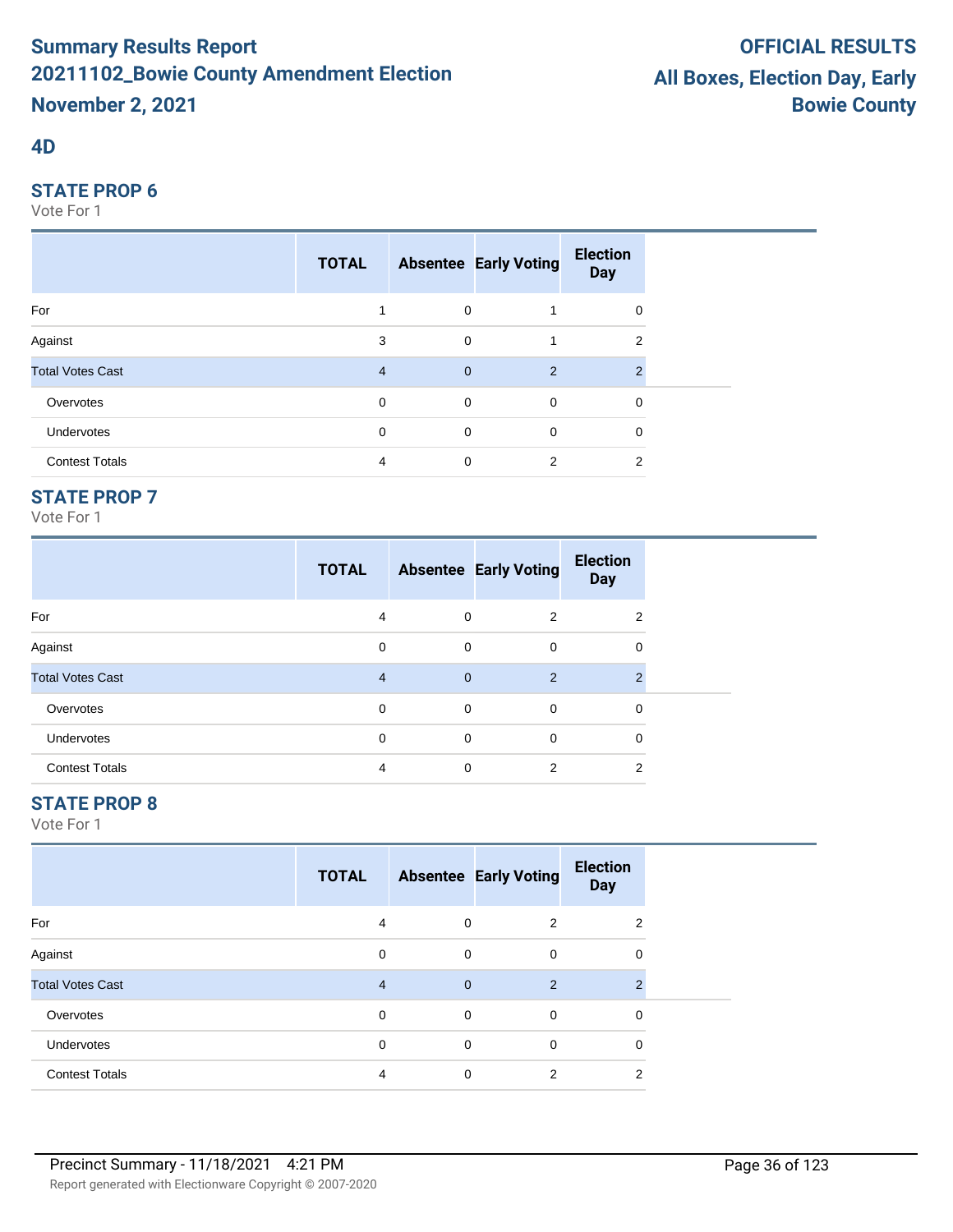# Summary Results Report
# 20211102_Bowie County Amendment Election
# November 2, 2021

**OFFICIAL RESULTS**
**All Boxes, Election Day, Early**
**Bowie County**

## 4D

### STATE PROP 6

Vote For 1

| | TOTAL | Absentee | Early Voting | Election Day |
|---|---|---|---|---|
| For | 1 | 0 | 1 | 0 |
| Against | 3 | 0 | 1 | 2 |
| Total Votes Cast | 4 | 0 | 2 | 2 |
| Overvotes | 0 | 0 | 0 | 0 |
| Undervotes | 0 | 0 | 0 | 0 |
| Contest Totals | 4 | 0 | 2 | 2 |

### STATE PROP 7

Vote For 1

| | TOTAL | Absentee | Early Voting | Election Day |
|---|---|---|---|---|
| For | 4 | 0 | 2 | 2 |
| Against | 0 | 0 | 0 | 0 |
| Total Votes Cast | 4 | 0 | 2 | 2 |
| Overvotes | 0 | 0 | 0 | 0 |
| Undervotes | 0 | 0 | 0 | 0 |
| Contest Totals | 4 | 0 | 2 | 2 |

### STATE PROP 8

Vote For 1

| | TOTAL | Absentee | Early Voting | Election Day |
|---|---|---|---|---|
| For | 4 | 0 | 2 | 2 |
| Against | 0 | 0 | 0 | 0 |
| Total Votes Cast | 4 | 0 | 2 | 2 |
| Overvotes | 0 | 0 | 0 | 0 |
| Undervotes | 0 | 0 | 0 | 0 |
| Contest Totals | 4 | 0 | 2 | 2 |

Precinct Summary - 11/18/2021 4:21 PM

Report generated with Electionware Copyright © 2007-2020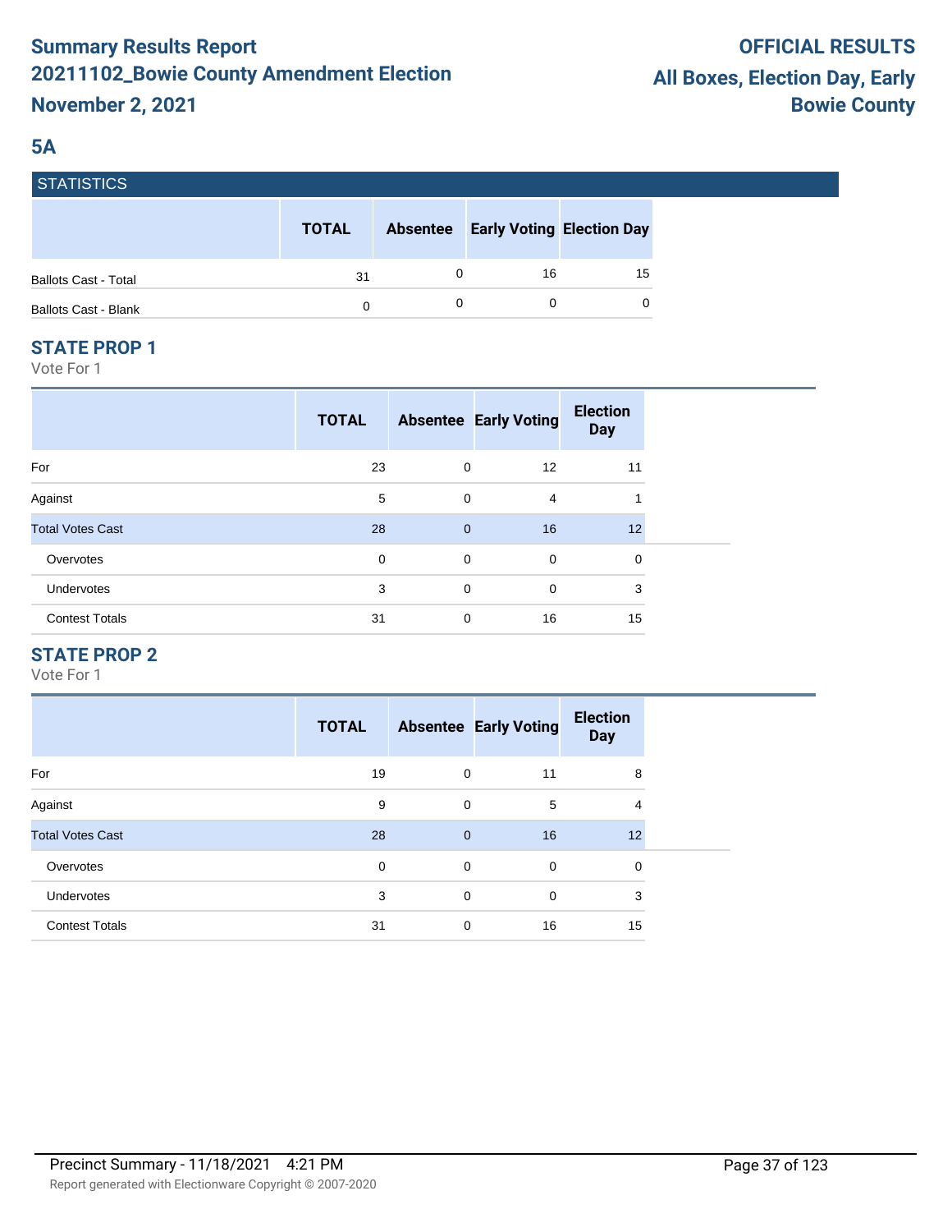# Summary Results Report
# 20211102_Bowie County Amendment Election
# November 2, 2021

**OFFICIAL RESULTS**
**All Boxes, Election Day, Early**
**Bowie County**

## 5A

### STATISTICS

| | TOTAL | Absentee | Early Voting | Election Day |
|---|---|---|---|---|
| Ballots Cast - Total | 31 | 0 | 16 | 15 |
| Ballots Cast - Blank | 0 | 0 | 0 | 0 |

### STATE PROP 1

Vote For 1

| | TOTAL | Absentee | Early Voting | Election Day |
|---|---|---|---|---|
| For | 23 | 0 | 12 | 11 |
| Against | 5 | 0 | 4 | 1 |
| Total Votes Cast | 28 | 0 | 16 | 12 |
| Overvotes | 0 | 0 | 0 | 0 |
| Undervotes | 3 | 0 | 0 | 3 |
| Contest Totals | 31 | 0 | 16 | 15 |

### STATE PROP 2

Vote For 1

| | TOTAL | Absentee | Early Voting | Election Day |
|---|---|---|---|---|
| For | 19 | 0 | 11 | 8 |
| Against | 9 | 0 | 5 | 4 |
| Total Votes Cast | 28 | 0 | 16 | 12 |
| Overvotes | 0 | 0 | 0 | 0 |
| Undervotes | 3 | 0 | 0 | 3 |
| Contest Totals | 31 | 0 | 16 | 15 |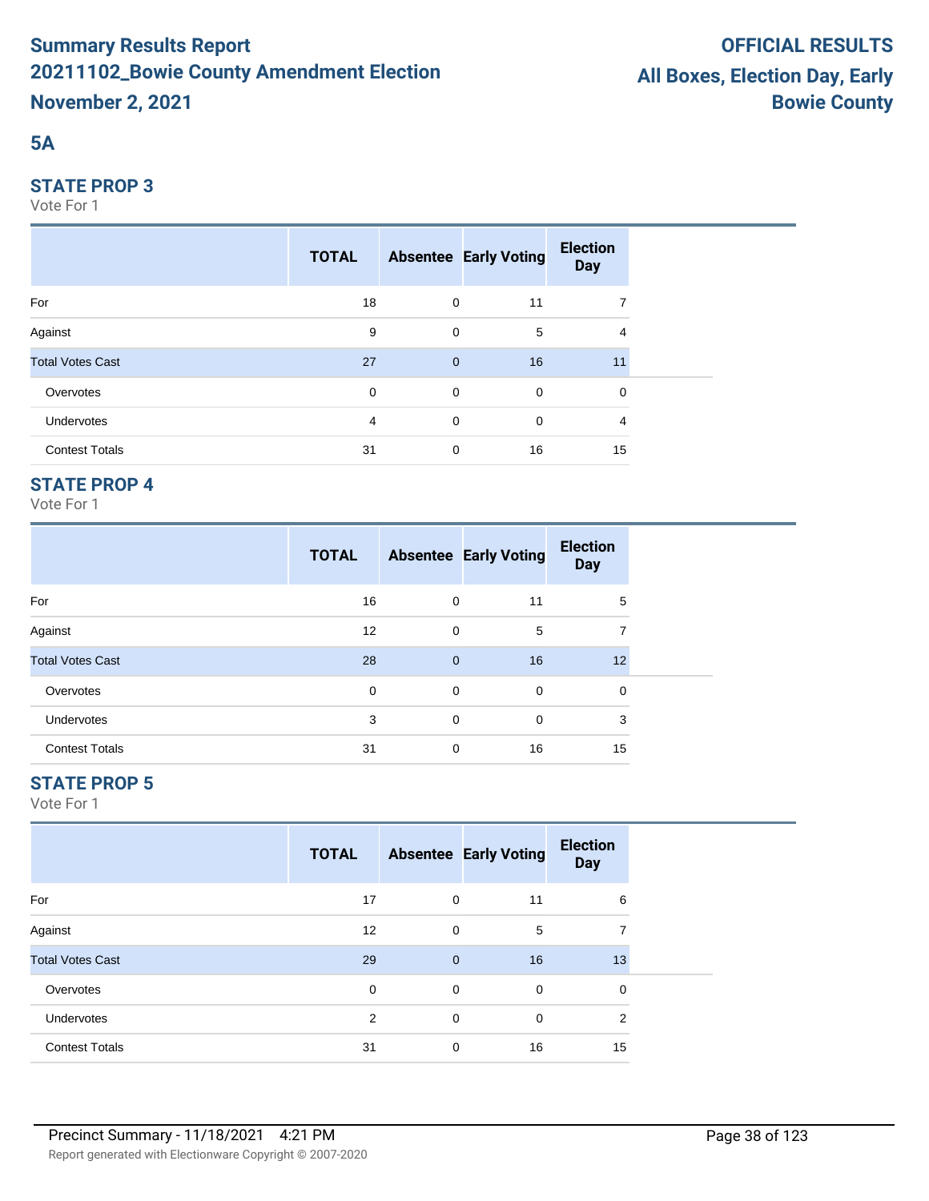# Summary Results Report
# 20211102_Bowie County Amendment Election
# November 2, 2021

**OFFICIAL RESULTS**
**All Boxes, Election Day, Early**
**Bowie County**

## 5A

### STATE PROP 3

Vote For 1

| | TOTAL | Absentee | Early Voting | Election Day |
|---|---|---|---|---|
| For | 18 | 0 | 11 | 7 |
| Against | 9 | 0 | 5 | 4 |
| Total Votes Cast | 27 | 0 | 16 | 11 |
| Overvotes | 0 | 0 | 0 | 0 |
| Undervotes | 4 | 0 | 0 | 4 |
| Contest Totals | 31 | 0 | 16 | 15 |

### STATE PROP 4

Vote For 1

| | TOTAL | Absentee | Early Voting | Election Day |
|---|---|---|---|---|
| For | 16 | 0 | 11 | 5 |
| Against | 12 | 0 | 5 | 7 |
| Total Votes Cast | 28 | 0 | 16 | 12 |
| Overvotes | 0 | 0 | 0 | 0 |
| Undervotes | 3 | 0 | 0 | 3 |
| Contest Totals | 31 | 0 | 16 | 15 |

### STATE PROP 5

Vote For 1

| | TOTAL | Absentee | Early Voting | Election Day |
|---|---|---|---|---|
| For | 17 | 0 | 11 | 6 |
| Against | 12 | 0 | 5 | 7 |
| Total Votes Cast | 29 | 0 | 16 | 13 |
| Overvotes | 0 | 0 | 0 | 0 |
| Undervotes | 2 | 0 | 0 | 2 |
| Contest Totals | 31 | 0 | 16 | 15 |

Precinct Summary - 11/18/2021 4:21 PM

Report generated with Electionware Copyright © 2007-2020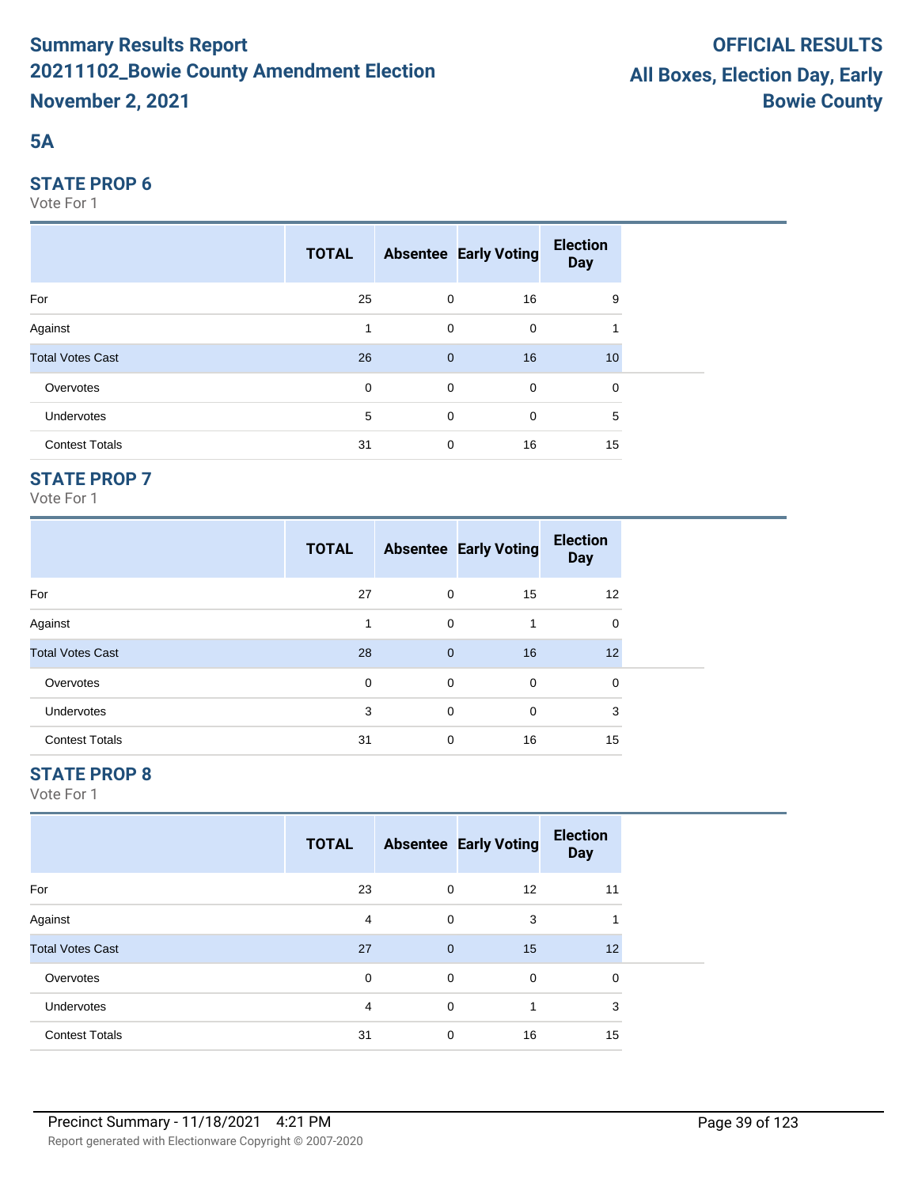# Summary Results Report
# 20211102_Bowie County Amendment Election
# November 2, 2021

**OFFICIAL RESULTS**
**All Boxes, Election Day, Early**
**Bowie County**

## 5A

### STATE PROP 6

Vote For 1

| | TOTAL | Absentee | Early Voting | Election Day |
|---|---|---|---|---|
| For | 25 | 0 | 16 | 9 |
| Against | 1 | 0 | 0 | 1 |
| Total Votes Cast | 26 | 0 | 16 | 10 |
| Overvotes | 0 | 0 | 0 | 0 |
| Undervotes | 5 | 0 | 0 | 5 |
| Contest Totals | 31 | 0 | 16 | 15 |

### STATE PROP 7

Vote For 1

| | TOTAL | Absentee | Early Voting | Election Day |
|---|---|---|---|---|
| For | 27 | 0 | 15 | 12 |
| Against | 1 | 0 | 1 | 0 |
| Total Votes Cast | 28 | 0 | 16 | 12 |
| Overvotes | 0 | 0 | 0 | 0 |
| Undervotes | 3 | 0 | 0 | 3 |
| Contest Totals | 31 | 0 | 16 | 15 |

### STATE PROP 8

Vote For 1

| | TOTAL | Absentee | Early Voting | Election Day |
|---|---|---|---|---|
| For | 23 | 0 | 12 | 11 |
| Against | 4 | 0 | 3 | 1 |
| Total Votes Cast | 27 | 0 | 15 | 12 |
| Overvotes | 0 | 0 | 0 | 0 |
| Undervotes | 4 | 0 | 1 | 3 |
| Contest Totals | 31 | 0 | 16 | 15 |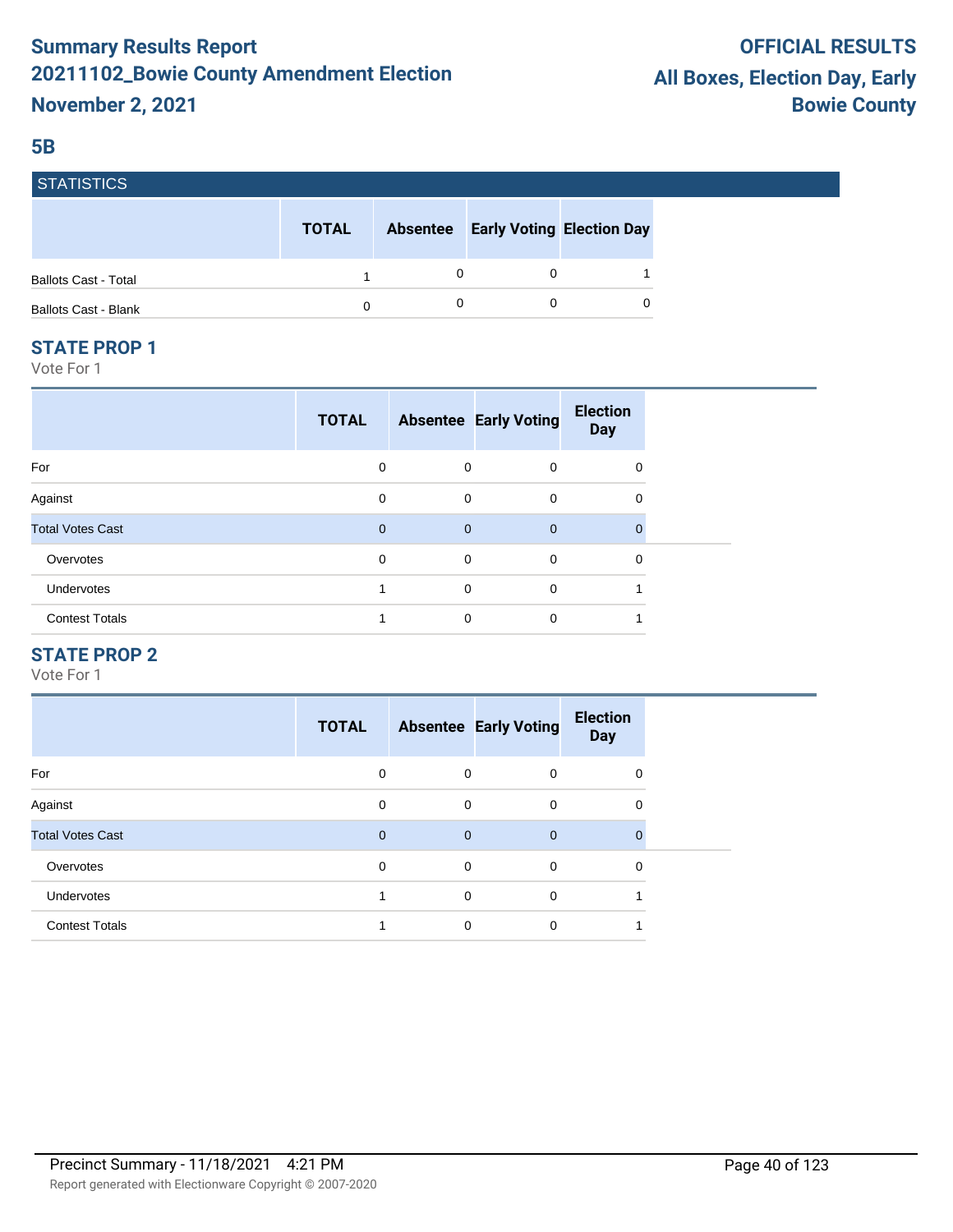# Summary Results Report
# 20211102_Bowie County Amendment Election
# November 2, 2021

**OFFICIAL RESULTS**
**All Boxes, Election Day, Early**
**Bowie County**

## 5B

### STATISTICS

| | TOTAL | Absentee | Early Voting | Election Day |
|---|---|---|---|---|
| Ballots Cast - Total | 1 | 0 | 0 | 1 |
| Ballots Cast - Blank | 0 | 0 | 0 | 0 |

### STATE PROP 1

Vote For 1

| | TOTAL | Absentee | Early Voting | Election Day |
|---|---|---|---|---|
| For | 0 | 0 | 0 | 0 |
| Against | 0 | 0 | 0 | 0 |
| Total Votes Cast | 0 | 0 | 0 | 0 |
| Overvotes | 0 | 0 | 0 | 0 |
| Undervotes | 1 | 0 | 0 | 1 |
| Contest Totals | 1 | 0 | 0 | 1 |

### STATE PROP 2

Vote For 1

| | TOTAL | Absentee | Early Voting | Election Day |
|---|---|---|---|---|
| For | 0 | 0 | 0 | 0 |
| Against | 0 | 0 | 0 | 0 |
| Total Votes Cast | 0 | 0 | 0 | 0 |
| Overvotes | 0 | 0 | 0 | 0 |
| Undervotes | 1 | 0 | 0 | 1 |
| Contest Totals | 1 | 0 | 0 | 1 |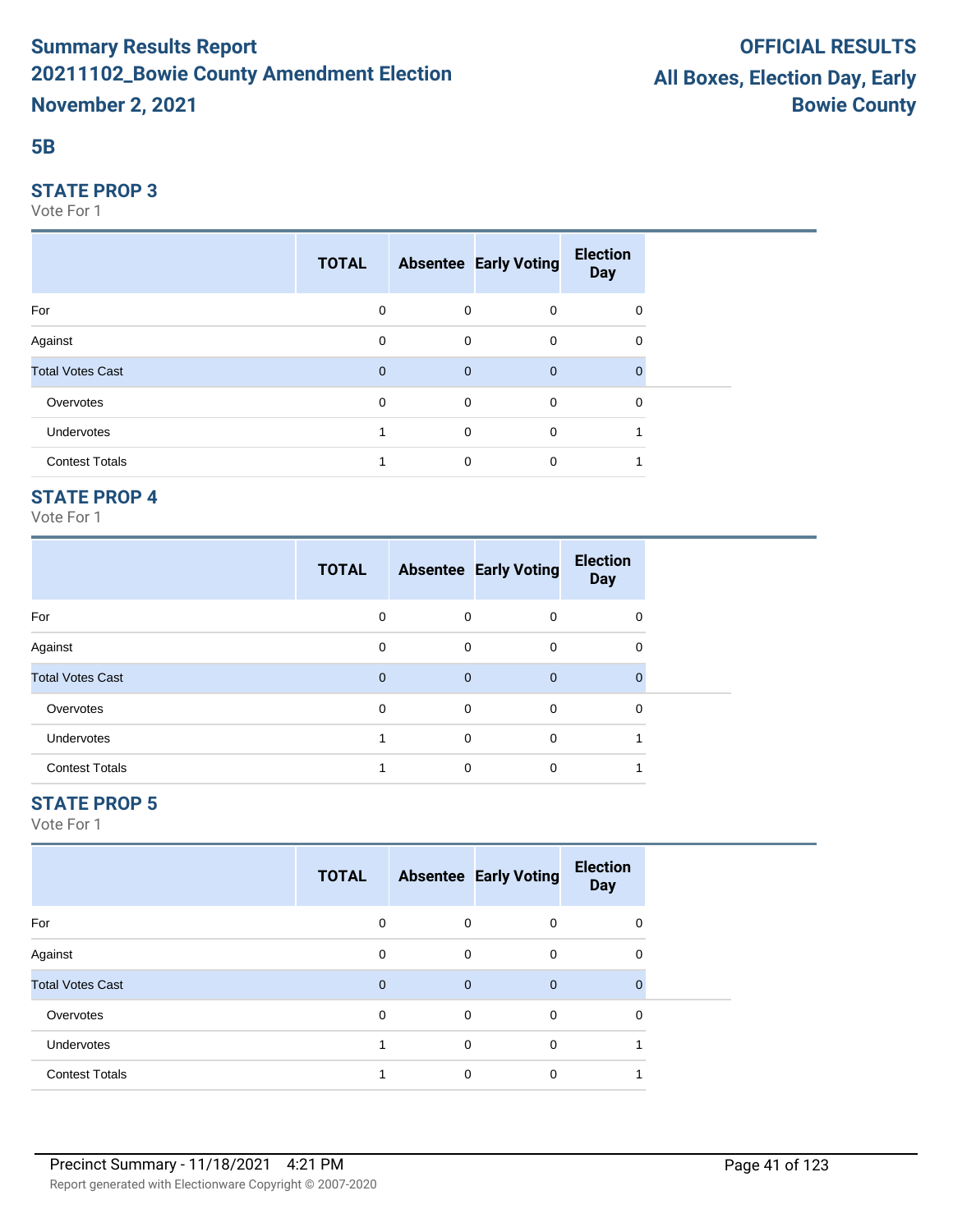# Summary Results Report
# 20211102_Bowie County Amendment Election
# November 2, 2021

# OFFICIAL RESULTS
# All Boxes, Election Day, Early
# Bowie County

## 5B

### STATE PROP 3

Vote For 1

| | TOTAL | Absentee | Early Voting | Election Day |
|---|---|---|---|---|
| For | 0 | 0 | 0 | 0 |
| Against | 0 | 0 | 0 | 0 |
| Total Votes Cast | 0 | 0 | 0 | 0 |
| Overvotes | 0 | 0 | 0 | 0 |
| Undervotes | 1 | 0 | 0 | 1 |
| Contest Totals | 1 | 0 | 0 | 1 |

### STATE PROP 4

Vote For 1

| | TOTAL | Absentee | Early Voting | Election Day |
|---|---|---|---|---|
| For | 0 | 0 | 0 | 0 |
| Against | 0 | 0 | 0 | 0 |
| Total Votes Cast | 0 | 0 | 0 | 0 |
| Overvotes | 0 | 0 | 0 | 0 |
| Undervotes | 1 | 0 | 0 | 1 |
| Contest Totals | 1 | 0 | 0 | 1 |

### STATE PROP 5

Vote For 1

| | TOTAL | Absentee | Early Voting | Election Day |
|---|---|---|---|---|
| For | 0 | 0 | 0 | 0 |
| Against | 0 | 0 | 0 | 0 |
| Total Votes Cast | 0 | 0 | 0 | 0 |
| Overvotes | 0 | 0 | 0 | 0 |
| Undervotes | 1 | 0 | 0 | 1 |
| Contest Totals | 1 | 0 | 0 | 1 |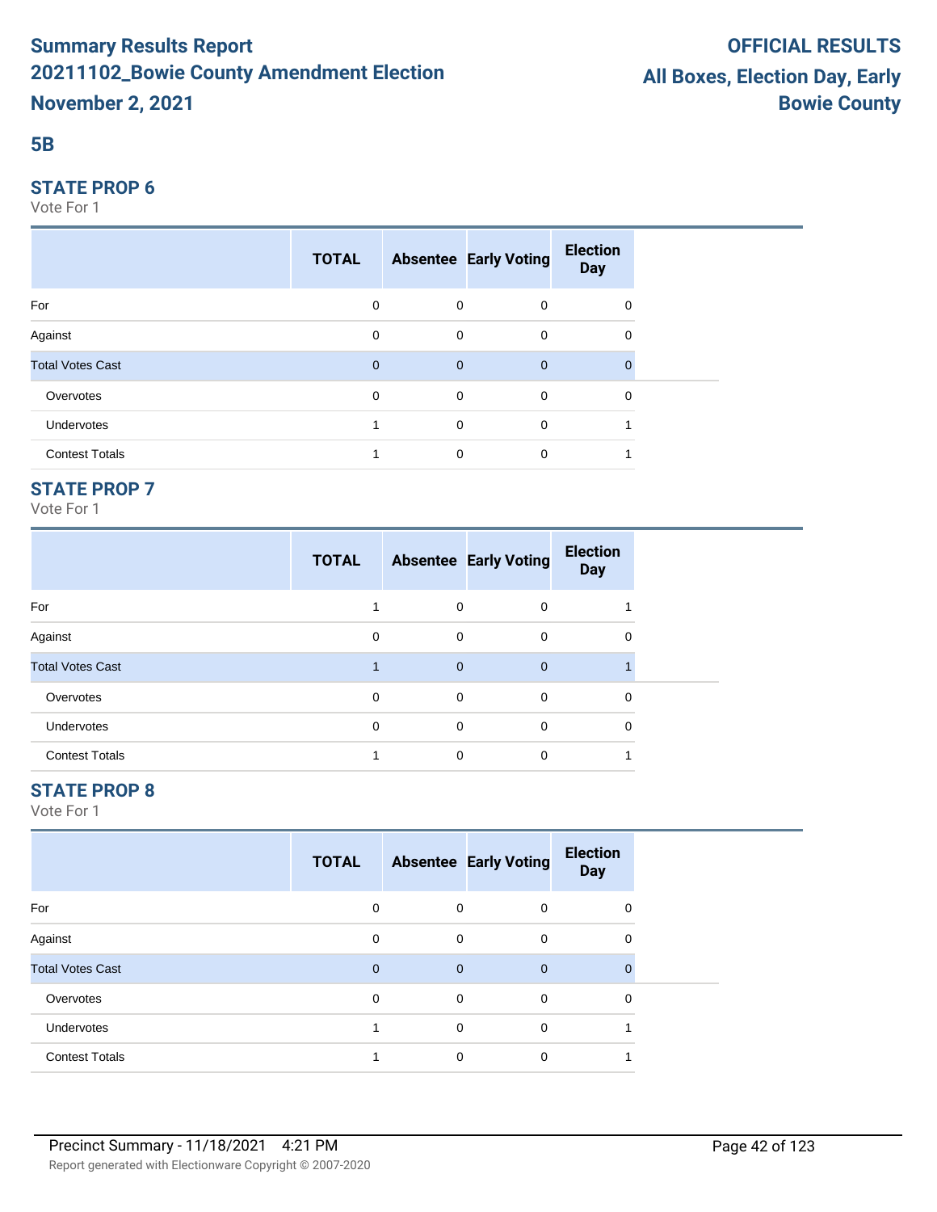# Summary Results Report
# 20211102_Bowie County Amendment Election
# November 2, 2021

**OFFICIAL RESULTS**
**All Boxes, Election Day, Early**
**Bowie County**

## 5B

### STATE PROP 6

Vote For 1

| | TOTAL | Absentee | Early Voting | Election Day |
|---|---|---|---|---|
| For | 0 | 0 | 0 | 0 |
| Against | 0 | 0 | 0 | 0 |
| Total Votes Cast | 0 | 0 | 0 | 0 |
| Overvotes | 0 | 0 | 0 | 0 |
| Undervotes | 1 | 0 | 0 | 1 |
| Contest Totals | 1 | 0 | 0 | 1 |

### STATE PROP 7

Vote For 1

| | TOTAL | Absentee | Early Voting | Election Day |
|---|---|---|---|---|
| For | 1 | 0 | 0 | 1 |
| Against | 0 | 0 | 0 | 0 |
| Total Votes Cast | 1 | 0 | 0 | 1 |
| Overvotes | 0 | 0 | 0 | 0 |
| Undervotes | 0 | 0 | 0 | 0 |
| Contest Totals | 1 | 0 | 0 | 1 |

### STATE PROP 8

Vote For 1

| | TOTAL | Absentee | Early Voting | Election Day |
|---|---|---|---|---|
| For | 0 | 0 | 0 | 0 |
| Against | 0 | 0 | 0 | 0 |
| Total Votes Cast | 0 | 0 | 0 | 0 |
| Overvotes | 0 | 0 | 0 | 0 |
| Undervotes | 1 | 0 | 0 | 1 |
| Contest Totals | 1 | 0 | 0 | 1 |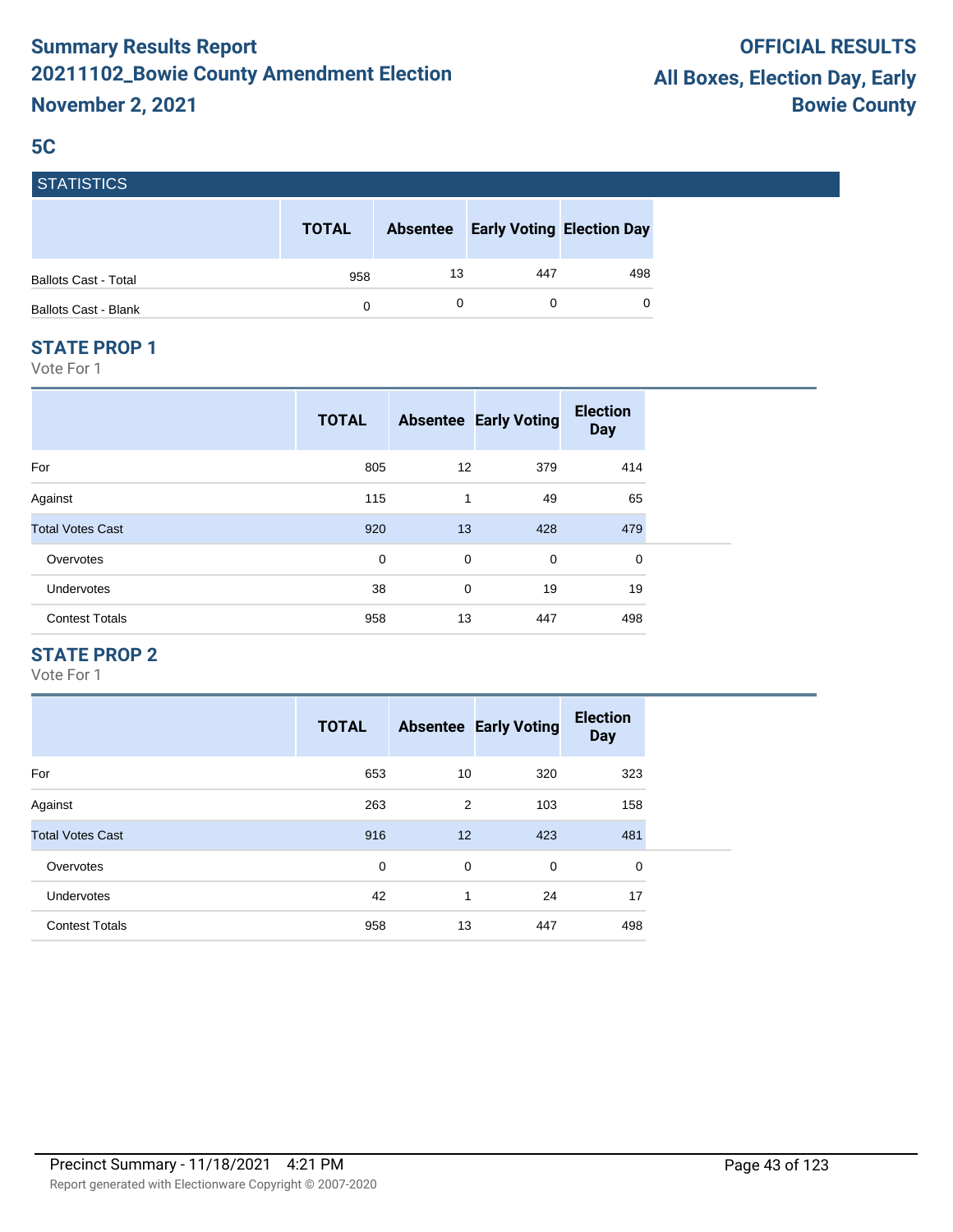# Summary Results Report

## 20211102_Bowie County Amendment Election

## November 2, 2021

**OFFICIAL RESULTS**
**All Boxes, Election Day, Early**
**Bowie County**

## 5C

### STATISTICS

| | TOTAL | Absentee | Early Voting | Election Day |
|---|---|---|---|---|
| Ballots Cast - Total | 958 | 13 | 447 | 498 |
| Ballots Cast - Blank | 0 | 0 | 0 | 0 |

### STATE PROP 1

Vote For 1

| | TOTAL | Absentee | Early Voting | Election Day |
|---|---|---|---|---|
| For | 805 | 12 | 379 | 414 |
| Against | 115 | 1 | 49 | 65 |
| Total Votes Cast | 920 | 13 | 428 | 479 |
| Overvotes | 0 | 0 | 0 | 0 |
| Undervotes | 38 | 0 | 19 | 19 |
| Contest Totals | 958 | 13 | 447 | 498 |

### STATE PROP 2

Vote For 1

| | TOTAL | Absentee | Early Voting | Election Day |
|---|---|---|---|---|
| For | 653 | 10 | 320 | 323 |
| Against | 263 | 2 | 103 | 158 |
| Total Votes Cast | 916 | 12 | 423 | 481 |
| Overvotes | 0 | 0 | 0 | 0 |
| Undervotes | 42 | 1 | 24 | 17 |
| Contest Totals | 958 | 13 | 447 | 498 |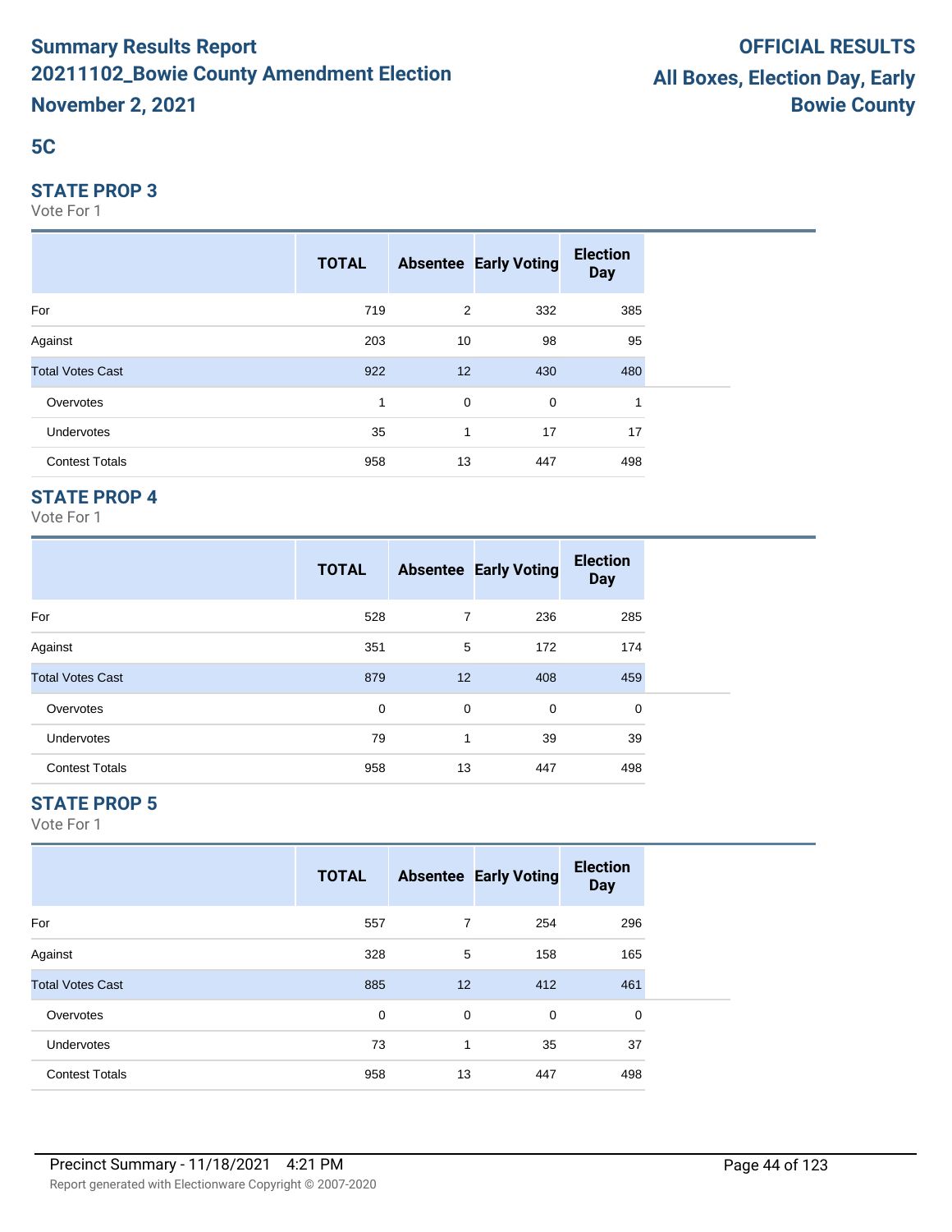# Summary Results Report
## 20211102_Bowie County Amendment Election
## November 2, 2021

**OFFICIAL RESULTS**
**All Boxes, Election Day, Early**
**Bowie County**

## 5C

### STATE PROP 3

Vote For 1

| | TOTAL | Absentee | Early Voting | Election Day |
|---|---|---|---|---|
| For | 719 | 2 | 332 | 385 |
| Against | 203 | 10 | 98 | 95 |
| Total Votes Cast | 922 | 12 | 430 | 480 |
| Overvotes | 1 | 0 | 0 | 1 |
| Undervotes | 35 | 1 | 17 | 17 |
| Contest Totals | 958 | 13 | 447 | 498 |

### STATE PROP 4

Vote For 1

| | TOTAL | Absentee | Early Voting | Election Day |
|---|---|---|---|---|
| For | 528 | 7 | 236 | 285 |
| Against | 351 | 5 | 172 | 174 |
| Total Votes Cast | 879 | 12 | 408 | 459 |
| Overvotes | 0 | 0 | 0 | 0 |
| Undervotes | 79 | 1 | 39 | 39 |
| Contest Totals | 958 | 13 | 447 | 498 |

### STATE PROP 5

Vote For 1

| | TOTAL | Absentee | Early Voting | Election Day |
|---|---|---|---|---|
| For | 557 | 7 | 254 | 296 |
| Against | 328 | 5 | 158 | 165 |
| Total Votes Cast | 885 | 12 | 412 | 461 |
| Overvotes | 0 | 0 | 0 | 0 |
| Undervotes | 73 | 1 | 35 | 37 |
| Contest Totals | 958 | 13 | 447 | 498 |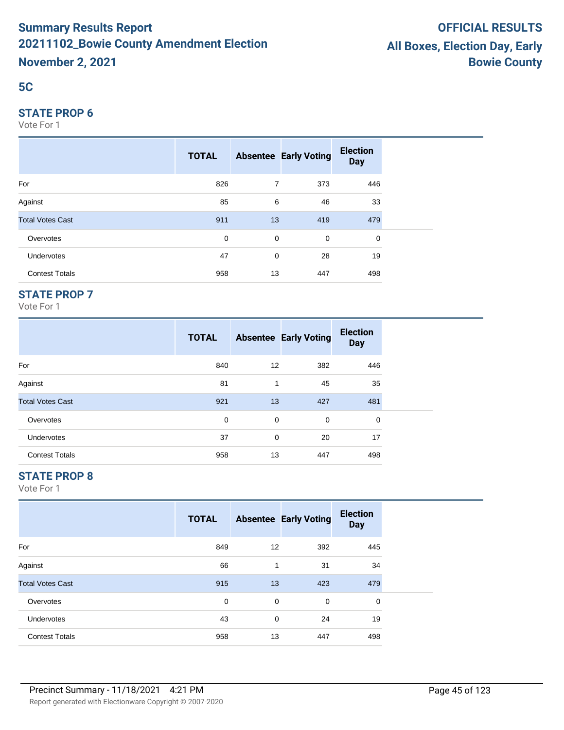# Summary Results Report
## 20211102_Bowie County Amendment Election
## November 2, 2021

**OFFICIAL RESULTS**
**All Boxes, Election Day, Early**
**Bowie County**

### 5C

### STATE PROP 6

Vote For 1

| | TOTAL | Absentee | Early Voting | Election Day |
|---|---|---|---|---|
| For | 826 | 7 | 373 | 446 |
| Against | 85 | 6 | 46 | 33 |
| Total Votes Cast | 911 | 13 | 419 | 479 |
| Overvotes | 0 | 0 | 0 | 0 |
| Undervotes | 47 | 0 | 28 | 19 |
| Contest Totals | 958 | 13 | 447 | 498 |

### STATE PROP 7

Vote For 1

| | TOTAL | Absentee | Early Voting | Election Day |
|---|---|---|---|---|
| For | 840 | 12 | 382 | 446 |
| Against | 81 | 1 | 45 | 35 |
| Total Votes Cast | 921 | 13 | 427 | 481 |
| Overvotes | 0 | 0 | 0 | 0 |
| Undervotes | 37 | 0 | 20 | 17 |
| Contest Totals | 958 | 13 | 447 | 498 |

### STATE PROP 8

Vote For 1

| | TOTAL | Absentee | Early Voting | Election Day |
|---|---|---|---|---|
| For | 849 | 12 | 392 | 445 |
| Against | 66 | 1 | 31 | 34 |
| Total Votes Cast | 915 | 13 | 423 | 479 |
| Overvotes | 0 | 0 | 0 | 0 |
| Undervotes | 43 | 0 | 24 | 19 |
| Contest Totals | 958 | 13 | 447 | 498 |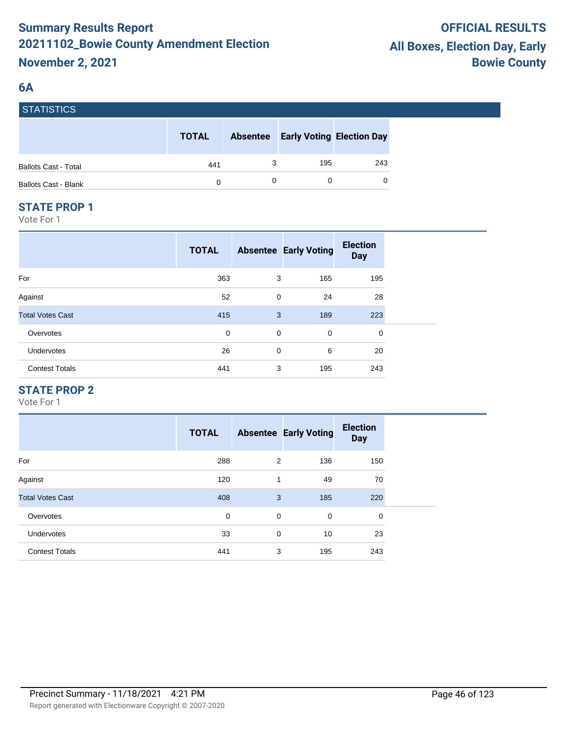# Summary Results Report
# 20211102_Bowie County Amendment Election
# November 2, 2021

**OFFICIAL RESULTS**
**All Boxes, Election Day, Early**
**Bowie County**

## 6A

### STATISTICS

| | TOTAL | Absentee | Early Voting | Election Day |
|---|---|---|---|---|
| Ballots Cast - Total | 441 | 3 | 195 | 243 |
| Ballots Cast - Blank | 0 | 0 | 0 | 0 |

### STATE PROP 1

Vote For 1

| | TOTAL | Absentee | Early Voting | Election Day |
|---|---|---|---|---|
| For | 363 | 3 | 165 | 195 |
| Against | 52 | 0 | 24 | 28 |
| Total Votes Cast | 415 | 3 | 189 | 223 |
| Overvotes | 0 | 0 | 0 | 0 |
| Undervotes | 26 | 0 | 6 | 20 |
| Contest Totals | 441 | 3 | 195 | 243 |

### STATE PROP 2

Vote For 1

| | TOTAL | Absentee | Early Voting | Election Day |
|---|---|---|---|---|
| For | 288 | 2 | 136 | 150 |
| Against | 120 | 1 | 49 | 70 |
| Total Votes Cast | 408 | 3 | 185 | 220 |
| Overvotes | 0 | 0 | 0 | 0 |
| Undervotes | 33 | 0 | 10 | 23 |
| Contest Totals | 441 | 3 | 195 | 243 |

Precinct Summary - 11/18/2021 4:21 PM

Report generated with Electionware Copyright © 2007-2020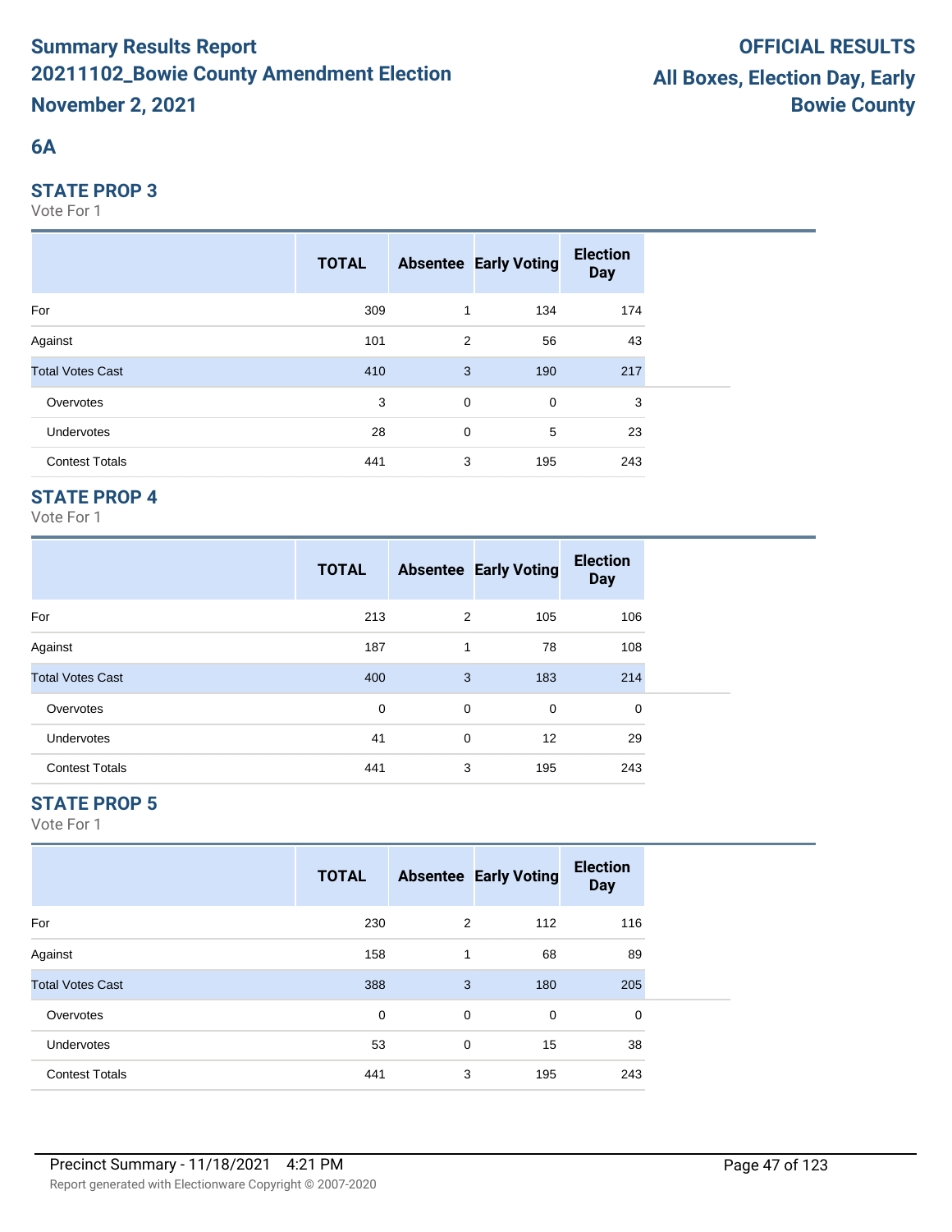# Summary Results Report
# 20211102_Bowie County Amendment Election
# November 2, 2021

**OFFICIAL RESULTS**
**All Boxes, Election Day, Early**
**Bowie County**

## 6A

### STATE PROP 3

Vote For 1

| | TOTAL | Absentee | Early Voting | Election Day |
|---|---|---|---|---|
| For | 309 | 1 | 134 | 174 |
| Against | 101 | 2 | 56 | 43 |
| Total Votes Cast | 410 | 3 | 190 | 217 |
| Overvotes | 3 | 0 | 0 | 3 |
| Undervotes | 28 | 0 | 5 | 23 |
| Contest Totals | 441 | 3 | 195 | 243 |

### STATE PROP 4

Vote For 1

| | TOTAL | Absentee | Early Voting | Election Day |
|---|---|---|---|---|
| For | 213 | 2 | 105 | 106 |
| Against | 187 | 1 | 78 | 108 |
| Total Votes Cast | 400 | 3 | 183 | 214 |
| Overvotes | 0 | 0 | 0 | 0 |
| Undervotes | 41 | 0 | 12 | 29 |
| Contest Totals | 441 | 3 | 195 | 243 |

### STATE PROP 5

Vote For 1

| | TOTAL | Absentee | Early Voting | Election Day |
|---|---|---|---|---|
| For | 230 | 2 | 112 | 116 |
| Against | 158 | 1 | 68 | 89 |
| Total Votes Cast | 388 | 3 | 180 | 205 |
| Overvotes | 0 | 0 | 0 | 0 |
| Undervotes | 53 | 0 | 15 | 38 |
| Contest Totals | 441 | 3 | 195 | 243 |

Precinct Summary - 11/18/2021 4:21 PM

Report generated with Electionware Copyright © 2007-2020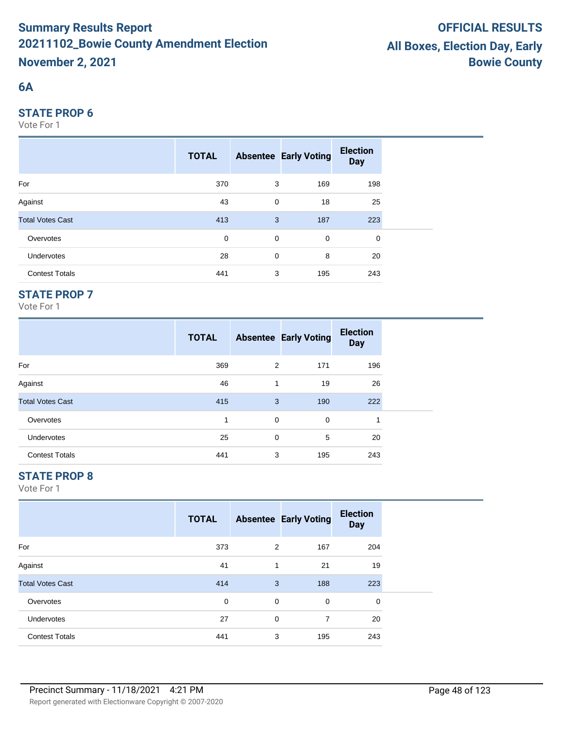# Summary Results Report
## 20211102_Bowie County Amendment Election
## November 2, 2021

**OFFICIAL RESULTS**
**All Boxes, Election Day, Early**
**Bowie County**

## 6A

### STATE PROP 6
Vote For 1

| | TOTAL | Absentee | Early Voting | Election Day |
|---|---|---|---|---|
| For | 370 | 3 | 169 | 198 |
| Against | 43 | 0 | 18 | 25 |
| Total Votes Cast | 413 | 3 | 187 | 223 |
| Overvotes | 0 | 0 | 0 | 0 |
| Undervotes | 28 | 0 | 8 | 20 |
| Contest Totals | 441 | 3 | 195 | 243 |

### STATE PROP 7
Vote For 1

| | TOTAL | Absentee | Early Voting | Election Day |
|---|---|---|---|---|
| For | 369 | 2 | 171 | 196 |
| Against | 46 | 1 | 19 | 26 |
| Total Votes Cast | 415 | 3 | 190 | 222 |
| Overvotes | 1 | 0 | 0 | 1 |
| Undervotes | 25 | 0 | 5 | 20 |
| Contest Totals | 441 | 3 | 195 | 243 |

### STATE PROP 8
Vote For 1

| | TOTAL | Absentee | Early Voting | Election Day |
|---|---|---|---|---|
| For | 373 | 2 | 167 | 204 |
| Against | 41 | 1 | 21 | 19 |
| Total Votes Cast | 414 | 3 | 188 | 223 |
| Overvotes | 0 | 0 | 0 | 0 |
| Undervotes | 27 | 0 | 7 | 20 |
| Contest Totals | 441 | 3 | 195 | 243 |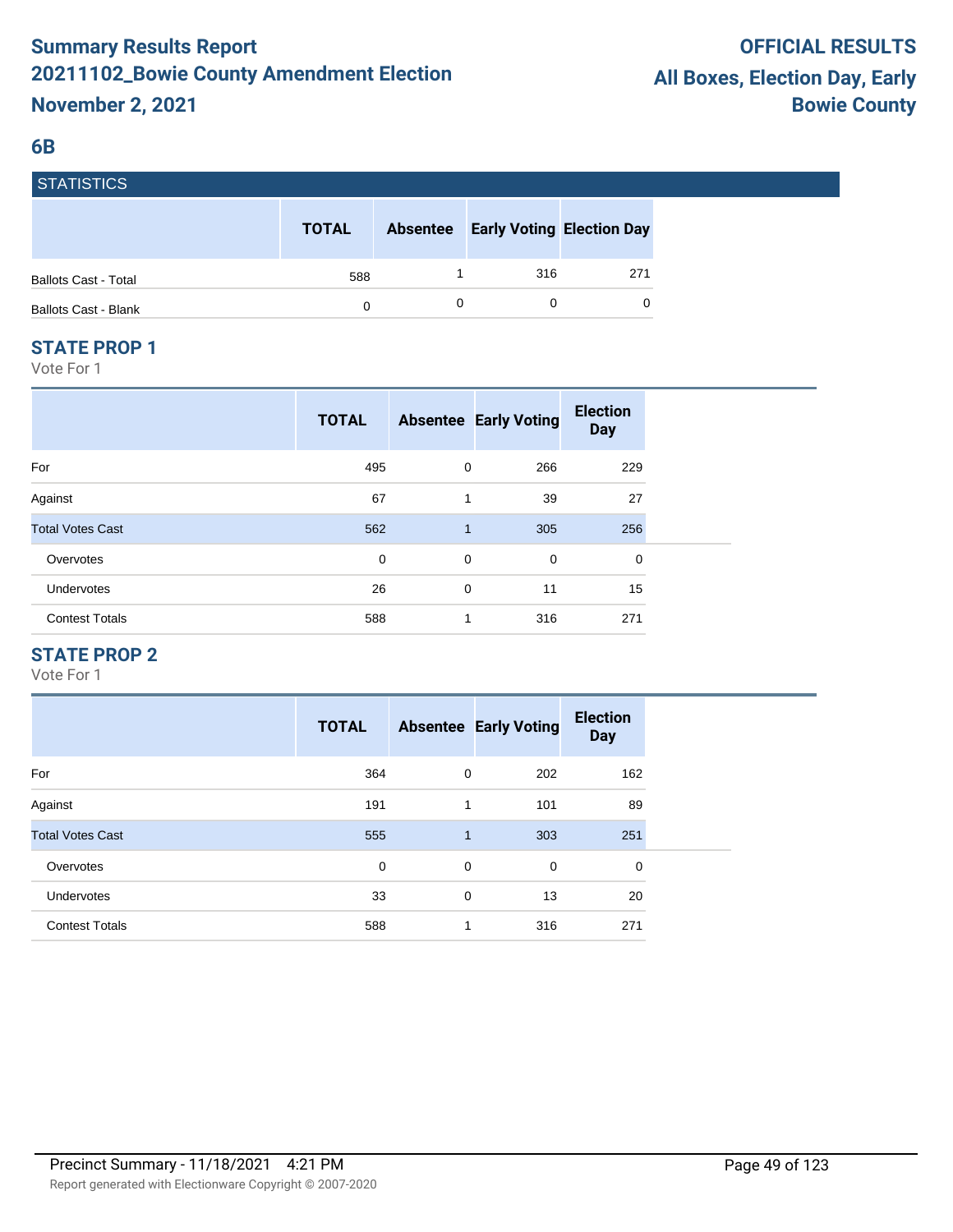# Summary Results Report 20211102_Bowie County Amendment Election November 2, 2021

**OFFICIAL RESULTS**
**All Boxes, Election Day, Early**
**Bowie County**

## 6B

### STATISTICS

| | TOTAL | Absentee | Early Voting | Election Day |
|---|---|---|---|---|
| Ballots Cast - Total | 588 | 1 | 316 | 271 |
| Ballots Cast - Blank | 0 | 0 | 0 | 0 |

### STATE PROP 1

Vote For 1

| | TOTAL | Absentee | Early Voting | Election Day |
|---|---|---|---|---|
| For | 495 | 0 | 266 | 229 |
| Against | 67 | 1 | 39 | 27 |
| Total Votes Cast | 562 | 1 | 305 | 256 |
| Overvotes | 0 | 0 | 0 | 0 |
| Undervotes | 26 | 0 | 11 | 15 |
| Contest Totals | 588 | 1 | 316 | 271 |

### STATE PROP 2

Vote For 1

| | TOTAL | Absentee | Early Voting | Election Day |
|---|---|---|---|---|
| For | 364 | 0 | 202 | 162 |
| Against | 191 | 1 | 101 | 89 |
| Total Votes Cast | 555 | 1 | 303 | 251 |
| Overvotes | 0 | 0 | 0 | 0 |
| Undervotes | 33 | 0 | 13 | 20 |
| Contest Totals | 588 | 1 | 316 | 271 |

Precinct Summary - 11/18/2021 4:21 PM

Report generated with Electionware Copyright © 2007-2020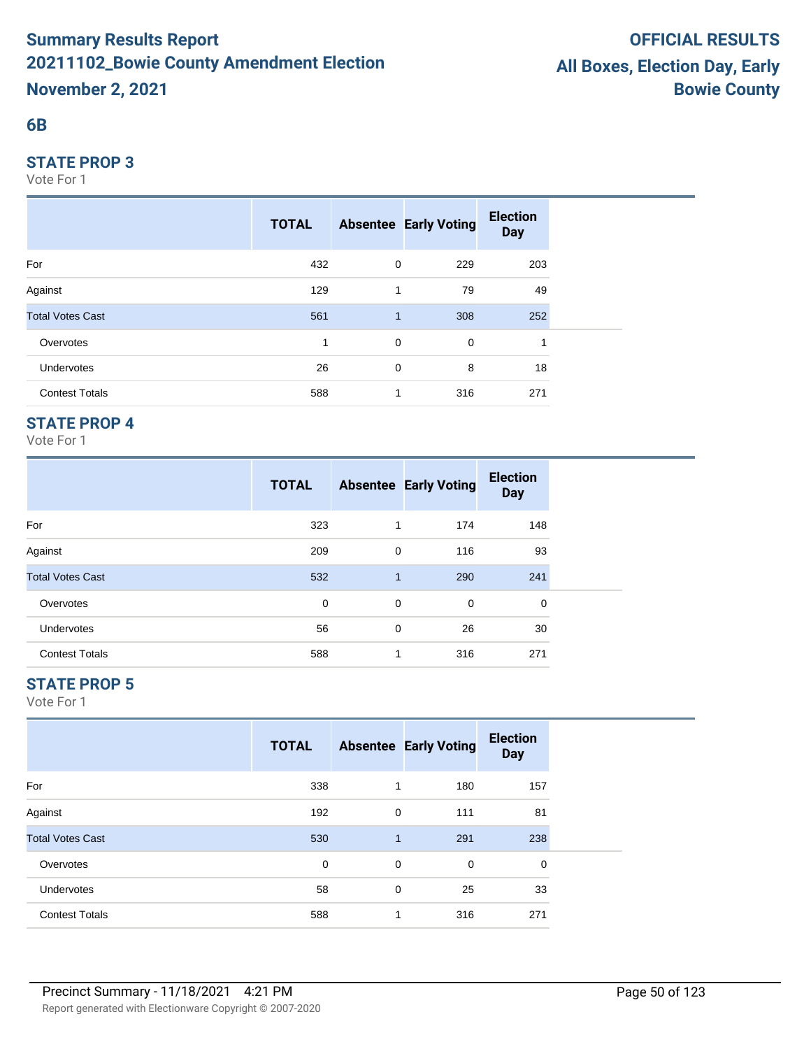# Summary Results Report
## 20211102_Bowie County Amendment Election
**November 2, 2021**

**OFFICIAL RESULTS**
**All Boxes, Election Day, Early**
**Bowie County**

## 6B

### STATE PROP 3
Vote For 1

| | TOTAL | Absentee | Early Voting | Election Day |
|---|---|---|---|---|
| For | 432 | 0 | 229 | 203 |
| Against | 129 | 1 | 79 | 49 |
| Total Votes Cast | 561 | 1 | 308 | 252 |
| Overvotes | 1 | 0 | 0 | 1 |
| Undervotes | 26 | 0 | 8 | 18 |
| Contest Totals | 588 | 1 | 316 | 271 |

### STATE PROP 4
Vote For 1

| | TOTAL | Absentee | Early Voting | Election Day |
|---|---|---|---|---|
| For | 323 | 1 | 174 | 148 |
| Against | 209 | 0 | 116 | 93 |
| Total Votes Cast | 532 | 1 | 290 | 241 |
| Overvotes | 0 | 0 | 0 | 0 |
| Undervotes | 56 | 0 | 26 | 30 |
| Contest Totals | 588 | 1 | 316 | 271 |

### STATE PROP 5
Vote For 1

| | TOTAL | Absentee | Early Voting | Election Day |
|---|---|---|---|---|
| For | 338 | 1 | 180 | 157 |
| Against | 192 | 0 | 111 | 81 |
| Total Votes Cast | 530 | 1 | 291 | 238 |
| Overvotes | 0 | 0 | 0 | 0 |
| Undervotes | 58 | 0 | 25 | 33 |
| Contest Totals | 588 | 1 | 316 | 271 |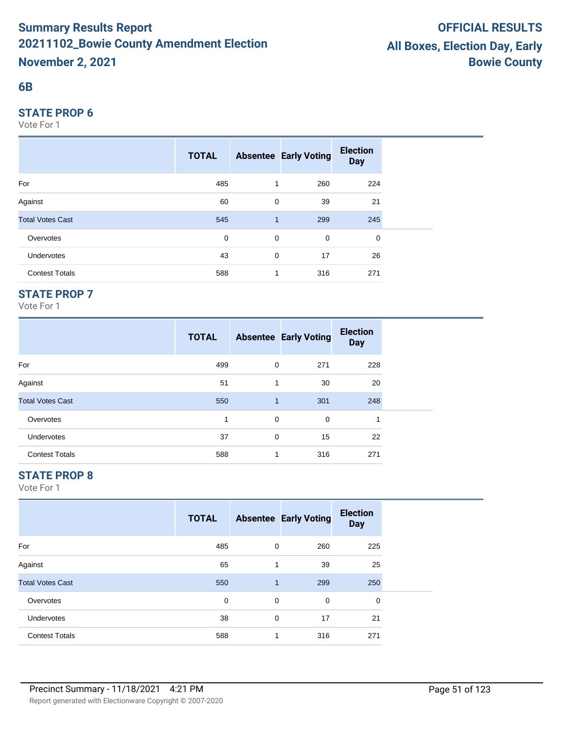## 6B

### STATE PROP 6

Vote For 1

| | TOTAL | Absentee | Early Voting | Election Day |
|---|---|---|---|---|
| For | 485 | 1 | 260 | 224 |
| Against | 60 | 0 | 39 | 21 |
| Total Votes Cast | 545 | 1 | 299 | 245 |
| Overvotes | 0 | 0 | 0 | 0 |
| Undervotes | 43 | 0 | 17 | 26 |
| Contest Totals | 588 | 1 | 316 | 271 |

### STATE PROP 7

Vote For 1

| | TOTAL | Absentee | Early Voting | Election Day |
|---|---|---|---|---|
| For | 499 | 0 | 271 | 228 |
| Against | 51 | 1 | 30 | 20 |
| Total Votes Cast | 550 | 1 | 301 | 248 |
| Overvotes | 1 | 0 | 0 | 1 |
| Undervotes | 37 | 0 | 15 | 22 |
| Contest Totals | 588 | 1 | 316 | 271 |

### STATE PROP 8

Vote For 1

| | TOTAL | Absentee | Early Voting | Election Day |
|---|---|---|---|---|
| For | 485 | 0 | 260 | 225 |
| Against | 65 | 1 | 39 | 25 |
| Total Votes Cast | 550 | 1 | 299 | 250 |
| Overvotes | 0 | 0 | 0 | 0 |
| Undervotes | 38 | 0 | 17 | 21 |
| Contest Totals | 588 | 1 | 316 | 271 |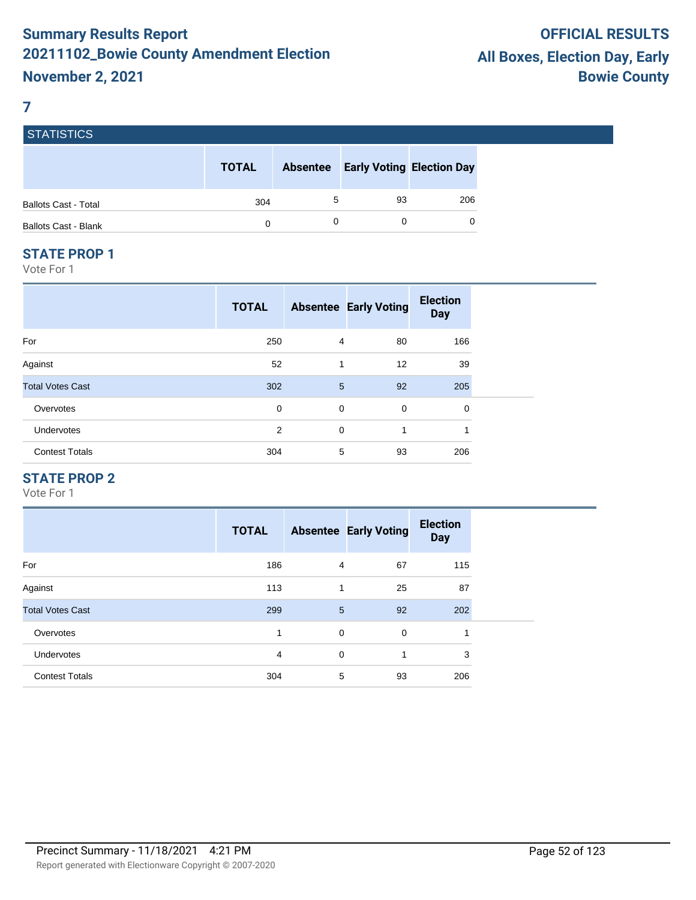# Summary Results Report
# 20211102_Bowie County Amendment Election
# November 2, 2021

**OFFICIAL RESULTS**
**All Boxes, Election Day, Early**
**Bowie County**

## 7

### STATISTICS

| | TOTAL | Absentee | Early Voting | Election Day |
|---|---|---|---|---|
| Ballots Cast - Total | 304 | 5 | 93 | 206 |
| Ballots Cast - Blank | 0 | 0 | 0 | 0 |

### STATE PROP 1

Vote For 1

| | TOTAL | Absentee | Early Voting | Election Day |
|---|---|---|---|---|
| For | 250 | 4 | 80 | 166 |
| Against | 52 | 1 | 12 | 39 |
| Total Votes Cast | 302 | 5 | 92 | 205 |
| Overvotes | 0 | 0 | 0 | 0 |
| Undervotes | 2 | 0 | 1 | 1 |
| Contest Totals | 304 | 5 | 93 | 206 |

### STATE PROP 2

Vote For 1

| | TOTAL | Absentee | Early Voting | Election Day |
|---|---|---|---|---|
| For | 186 | 4 | 67 | 115 |
| Against | 113 | 1 | 25 | 87 |
| Total Votes Cast | 299 | 5 | 92 | 202 |
| Overvotes | 1 | 0 | 0 | 1 |
| Undervotes | 4 | 0 | 1 | 3 |
| Contest Totals | 304 | 5 | 93 | 206 |

Precinct Summary - 11/18/2021 4:21 PM

Report generated with Electionware Copyright © 2007-2020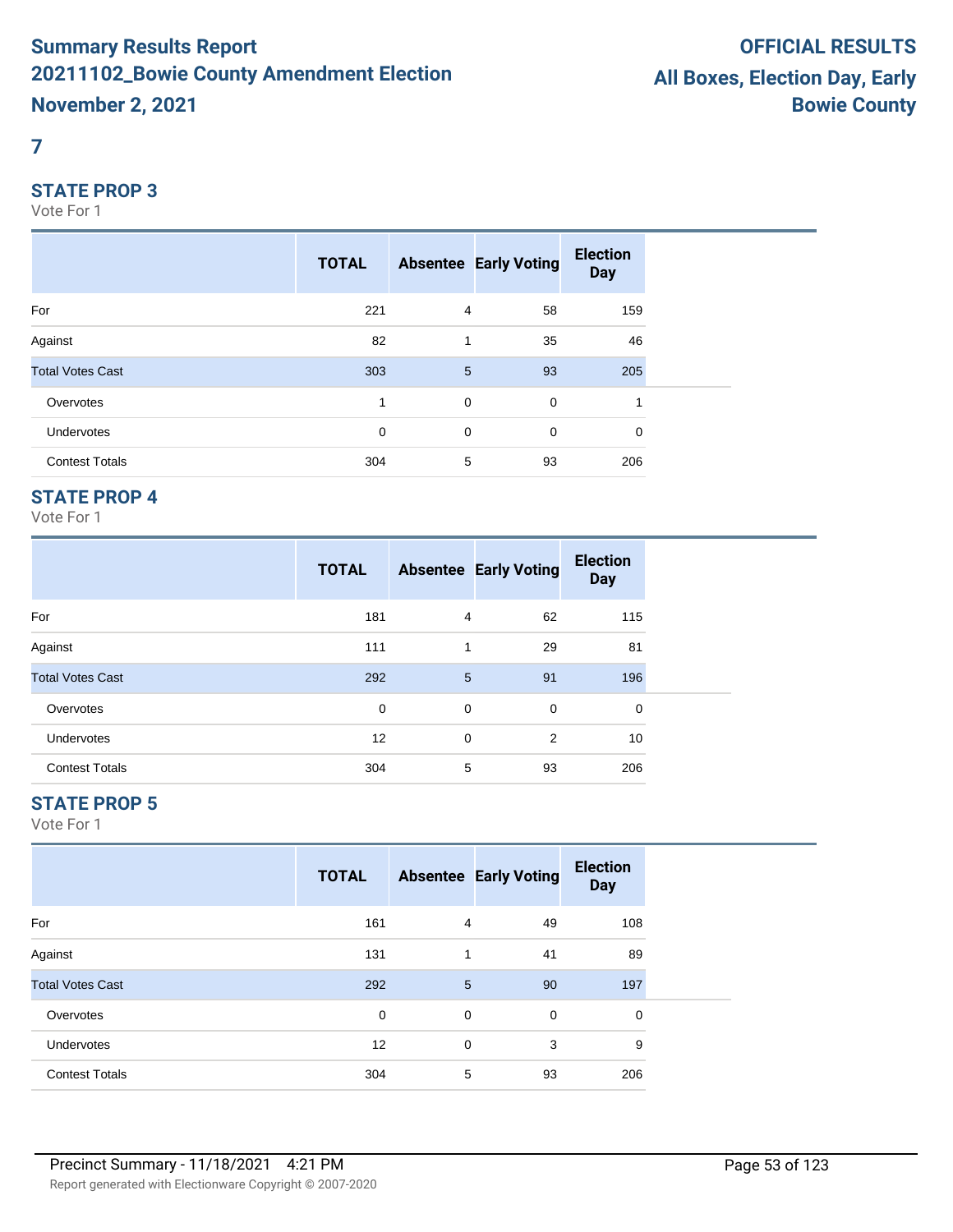# Summary Results Report
# 20211102_Bowie County Amendment Election
# November 2, 2021

**OFFICIAL RESULTS**
**All Boxes, Election Day, Early**
**Bowie County**

## 7

### STATE PROP 3

Vote For 1

| | TOTAL | Absentee | Early Voting | Election Day |
|---|---|---|---|---|
| For | 221 | 4 | 58 | 159 |
| Against | 82 | 1 | 35 | 46 |
| Total Votes Cast | 303 | 5 | 93 | 205 |
| Overvotes | 1 | 0 | 0 | 1 |
| Undervotes | 0 | 0 | 0 | 0 |
| Contest Totals | 304 | 5 | 93 | 206 |

### STATE PROP 4

Vote For 1

| | TOTAL | Absentee | Early Voting | Election Day |
|---|---|---|---|---|
| For | 181 | 4 | 62 | 115 |
| Against | 111 | 1 | 29 | 81 |
| Total Votes Cast | 292 | 5 | 91 | 196 |
| Overvotes | 0 | 0 | 0 | 0 |
| Undervotes | 12 | 0 | 2 | 10 |
| Contest Totals | 304 | 5 | 93 | 206 |

### STATE PROP 5

Vote For 1

| | TOTAL | Absentee | Early Voting | Election Day |
|---|---|---|---|---|
| For | 161 | 4 | 49 | 108 |
| Against | 131 | 1 | 41 | 89 |
| Total Votes Cast | 292 | 5 | 90 | 197 |
| Overvotes | 0 | 0 | 0 | 0 |
| Undervotes | 12 | 0 | 3 | 9 |
| Contest Totals | 304 | 5 | 93 | 206 |

Precinct Summary - 11/18/2021 4:21 PM

Report generated with Electionware Copyright © 2007-2020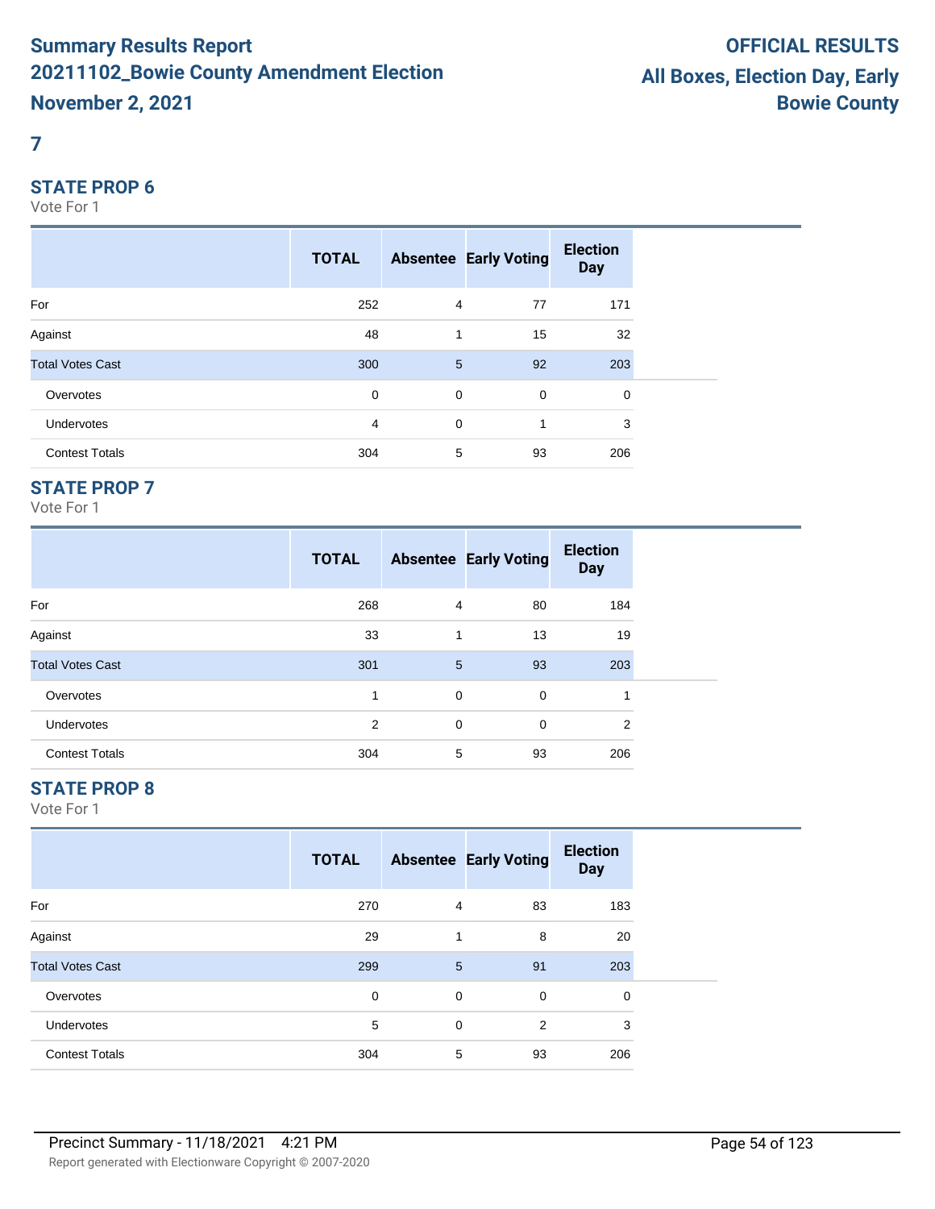# Summary Results Report

# 20211102_Bowie County Amendment Election

# November 2, 2021

**OFFICIAL RESULTS**

**All Boxes, Election Day, Early**

**Bowie County**

## 7

### STATE PROP 6

Vote For 1

| | TOTAL | Absentee | Early Voting | Election Day |
|---|---|---|---|---|
| For | 252 | 4 | 77 | 171 |
| Against | 48 | 1 | 15 | 32 |
| Total Votes Cast | 300 | 5 | 92 | 203 |
| Overvotes | 0 | 0 | 0 | 0 |
| Undervotes | 4 | 0 | 1 | 3 |
| Contest Totals | 304 | 5 | 93 | 206 |

### STATE PROP 7

Vote For 1

| | TOTAL | Absentee | Early Voting | Election Day |
|---|---|---|---|---|
| For | 268 | 4 | 80 | 184 |
| Against | 33 | 1 | 13 | 19 |
| Total Votes Cast | 301 | 5 | 93 | 203 |
| Overvotes | 1 | 0 | 0 | 1 |
| Undervotes | 2 | 0 | 0 | 2 |
| Contest Totals | 304 | 5 | 93 | 206 |

### STATE PROP 8

Vote For 1

| | TOTAL | Absentee | Early Voting | Election Day |
|---|---|---|---|---|
| For | 270 | 4 | 83 | 183 |
| Against | 29 | 1 | 8 | 20 |
| Total Votes Cast | 299 | 5 | 91 | 203 |
| Overvotes | 0 | 0 | 0 | 0 |
| Undervotes | 5 | 0 | 2 | 3 |
| Contest Totals | 304 | 5 | 93 | 206 |

Precinct Summary - 11/18/2021 4:21 PM

Report generated with Electionware Copyright © 2007-2020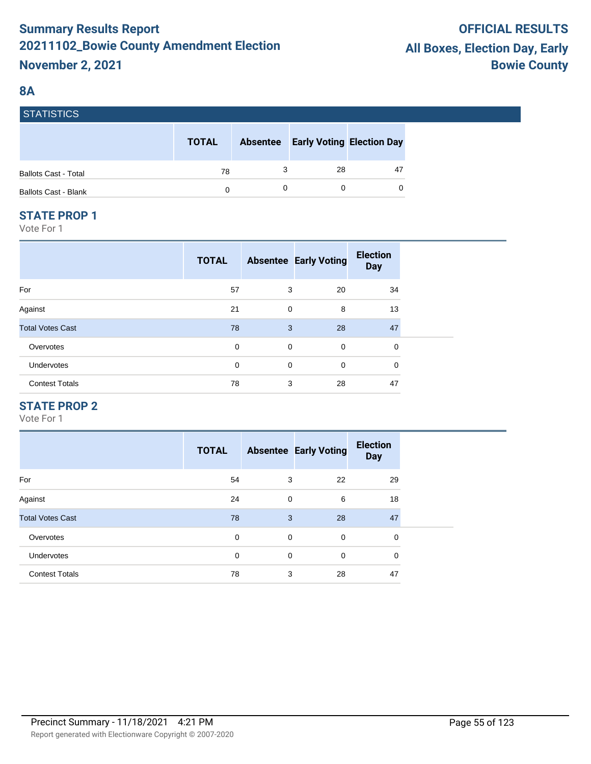# Summary Results Report
# 20211102_Bowie County Amendment Election
# November 2, 2021

**OFFICIAL RESULTS**
**All Boxes, Election Day, Early**
**Bowie County**

## 8A

### STATISTICS

| | TOTAL | Absentee | Early Voting | Election Day |
|---|---|---|---|---|
| Ballots Cast - Total | 78 | 3 | 28 | 47 |
| Ballots Cast - Blank | 0 | 0 | 0 | 0 |

### STATE PROP 1

Vote For 1

| | TOTAL | Absentee | Early Voting | Election Day |
|---|---|---|---|---|
| For | 57 | 3 | 20 | 34 |
| Against | 21 | 0 | 8 | 13 |
| Total Votes Cast | 78 | 3 | 28 | 47 |
| Overvotes | 0 | 0 | 0 | 0 |
| Undervotes | 0 | 0 | 0 | 0 |
| Contest Totals | 78 | 3 | 28 | 47 |

### STATE PROP 2

Vote For 1

| | TOTAL | Absentee | Early Voting | Election Day |
|---|---|---|---|---|
| For | 54 | 3 | 22 | 29 |
| Against | 24 | 0 | 6 | 18 |
| Total Votes Cast | 78 | 3 | 28 | 47 |
| Overvotes | 0 | 0 | 0 | 0 |
| Undervotes | 0 | 0 | 0 | 0 |
| Contest Totals | 78 | 3 | 28 | 47 |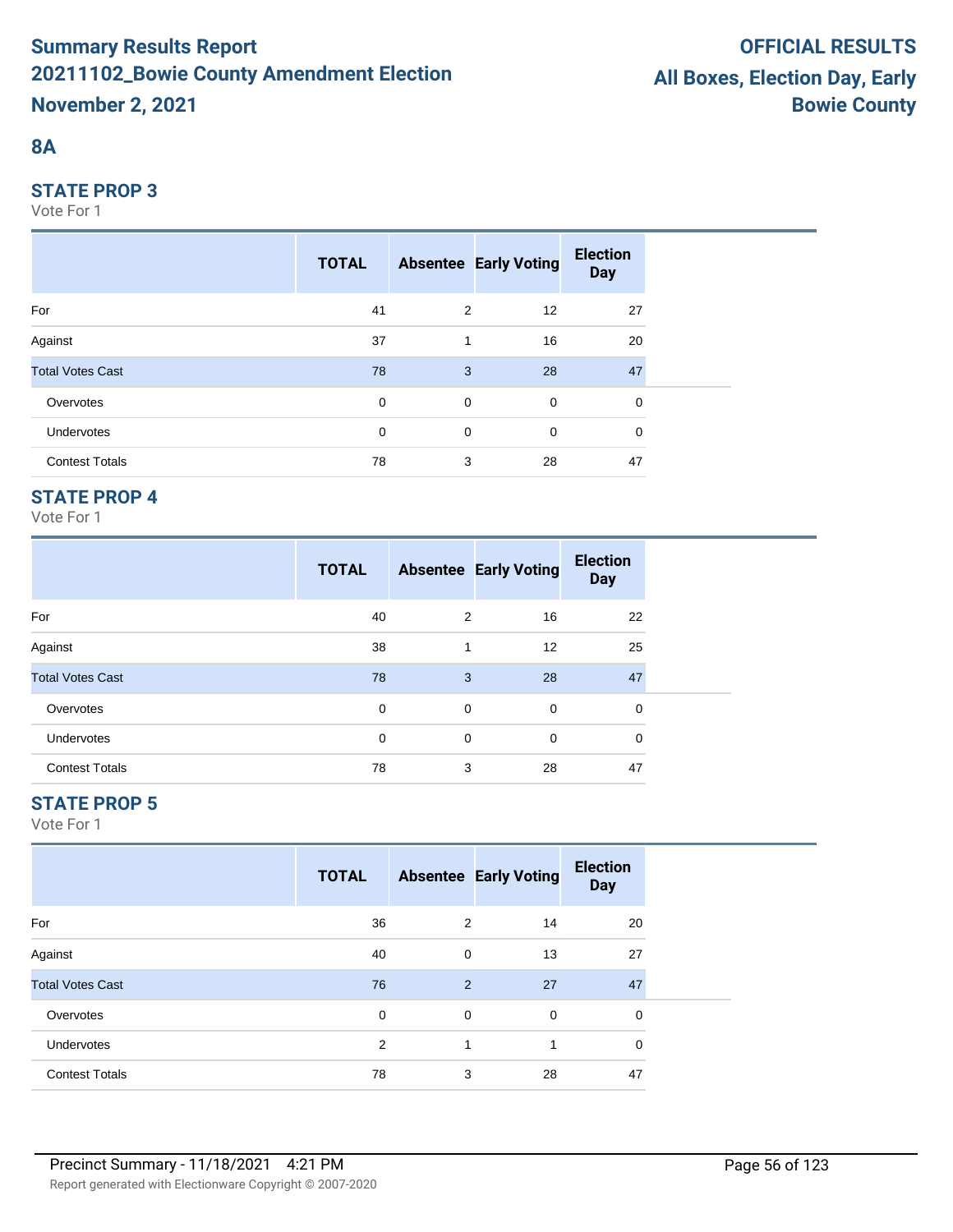**Summary Results Report**
**20211102_Bowie County Amendment Election**
**November 2, 2021**

**OFFICIAL RESULTS**
**All Boxes, Election Day, Early**
**Bowie County**

## 8A

### STATE PROP 3

Vote For 1

| | TOTAL | Absentee | Early Voting | Election Day |
|---|---|---|---|---|
| For | 41 | 2 | 12 | 27 |
| Against | 37 | 1 | 16 | 20 |
| Total Votes Cast | 78 | 3 | 28 | 47 |
| Overvotes | 0 | 0 | 0 | 0 |
| Undervotes | 0 | 0 | 0 | 0 |
| Contest Totals | 78 | 3 | 28 | 47 |

### STATE PROP 4

Vote For 1

| | TOTAL | Absentee | Early Voting | Election Day |
|---|---|---|---|---|
| For | 40 | 2 | 16 | 22 |
| Against | 38 | 1 | 12 | 25 |
| Total Votes Cast | 78 | 3 | 28 | 47 |
| Overvotes | 0 | 0 | 0 | 0 |
| Undervotes | 0 | 0 | 0 | 0 |
| Contest Totals | 78 | 3 | 28 | 47 |

### STATE PROP 5

Vote For 1

| | TOTAL | Absentee | Early Voting | Election Day |
|---|---|---|---|---|
| For | 36 | 2 | 14 | 20 |
| Against | 40 | 0 | 13 | 27 |
| Total Votes Cast | 76 | 2 | 27 | 47 |
| Overvotes | 0 | 0 | 0 | 0 |
| Undervotes | 2 | 1 | 1 | 0 |
| Contest Totals | 78 | 3 | 28 | 47 |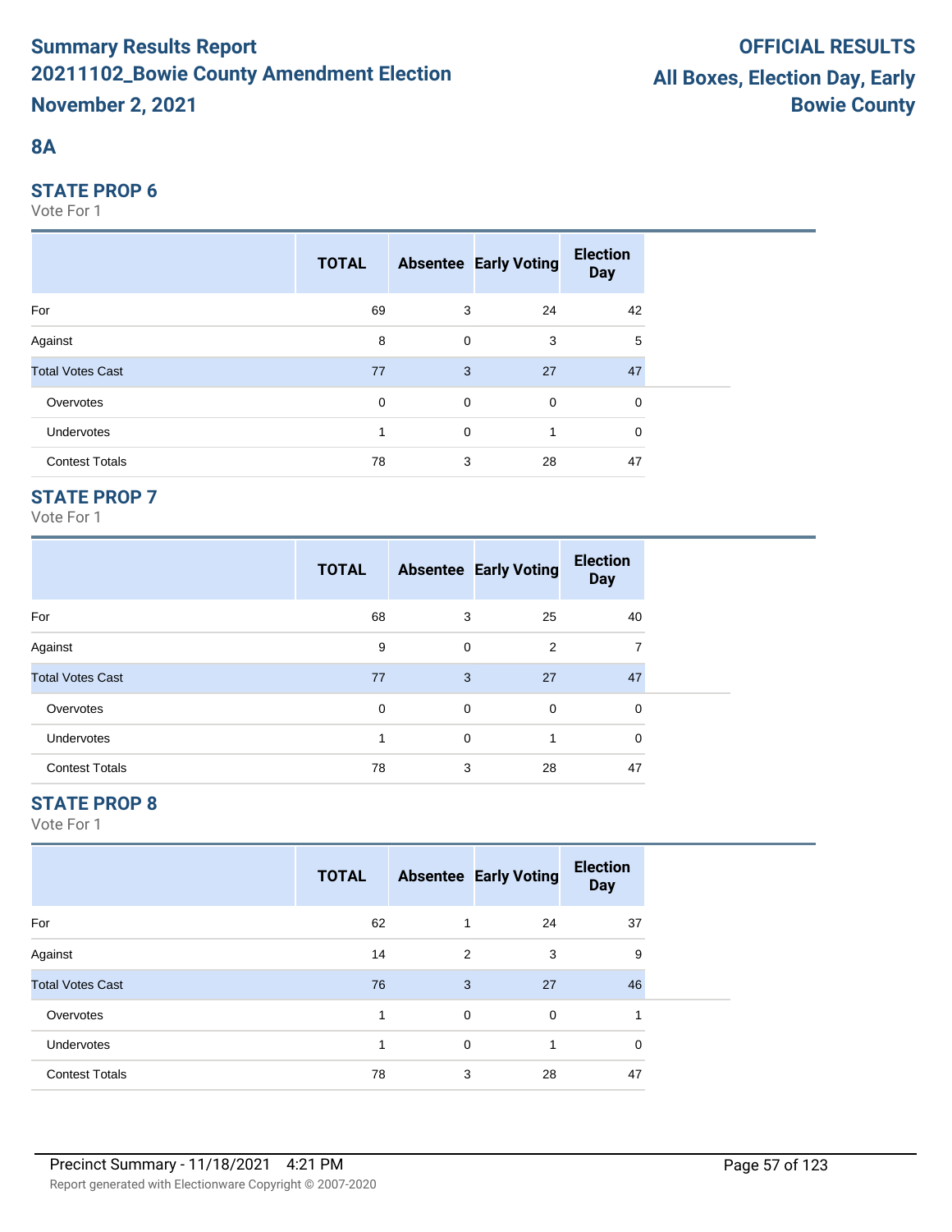# Summary Results Report
# 20211102_Bowie County Amendment Election
# November 2, 2021

**OFFICIAL RESULTS**
**All Boxes, Election Day, Early**
**Bowie County**

## 8A

### STATE PROP 6

Vote For 1

| | TOTAL | Absentee | Early Voting | Election Day |
|---|---|---|---|---|
| For | 69 | 3 | 24 | 42 |
| Against | 8 | 0 | 3 | 5 |
| Total Votes Cast | 77 | 3 | 27 | 47 |
| Overvotes | 0 | 0 | 0 | 0 |
| Undervotes | 1 | 0 | 1 | 0 |
| Contest Totals | 78 | 3 | 28 | 47 |

### STATE PROP 7

Vote For 1

| | TOTAL | Absentee | Early Voting | Election Day |
|---|---|---|---|---|
| For | 68 | 3 | 25 | 40 |
| Against | 9 | 0 | 2 | 7 |
| Total Votes Cast | 77 | 3 | 27 | 47 |
| Overvotes | 0 | 0 | 0 | 0 |
| Undervotes | 1 | 0 | 1 | 0 |
| Contest Totals | 78 | 3 | 28 | 47 |

### STATE PROP 8

Vote For 1

| | TOTAL | Absentee | Early Voting | Election Day |
|---|---|---|---|---|
| For | 62 | 1 | 24 | 37 |
| Against | 14 | 2 | 3 | 9 |
| Total Votes Cast | 76 | 3 | 27 | 46 |
| Overvotes | 1 | 0 | 0 | 1 |
| Undervotes | 1 | 0 | 1 | 0 |
| Contest Totals | 78 | 3 | 28 | 47 |

Precinct Summary - 11/18/2021 4:21 PM

Report generated with Electionware Copyright © 2007-2020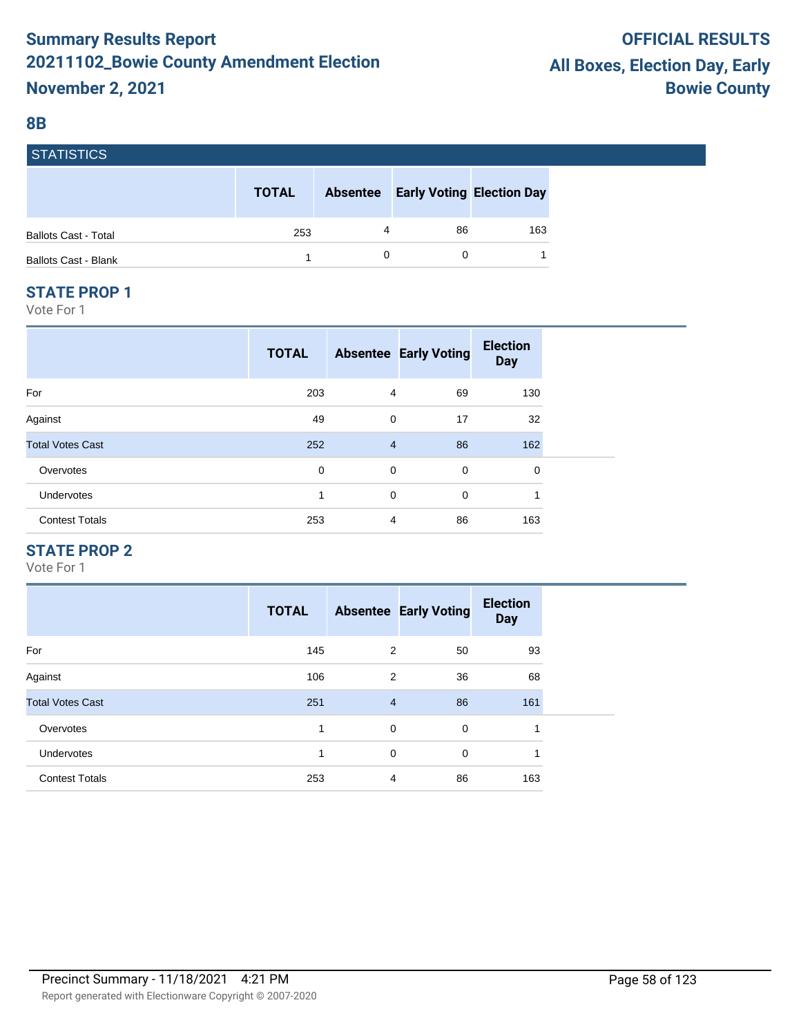# Summary Results Report
# 20211102_Bowie County Amendment Election
# November 2, 2021

**OFFICIAL RESULTS**
**All Boxes, Election Day, Early**
**Bowie County**

## 8B

### STATISTICS

| | TOTAL | Absentee | Early Voting | Election Day |
|---|---|---|---|---|
| Ballots Cast - Total | 253 | 4 | 86 | 163 |
| Ballots Cast - Blank | 1 | 0 | 0 | 1 |

### STATE PROP 1

Vote For 1

| | TOTAL | Absentee | Early Voting | Election Day |
|---|---|---|---|---|
| For | 203 | 4 | 69 | 130 |
| Against | 49 | 0 | 17 | 32 |
| Total Votes Cast | 252 | 4 | 86 | 162 |
| Overvotes | 0 | 0 | 0 | 0 |
| Undervotes | 1 | 0 | 0 | 1 |
| Contest Totals | 253 | 4 | 86 | 163 |

### STATE PROP 2

Vote For 1

| | TOTAL | Absentee | Early Voting | Election Day |
|---|---|---|---|---|
| For | 145 | 2 | 50 | 93 |
| Against | 106 | 2 | 36 | 68 |
| Total Votes Cast | 251 | 4 | 86 | 161 |
| Overvotes | 1 | 0 | 0 | 1 |
| Undervotes | 1 | 0 | 0 | 1 |
| Contest Totals | 253 | 4 | 86 | 163 |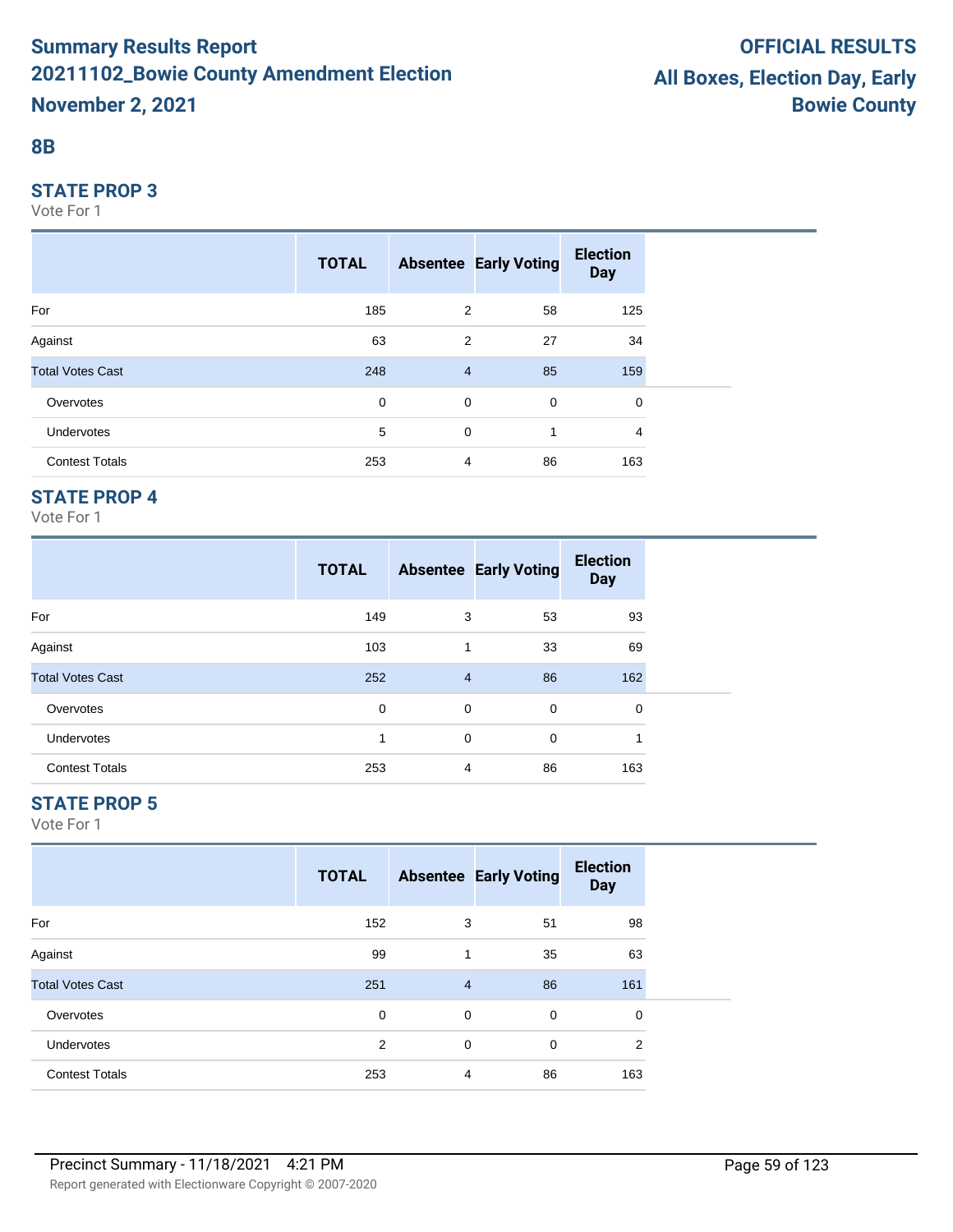# Summary Results Report
# 20211102_Bowie County Amendment Election
# November 2, 2021

**OFFICIAL RESULTS**
**All Boxes, Election Day, Early**
**Bowie County**

## 8B

### STATE PROP 3

Vote For 1

| | TOTAL | Absentee | Early Voting | Election Day |
|---|---|---|---|---|
| For | 185 | 2 | 58 | 125 |
| Against | 63 | 2 | 27 | 34 |
| Total Votes Cast | 248 | 4 | 85 | 159 |
| Overvotes | 0 | 0 | 0 | 0 |
| Undervotes | 5 | 0 | 1 | 4 |
| Contest Totals | 253 | 4 | 86 | 163 |

### STATE PROP 4

Vote For 1

| | TOTAL | Absentee | Early Voting | Election Day |
|---|---|---|---|---|
| For | 149 | 3 | 53 | 93 |
| Against | 103 | 1 | 33 | 69 |
| Total Votes Cast | 252 | 4 | 86 | 162 |
| Overvotes | 0 | 0 | 0 | 0 |
| Undervotes | 1 | 0 | 0 | 1 |
| Contest Totals | 253 | 4 | 86 | 163 |

### STATE PROP 5

Vote For 1

| | TOTAL | Absentee | Early Voting | Election Day |
|---|---|---|---|---|
| For | 152 | 3 | 51 | 98 |
| Against | 99 | 1 | 35 | 63 |
| Total Votes Cast | 251 | 4 | 86 | 161 |
| Overvotes | 0 | 0 | 0 | 0 |
| Undervotes | 2 | 0 | 0 | 2 |
| Contest Totals | 253 | 4 | 86 | 163 |

Precinct Summary - 11/18/2021 4:21 PM

Report generated with Electionware Copyright © 2007-2020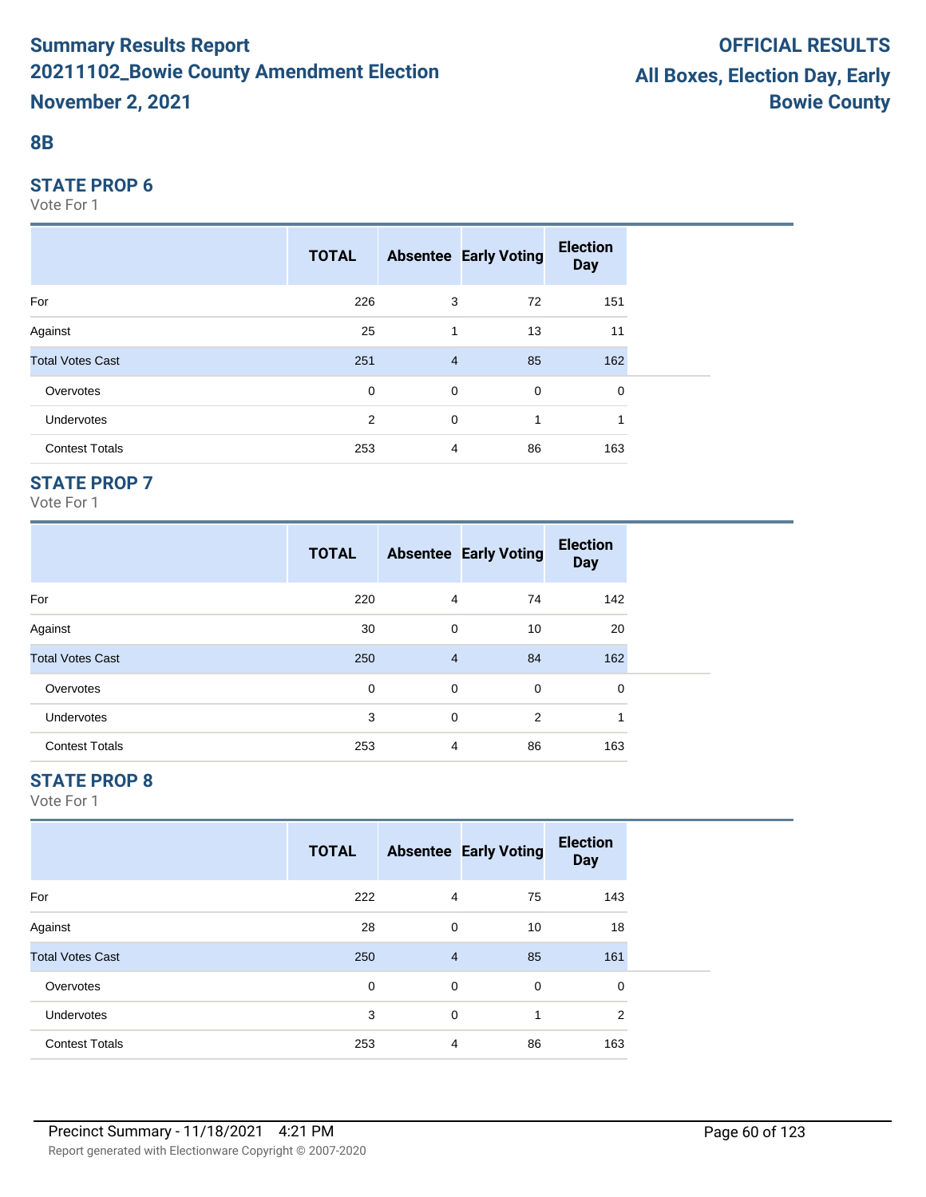# Summary Results Report
## 20211102_Bowie County Amendment Election
## November 2, 2021

**OFFICIAL RESULTS**
**All Boxes, Election Day, Early**
**Bowie County**

## 8B

### STATE PROP 6

Vote For 1

| | TOTAL | Absentee | Early Voting | Election Day |
|---|---|---|---|---|
| For | 226 | 3 | 72 | 151 |
| Against | 25 | 1 | 13 | 11 |
| Total Votes Cast | 251 | 4 | 85 | 162 |
| Overvotes | 0 | 0 | 0 | 0 |
| Undervotes | 2 | 0 | 1 | 1 |
| Contest Totals | 253 | 4 | 86 | 163 |

### STATE PROP 7

Vote For 1

| | TOTAL | Absentee | Early Voting | Election Day |
|---|---|---|---|---|
| For | 220 | 4 | 74 | 142 |
| Against | 30 | 0 | 10 | 20 |
| Total Votes Cast | 250 | 4 | 84 | 162 |
| Overvotes | 0 | 0 | 0 | 0 |
| Undervotes | 3 | 0 | 2 | 1 |
| Contest Totals | 253 | 4 | 86 | 163 |

### STATE PROP 8

Vote For 1

| | TOTAL | Absentee | Early Voting | Election Day |
|---|---|---|---|---|
| For | 222 | 4 | 75 | 143 |
| Against | 28 | 0 | 10 | 18 |
| Total Votes Cast | 250 | 4 | 85 | 161 |
| Overvotes | 0 | 0 | 0 | 0 |
| Undervotes | 3 | 0 | 1 | 2 |
| Contest Totals | 253 | 4 | 86 | 163 |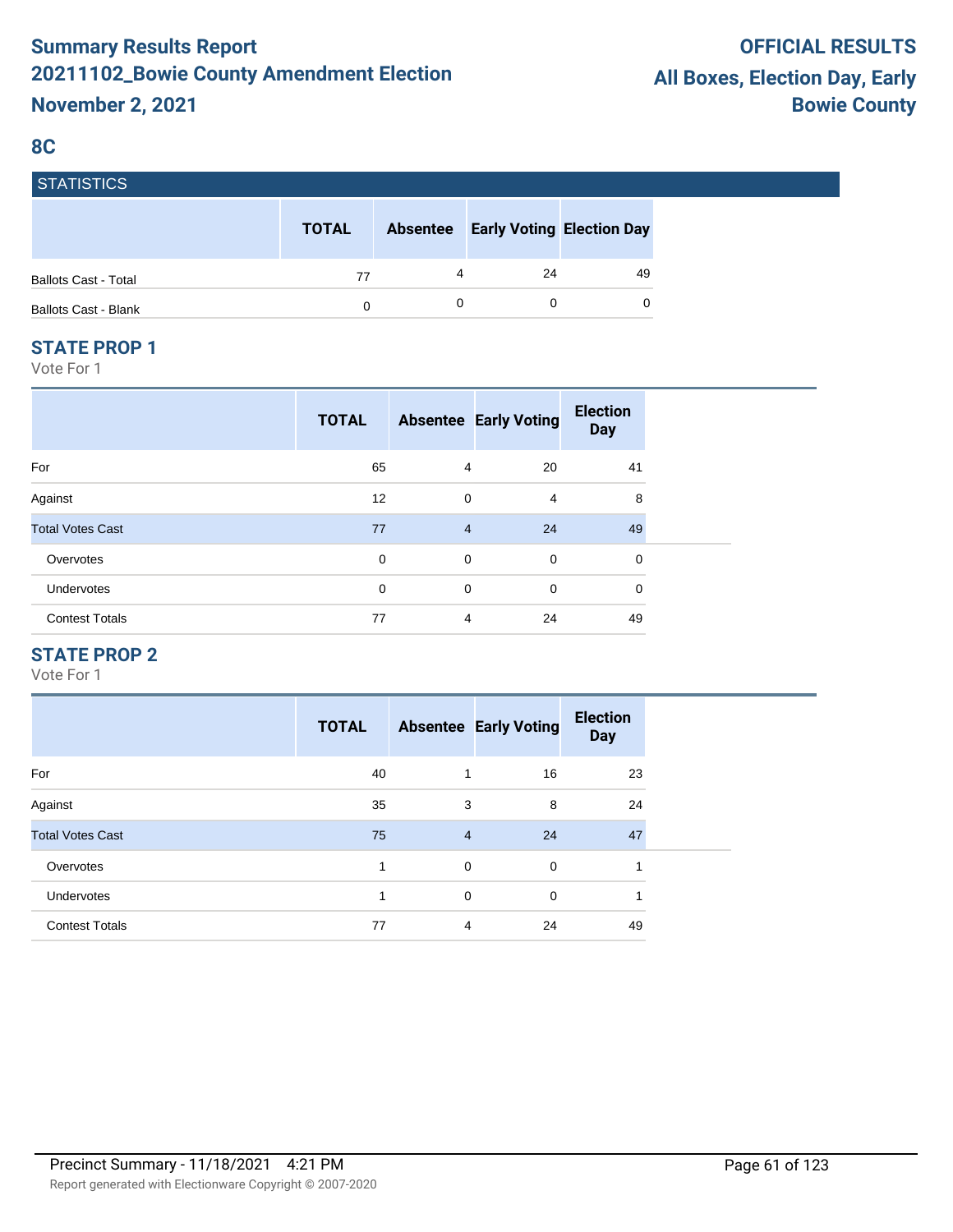# Summary Results Report
# 20211102_Bowie County Amendment Election
# November 2, 2021

**OFFICIAL RESULTS**
**All Boxes, Election Day, Early**
**Bowie County**

## 8C

### STATISTICS

| | TOTAL | Absentee | Early Voting | Election Day |
|---|---|---|---|---|
| Ballots Cast - Total | 77 | 4 | 24 | 49 |
| Ballots Cast - Blank | 0 | 0 | 0 | 0 |

### STATE PROP 1

Vote For 1

| | TOTAL | Absentee | Early Voting | Election Day |
|---|---|---|---|---|
| For | 65 | 4 | 20 | 41 |
| Against | 12 | 0 | 4 | 8 |
| Total Votes Cast | 77 | 4 | 24 | 49 |
| Overvotes | 0 | 0 | 0 | 0 |
| Undervotes | 0 | 0 | 0 | 0 |
| Contest Totals | 77 | 4 | 24 | 49 |

### STATE PROP 2

Vote For 1

| | TOTAL | Absentee | Early Voting | Election Day |
|---|---|---|---|---|
| For | 40 | 1 | 16 | 23 |
| Against | 35 | 3 | 8 | 24 |
| Total Votes Cast | 75 | 4 | 24 | 47 |
| Overvotes | 1 | 0 | 0 | 1 |
| Undervotes | 1 | 0 | 0 | 1 |
| Contest Totals | 77 | 4 | 24 | 49 |

Precinct Summary - 11/18/2021 4:21 PM

Report generated with Electionware Copyright © 2007-2020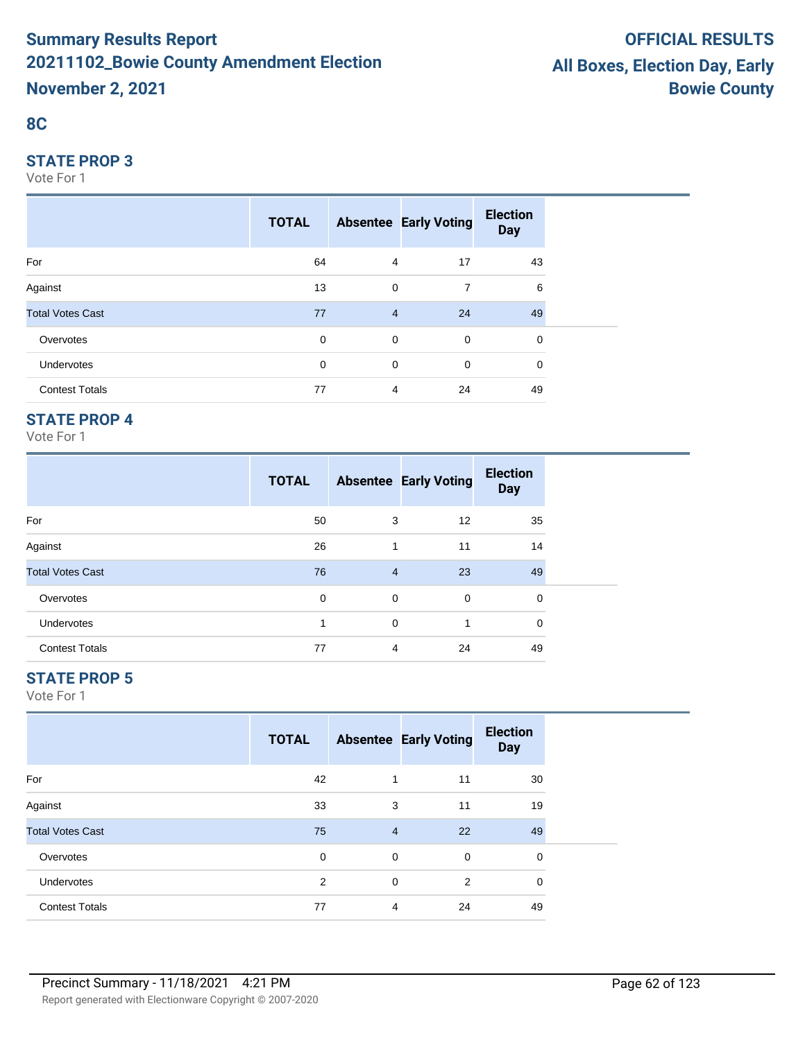# Summary Results Report
# 20211102_Bowie County Amendment Election
# November 2, 2021

**OFFICIAL RESULTS**
**All Boxes, Election Day, Early**
**Bowie County**

## 8C

### STATE PROP 3

Vote For 1

| | TOTAL | Absentee | Early Voting | Election Day |
|---|---|---|---|---|
| For | 64 | 4 | 17 | 43 |
| Against | 13 | 0 | 7 | 6 |
| Total Votes Cast | 77 | 4 | 24 | 49 |
| Overvotes | 0 | 0 | 0 | 0 |
| Undervotes | 0 | 0 | 0 | 0 |
| Contest Totals | 77 | 4 | 24 | 49 |

### STATE PROP 4

Vote For 1

| | TOTAL | Absentee | Early Voting | Election Day |
|---|---|---|---|---|
| For | 50 | 3 | 12 | 35 |
| Against | 26 | 1 | 11 | 14 |
| Total Votes Cast | 76 | 4 | 23 | 49 |
| Overvotes | 0 | 0 | 0 | 0 |
| Undervotes | 1 | 0 | 1 | 0 |
| Contest Totals | 77 | 4 | 24 | 49 |

### STATE PROP 5

Vote For 1

| | TOTAL | Absentee | Early Voting | Election Day |
|---|---|---|---|---|
| For | 42 | 1 | 11 | 30 |
| Against | 33 | 3 | 11 | 19 |
| Total Votes Cast | 75 | 4 | 22 | 49 |
| Overvotes | 0 | 0 | 0 | 0 |
| Undervotes | 2 | 0 | 2 | 0 |
| Contest Totals | 77 | 4 | 24 | 49 |

Precinct Summary - 11/18/2021 4:21 PM

Report generated with Electionware Copyright © 2007-2020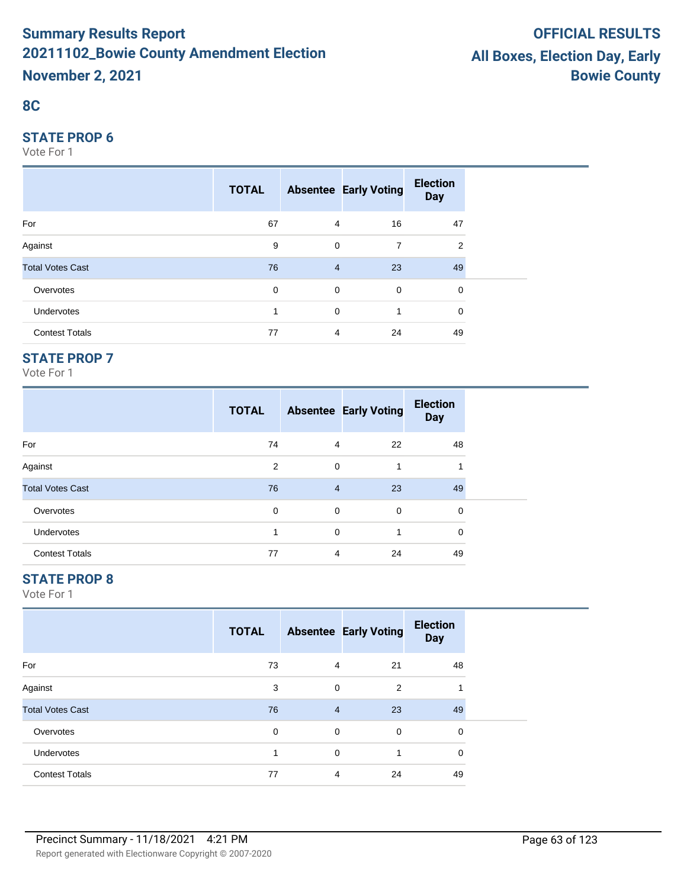# Summary Results Report
# 20211102_Bowie County Amendment Election
# November 2, 2021

**OFFICIAL RESULTS**
**All Boxes, Election Day, Early**
**Bowie County**

## 8C

### STATE PROP 6

Vote For 1

| | TOTAL | Absentee | Early Voting | Election Day |
|---|---|---|---|---|
| For | 67 | 4 | 16 | 47 |
| Against | 9 | 0 | 7 | 2 |
| Total Votes Cast | 76 | 4 | 23 | 49 |
| Overvotes | 0 | 0 | 0 | 0 |
| Undervotes | 1 | 0 | 1 | 0 |
| Contest Totals | 77 | 4 | 24 | 49 |

### STATE PROP 7

Vote For 1

| | TOTAL | Absentee | Early Voting | Election Day |
|---|---|---|---|---|
| For | 74 | 4 | 22 | 48 |
| Against | 2 | 0 | 1 | 1 |
| Total Votes Cast | 76 | 4 | 23 | 49 |
| Overvotes | 0 | 0 | 0 | 0 |
| Undervotes | 1 | 0 | 1 | 0 |
| Contest Totals | 77 | 4 | 24 | 49 |

### STATE PROP 8

Vote For 1

| | TOTAL | Absentee | Early Voting | Election Day |
|---|---|---|---|---|
| For | 73 | 4 | 21 | 48 |
| Against | 3 | 0 | 2 | 1 |
| Total Votes Cast | 76 | 4 | 23 | 49 |
| Overvotes | 0 | 0 | 0 | 0 |
| Undervotes | 1 | 0 | 1 | 0 |
| Contest Totals | 77 | 4 | 24 | 49 |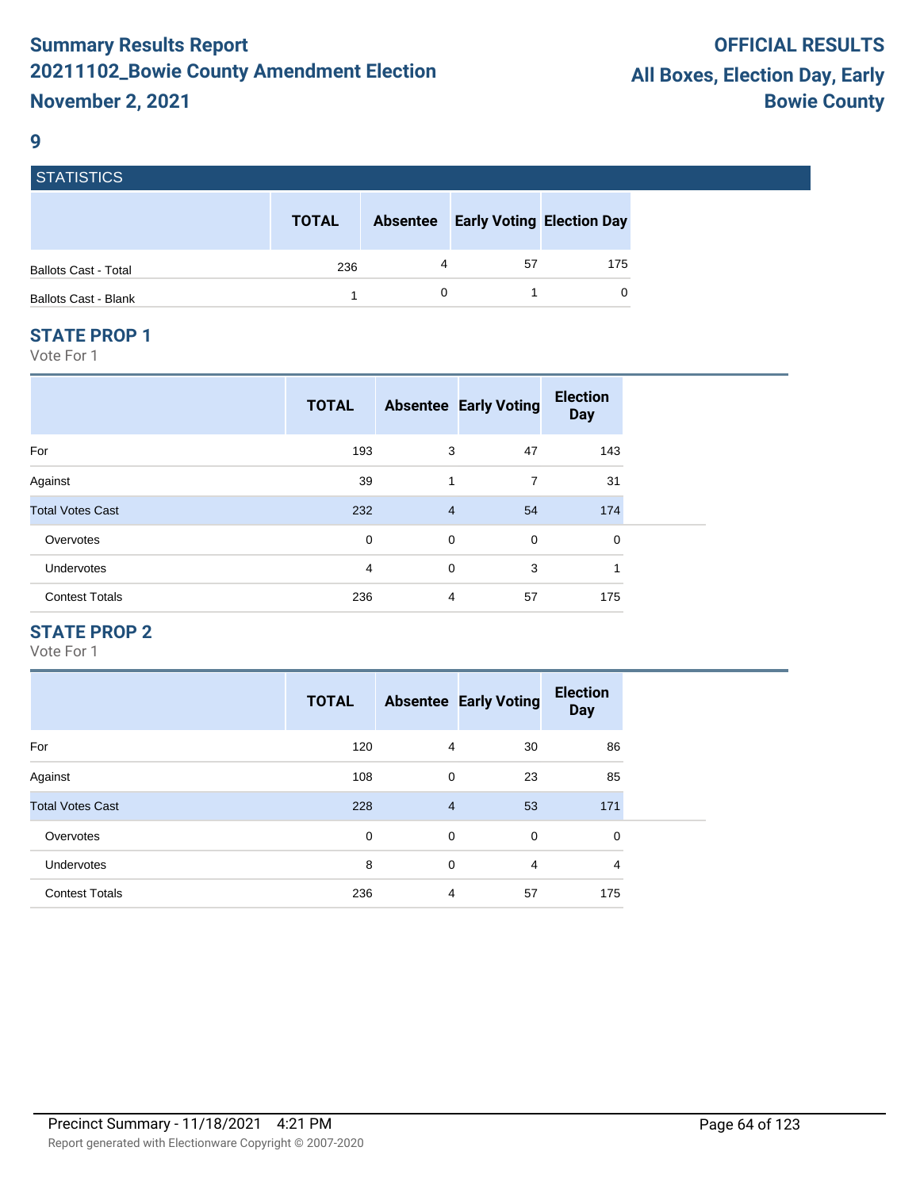# Summary Results Report
# 20211102_Bowie County Amendment Election
# November 2, 2021

**OFFICIAL RESULTS**
**All Boxes, Election Day, Early**
**Bowie County**

## 9

### STATISTICS

| | TOTAL | Absentee | Early Voting | Election Day |
|---|---|---|---|---|
| Ballots Cast - Total | 236 | 4 | 57 | 175 |
| Ballots Cast - Blank | 1 | 0 | 1 | 0 |

### STATE PROP 1

Vote For 1

| | TOTAL | Absentee | Early Voting | Election Day |
|---|---|---|---|---|
| For | 193 | 3 | 47 | 143 |
| Against | 39 | 1 | 7 | 31 |
| Total Votes Cast | 232 | 4 | 54 | 174 |
| Overvotes | 0 | 0 | 0 | 0 |
| Undervotes | 4 | 0 | 3 | 1 |
| Contest Totals | 236 | 4 | 57 | 175 |

### STATE PROP 2

Vote For 1

| | TOTAL | Absentee | Early Voting | Election Day |
|---|---|---|---|---|
| For | 120 | 4 | 30 | 86 |
| Against | 108 | 0 | 23 | 85 |
| Total Votes Cast | 228 | 4 | 53 | 171 |
| Overvotes | 0 | 0 | 0 | 0 |
| Undervotes | 8 | 0 | 4 | 4 |
| Contest Totals | 236 | 4 | 57 | 175 |

Precinct Summary - 11/18/2021 4:21 PM

Report generated with Electionware Copyright © 2007-2020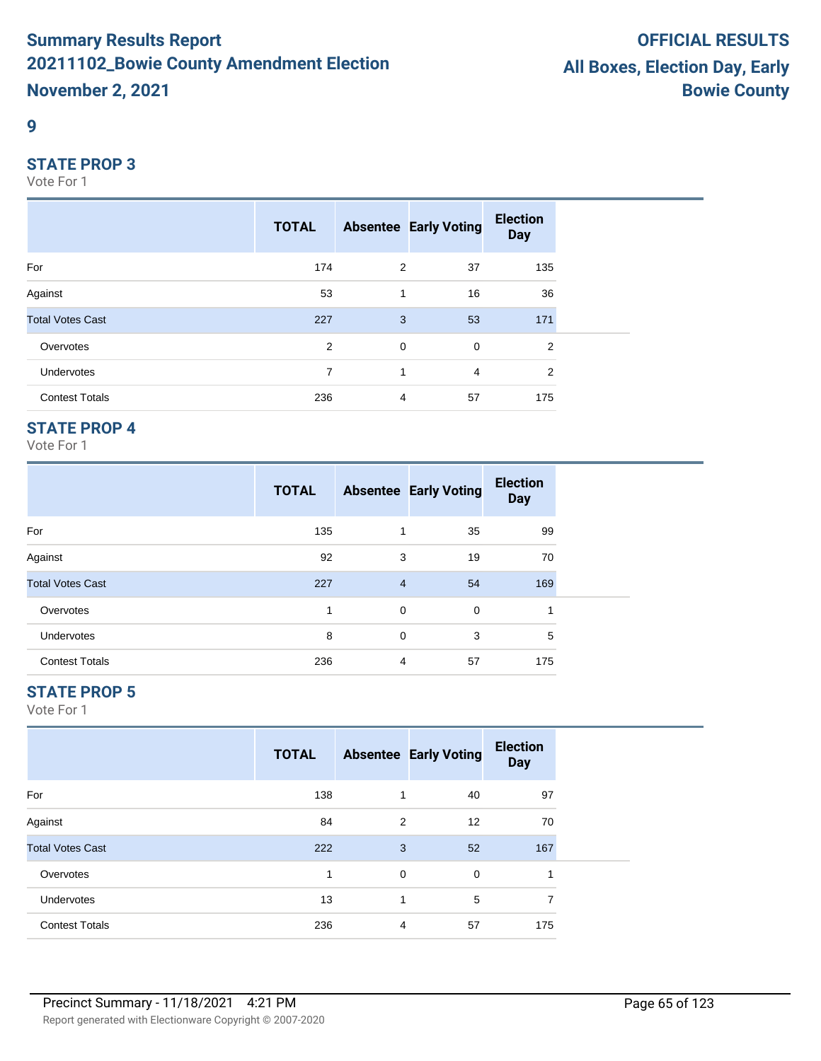# Summary Results Report
# 20211102_Bowie County Amendment Election
# November 2, 2021

**OFFICIAL RESULTS**
**All Boxes, Election Day, Early**
**Bowie County**

## 9

### STATE PROP 3

Vote For 1

| | TOTAL | Absentee | Early Voting | Election Day |
|---|---|---|---|---|
| For | 174 | 2 | 37 | 135 |
| Against | 53 | 1 | 16 | 36 |
| Total Votes Cast | 227 | 3 | 53 | 171 |
| Overvotes | 2 | 0 | 0 | 2 |
| Undervotes | 7 | 1 | 4 | 2 |
| Contest Totals | 236 | 4 | 57 | 175 |

### STATE PROP 4

Vote For 1

| | TOTAL | Absentee | Early Voting | Election Day |
|---|---|---|---|---|
| For | 135 | 1 | 35 | 99 |
| Against | 92 | 3 | 19 | 70 |
| Total Votes Cast | 227 | 4 | 54 | 169 |
| Overvotes | 1 | 0 | 0 | 1 |
| Undervotes | 8 | 0 | 3 | 5 |
| Contest Totals | 236 | 4 | 57 | 175 |

### STATE PROP 5

Vote For 1

| | TOTAL | Absentee | Early Voting | Election Day |
|---|---|---|---|---|
| For | 138 | 1 | 40 | 97 |
| Against | 84 | 2 | 12 | 70 |
| Total Votes Cast | 222 | 3 | 52 | 167 |
| Overvotes | 1 | 0 | 0 | 1 |
| Undervotes | 13 | 1 | 5 | 7 |
| Contest Totals | 236 | 4 | 57 | 175 |

Precinct Summary - 11/18/2021 4:21 PM

Report generated with Electionware Copyright © 2007-2020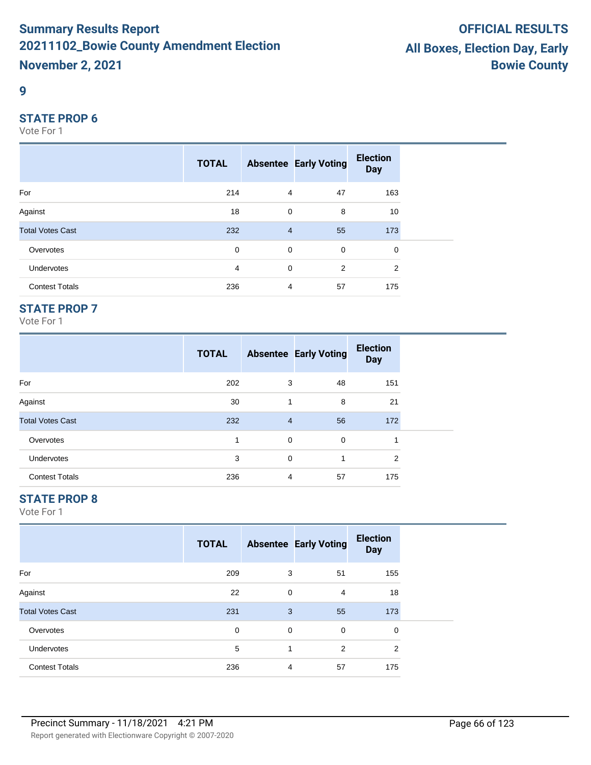# Summary Results Report
## 20211102_Bowie County Amendment Election
## November 2, 2021

**OFFICIAL RESULTS**
**All Boxes, Election Day, Early**
**Bowie County**

## 9

### STATE PROP 6

Vote For 1

| | TOTAL | Absentee | Early Voting | Election Day |
|---|---|---|---|---|
| For | 214 | 4 | 47 | 163 |
| Against | 18 | 0 | 8 | 10 |
| Total Votes Cast | 232 | 4 | 55 | 173 |
| Overvotes | 0 | 0 | 0 | 0 |
| Undervotes | 4 | 0 | 2 | 2 |
| Contest Totals | 236 | 4 | 57 | 175 |

### STATE PROP 7

Vote For 1

| | TOTAL | Absentee | Early Voting | Election Day |
|---|---|---|---|---|
| For | 202 | 3 | 48 | 151 |
| Against | 30 | 1 | 8 | 21 |
| Total Votes Cast | 232 | 4 | 56 | 172 |
| Overvotes | 1 | 0 | 0 | 1 |
| Undervotes | 3 | 0 | 1 | 2 |
| Contest Totals | 236 | 4 | 57 | 175 |

### STATE PROP 8

Vote For 1

| | TOTAL | Absentee | Early Voting | Election Day |
|---|---|---|---|---|
| For | 209 | 3 | 51 | 155 |
| Against | 22 | 0 | 4 | 18 |
| Total Votes Cast | 231 | 3 | 55 | 173 |
| Overvotes | 0 | 0 | 0 | 0 |
| Undervotes | 5 | 1 | 2 | 2 |
| Contest Totals | 236 | 4 | 57 | 175 |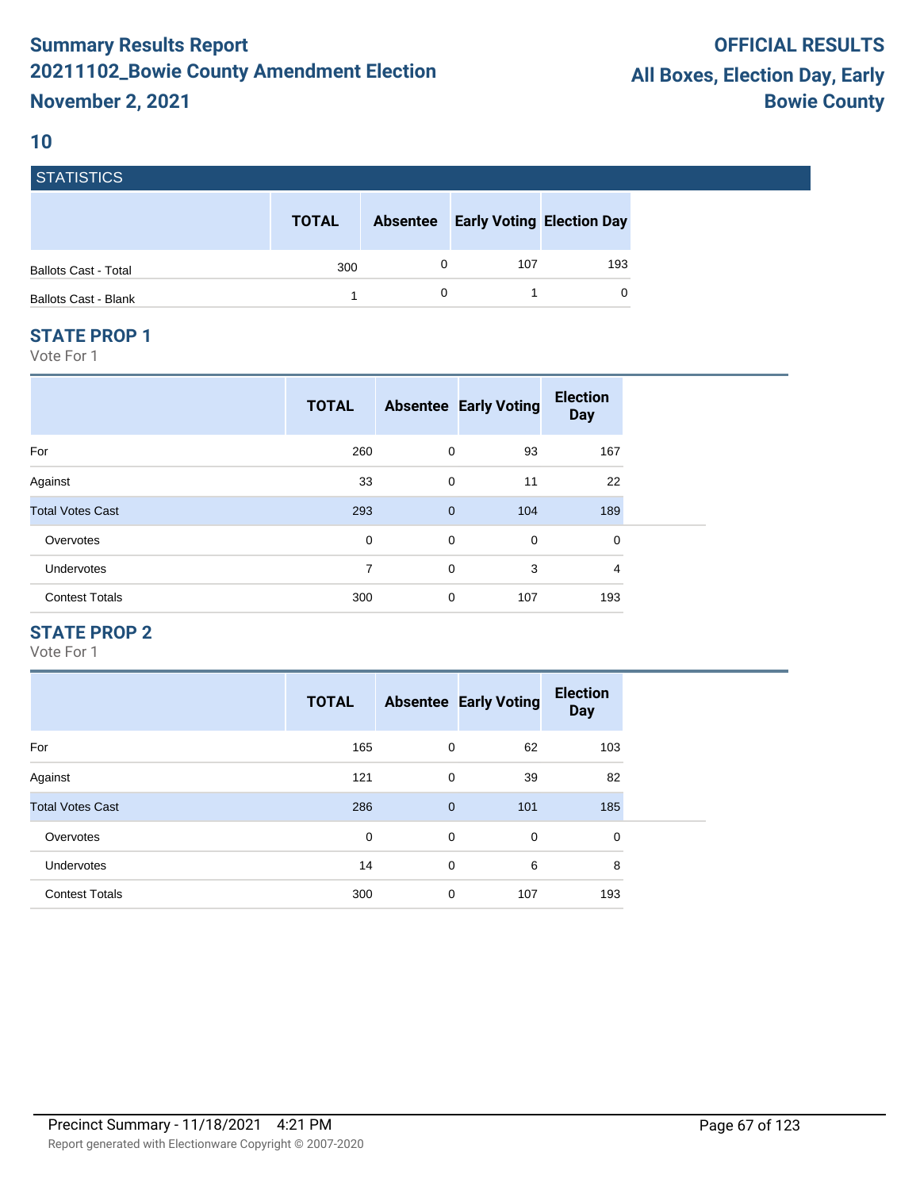# Summary Results Report
## 20211102_Bowie County Amendment Election
## November 2, 2021

**OFFICIAL RESULTS**
**All Boxes, Election Day, Early**
**Bowie County**

## 10

### STATISTICS

| | TOTAL | Absentee | Early Voting | Election Day |
|---|---|---|---|---|
| Ballots Cast - Total | 300 | 0 | 107 | 193 |
| Ballots Cast - Blank | 1 | 0 | 1 | 0 |

### STATE PROP 1

Vote For 1

| | TOTAL | Absentee | Early Voting | Election Day |
|---|---|---|---|---|
| For | 260 | 0 | 93 | 167 |
| Against | 33 | 0 | 11 | 22 |
| Total Votes Cast | 293 | 0 | 104 | 189 |
| Overvotes | 0 | 0 | 0 | 0 |
| Undervotes | 7 | 0 | 3 | 4 |
| Contest Totals | 300 | 0 | 107 | 193 |

### STATE PROP 2

Vote For 1

| | TOTAL | Absentee | Early Voting | Election Day |
|---|---|---|---|---|
| For | 165 | 0 | 62 | 103 |
| Against | 121 | 0 | 39 | 82 |
| Total Votes Cast | 286 | 0 | 101 | 185 |
| Overvotes | 0 | 0 | 0 | 0 |
| Undervotes | 14 | 0 | 6 | 8 |
| Contest Totals | 300 | 0 | 107 | 193 |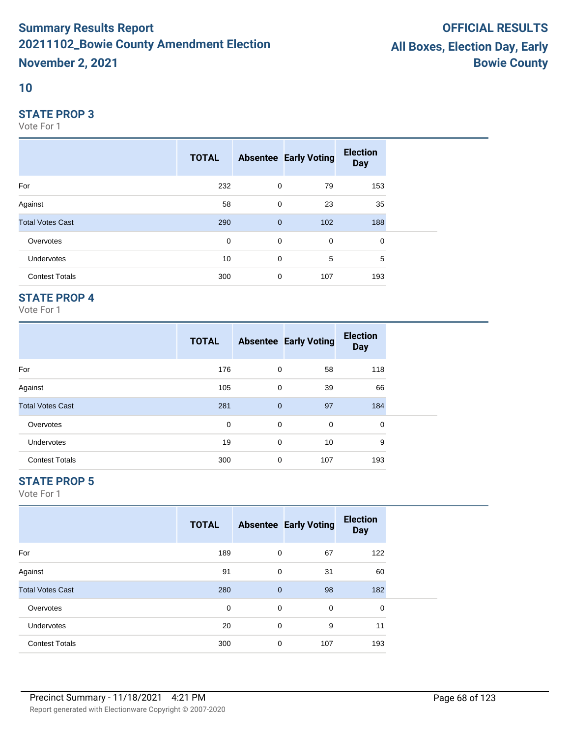# Summary Results Report
# 20211102_Bowie County Amendment Election
# November 2, 2021

# OFFICIAL RESULTS
# All Boxes, Election Day, Early
# Bowie County

## 10

### STATE PROP 3

Vote For 1

| | TOTAL | Absentee | Early Voting | Election Day |
|---|---|---|---|---|
| For | 232 | 0 | 79 | 153 |
| Against | 58 | 0 | 23 | 35 |
| Total Votes Cast | 290 | 0 | 102 | 188 |
| Overvotes | 0 | 0 | 0 | 0 |
| Undervotes | 10 | 0 | 5 | 5 |
| Contest Totals | 300 | 0 | 107 | 193 |

### STATE PROP 4

Vote For 1

| | TOTAL | Absentee | Early Voting | Election Day |
|---|---|---|---|---|
| For | 176 | 0 | 58 | 118 |
| Against | 105 | 0 | 39 | 66 |
| Total Votes Cast | 281 | 0 | 97 | 184 |
| Overvotes | 0 | 0 | 0 | 0 |
| Undervotes | 19 | 0 | 10 | 9 |
| Contest Totals | 300 | 0 | 107 | 193 |

### STATE PROP 5

Vote For 1

| | TOTAL | Absentee | Early Voting | Election Day |
|---|---|---|---|---|
| For | 189 | 0 | 67 | 122 |
| Against | 91 | 0 | 31 | 60 |
| Total Votes Cast | 280 | 0 | 98 | 182 |
| Overvotes | 0 | 0 | 0 | 0 |
| Undervotes | 20 | 0 | 9 | 11 |
| Contest Totals | 300 | 0 | 107 | 193 |

Precinct Summary - 11/18/2021 4:21 PM

Report generated with Electionware Copyright © 2007-2020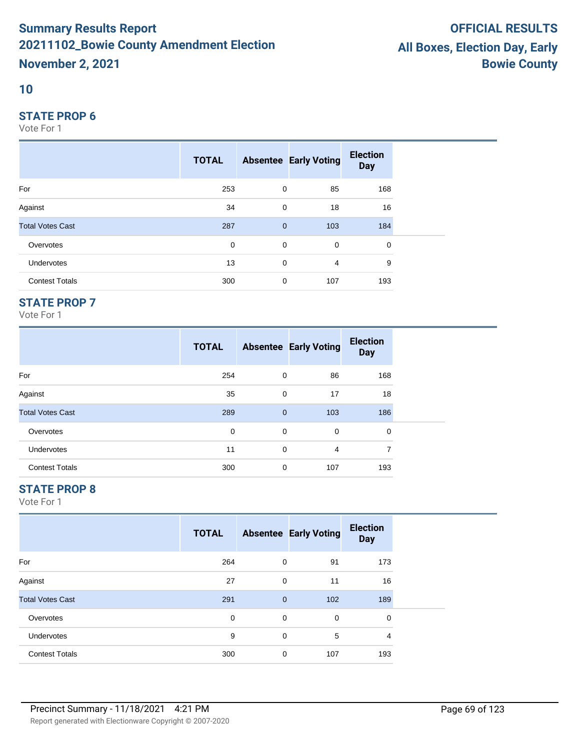# Summary Results Report
# 20211102_Bowie County Amendment Election
# November 2, 2021

**OFFICIAL RESULTS**
**All Boxes, Election Day, Early**
**Bowie County**

## 10

### STATE PROP 6

Vote For 1

| | TOTAL | Absentee | Early Voting | Election Day |
|---|---|---|---|---|
| For | 253 | 0 | 85 | 168 |
| Against | 34 | 0 | 18 | 16 |
| Total Votes Cast | 287 | 0 | 103 | 184 |
| Overvotes | 0 | 0 | 0 | 0 |
| Undervotes | 13 | 0 | 4 | 9 |
| Contest Totals | 300 | 0 | 107 | 193 |

### STATE PROP 7

Vote For 1

| | TOTAL | Absentee | Early Voting | Election Day |
|---|---|---|---|---|
| For | 254 | 0 | 86 | 168 |
| Against | 35 | 0 | 17 | 18 |
| Total Votes Cast | 289 | 0 | 103 | 186 |
| Overvotes | 0 | 0 | 0 | 0 |
| Undervotes | 11 | 0 | 4 | 7 |
| Contest Totals | 300 | 0 | 107 | 193 |

### STATE PROP 8

Vote For 1

| | TOTAL | Absentee | Early Voting | Election Day |
|---|---|---|---|---|
| For | 264 | 0 | 91 | 173 |
| Against | 27 | 0 | 11 | 16 |
| Total Votes Cast | 291 | 0 | 102 | 189 |
| Overvotes | 0 | 0 | 0 | 0 |
| Undervotes | 9 | 0 | 5 | 4 |
| Contest Totals | 300 | 0 | 107 | 193 |

Precinct Summary - 11/18/2021 4:21 PM

Report generated with Electionware Copyright © 2007-2020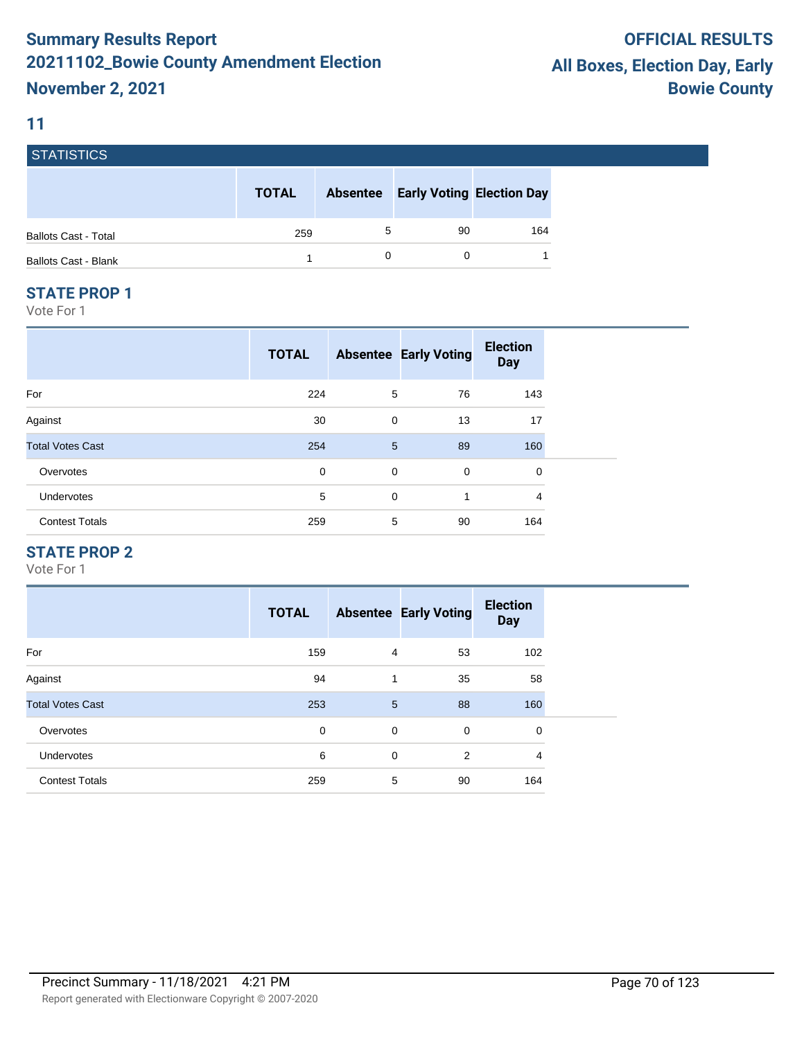# Summary Results Report
# 20211102_Bowie County Amendment Election
# November 2, 2021

**OFFICIAL RESULTS**
**All Boxes, Election Day, Early**
**Bowie County**

## 11

### STATISTICS

| | TOTAL | Absentee | Early Voting | Election Day |
|---|---|---|---|---|
| Ballots Cast - Total | 259 | 5 | 90 | 164 |
| Ballots Cast - Blank | 1 | 0 | 0 | 1 |

### STATE PROP 1

Vote For 1

| | TOTAL | Absentee | Early Voting | Election Day |
|---|---|---|---|---|
| For | 224 | 5 | 76 | 143 |
| Against | 30 | 0 | 13 | 17 |
| Total Votes Cast | 254 | 5 | 89 | 160 |
| Overvotes | 0 | 0 | 0 | 0 |
| Undervotes | 5 | 0 | 1 | 4 |
| Contest Totals | 259 | 5 | 90 | 164 |

### STATE PROP 2

Vote For 1

| | TOTAL | Absentee | Early Voting | Election Day |
|---|---|---|---|---|
| For | 159 | 4 | 53 | 102 |
| Against | 94 | 1 | 35 | 58 |
| Total Votes Cast | 253 | 5 | 88 | 160 |
| Overvotes | 0 | 0 | 0 | 0 |
| Undervotes | 6 | 0 | 2 | 4 |
| Contest Totals | 259 | 5 | 90 | 164 |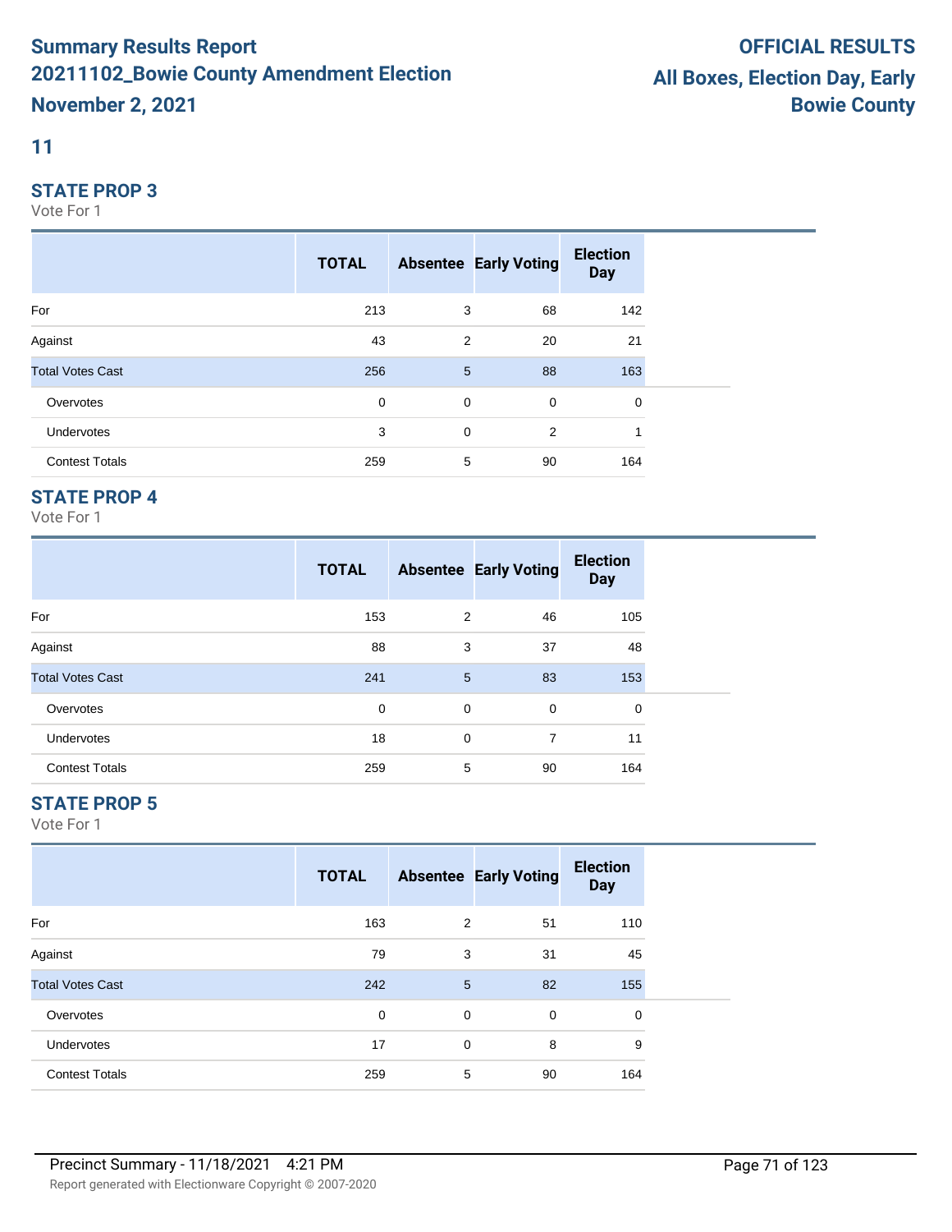# Summary Results Report
# 20211102_Bowie County Amendment Election
# November 2, 2021

**OFFICIAL RESULTS**
**All Boxes, Election Day, Early**
**Bowie County**

## 11

### STATE PROP 3

Vote For 1

| | TOTAL | Absentee | Early Voting | Election Day |
|---|---|---|---|---|
| For | 213 | 3 | 68 | 142 |
| Against | 43 | 2 | 20 | 21 |
| Total Votes Cast | 256 | 5 | 88 | 163 |
| Overvotes | 0 | 0 | 0 | 0 |
| Undervotes | 3 | 0 | 2 | 1 |
| Contest Totals | 259 | 5 | 90 | 164 |

### STATE PROP 4

Vote For 1

| | TOTAL | Absentee | Early Voting | Election Day |
|---|---|---|---|---|
| For | 153 | 2 | 46 | 105 |
| Against | 88 | 3 | 37 | 48 |
| Total Votes Cast | 241 | 5 | 83 | 153 |
| Overvotes | 0 | 0 | 0 | 0 |
| Undervotes | 18 | 0 | 7 | 11 |
| Contest Totals | 259 | 5 | 90 | 164 |

### STATE PROP 5

Vote For 1

| | TOTAL | Absentee | Early Voting | Election Day |
|---|---|---|---|---|
| For | 163 | 2 | 51 | 110 |
| Against | 79 | 3 | 31 | 45 |
| Total Votes Cast | 242 | 5 | 82 | 155 |
| Overvotes | 0 | 0 | 0 | 0 |
| Undervotes | 17 | 0 | 8 | 9 |
| Contest Totals | 259 | 5 | 90 | 164 |

Precinct Summary - 11/18/2021 4:21 PM

Report generated with Electionware Copyright © 2007-2020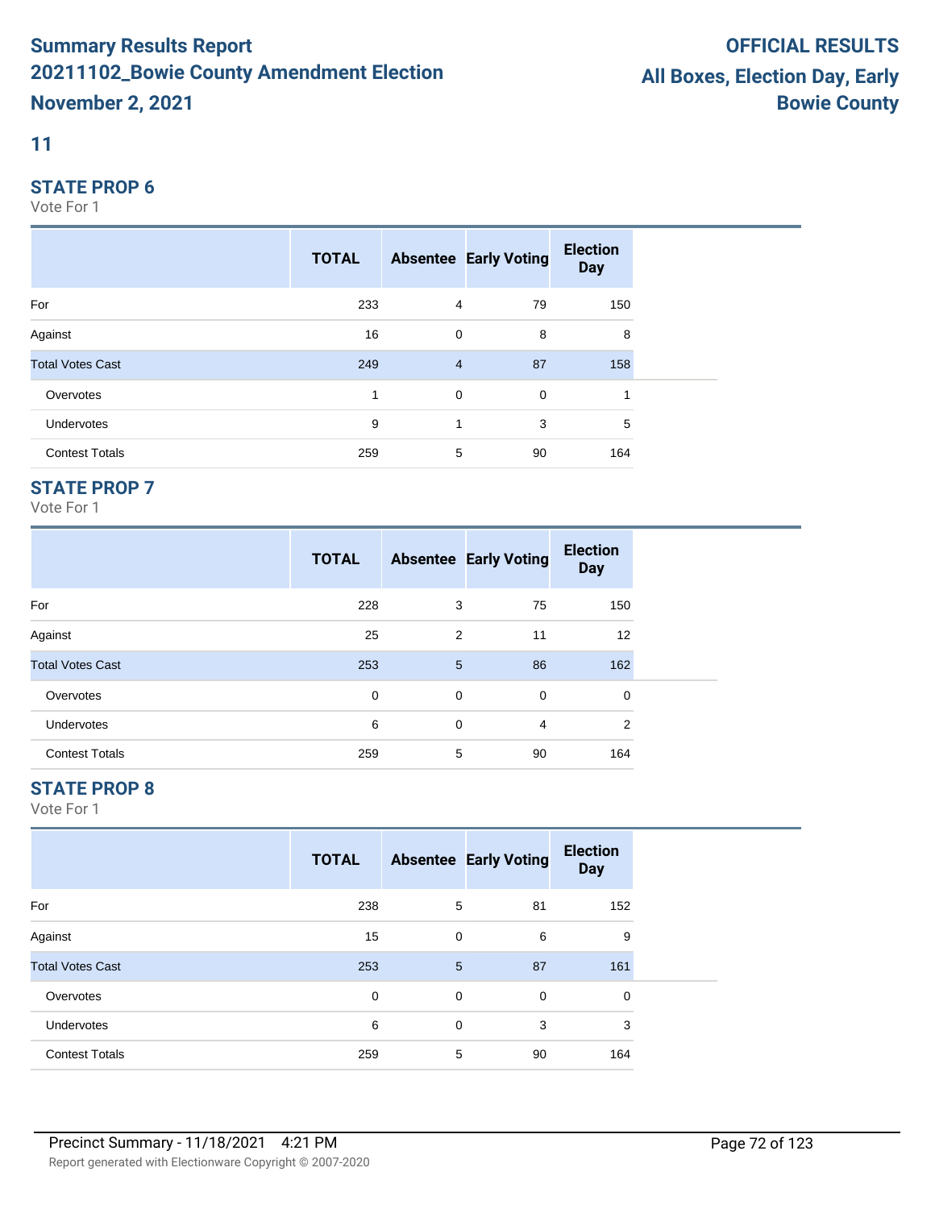# Summary Results Report
## 20211102_Bowie County Amendment Election
## November 2, 2021

**OFFICIAL RESULTS**
**All Boxes, Election Day, Early**
**Bowie County**

## 11

### STATE PROP 6

Vote For 1

| | TOTAL | Absentee | Early Voting | Election Day |
|---|---|---|---|---|
| For | 233 | 4 | 79 | 150 |
| Against | 16 | 0 | 8 | 8 |
| Total Votes Cast | 249 | 4 | 87 | 158 |
| Overvotes | 1 | 0 | 0 | 1 |
| Undervotes | 9 | 1 | 3 | 5 |
| Contest Totals | 259 | 5 | 90 | 164 |

### STATE PROP 7

Vote For 1

| | TOTAL | Absentee | Early Voting | Election Day |
|---|---|---|---|---|
| For | 228 | 3 | 75 | 150 |
| Against | 25 | 2 | 11 | 12 |
| Total Votes Cast | 253 | 5 | 86 | 162 |
| Overvotes | 0 | 0 | 0 | 0 |
| Undervotes | 6 | 0 | 4 | 2 |
| Contest Totals | 259 | 5 | 90 | 164 |

### STATE PROP 8

Vote For 1

| | TOTAL | Absentee | Early Voting | Election Day |
|---|---|---|---|---|
| For | 238 | 5 | 81 | 152 |
| Against | 15 | 0 | 6 | 9 |
| Total Votes Cast | 253 | 5 | 87 | 161 |
| Overvotes | 0 | 0 | 0 | 0 |
| Undervotes | 6 | 0 | 3 | 3 |
| Contest Totals | 259 | 5 | 90 | 164 |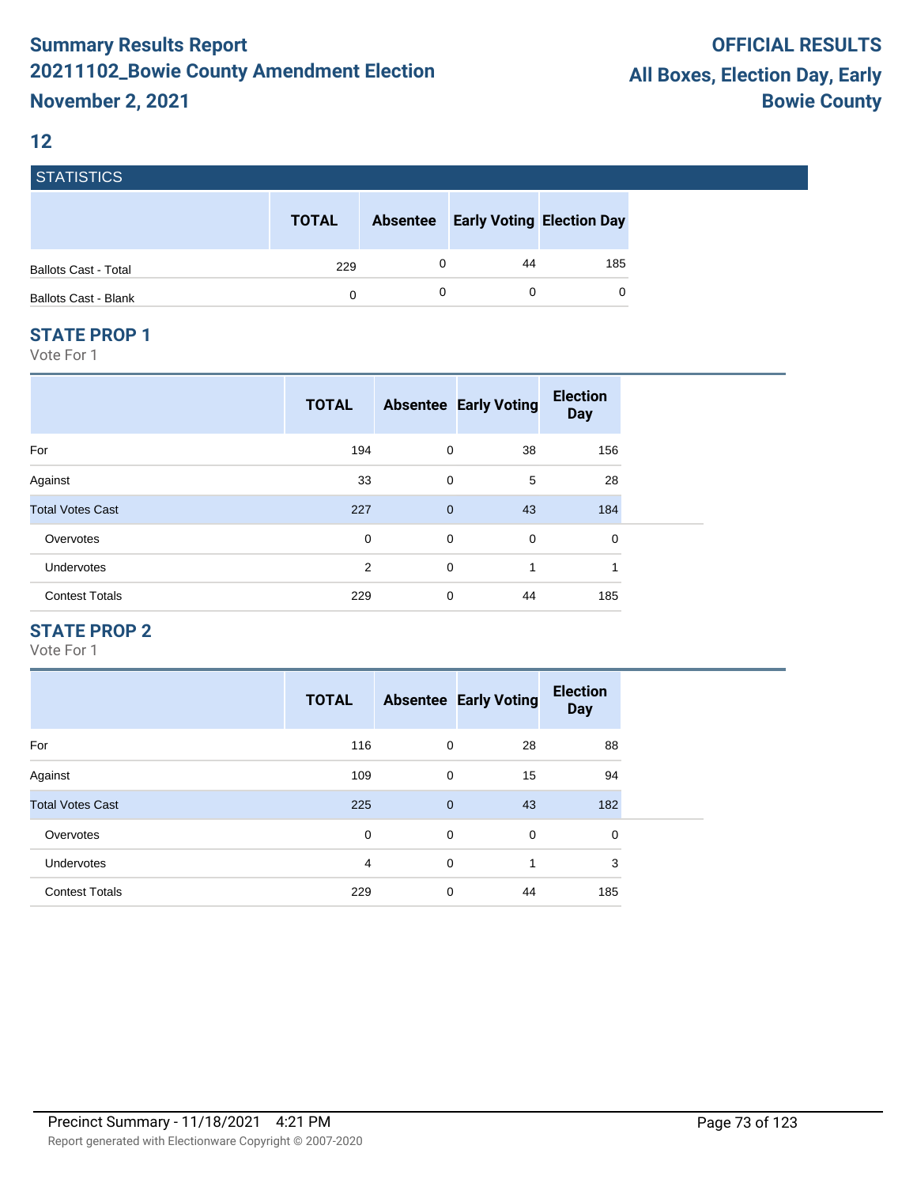# Summary Results Report
# 20211102_Bowie County Amendment Election
# November 2, 2021

**OFFICIAL RESULTS**
**All Boxes, Election Day, Early**
**Bowie County**

## 12

### STATISTICS

| | TOTAL | Absentee | Early Voting | Election Day |
|---|---|---|---|---|
| Ballots Cast - Total | 229 | 0 | 44 | 185 |
| Ballots Cast - Blank | 0 | 0 | 0 | 0 |

### STATE PROP 1

Vote For 1

| | TOTAL | Absentee | Early Voting | Election Day |
|---|---|---|---|---|
| For | 194 | 0 | 38 | 156 |
| Against | 33 | 0 | 5 | 28 |
| Total Votes Cast | 227 | 0 | 43 | 184 |
| Overvotes | 0 | 0 | 0 | 0 |
| Undervotes | 2 | 0 | 1 | 1 |
| Contest Totals | 229 | 0 | 44 | 185 |

### STATE PROP 2

Vote For 1

| | TOTAL | Absentee | Early Voting | Election Day |
|---|---|---|---|---|
| For | 116 | 0 | 28 | 88 |
| Against | 109 | 0 | 15 | 94 |
| Total Votes Cast | 225 | 0 | 43 | 182 |
| Overvotes | 0 | 0 | 0 | 0 |
| Undervotes | 4 | 0 | 1 | 3 |
| Contest Totals | 229 | 0 | 44 | 185 |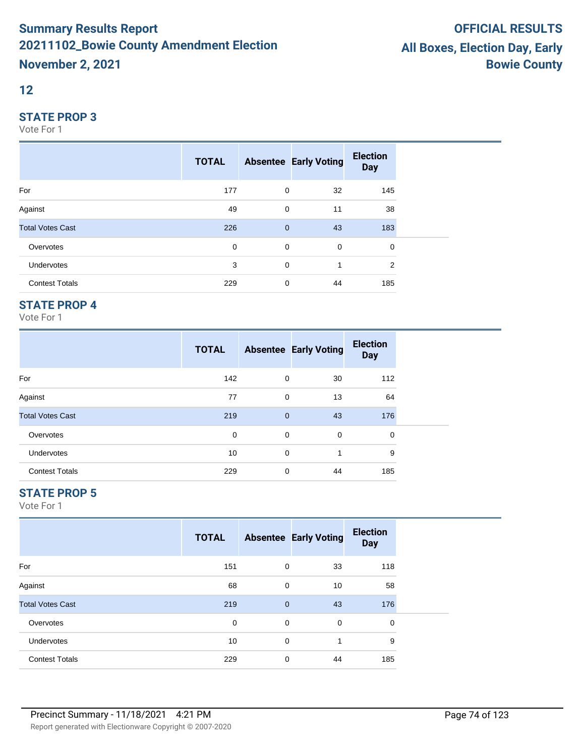# Summary Results Report
# 20211102_Bowie County Amendment Election
# November 2, 2021

**OFFICIAL RESULTS**
**All Boxes, Election Day, Early**
**Bowie County**

## 12

### STATE PROP 3

Vote For 1

| | TOTAL | Absentee | Early Voting | Election Day |
|---|---|---|---|---|
| For | 177 | 0 | 32 | 145 |
| Against | 49 | 0 | 11 | 38 |
| Total Votes Cast | 226 | 0 | 43 | 183 |
| Overvotes | 0 | 0 | 0 | 0 |
| Undervotes | 3 | 0 | 1 | 2 |
| Contest Totals | 229 | 0 | 44 | 185 |

### STATE PROP 4

Vote For 1

| | TOTAL | Absentee | Early Voting | Election Day |
|---|---|---|---|---|
| For | 142 | 0 | 30 | 112 |
| Against | 77 | 0 | 13 | 64 |
| Total Votes Cast | 219 | 0 | 43 | 176 |
| Overvotes | 0 | 0 | 0 | 0 |
| Undervotes | 10 | 0 | 1 | 9 |
| Contest Totals | 229 | 0 | 44 | 185 |

### STATE PROP 5

Vote For 1

| | TOTAL | Absentee | Early Voting | Election Day |
|---|---|---|---|---|
| For | 151 | 0 | 33 | 118 |
| Against | 68 | 0 | 10 | 58 |
| Total Votes Cast | 219 | 0 | 43 | 176 |
| Overvotes | 0 | 0 | 0 | 0 |
| Undervotes | 10 | 0 | 1 | 9 |
| Contest Totals | 229 | 0 | 44 | 185 |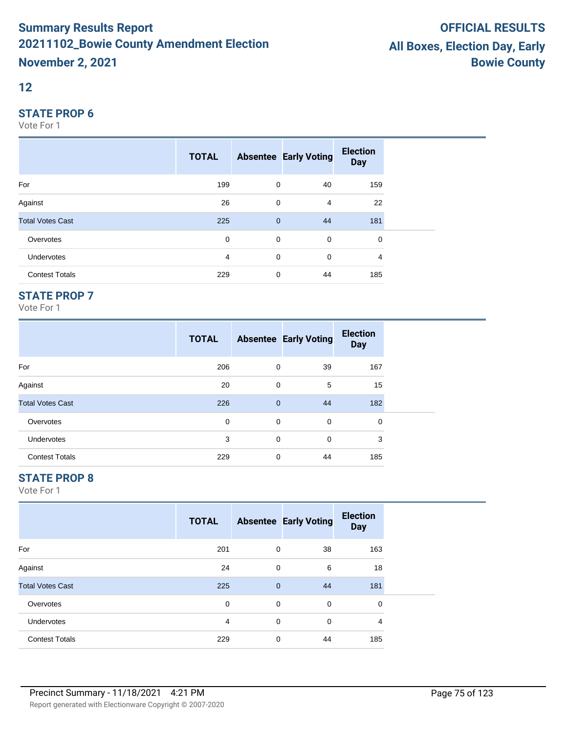# Summary Results Report
# 20211102_Bowie County Amendment Election
# November 2, 2021

**OFFICIAL RESULTS**
**All Boxes, Election Day, Early**
**Bowie County**

## 12

### STATE PROP 6

Vote For 1

| | TOTAL | Absentee | Early Voting | Election Day |
|---|---|---|---|---|
| For | 199 | 0 | 40 | 159 |
| Against | 26 | 0 | 4 | 22 |
| Total Votes Cast | 225 | 0 | 44 | 181 |
| Overvotes | 0 | 0 | 0 | 0 |
| Undervotes | 4 | 0 | 0 | 4 |
| Contest Totals | 229 | 0 | 44 | 185 |

### STATE PROP 7

Vote For 1

| | TOTAL | Absentee | Early Voting | Election Day |
|---|---|---|---|---|
| For | 206 | 0 | 39 | 167 |
| Against | 20 | 0 | 5 | 15 |
| Total Votes Cast | 226 | 0 | 44 | 182 |
| Overvotes | 0 | 0 | 0 | 0 |
| Undervotes | 3 | 0 | 0 | 3 |
| Contest Totals | 229 | 0 | 44 | 185 |

### STATE PROP 8

Vote For 1

| | TOTAL | Absentee | Early Voting | Election Day |
|---|---|---|---|---|
| For | 201 | 0 | 38 | 163 |
| Against | 24 | 0 | 6 | 18 |
| Total Votes Cast | 225 | 0 | 44 | 181 |
| Overvotes | 0 | 0 | 0 | 0 |
| Undervotes | 4 | 0 | 0 | 4 |
| Contest Totals | 229 | 0 | 44 | 185 |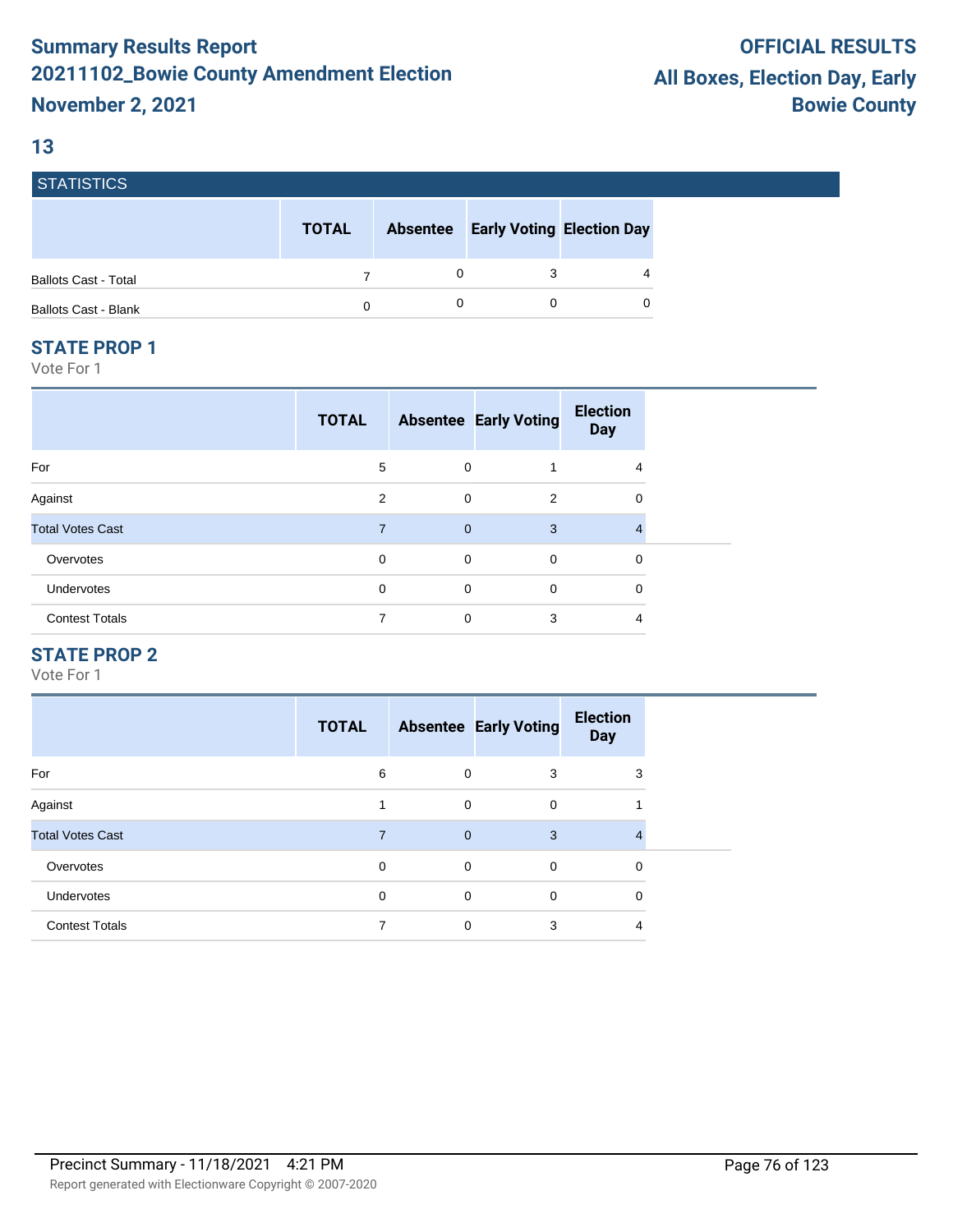# Summary Results Report
## 20211102_Bowie County Amendment Election
## November 2, 2021

**OFFICIAL RESULTS**
**All Boxes, Election Day, Early**
**Bowie County**

### 13

**STATISTICS**

| | TOTAL | Absentee | Early Voting | Election Day |
|---|---|---|---|---|
| Ballots Cast - Total | 7 | 0 | 3 | 4 |
| Ballots Cast - Blank | 0 | 0 | 0 | 0 |

### STATE PROP 1

Vote For 1

| | TOTAL | Absentee | Early Voting | Election Day |
|---|---|---|---|---|
| For | 5 | 0 | 1 | 4 |
| Against | 2 | 0 | 2 | 0 |
| Total Votes Cast | 7 | 0 | 3 | 4 |
| Overvotes | 0 | 0 | 0 | 0 |
| Undervotes | 0 | 0 | 0 | 0 |
| Contest Totals | 7 | 0 | 3 | 4 |

### STATE PROP 2

Vote For 1

| | TOTAL | Absentee | Early Voting | Election Day |
|---|---|---|---|---|
| For | 6 | 0 | 3 | 3 |
| Against | 1 | 0 | 0 | 1 |
| Total Votes Cast | 7 | 0 | 3 | 4 |
| Overvotes | 0 | 0 | 0 | 0 |
| Undervotes | 0 | 0 | 0 | 0 |
| Contest Totals | 7 | 0 | 3 | 4 |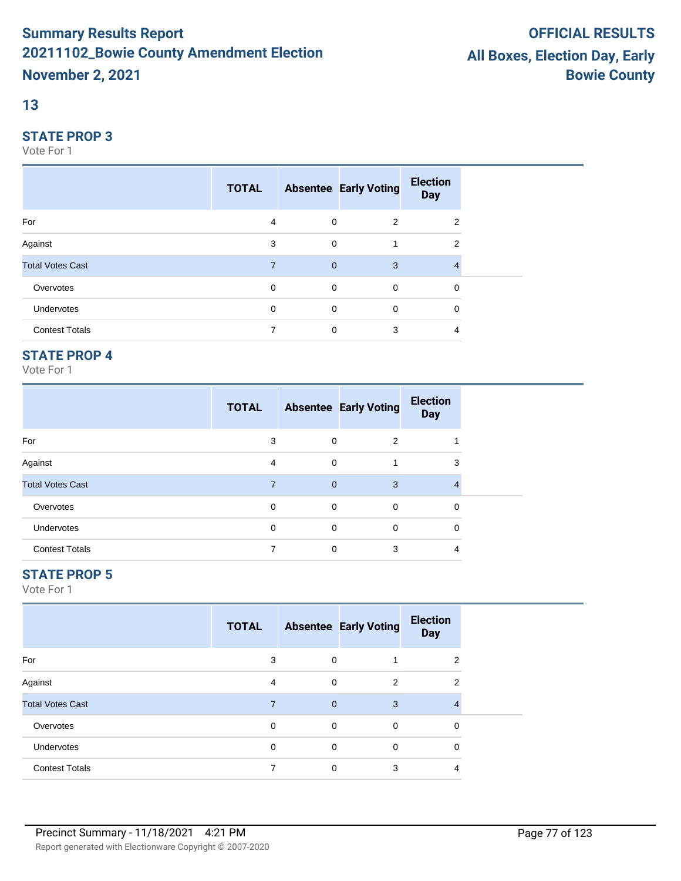## 13

### STATE PROP 3

Vote For 1

| | TOTAL | Absentee | Early Voting | Election Day |
|---|---|---|---|---|
| For | 4 | 0 | 2 | 2 |
| Against | 3 | 0 | 1 | 2 |
| Total Votes Cast | 7 | 0 | 3 | 4 |
| Overvotes | 0 | 0 | 0 | 0 |
| Undervotes | 0 | 0 | 0 | 0 |
| Contest Totals | 7 | 0 | 3 | 4 |

### STATE PROP 4

Vote For 1

| | TOTAL | Absentee | Early Voting | Election Day |
|---|---|---|---|---|
| For | 3 | 0 | 2 | 1 |
| Against | 4 | 0 | 1 | 3 |
| Total Votes Cast | 7 | 0 | 3 | 4 |
| Overvotes | 0 | 0 | 0 | 0 |
| Undervotes | 0 | 0 | 0 | 0 |
| Contest Totals | 7 | 0 | 3 | 4 |

### STATE PROP 5

Vote For 1

| | TOTAL | Absentee | Early Voting | Election Day |
|---|---|---|---|---|
| For | 3 | 0 | 1 | 2 |
| Against | 4 | 0 | 2 | 2 |
| Total Votes Cast | 7 | 0 | 3 | 4 |
| Overvotes | 0 | 0 | 0 | 0 |
| Undervotes | 0 | 0 | 0 | 0 |
| Contest Totals | 7 | 0 | 3 | 4 |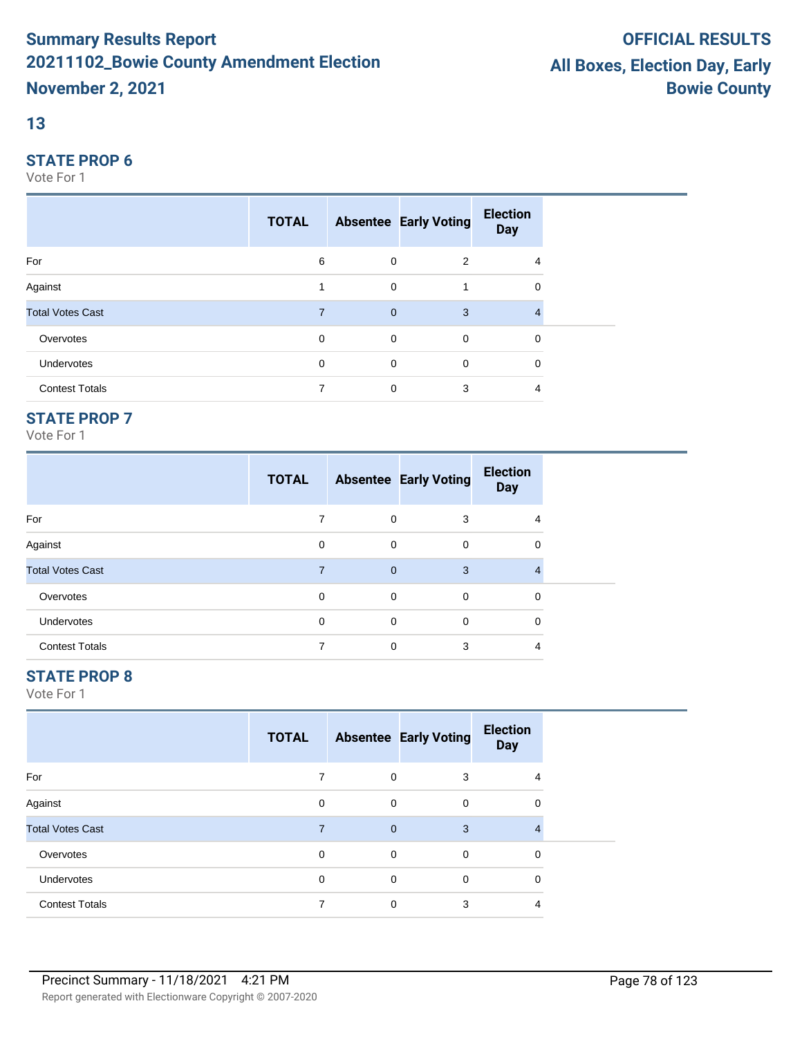# Summary Results Report
# 20211102_Bowie County Amendment Election
# November 2, 2021

**OFFICIAL RESULTS**
**All Boxes, Election Day, Early**
**Bowie County**

## 13

### STATE PROP 6

Vote For 1

| | TOTAL | Absentee | Early Voting | Election Day |
|---|---|---|---|---|
| For | 6 | 0 | 2 | 4 |
| Against | 1 | 0 | 1 | 0 |
| Total Votes Cast | 7 | 0 | 3 | 4 |
| Overvotes | 0 | 0 | 0 | 0 |
| Undervotes | 0 | 0 | 0 | 0 |
| Contest Totals | 7 | 0 | 3 | 4 |

### STATE PROP 7

Vote For 1

| | TOTAL | Absentee | Early Voting | Election Day |
|---|---|---|---|---|
| For | 7 | 0 | 3 | 4 |
| Against | 0 | 0 | 0 | 0 |
| Total Votes Cast | 7 | 0 | 3 | 4 |
| Overvotes | 0 | 0 | 0 | 0 |
| Undervotes | 0 | 0 | 0 | 0 |
| Contest Totals | 7 | 0 | 3 | 4 |

### STATE PROP 8

Vote For 1

| | TOTAL | Absentee | Early Voting | Election Day |
|---|---|---|---|---|
| For | 7 | 0 | 3 | 4 |
| Against | 0 | 0 | 0 | 0 |
| Total Votes Cast | 7 | 0 | 3 | 4 |
| Overvotes | 0 | 0 | 0 | 0 |
| Undervotes | 0 | 0 | 0 | 0 |
| Contest Totals | 7 | 0 | 3 | 4 |

Precinct Summary - 11/18/2021 4:21 PM

Report generated with Electionware Copyright © 2007-2020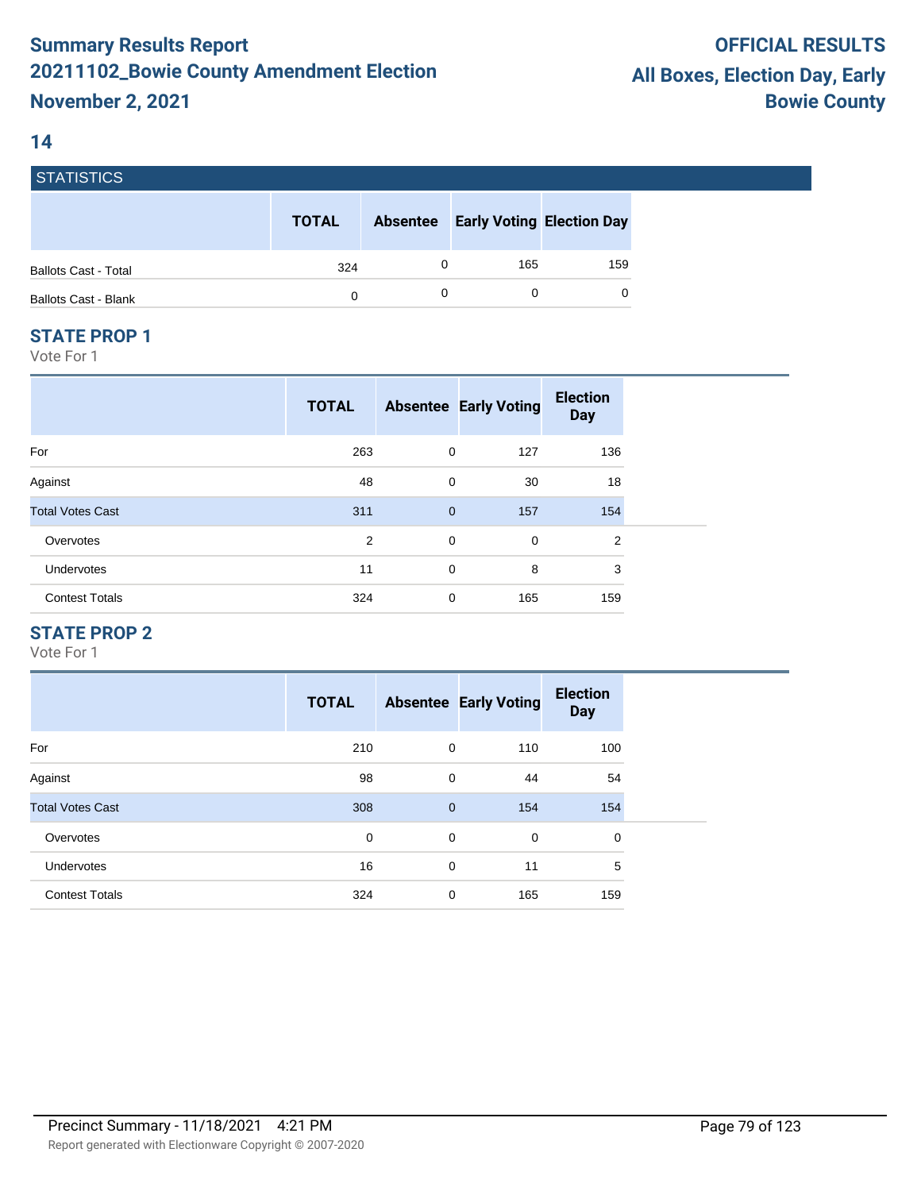# Summary Results Report
# 20211102_Bowie County Amendment Election
# November 2, 2021

**OFFICIAL RESULTS**
**All Boxes, Election Day, Early**
**Bowie County**

## 14

### STATISTICS

| | TOTAL | Absentee | Early Voting | Election Day |
|---|---|---|---|---|
| Ballots Cast - Total | 324 | 0 | 165 | 159 |
| Ballots Cast - Blank | 0 | 0 | 0 | 0 |

### STATE PROP 1

Vote For 1

| | TOTAL | Absentee | Early Voting | Election Day |
|---|---|---|---|---|
| For | 263 | 0 | 127 | 136 |
| Against | 48 | 0 | 30 | 18 |
| Total Votes Cast | 311 | 0 | 157 | 154 |
| Overvotes | 2 | 0 | 0 | 2 |
| Undervotes | 11 | 0 | 8 | 3 |
| Contest Totals | 324 | 0 | 165 | 159 |

### STATE PROP 2

Vote For 1

| | TOTAL | Absentee | Early Voting | Election Day |
|---|---|---|---|---|
| For | 210 | 0 | 110 | 100 |
| Against | 98 | 0 | 44 | 54 |
| Total Votes Cast | 308 | 0 | 154 | 154 |
| Overvotes | 0 | 0 | 0 | 0 |
| Undervotes | 16 | 0 | 11 | 5 |
| Contest Totals | 324 | 0 | 165 | 159 |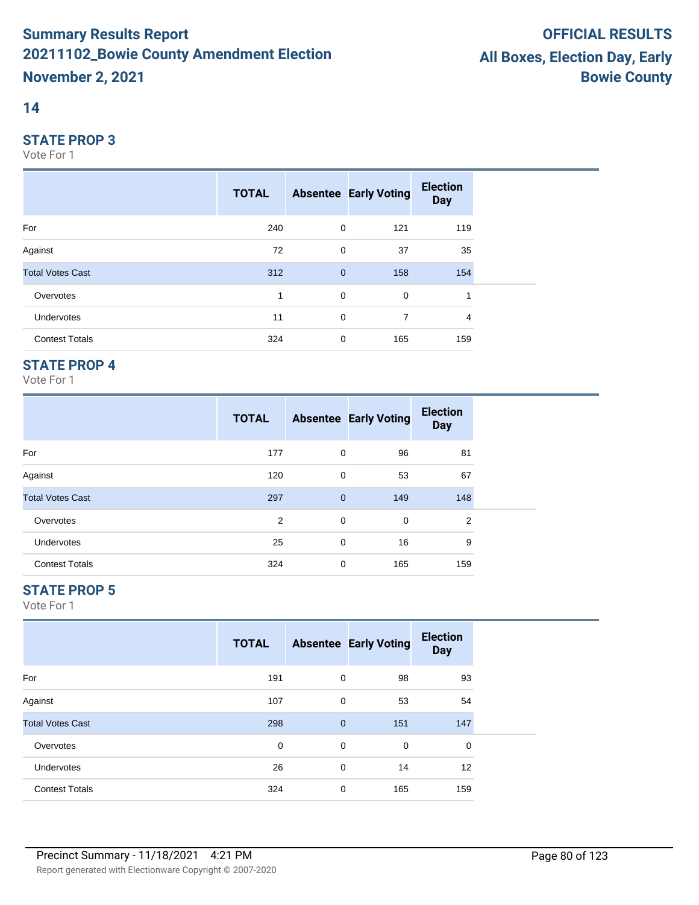# Summary Results Report

## 20211102_Bowie County Amendment Election

**November 2, 2021**

**OFFICIAL RESULTS**

**All Boxes, Election Day, Early**

**Bowie County**

## 14

### STATE PROP 3

Vote For 1

| | TOTAL | Absentee | Early Voting | Election Day |
|---|---|---|---|---|
| For | 240 | 0 | 121 | 119 |
| Against | 72 | 0 | 37 | 35 |
| Total Votes Cast | 312 | 0 | 158 | 154 |
| Overvotes | 1 | 0 | 0 | 1 |
| Undervotes | 11 | 0 | 7 | 4 |
| Contest Totals | 324 | 0 | 165 | 159 |

### STATE PROP 4

Vote For 1

| | TOTAL | Absentee | Early Voting | Election Day |
|---|---|---|---|---|
| For | 177 | 0 | 96 | 81 |
| Against | 120 | 0 | 53 | 67 |
| Total Votes Cast | 297 | 0 | 149 | 148 |
| Overvotes | 2 | 0 | 0 | 2 |
| Undervotes | 25 | 0 | 16 | 9 |
| Contest Totals | 324 | 0 | 165 | 159 |

### STATE PROP 5

Vote For 1

| | TOTAL | Absentee | Early Voting | Election Day |
|---|---|---|---|---|
| For | 191 | 0 | 98 | 93 |
| Against | 107 | 0 | 53 | 54 |
| Total Votes Cast | 298 | 0 | 151 | 147 |
| Overvotes | 0 | 0 | 0 | 0 |
| Undervotes | 26 | 0 | 14 | 12 |
| Contest Totals | 324 | 0 | 165 | 159 |

Precinct Summary - 11/18/2021 4:21 PM

Report generated with Electionware Copyright © 2007-2020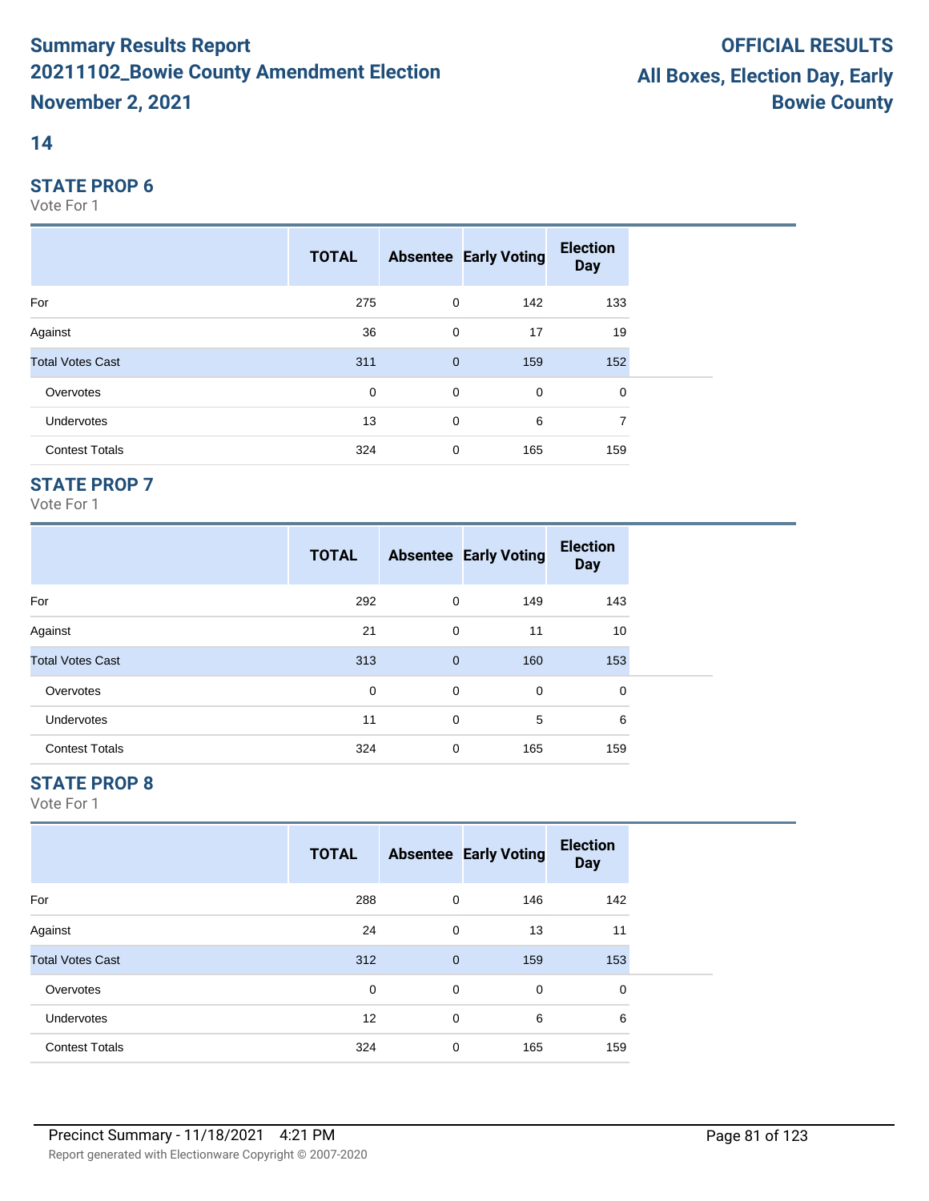# Summary Results Report
# 20211102_Bowie County Amendment Election
# November 2, 2021

**OFFICIAL RESULTS**
**All Boxes, Election Day, Early**
**Bowie County**

## 14

### STATE PROP 6

Vote For 1

| | TOTAL | Absentee | Early Voting | Election Day |
|---|---|---|---|---|
| For | 275 | 0 | 142 | 133 |
| Against | 36 | 0 | 17 | 19 |
| Total Votes Cast | 311 | 0 | 159 | 152 |
| Overvotes | 0 | 0 | 0 | 0 |
| Undervotes | 13 | 0 | 6 | 7 |
| Contest Totals | 324 | 0 | 165 | 159 |

### STATE PROP 7

Vote For 1

| | TOTAL | Absentee | Early Voting | Election Day |
|---|---|---|---|---|
| For | 292 | 0 | 149 | 143 |
| Against | 21 | 0 | 11 | 10 |
| Total Votes Cast | 313 | 0 | 160 | 153 |
| Overvotes | 0 | 0 | 0 | 0 |
| Undervotes | 11 | 0 | 5 | 6 |
| Contest Totals | 324 | 0 | 165 | 159 |

### STATE PROP 8

Vote For 1

| | TOTAL | Absentee | Early Voting | Election Day |
|---|---|---|---|---|
| For | 288 | 0 | 146 | 142 |
| Against | 24 | 0 | 13 | 11 |
| Total Votes Cast | 312 | 0 | 159 | 153 |
| Overvotes | 0 | 0 | 0 | 0 |
| Undervotes | 12 | 0 | 6 | 6 |
| Contest Totals | 324 | 0 | 165 | 159 |

Precinct Summary - 11/18/2021 4:21 PM

Report generated with Electionware Copyright © 2007-2020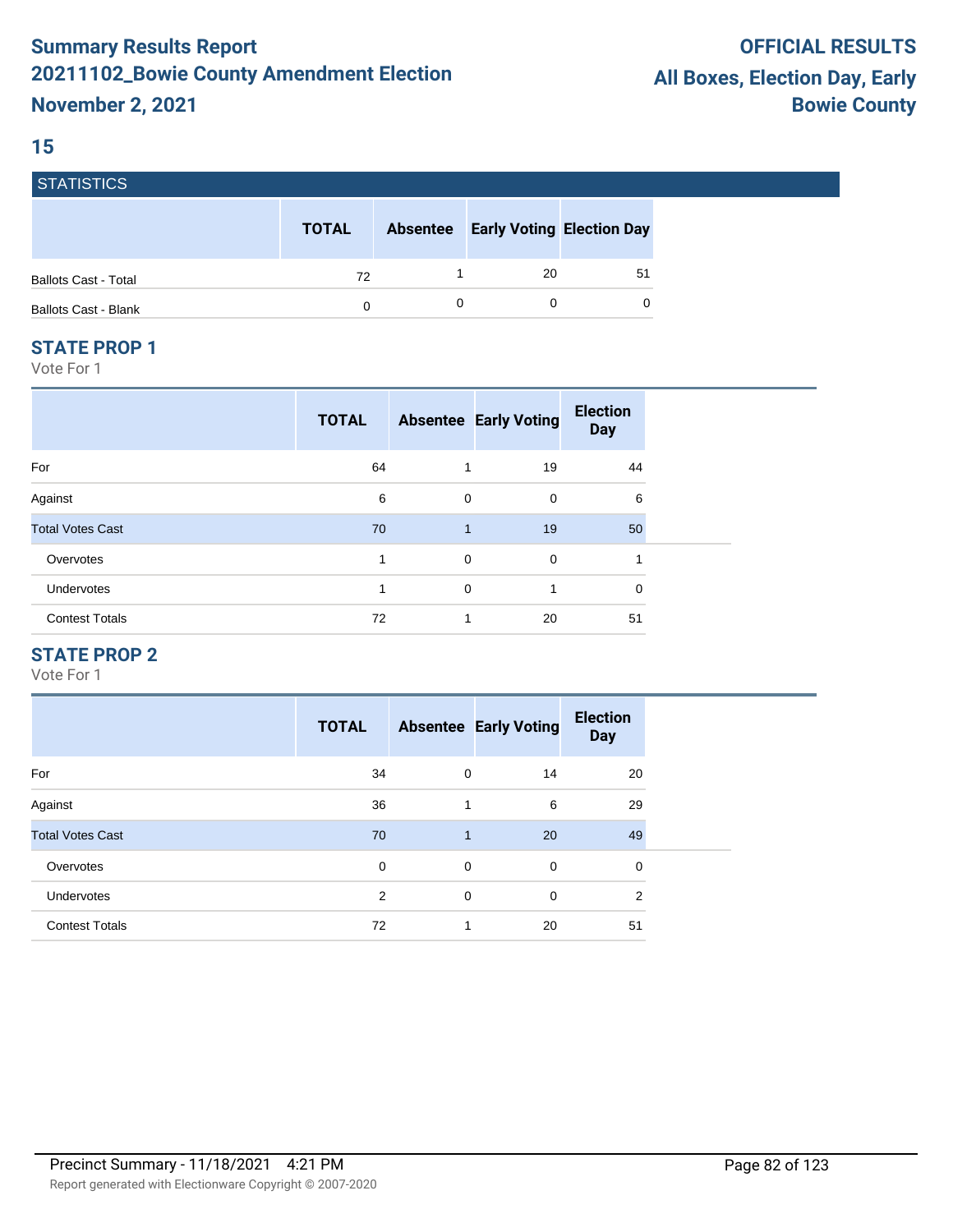# Summary Results Report
# 20211102_Bowie County Amendment Election
# November 2, 2021

**OFFICIAL RESULTS**
**All Boxes, Election Day, Early**
**Bowie County**

## 15

### STATISTICS

| | TOTAL | Absentee | Early Voting | Election Day |
|---|---|---|---|---|
| Ballots Cast - Total | 72 | 1 | 20 | 51 |
| Ballots Cast - Blank | 0 | 0 | 0 | 0 |

### STATE PROP 1

Vote For 1

| | TOTAL | Absentee | Early Voting | Election Day |
|---|---|---|---|---|
| For | 64 | 1 | 19 | 44 |
| Against | 6 | 0 | 0 | 6 |
| Total Votes Cast | 70 | 1 | 19 | 50 |
| Overvotes | 1 | 0 | 0 | 1 |
| Undervotes | 1 | 0 | 1 | 0 |
| Contest Totals | 72 | 1 | 20 | 51 |

### STATE PROP 2

Vote For 1

| | TOTAL | Absentee | Early Voting | Election Day |
|---|---|---|---|---|
| For | 34 | 0 | 14 | 20 |
| Against | 36 | 1 | 6 | 29 |
| Total Votes Cast | 70 | 1 | 20 | 49 |
| Overvotes | 0 | 0 | 0 | 0 |
| Undervotes | 2 | 0 | 0 | 2 |
| Contest Totals | 72 | 1 | 20 | 51 |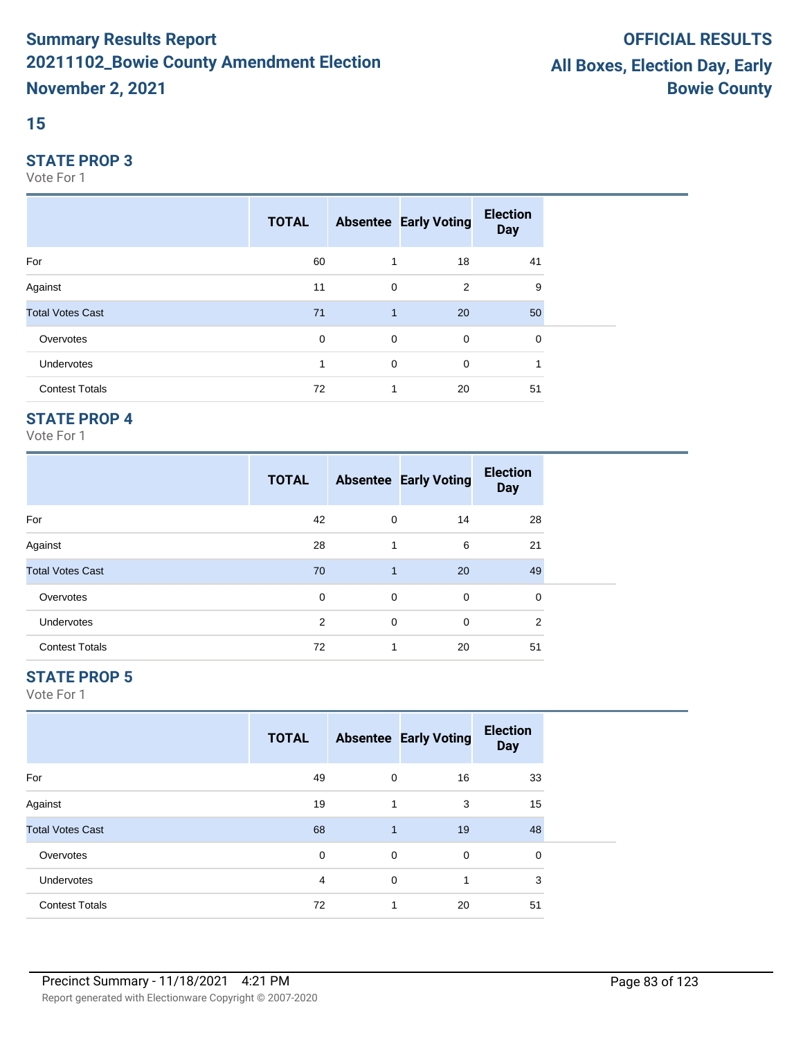# Summary Results Report

# 20211102_Bowie County Amendment Election

# November 2, 2021

**OFFICIAL RESULTS**

**All Boxes, Election Day, Early**

**Bowie County**

## 15

### STATE PROP 3

Vote For 1

| | TOTAL | Absentee | Early Voting | Election Day |
|---|---|---|---|---|
| For | 60 | 1 | 18 | 41 |
| Against | 11 | 0 | 2 | 9 |
| Total Votes Cast | 71 | 1 | 20 | 50 |
| Overvotes | 0 | 0 | 0 | 0 |
| Undervotes | 1 | 0 | 0 | 1 |
| Contest Totals | 72 | 1 | 20 | 51 |

### STATE PROP 4

Vote For 1

| | TOTAL | Absentee | Early Voting | Election Day |
|---|---|---|---|---|
| For | 42 | 0 | 14 | 28 |
| Against | 28 | 1 | 6 | 21 |
| Total Votes Cast | 70 | 1 | 20 | 49 |
| Overvotes | 0 | 0 | 0 | 0 |
| Undervotes | 2 | 0 | 0 | 2 |
| Contest Totals | 72 | 1 | 20 | 51 |

### STATE PROP 5

Vote For 1

| | TOTAL | Absentee | Early Voting | Election Day |
|---|---|---|---|---|
| For | 49 | 0 | 16 | 33 |
| Against | 19 | 1 | 3 | 15 |
| Total Votes Cast | 68 | 1 | 19 | 48 |
| Overvotes | 0 | 0 | 0 | 0 |
| Undervotes | 4 | 0 | 1 | 3 |
| Contest Totals | 72 | 1 | 20 | 51 |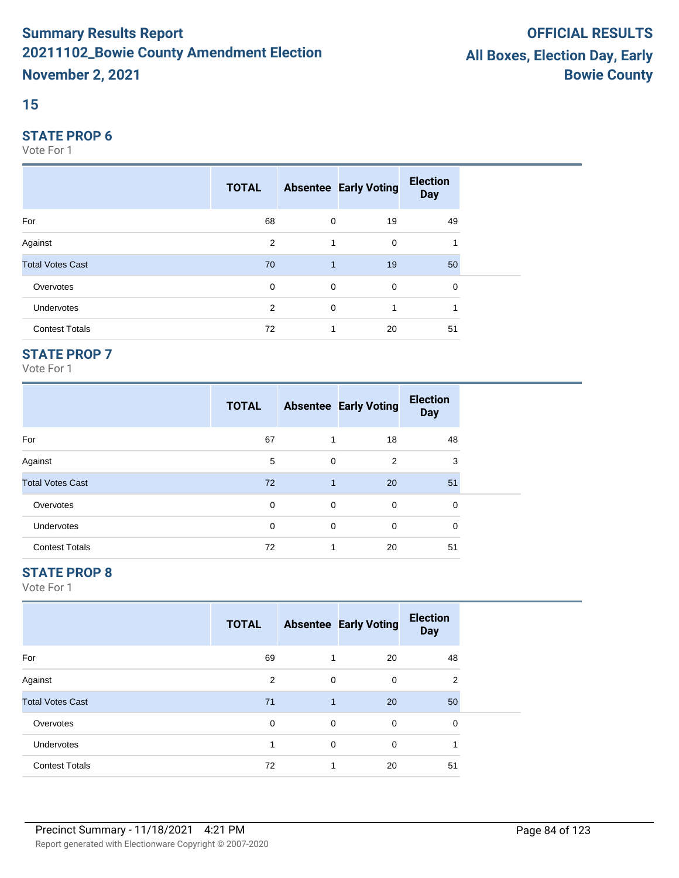# Summary Results Report

## 20211102_Bowie County Amendment Election

## November 2, 2021

**OFFICIAL RESULTS**

**All Boxes, Election Day, Early**

**Bowie County**

## 15

### STATE PROP 6

Vote For 1

| | TOTAL | Absentee | Early Voting | Election Day |
|---|---|---|---|---|
| For | 68 | 0 | 19 | 49 |
| Against | 2 | 1 | 0 | 1 |
| Total Votes Cast | 70 | 1 | 19 | 50 |
| Overvotes | 0 | 0 | 0 | 0 |
| Undervotes | 2 | 0 | 1 | 1 |
| Contest Totals | 72 | 1 | 20 | 51 |

### STATE PROP 7

Vote For 1

| | TOTAL | Absentee | Early Voting | Election Day |
|---|---|---|---|---|
| For | 67 | 1 | 18 | 48 |
| Against | 5 | 0 | 2 | 3 |
| Total Votes Cast | 72 | 1 | 20 | 51 |
| Overvotes | 0 | 0 | 0 | 0 |
| Undervotes | 0 | 0 | 0 | 0 |
| Contest Totals | 72 | 1 | 20 | 51 |

### STATE PROP 8

Vote For 1

| | TOTAL | Absentee | Early Voting | Election Day |
|---|---|---|---|---|
| For | 69 | 1 | 20 | 48 |
| Against | 2 | 0 | 0 | 2 |
| Total Votes Cast | 71 | 1 | 20 | 50 |
| Overvotes | 0 | 0 | 0 | 0 |
| Undervotes | 1 | 0 | 0 | 1 |
| Contest Totals | 72 | 1 | 20 | 51 |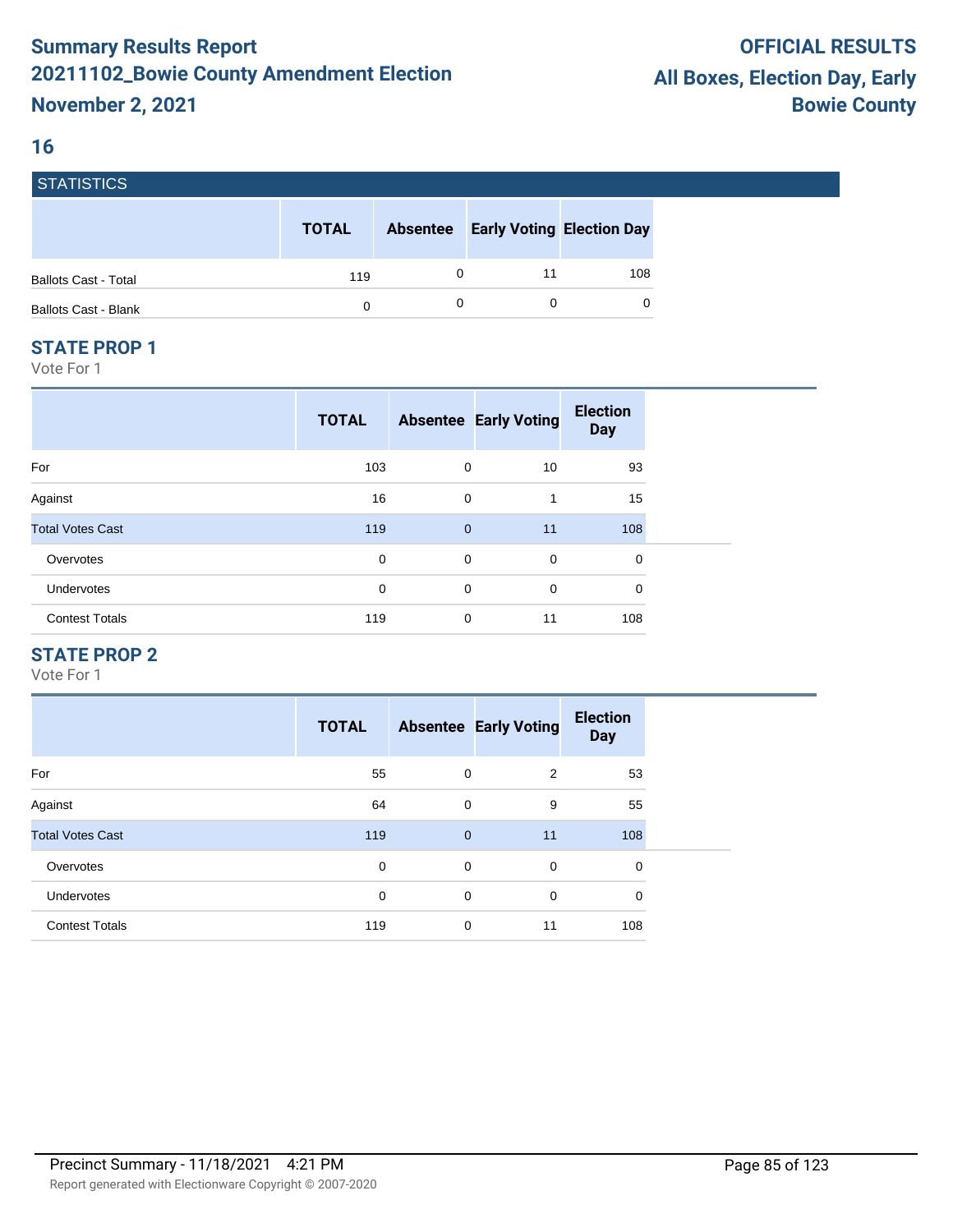# Summary Results Report
# 20211102_Bowie County Amendment Election
# November 2, 2021

**OFFICIAL RESULTS**
**All Boxes, Election Day, Early**
**Bowie County**

## 16

### STATISTICS

| | TOTAL | Absentee | Early Voting | Election Day |
|---|---|---|---|---|
| Ballots Cast - Total | 119 | 0 | 11 | 108 |
| Ballots Cast - Blank | 0 | 0 | 0 | 0 |

### STATE PROP 1

Vote For 1

| | TOTAL | Absentee | Early Voting | Election Day |
|---|---|---|---|---|
| For | 103 | 0 | 10 | 93 |
| Against | 16 | 0 | 1 | 15 |
| Total Votes Cast | 119 | 0 | 11 | 108 |
| Overvotes | 0 | 0 | 0 | 0 |
| Undervotes | 0 | 0 | 0 | 0 |
| Contest Totals | 119 | 0 | 11 | 108 |

### STATE PROP 2

Vote For 1

| | TOTAL | Absentee | Early Voting | Election Day |
|---|---|---|---|---|
| For | 55 | 0 | 2 | 53 |
| Against | 64 | 0 | 9 | 55 |
| Total Votes Cast | 119 | 0 | 11 | 108 |
| Overvotes | 0 | 0 | 0 | 0 |
| Undervotes | 0 | 0 | 0 | 0 |
| Contest Totals | 119 | 0 | 11 | 108 |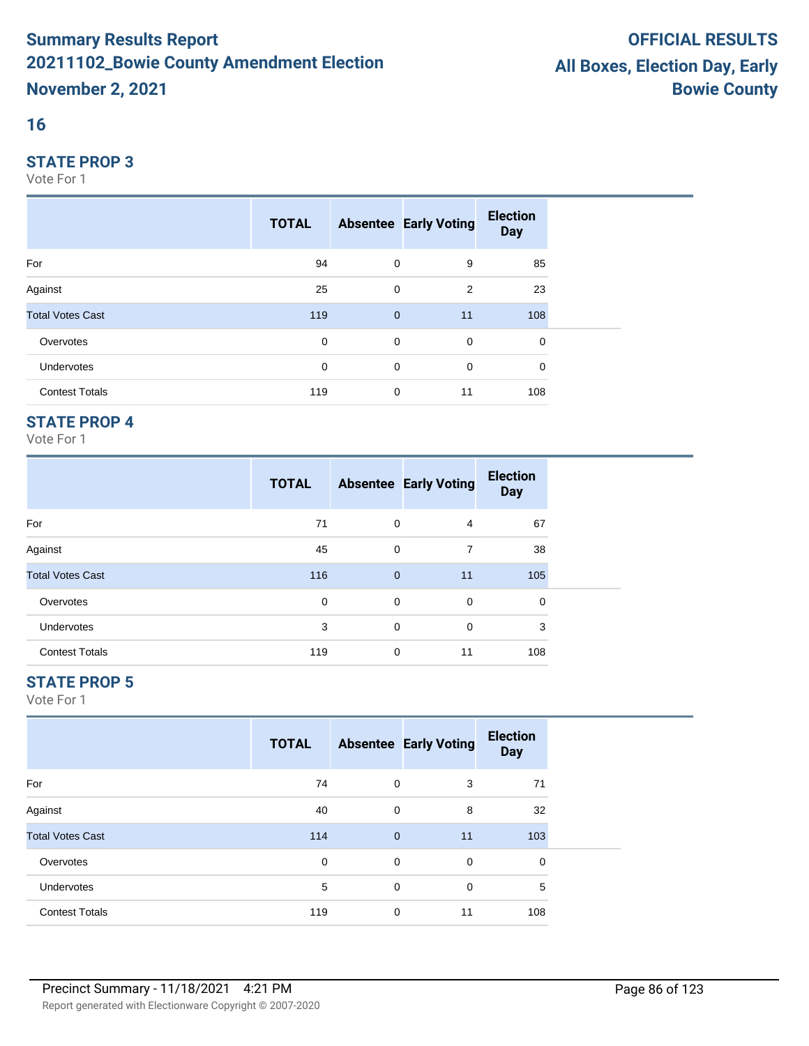# Summary Results Report
# 20211102_Bowie County Amendment Election
# November 2, 2021

**OFFICIAL RESULTS**
**All Boxes, Election Day, Early**
**Bowie County**

## 16

### STATE PROP 3

Vote For 1

| | TOTAL | Absentee | Early Voting | Election Day |
|---|---|---|---|---|
| For | 94 | 0 | 9 | 85 |
| Against | 25 | 0 | 2 | 23 |
| Total Votes Cast | 119 | 0 | 11 | 108 |
| Overvotes | 0 | 0 | 0 | 0 |
| Undervotes | 0 | 0 | 0 | 0 |
| Contest Totals | 119 | 0 | 11 | 108 |

### STATE PROP 4

Vote For 1

| | TOTAL | Absentee | Early Voting | Election Day |
|---|---|---|---|---|
| For | 71 | 0 | 4 | 67 |
| Against | 45 | 0 | 7 | 38 |
| Total Votes Cast | 116 | 0 | 11 | 105 |
| Overvotes | 0 | 0 | 0 | 0 |
| Undervotes | 3 | 0 | 0 | 3 |
| Contest Totals | 119 | 0 | 11 | 108 |

### STATE PROP 5

Vote For 1

| | TOTAL | Absentee | Early Voting | Election Day |
|---|---|---|---|---|
| For | 74 | 0 | 3 | 71 |
| Against | 40 | 0 | 8 | 32 |
| Total Votes Cast | 114 | 0 | 11 | 103 |
| Overvotes | 0 | 0 | 0 | 0 |
| Undervotes | 5 | 0 | 0 | 5 |
| Contest Totals | 119 | 0 | 11 | 108 |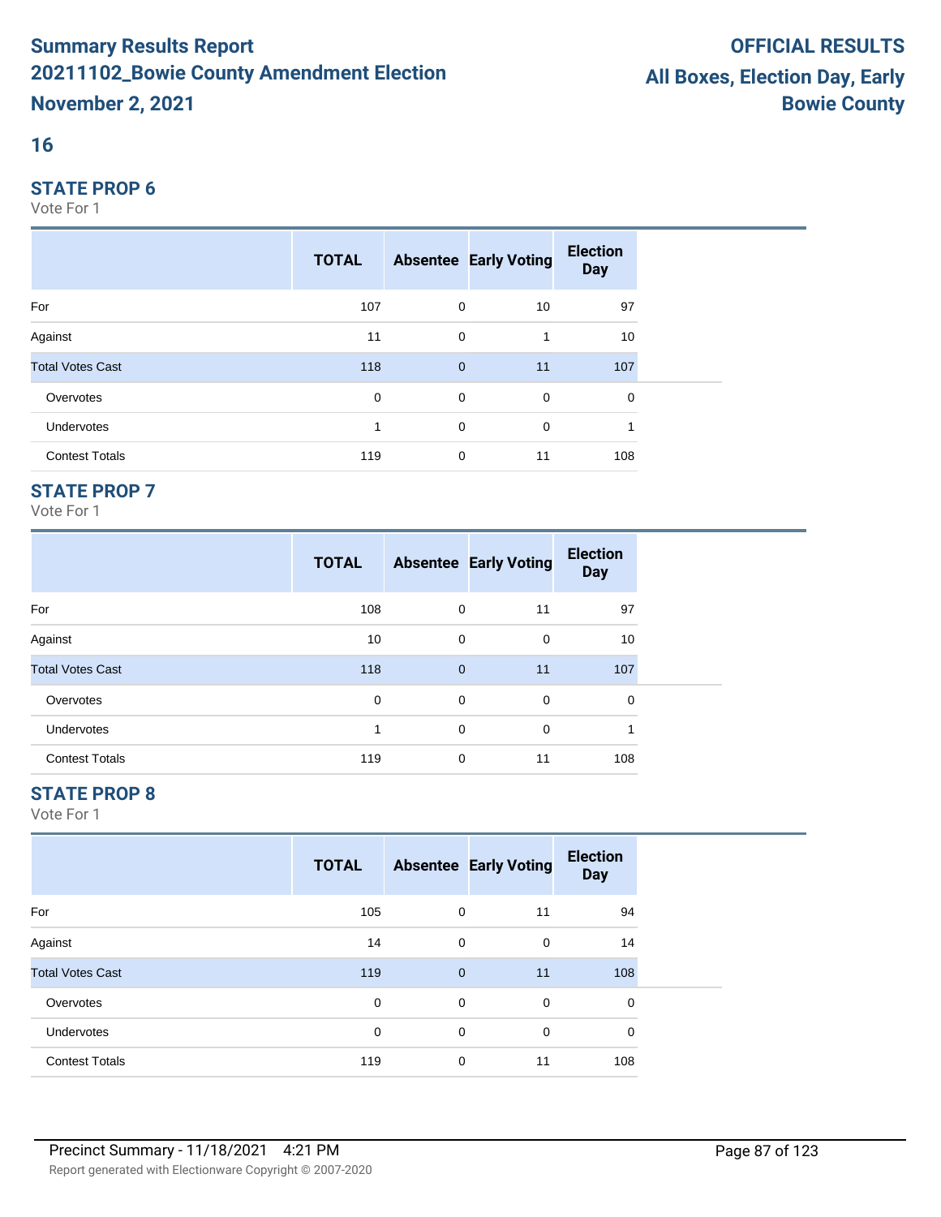# Summary Results Report
# 20211102_Bowie County Amendment Election
# November 2, 2021

**OFFICIAL RESULTS**
**All Boxes, Election Day, Early**
**Bowie County**

## 16

### STATE PROP 6

Vote For 1

| | TOTAL | Absentee | Early Voting | Election Day |
|---|---|---|---|---|
| For | 107 | 0 | 10 | 97 |
| Against | 11 | 0 | 1 | 10 |
| Total Votes Cast | 118 | 0 | 11 | 107 |
| Overvotes | 0 | 0 | 0 | 0 |
| Undervotes | 1 | 0 | 0 | 1 |
| Contest Totals | 119 | 0 | 11 | 108 |

### STATE PROP 7

Vote For 1

| | TOTAL | Absentee | Early Voting | Election Day |
|---|---|---|---|---|
| For | 108 | 0 | 11 | 97 |
| Against | 10 | 0 | 0 | 10 |
| Total Votes Cast | 118 | 0 | 11 | 107 |
| Overvotes | 0 | 0 | 0 | 0 |
| Undervotes | 1 | 0 | 0 | 1 |
| Contest Totals | 119 | 0 | 11 | 108 |

### STATE PROP 8

Vote For 1

| | TOTAL | Absentee | Early Voting | Election Day |
|---|---|---|---|---|
| For | 105 | 0 | 11 | 94 |
| Against | 14 | 0 | 0 | 14 |
| Total Votes Cast | 119 | 0 | 11 | 108 |
| Overvotes | 0 | 0 | 0 | 0 |
| Undervotes | 0 | 0 | 0 | 0 |
| Contest Totals | 119 | 0 | 11 | 108 |

Precinct Summary - 11/18/2021 4:21 PM

Report generated with Electionware Copyright © 2007-2020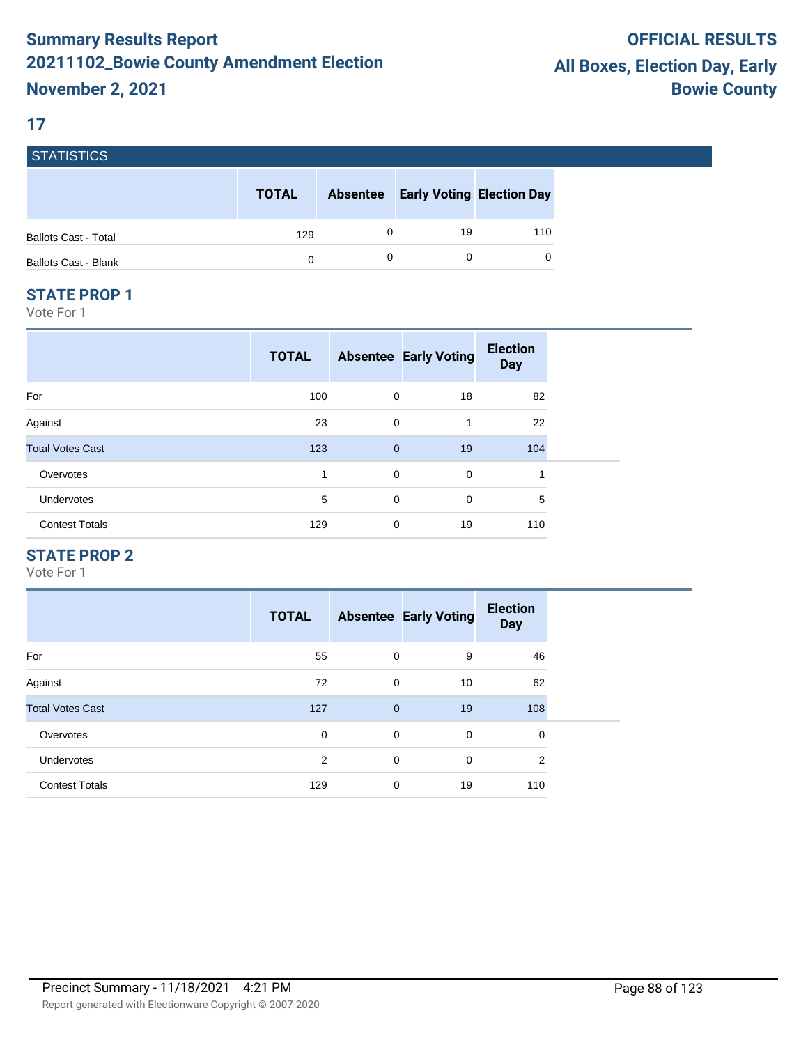# Summary Results Report
# 20211102_Bowie County Amendment Election
# November 2, 2021

**OFFICIAL RESULTS**
**All Boxes, Election Day, Early**
**Bowie County**

## 17

### STATISTICS

| | TOTAL | Absentee | Early Voting | Election Day |
|---|---|---|---|---|
| Ballots Cast - Total | 129 | 0 | 19 | 110 |
| Ballots Cast - Blank | 0 | 0 | 0 | 0 |

### STATE PROP 1

Vote For 1

| | TOTAL | Absentee | Early Voting | Election Day |
|---|---|---|---|---|
| For | 100 | 0 | 18 | 82 |
| Against | 23 | 0 | 1 | 22 |
| Total Votes Cast | 123 | 0 | 19 | 104 |
| Overvotes | 1 | 0 | 0 | 1 |
| Undervotes | 5 | 0 | 0 | 5 |
| Contest Totals | 129 | 0 | 19 | 110 |

### STATE PROP 2

Vote For 1

| | TOTAL | Absentee | Early Voting | Election Day |
|---|---|---|---|---|
| For | 55 | 0 | 9 | 46 |
| Against | 72 | 0 | 10 | 62 |
| Total Votes Cast | 127 | 0 | 19 | 108 |
| Overvotes | 0 | 0 | 0 | 0 |
| Undervotes | 2 | 0 | 0 | 2 |
| Contest Totals | 129 | 0 | 19 | 110 |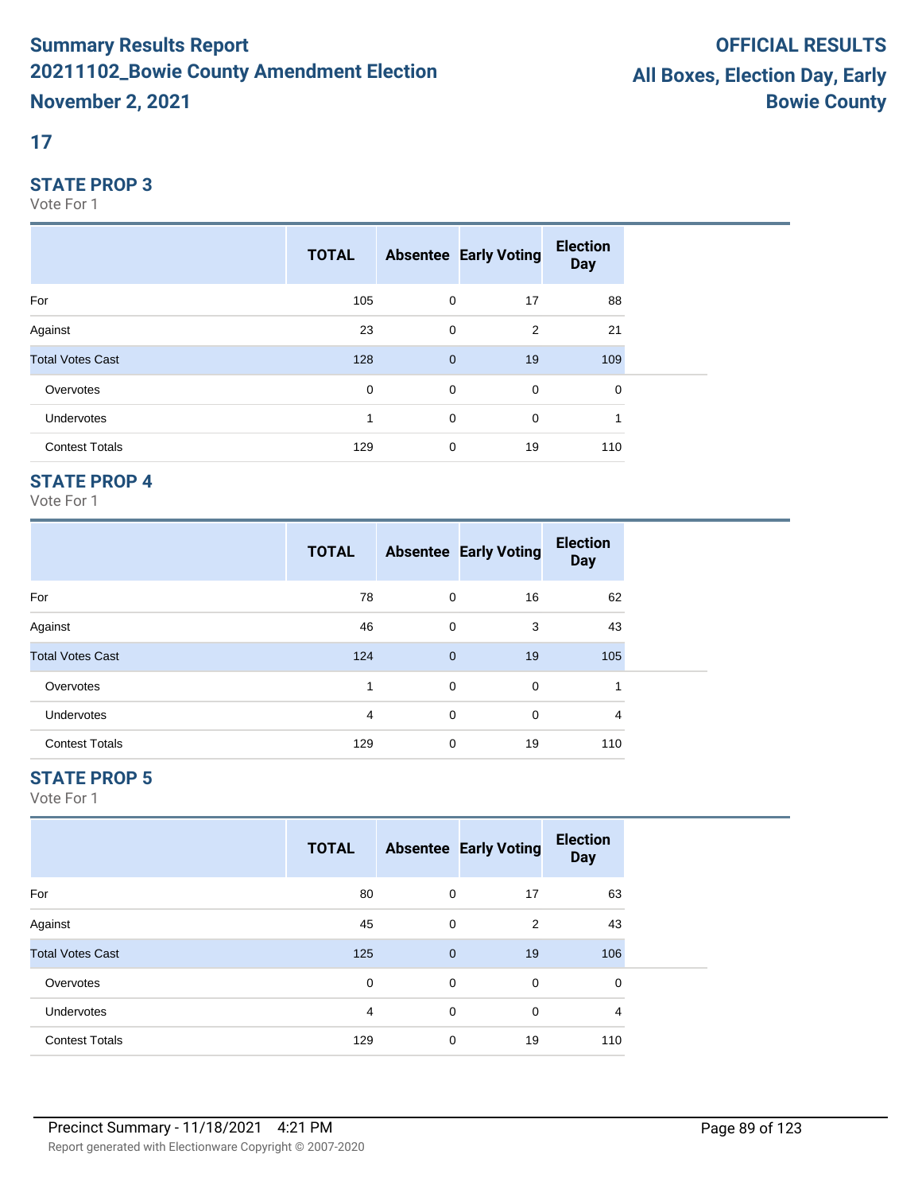**Summary Results Report**
**20211102_Bowie County Amendment Election**
**November 2, 2021**

**OFFICIAL RESULTS**
**All Boxes, Election Day, Early**
**Bowie County**

## 17

### STATE PROP 3

Vote For 1

| | TOTAL | Absentee | Early Voting | Election Day |
|---|---|---|---|---|
| For | 105 | 0 | 17 | 88 |
| Against | 23 | 0 | 2 | 21 |
| Total Votes Cast | 128 | 0 | 19 | 109 |
| Overvotes | 0 | 0 | 0 | 0 |
| Undervotes | 1 | 0 | 0 | 1 |
| Contest Totals | 129 | 0 | 19 | 110 |

### STATE PROP 4

Vote For 1

| | TOTAL | Absentee | Early Voting | Election Day |
|---|---|---|---|---|
| For | 78 | 0 | 16 | 62 |
| Against | 46 | 0 | 3 | 43 |
| Total Votes Cast | 124 | 0 | 19 | 105 |
| Overvotes | 1 | 0 | 0 | 1 |
| Undervotes | 4 | 0 | 0 | 4 |
| Contest Totals | 129 | 0 | 19 | 110 |

### STATE PROP 5

Vote For 1

| | TOTAL | Absentee | Early Voting | Election Day |
|---|---|---|---|---|
| For | 80 | 0 | 17 | 63 |
| Against | 45 | 0 | 2 | 43 |
| Total Votes Cast | 125 | 0 | 19 | 106 |
| Overvotes | 0 | 0 | 0 | 0 |
| Undervotes | 4 | 0 | 0 | 4 |
| Contest Totals | 129 | 0 | 19 | 110 |

Precinct Summary - 11/18/2021 4:21 PM

Report generated with Electionware Copyright © 2007-2020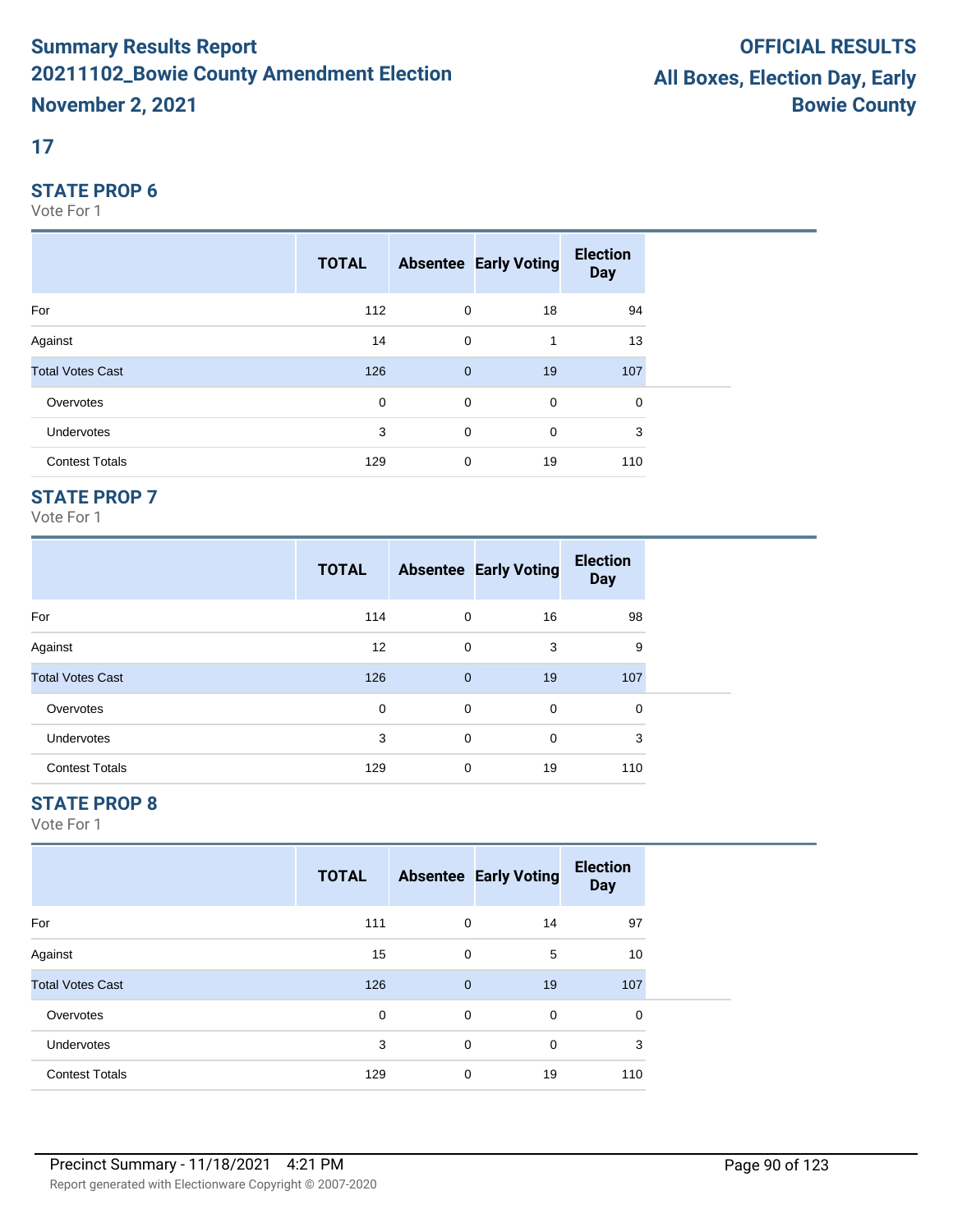# Summary Results Report
# 20211102_Bowie County Amendment Election
# November 2, 2021

**OFFICIAL RESULTS**
**All Boxes, Election Day, Early**
**Bowie County**

## 17

### STATE PROP 6

Vote For 1

| | TOTAL | Absentee | Early Voting | Election Day |
|---|---|---|---|---|
| For | 112 | 0 | 18 | 94 |
| Against | 14 | 0 | 1 | 13 |
| Total Votes Cast | 126 | 0 | 19 | 107 |
| Overvotes | 0 | 0 | 0 | 0 |
| Undervotes | 3 | 0 | 0 | 3 |
| Contest Totals | 129 | 0 | 19 | 110 |

### STATE PROP 7

Vote For 1

| | TOTAL | Absentee | Early Voting | Election Day |
|---|---|---|---|---|
| For | 114 | 0 | 16 | 98 |
| Against | 12 | 0 | 3 | 9 |
| Total Votes Cast | 126 | 0 | 19 | 107 |
| Overvotes | 0 | 0 | 0 | 0 |
| Undervotes | 3 | 0 | 0 | 3 |
| Contest Totals | 129 | 0 | 19 | 110 |

### STATE PROP 8

Vote For 1

| | TOTAL | Absentee | Early Voting | Election Day |
|---|---|---|---|---|
| For | 111 | 0 | 14 | 97 |
| Against | 15 | 0 | 5 | 10 |
| Total Votes Cast | 126 | 0 | 19 | 107 |
| Overvotes | 0 | 0 | 0 | 0 |
| Undervotes | 3 | 0 | 0 | 3 |
| Contest Totals | 129 | 0 | 19 | 110 |

Precinct Summary - 11/18/2021 4:21 PM

Report generated with Electionware Copyright © 2007-2020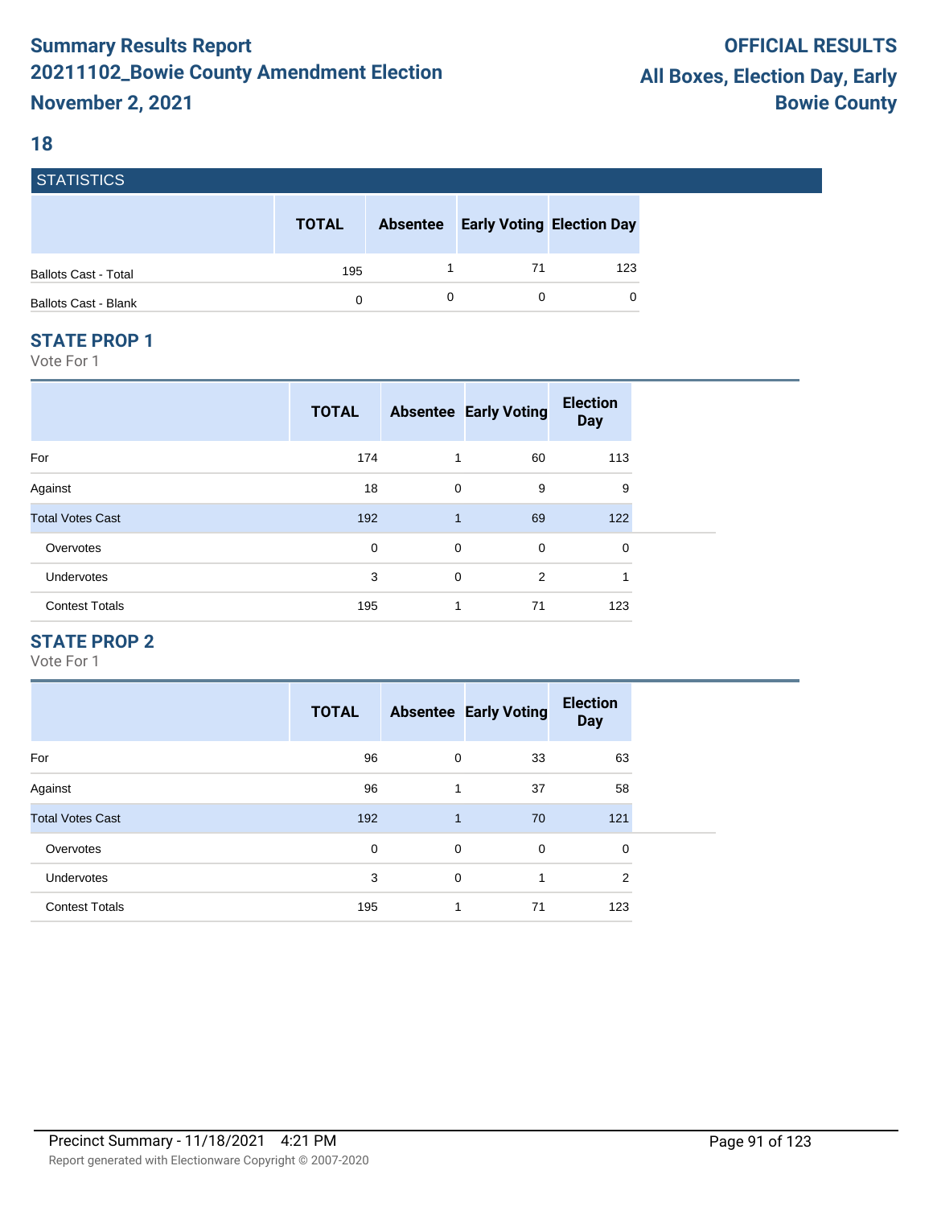# Summary Results Report
# 20211102_Bowie County Amendment Election
# November 2, 2021

**OFFICIAL RESULTS**
**All Boxes, Election Day, Early**
**Bowie County**

## 18

### STATISTICS

| | TOTAL | Absentee | Early Voting | Election Day |
|---|---|---|---|---|
| Ballots Cast - Total | 195 | 1 | 71 | 123 |
| Ballots Cast - Blank | 0 | 0 | 0 | 0 |

### STATE PROP 1

Vote For 1

| | TOTAL | Absentee | Early Voting | Election Day |
|---|---|---|---|---|
| For | 174 | 1 | 60 | 113 |
| Against | 18 | 0 | 9 | 9 |
| Total Votes Cast | 192 | 1 | 69 | 122 |
| Overvotes | 0 | 0 | 0 | 0 |
| Undervotes | 3 | 0 | 2 | 1 |
| Contest Totals | 195 | 1 | 71 | 123 |

### STATE PROP 2

Vote For 1

| | TOTAL | Absentee | Early Voting | Election Day |
|---|---|---|---|---|
| For | 96 | 0 | 33 | 63 |
| Against | 96 | 1 | 37 | 58 |
| Total Votes Cast | 192 | 1 | 70 | 121 |
| Overvotes | 0 | 0 | 0 | 0 |
| Undervotes | 3 | 0 | 1 | 2 |
| Contest Totals | 195 | 1 | 71 | 123 |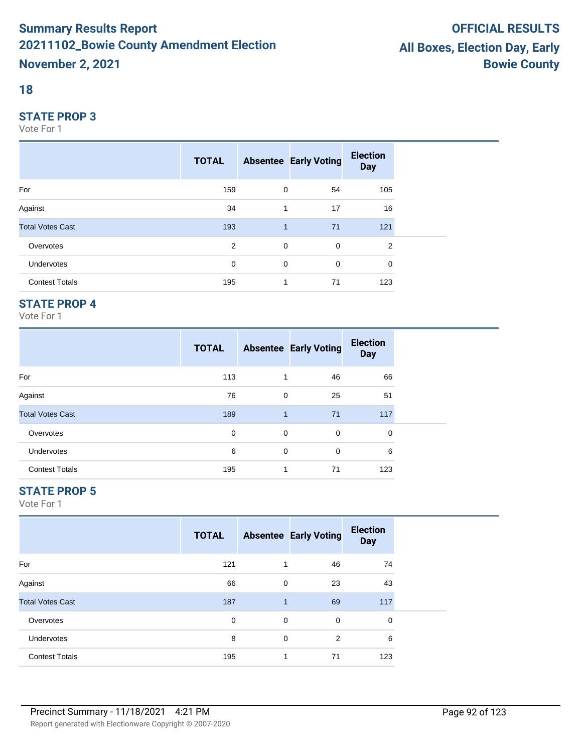# Summary Results Report
## 20211102_Bowie County Amendment Election
## November 2, 2021

**OFFICIAL RESULTS**
**All Boxes, Election Day, Early**
**Bowie County**

## 18

### STATE PROP 3

Vote For 1

| | TOTAL | Absentee | Early Voting | Election Day |
|---|---|---|---|---|
| For | 159 | 0 | 54 | 105 |
| Against | 34 | 1 | 17 | 16 |
| Total Votes Cast | 193 | 1 | 71 | 121 |
| Overvotes | 2 | 0 | 0 | 2 |
| Undervotes | 0 | 0 | 0 | 0 |
| Contest Totals | 195 | 1 | 71 | 123 |

### STATE PROP 4

Vote For 1

| | TOTAL | Absentee | Early Voting | Election Day |
|---|---|---|---|---|
| For | 113 | 1 | 46 | 66 |
| Against | 76 | 0 | 25 | 51 |
| Total Votes Cast | 189 | 1 | 71 | 117 |
| Overvotes | 0 | 0 | 0 | 0 |
| Undervotes | 6 | 0 | 0 | 6 |
| Contest Totals | 195 | 1 | 71 | 123 |

### STATE PROP 5

Vote For 1

| | TOTAL | Absentee | Early Voting | Election Day |
|---|---|---|---|---|
| For | 121 | 1 | 46 | 74 |
| Against | 66 | 0 | 23 | 43 |
| Total Votes Cast | 187 | 1 | 69 | 117 |
| Overvotes | 0 | 0 | 0 | 0 |
| Undervotes | 8 | 0 | 2 | 6 |
| Contest Totals | 195 | 1 | 71 | 123 |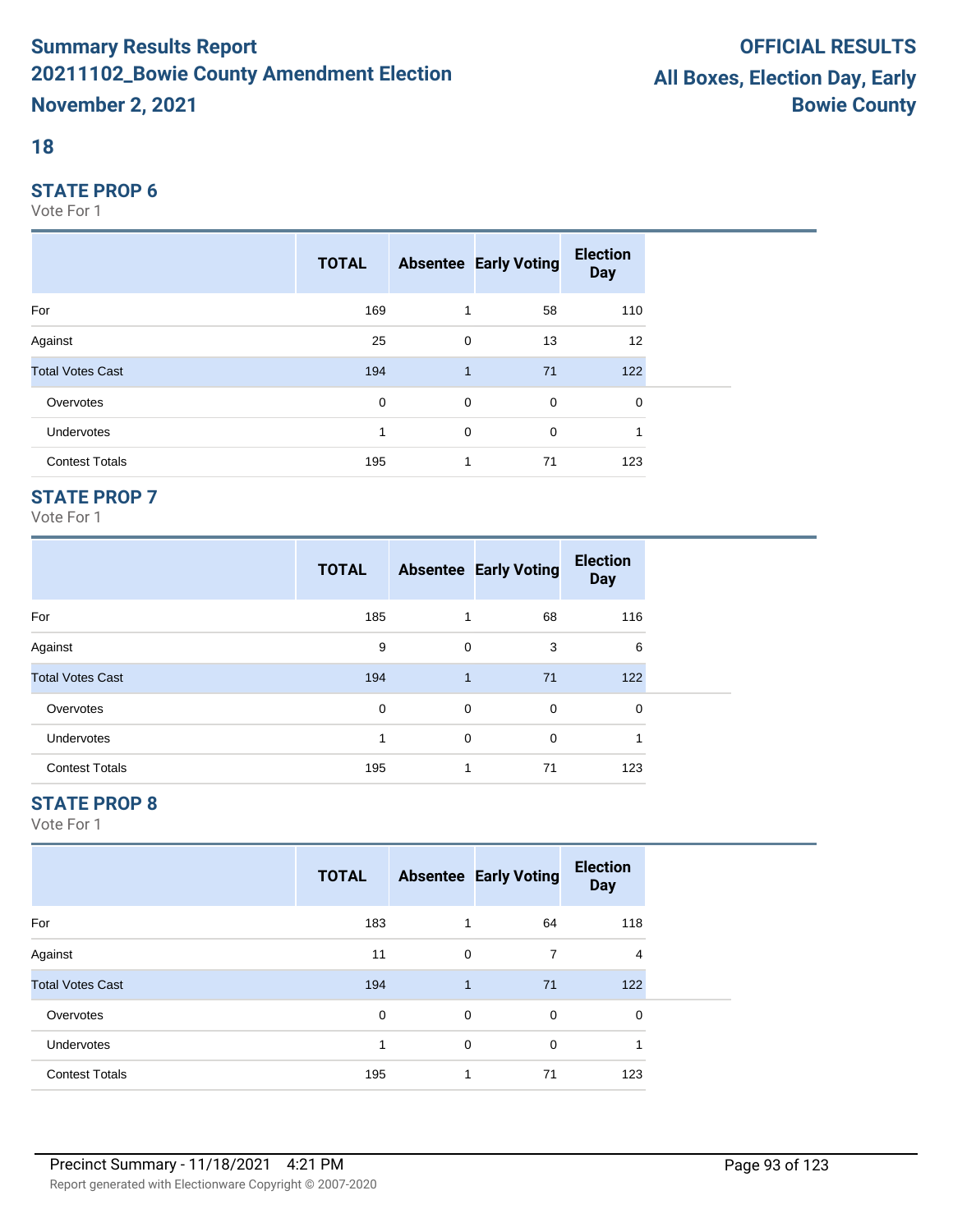# Summary Results Report
# 20211102_Bowie County Amendment Election
# November 2, 2021

**OFFICIAL RESULTS**
**All Boxes, Election Day, Early**
**Bowie County**

## 18

### STATE PROP 6

Vote For 1

| | TOTAL | Absentee | Early Voting | Election Day |
|---|---|---|---|---|
| For | 169 | 1 | 58 | 110 |
| Against | 25 | 0 | 13 | 12 |
| Total Votes Cast | 194 | 1 | 71 | 122 |
| Overvotes | 0 | 0 | 0 | 0 |
| Undervotes | 1 | 0 | 0 | 1 |
| Contest Totals | 195 | 1 | 71 | 123 |

### STATE PROP 7

Vote For 1

| | TOTAL | Absentee | Early Voting | Election Day |
|---|---|---|---|---|
| For | 185 | 1 | 68 | 116 |
| Against | 9 | 0 | 3 | 6 |
| Total Votes Cast | 194 | 1 | 71 | 122 |
| Overvotes | 0 | 0 | 0 | 0 |
| Undervotes | 1 | 0 | 0 | 1 |
| Contest Totals | 195 | 1 | 71 | 123 |

### STATE PROP 8

Vote For 1

| | TOTAL | Absentee | Early Voting | Election Day |
|---|---|---|---|---|
| For | 183 | 1 | 64 | 118 |
| Against | 11 | 0 | 7 | 4 |
| Total Votes Cast | 194 | 1 | 71 | 122 |
| Overvotes | 0 | 0 | 0 | 0 |
| Undervotes | 1 | 0 | 0 | 1 |
| Contest Totals | 195 | 1 | 71 | 123 |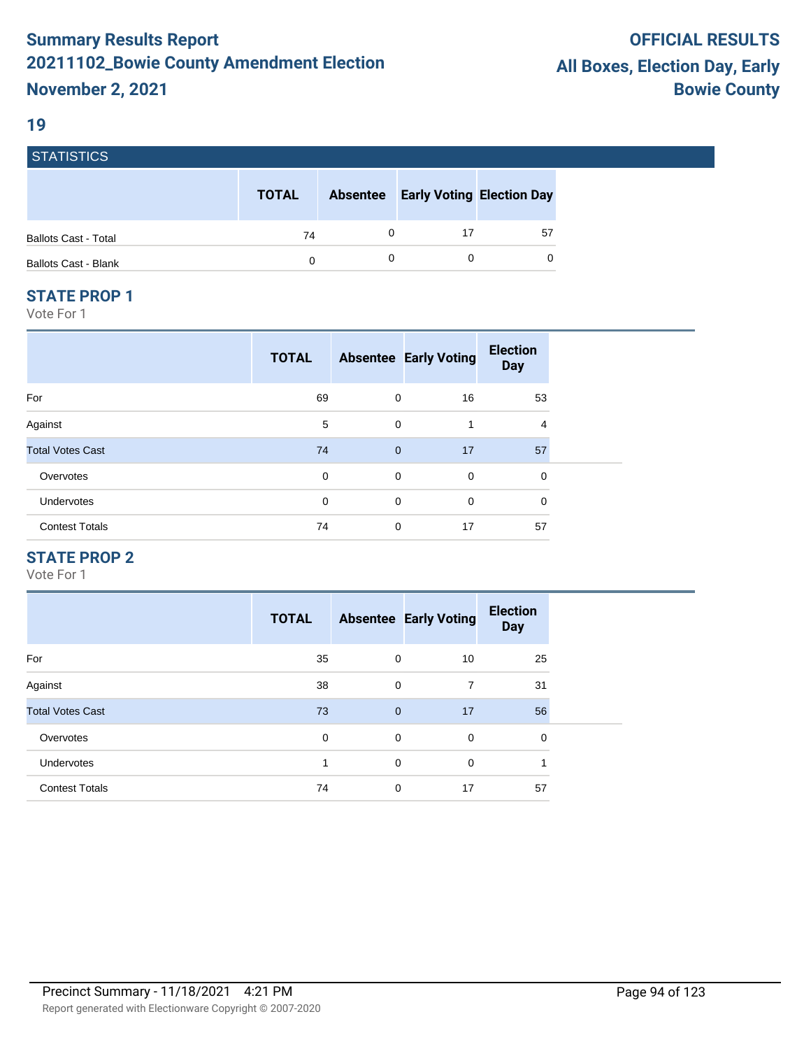# Summary Results Report
# 20211102_Bowie County Amendment Election
# November 2, 2021

**OFFICIAL RESULTS**
**All Boxes, Election Day, Early**
**Bowie County**

## 19

### STATISTICS

| | TOTAL | Absentee | Early Voting | Election Day |
|---|---|---|---|---|
| Ballots Cast - Total | 74 | 0 | 17 | 57 |
| Ballots Cast - Blank | 0 | 0 | 0 | 0 |

### STATE PROP 1

Vote For 1

| | TOTAL | Absentee | Early Voting | Election Day |
|---|---|---|---|---|
| For | 69 | 0 | 16 | 53 |
| Against | 5 | 0 | 1 | 4 |
| Total Votes Cast | 74 | 0 | 17 | 57 |
| Overvotes | 0 | 0 | 0 | 0 |
| Undervotes | 0 | 0 | 0 | 0 |
| Contest Totals | 74 | 0 | 17 | 57 |

### STATE PROP 2

Vote For 1

| | TOTAL | Absentee | Early Voting | Election Day |
|---|---|---|---|---|
| For | 35 | 0 | 10 | 25 |
| Against | 38 | 0 | 7 | 31 |
| Total Votes Cast | 73 | 0 | 17 | 56 |
| Overvotes | 0 | 0 | 0 | 0 |
| Undervotes | 1 | 0 | 0 | 1 |
| Contest Totals | 74 | 0 | 17 | 57 |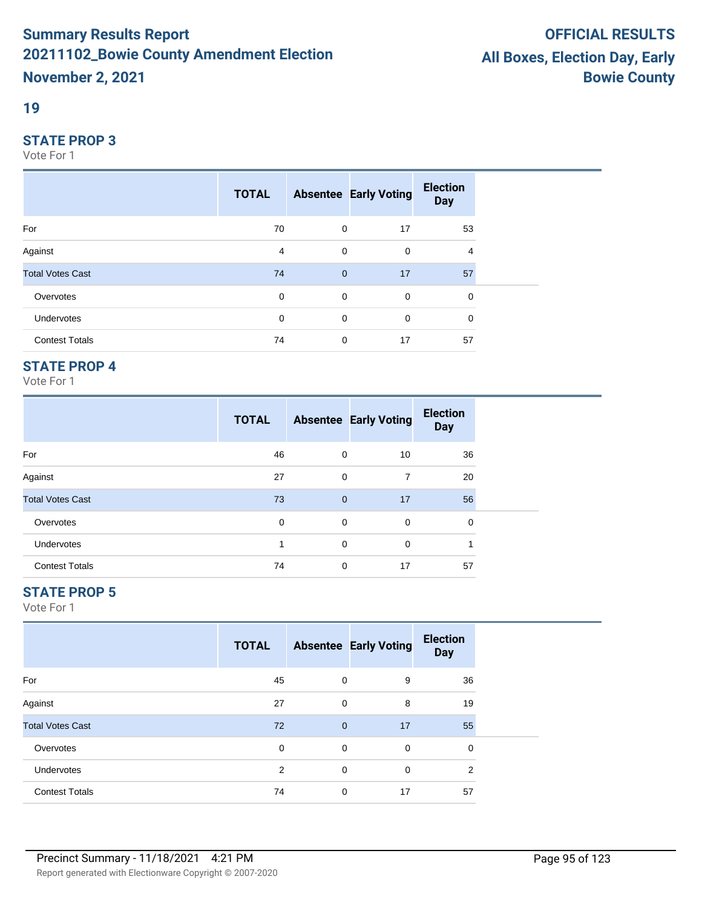## 19

### STATE PROP 3

Vote For 1

| | TOTAL | Absentee | Early Voting | Election Day |
|---|---|---|---|---|
| For | 70 | 0 | 17 | 53 |
| Against | 4 | 0 | 0 | 4 |
| Total Votes Cast | 74 | 0 | 17 | 57 |
| Overvotes | 0 | 0 | 0 | 0 |
| Undervotes | 0 | 0 | 0 | 0 |
| Contest Totals | 74 | 0 | 17 | 57 |

### STATE PROP 4

Vote For 1

| | TOTAL | Absentee | Early Voting | Election Day |
|---|---|---|---|---|
| For | 46 | 0 | 10 | 36 |
| Against | 27 | 0 | 7 | 20 |
| Total Votes Cast | 73 | 0 | 17 | 56 |
| Overvotes | 0 | 0 | 0 | 0 |
| Undervotes | 1 | 0 | 0 | 1 |
| Contest Totals | 74 | 0 | 17 | 57 |

### STATE PROP 5

Vote For 1

| | TOTAL | Absentee | Early Voting | Election Day |
|---|---|---|---|---|
| For | 45 | 0 | 9 | 36 |
| Against | 27 | 0 | 8 | 19 |
| Total Votes Cast | 72 | 0 | 17 | 55 |
| Overvotes | 0 | 0 | 0 | 0 |
| Undervotes | 2 | 0 | 0 | 2 |
| Contest Totals | 74 | 0 | 17 | 57 |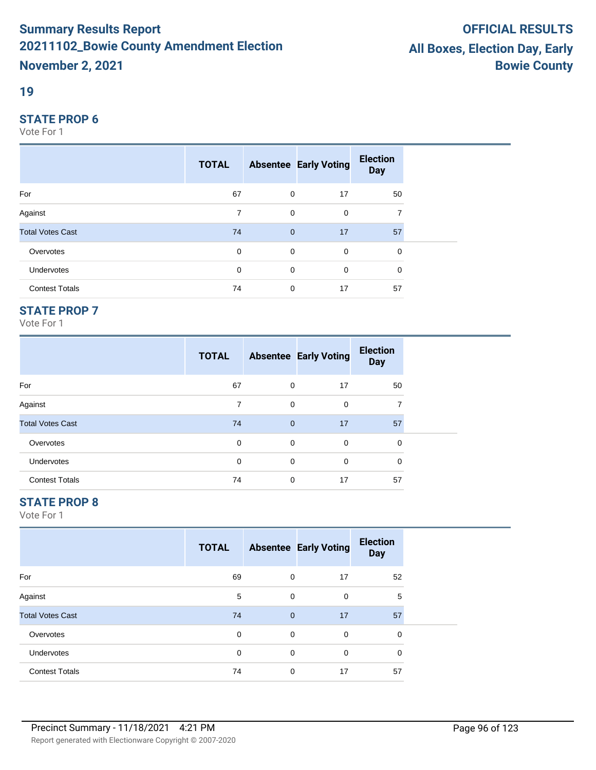# Summary Results Report
## 20211102_Bowie County Amendment Election
## November 2, 2021

**OFFICIAL RESULTS**
**All Boxes, Election Day, Early**
**Bowie County**

## 19

### STATE PROP 6

Vote For 1

| | TOTAL | Absentee | Early Voting | Election Day |
|---|---|---|---|---|
| For | 67 | 0 | 17 | 50 |
| Against | 7 | 0 | 0 | 7 |
| Total Votes Cast | 74 | 0 | 17 | 57 |
| Overvotes | 0 | 0 | 0 | 0 |
| Undervotes | 0 | 0 | 0 | 0 |
| Contest Totals | 74 | 0 | 17 | 57 |

### STATE PROP 7

Vote For 1

| | TOTAL | Absentee | Early Voting | Election Day |
|---|---|---|---|---|
| For | 67 | 0 | 17 | 50 |
| Against | 7 | 0 | 0 | 7 |
| Total Votes Cast | 74 | 0 | 17 | 57 |
| Overvotes | 0 | 0 | 0 | 0 |
| Undervotes | 0 | 0 | 0 | 0 |
| Contest Totals | 74 | 0 | 17 | 57 |

### STATE PROP 8

Vote For 1

| | TOTAL | Absentee | Early Voting | Election Day |
|---|---|---|---|---|
| For | 69 | 0 | 17 | 52 |
| Against | 5 | 0 | 0 | 5 |
| Total Votes Cast | 74 | 0 | 17 | 57 |
| Overvotes | 0 | 0 | 0 | 0 |
| Undervotes | 0 | 0 | 0 | 0 |
| Contest Totals | 74 | 0 | 17 | 57 |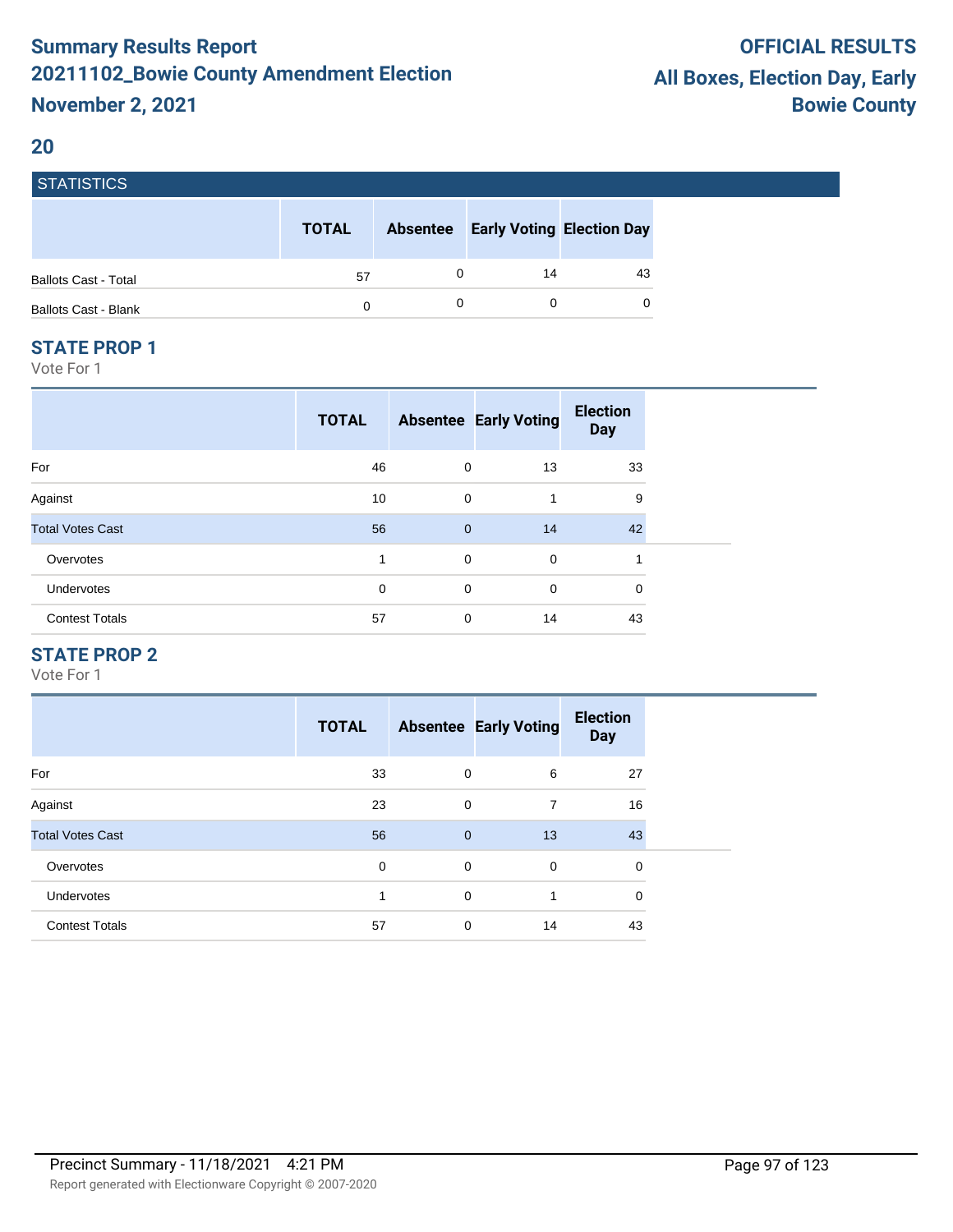# Summary Results Report
# 20211102_Bowie County Amendment Election
# November 2, 2021

**OFFICIAL RESULTS**
**All Boxes, Election Day, Early**
**Bowie County**

## 20

### STATISTICS

| | TOTAL | Absentee | Early Voting | Election Day |
|---|---|---|---|---|
| Ballots Cast - Total | 57 | 0 | 14 | 43 |
| Ballots Cast - Blank | 0 | 0 | 0 | 0 |

### STATE PROP 1

Vote For 1

| | TOTAL | Absentee | Early Voting | Election Day |
|---|---|---|---|---|
| For | 46 | 0 | 13 | 33 |
| Against | 10 | 0 | 1 | 9 |
| Total Votes Cast | 56 | 0 | 14 | 42 |
| Overvotes | 1 | 0 | 0 | 1 |
| Undervotes | 0 | 0 | 0 | 0 |
| Contest Totals | 57 | 0 | 14 | 43 |

### STATE PROP 2

Vote For 1

| | TOTAL | Absentee | Early Voting | Election Day |
|---|---|---|---|---|
| For | 33 | 0 | 6 | 27 |
| Against | 23 | 0 | 7 | 16 |
| Total Votes Cast | 56 | 0 | 13 | 43 |
| Overvotes | 0 | 0 | 0 | 0 |
| Undervotes | 1 | 0 | 1 | 0 |
| Contest Totals | 57 | 0 | 14 | 43 |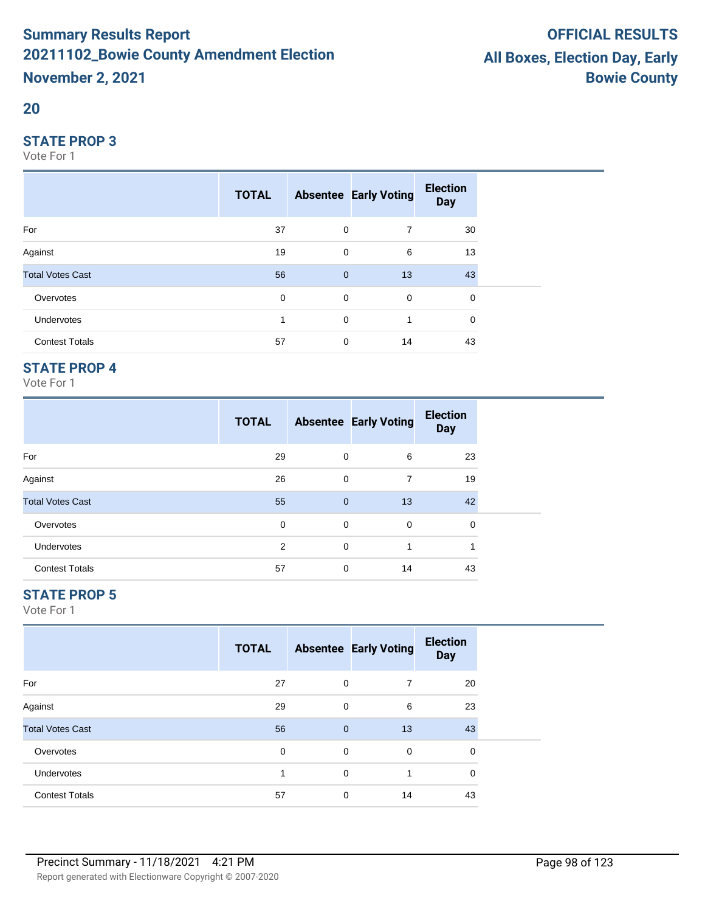# Summary Results Report
# 20211102_Bowie County Amendment Election
# November 2, 2021

**OFFICIAL RESULTS**
**All Boxes, Election Day, Early**
**Bowie County**

## 20

### STATE PROP 3

Vote For 1

| | TOTAL | Absentee | Early Voting | Election Day |
|---|---|---|---|---|
| For | 37 | 0 | 7 | 30 |
| Against | 19 | 0 | 6 | 13 |
| Total Votes Cast | 56 | 0 | 13 | 43 |
| Overvotes | 0 | 0 | 0 | 0 |
| Undervotes | 1 | 0 | 1 | 0 |
| Contest Totals | 57 | 0 | 14 | 43 |

### STATE PROP 4

Vote For 1

| | TOTAL | Absentee | Early Voting | Election Day |
|---|---|---|---|---|
| For | 29 | 0 | 6 | 23 |
| Against | 26 | 0 | 7 | 19 |
| Total Votes Cast | 55 | 0 | 13 | 42 |
| Overvotes | 0 | 0 | 0 | 0 |
| Undervotes | 2 | 0 | 1 | 1 |
| Contest Totals | 57 | 0 | 14 | 43 |

### STATE PROP 5

Vote For 1

| | TOTAL | Absentee | Early Voting | Election Day |
|---|---|---|---|---|
| For | 27 | 0 | 7 | 20 |
| Against | 29 | 0 | 6 | 23 |
| Total Votes Cast | 56 | 0 | 13 | 43 |
| Overvotes | 0 | 0 | 0 | 0 |
| Undervotes | 1 | 0 | 1 | 0 |
| Contest Totals | 57 | 0 | 14 | 43 |

Precinct Summary - 11/18/2021 4:21 PM

Report generated with Electionware Copyright © 2007-2020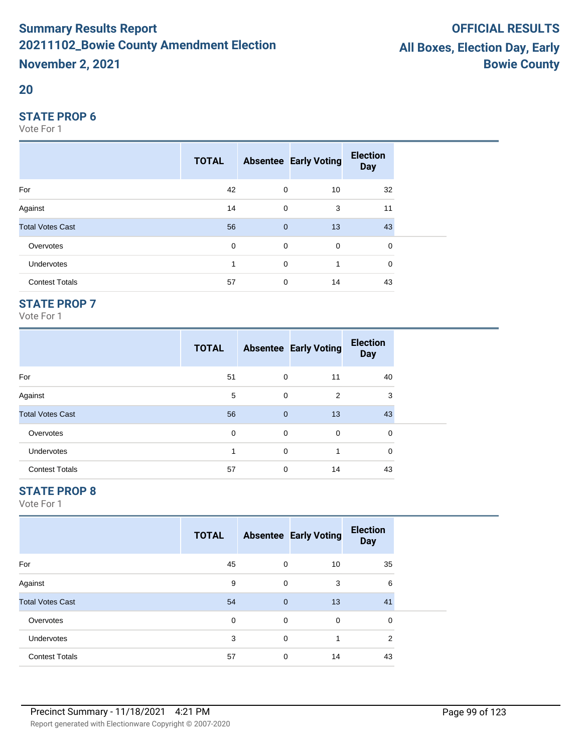# Summary Results Report

# 20211102_Bowie County Amendment Election

# November 2, 2021

**OFFICIAL RESULTS**

**All Boxes, Election Day, Early**

**Bowie County**

## 20

### STATE PROP 6

Vote For 1

| | TOTAL | Absentee | Early Voting | Election Day |
|---|---|---|---|---|
| For | 42 | 0 | 10 | 32 |
| Against | 14 | 0 | 3 | 11 |
| Total Votes Cast | 56 | 0 | 13 | 43 |
| Overvotes | 0 | 0 | 0 | 0 |
| Undervotes | 1 | 0 | 1 | 0 |
| Contest Totals | 57 | 0 | 14 | 43 |

### STATE PROP 7

Vote For 1

| | TOTAL | Absentee | Early Voting | Election Day |
|---|---|---|---|---|
| For | 51 | 0 | 11 | 40 |
| Against | 5 | 0 | 2 | 3 |
| Total Votes Cast | 56 | 0 | 13 | 43 |
| Overvotes | 0 | 0 | 0 | 0 |
| Undervotes | 1 | 0 | 1 | 0 |
| Contest Totals | 57 | 0 | 14 | 43 |

### STATE PROP 8

Vote For 1

| | TOTAL | Absentee | Early Voting | Election Day |
|---|---|---|---|---|
| For | 45 | 0 | 10 | 35 |
| Against | 9 | 0 | 3 | 6 |
| Total Votes Cast | 54 | 0 | 13 | 41 |
| Overvotes | 0 | 0 | 0 | 0 |
| Undervotes | 3 | 0 | 1 | 2 |
| Contest Totals | 57 | 0 | 14 | 43 |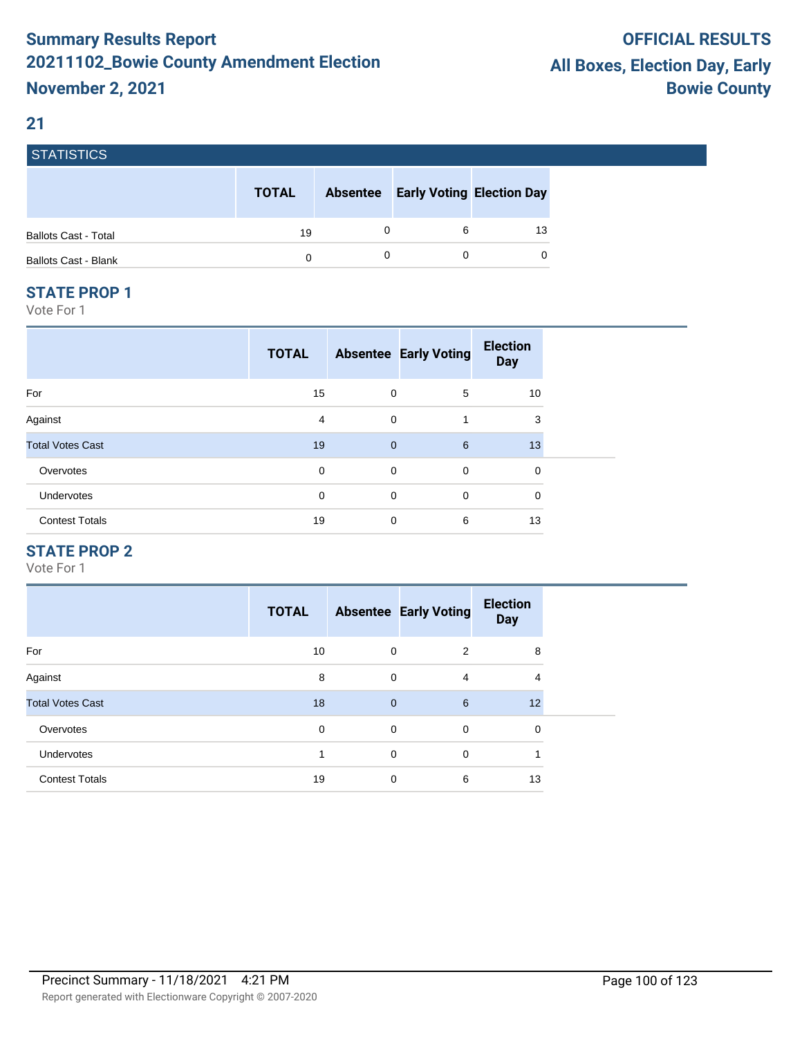# Summary Results Report
# 20211102_Bowie County Amendment Election
# November 2, 2021

**OFFICIAL RESULTS**
**All Boxes, Election Day, Early**
**Bowie County**

## 21

### STATISTICS

| | TOTAL | Absentee | Early Voting | Election Day |
|---|---|---|---|---|
| Ballots Cast - Total | 19 | 0 | 6 | 13 |
| Ballots Cast - Blank | 0 | 0 | 0 | 0 |

### STATE PROP 1

Vote For 1

| | TOTAL | Absentee | Early Voting | Election Day |
|---|---|---|---|---|
| For | 15 | 0 | 5 | 10 |
| Against | 4 | 0 | 1 | 3 |
| Total Votes Cast | 19 | 0 | 6 | 13 |
| Overvotes | 0 | 0 | 0 | 0 |
| Undervotes | 0 | 0 | 0 | 0 |
| Contest Totals | 19 | 0 | 6 | 13 |

### STATE PROP 2

Vote For 1

| | TOTAL | Absentee | Early Voting | Election Day |
|---|---|---|---|---|
| For | 10 | 0 | 2 | 8 |
| Against | 8 | 0 | 4 | 4 |
| Total Votes Cast | 18 | 0 | 6 | 12 |
| Overvotes | 0 | 0 | 0 | 0 |
| Undervotes | 1 | 0 | 0 | 1 |
| Contest Totals | 19 | 0 | 6 | 13 |

Precinct Summary - 11/18/2021 4:21 PM

Report generated with Electionware Copyright © 2007-2020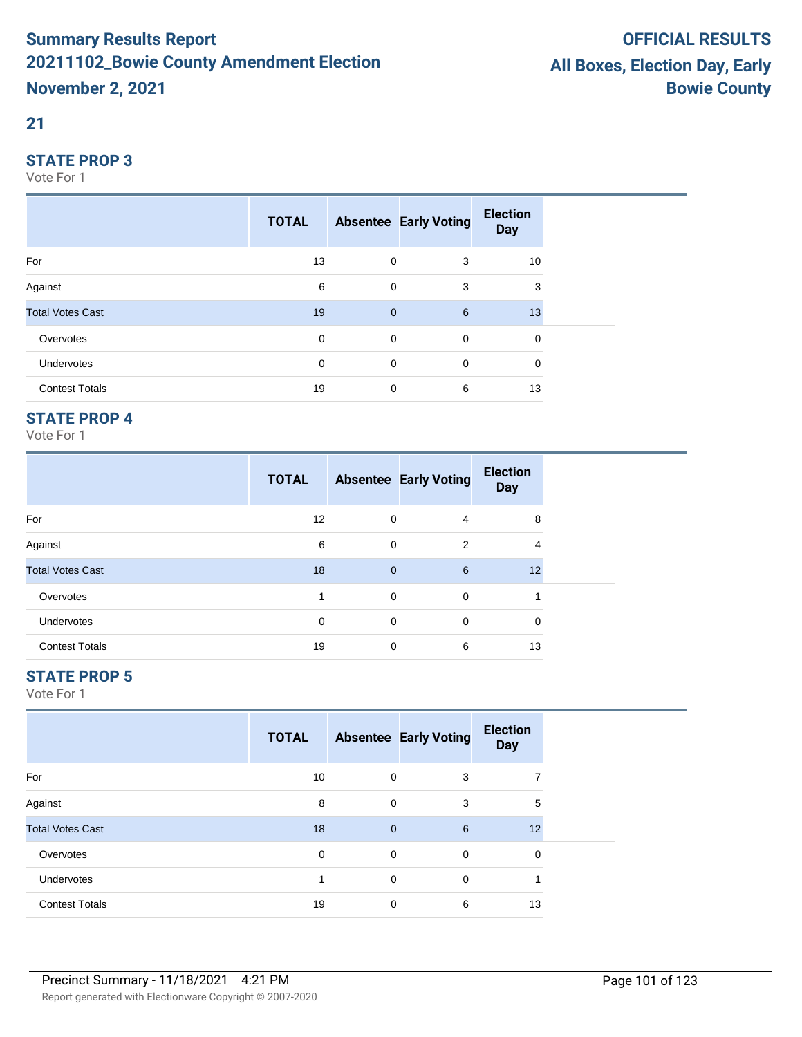## 21

### STATE PROP 3

Vote For 1

| | TOTAL | Absentee | Early Voting | Election Day |
|---|---|---|---|---|
| For | 13 | 0 | 3 | 10 |
| Against | 6 | 0 | 3 | 3 |
| Total Votes Cast | 19 | 0 | 6 | 13 |
| Overvotes | 0 | 0 | 0 | 0 |
| Undervotes | 0 | 0 | 0 | 0 |
| Contest Totals | 19 | 0 | 6 | 13 |

### STATE PROP 4

Vote For 1

| | TOTAL | Absentee | Early Voting | Election Day |
|---|---|---|---|---|
| For | 12 | 0 | 4 | 8 |
| Against | 6 | 0 | 2 | 4 |
| Total Votes Cast | 18 | 0 | 6 | 12 |
| Overvotes | 1 | 0 | 0 | 1 |
| Undervotes | 0 | 0 | 0 | 0 |
| Contest Totals | 19 | 0 | 6 | 13 |

### STATE PROP 5

Vote For 1

| | TOTAL | Absentee | Early Voting | Election Day |
|---|---|---|---|---|
| For | 10 | 0 | 3 | 7 |
| Against | 8 | 0 | 3 | 5 |
| Total Votes Cast | 18 | 0 | 6 | 12 |
| Overvotes | 0 | 0 | 0 | 0 |
| Undervotes | 1 | 0 | 0 | 1 |
| Contest Totals | 19 | 0 | 6 | 13 |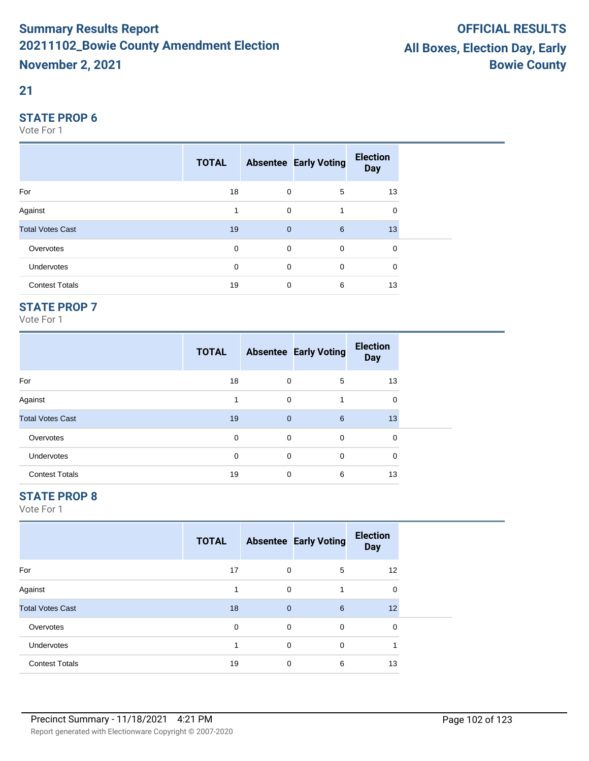# Summary Results Report
# 20211102_Bowie County Amendment Election
# November 2, 2021

**OFFICIAL RESULTS**
**All Boxes, Election Day, Early**
**Bowie County**

## 21

### STATE PROP 6

Vote For 1

| | TOTAL | Absentee | Early Voting | Election Day |
|---|---|---|---|---|
| For | 18 | 0 | 5 | 13 |
| Against | 1 | 0 | 1 | 0 |
| Total Votes Cast | 19 | 0 | 6 | 13 |
| Overvotes | 0 | 0 | 0 | 0 |
| Undervotes | 0 | 0 | 0 | 0 |
| Contest Totals | 19 | 0 | 6 | 13 |

### STATE PROP 7

Vote For 1

| | TOTAL | Absentee | Early Voting | Election Day |
|---|---|---|---|---|
| For | 18 | 0 | 5 | 13 |
| Against | 1 | 0 | 1 | 0 |
| Total Votes Cast | 19 | 0 | 6 | 13 |
| Overvotes | 0 | 0 | 0 | 0 |
| Undervotes | 0 | 0 | 0 | 0 |
| Contest Totals | 19 | 0 | 6 | 13 |

### STATE PROP 8

Vote For 1

| | TOTAL | Absentee | Early Voting | Election Day |
|---|---|---|---|---|
| For | 17 | 0 | 5 | 12 |
| Against | 1 | 0 | 1 | 0 |
| Total Votes Cast | 18 | 0 | 6 | 12 |
| Overvotes | 0 | 0 | 0 | 0 |
| Undervotes | 1 | 0 | 0 | 1 |
| Contest Totals | 19 | 0 | 6 | 13 |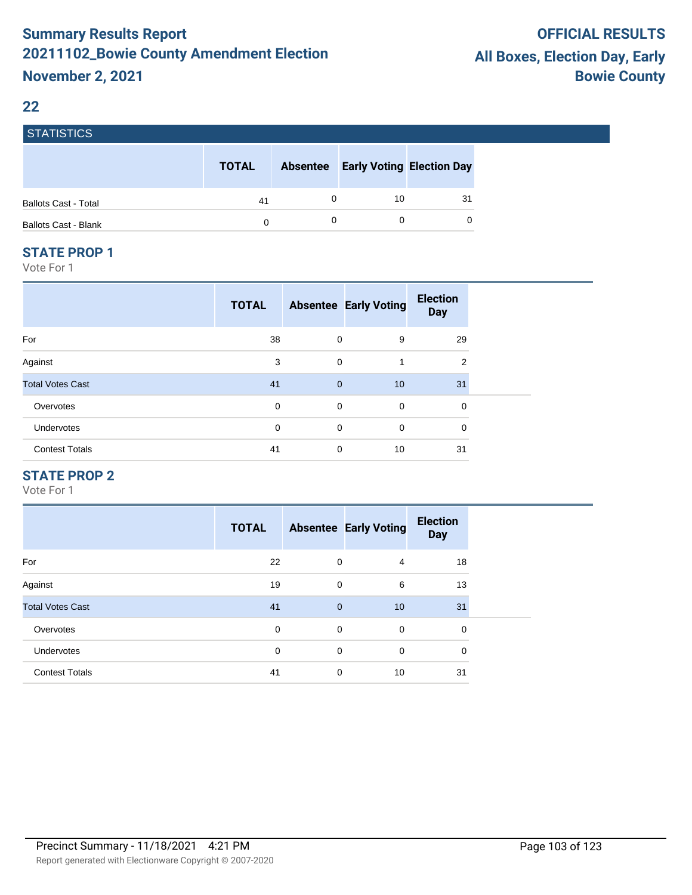# Summary Results Report
## 20211102_Bowie County Amendment Election
## November 2, 2021

**OFFICIAL RESULTS**
**All Boxes, Election Day, Early**
**Bowie County**

## 22

### STATISTICS

| | TOTAL | Absentee | Early Voting | Election Day |
|---|---|---|---|---|
| Ballots Cast - Total | 41 | 0 | 10 | 31 |
| Ballots Cast - Blank | 0 | 0 | 0 | 0 |

### STATE PROP 1

Vote For 1

| | TOTAL | Absentee | Early Voting | Election Day |
|---|---|---|---|---|
| For | 38 | 0 | 9 | 29 |
| Against | 3 | 0 | 1 | 2 |
| Total Votes Cast | 41 | 0 | 10 | 31 |
| Overvotes | 0 | 0 | 0 | 0 |
| Undervotes | 0 | 0 | 0 | 0 |
| Contest Totals | 41 | 0 | 10 | 31 |

### STATE PROP 2

Vote For 1

| | TOTAL | Absentee | Early Voting | Election Day |
|---|---|---|---|---|
| For | 22 | 0 | 4 | 18 |
| Against | 19 | 0 | 6 | 13 |
| Total Votes Cast | 41 | 0 | 10 | 31 |
| Overvotes | 0 | 0 | 0 | 0 |
| Undervotes | 0 | 0 | 0 | 0 |
| Contest Totals | 41 | 0 | 10 | 31 |

Precinct Summary - 11/18/2021 4:21 PM

Report generated with Electionware Copyright © 2007-2020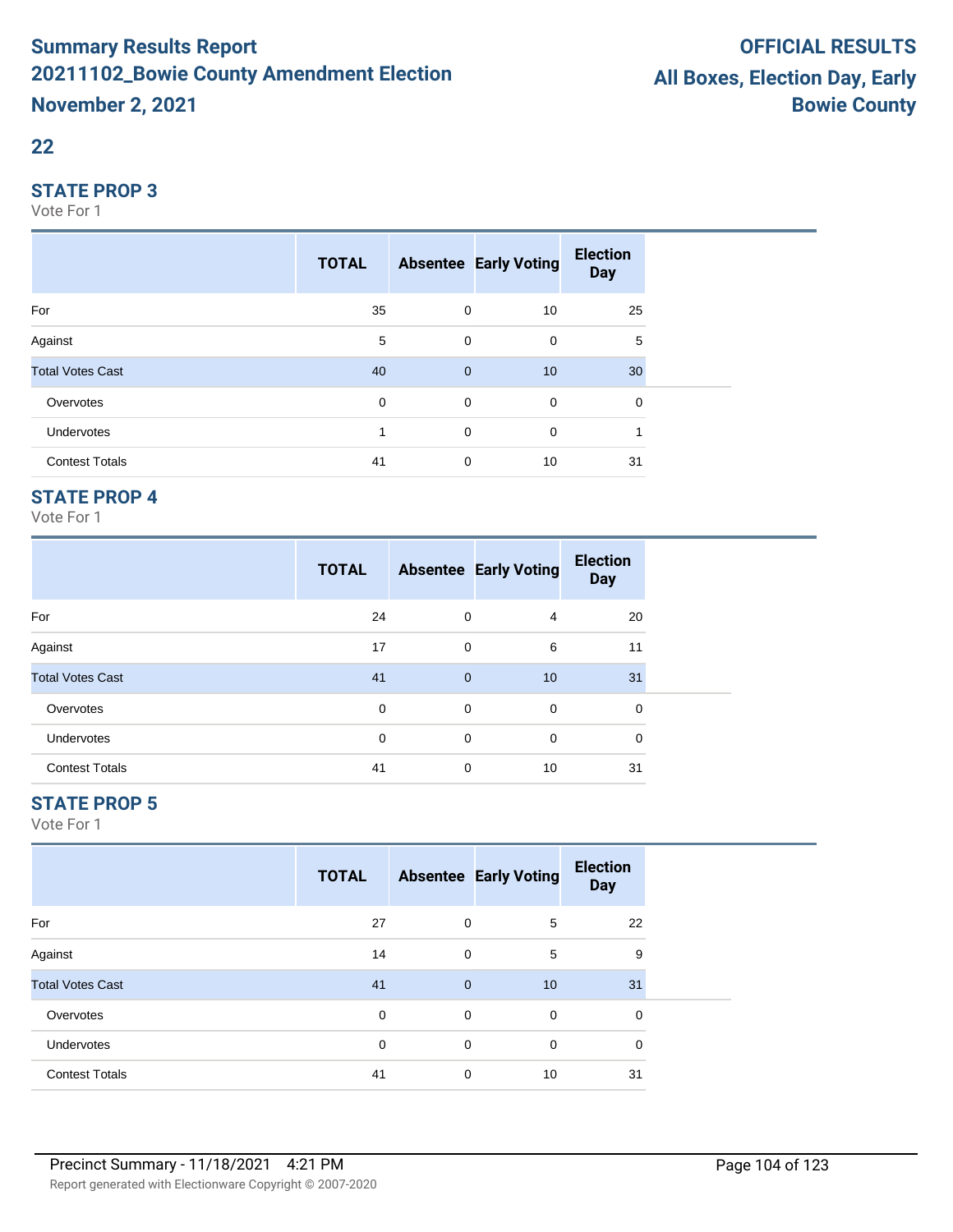## 22

### STATE PROP 3

Vote For 1

| | TOTAL | Absentee | Early Voting | Election Day |
|---|---|---|---|---|
| For | 35 | 0 | 10 | 25 |
| Against | 5 | 0 | 0 | 5 |
| Total Votes Cast | 40 | 0 | 10 | 30 |
| Overvotes | 0 | 0 | 0 | 0 |
| Undervotes | 1 | 0 | 0 | 1 |
| Contest Totals | 41 | 0 | 10 | 31 |

### STATE PROP 4

Vote For 1

| | TOTAL | Absentee | Early Voting | Election Day |
|---|---|---|---|---|
| For | 24 | 0 | 4 | 20 |
| Against | 17 | 0 | 6 | 11 |
| Total Votes Cast | 41 | 0 | 10 | 31 |
| Overvotes | 0 | 0 | 0 | 0 |
| Undervotes | 0 | 0 | 0 | 0 |
| Contest Totals | 41 | 0 | 10 | 31 |

### STATE PROP 5

Vote For 1

| | TOTAL | Absentee | Early Voting | Election Day |
|---|---|---|---|---|
| For | 27 | 0 | 5 | 22 |
| Against | 14 | 0 | 5 | 9 |
| Total Votes Cast | 41 | 0 | 10 | 31 |
| Overvotes | 0 | 0 | 0 | 0 |
| Undervotes | 0 | 0 | 0 | 0 |
| Contest Totals | 41 | 0 | 10 | 31 |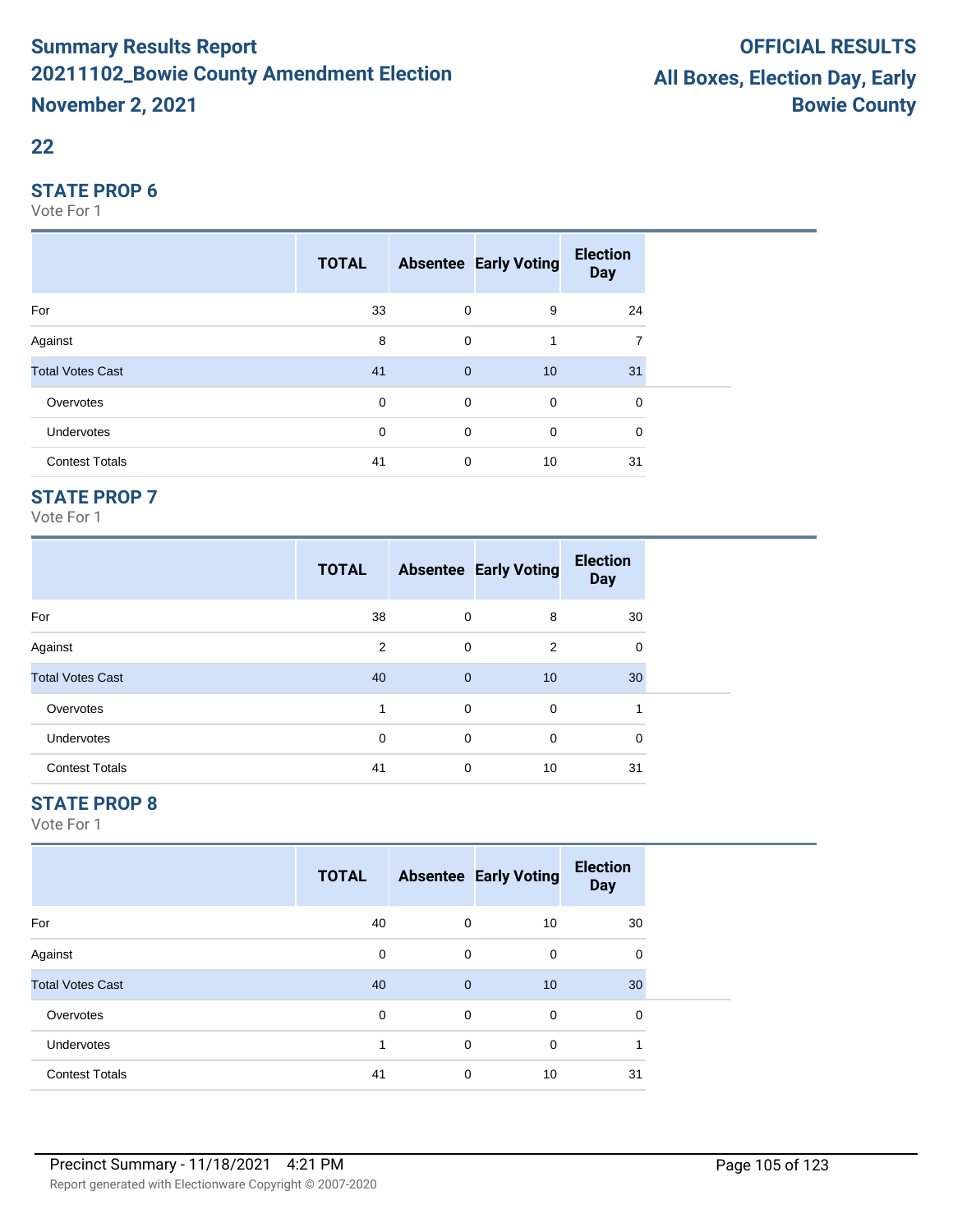## 22

### STATE PROP 6

Vote For 1

| | TOTAL | Absentee | Early Voting | Election Day |
|---|---|---|---|---|
| For | 33 | 0 | 9 | 24 |
| Against | 8 | 0 | 1 | 7 |
| Total Votes Cast | 41 | 0 | 10 | 31 |
| Overvotes | 0 | 0 | 0 | 0 |
| Undervotes | 0 | 0 | 0 | 0 |
| Contest Totals | 41 | 0 | 10 | 31 |

### STATE PROP 7

Vote For 1

| | TOTAL | Absentee | Early Voting | Election Day |
|---|---|---|---|---|
| For | 38 | 0 | 8 | 30 |
| Against | 2 | 0 | 2 | 0 |
| Total Votes Cast | 40 | 0 | 10 | 30 |
| Overvotes | 1 | 0 | 0 | 1 |
| Undervotes | 0 | 0 | 0 | 0 |
| Contest Totals | 41 | 0 | 10 | 31 |

### STATE PROP 8

Vote For 1

| | TOTAL | Absentee | Early Voting | Election Day |
|---|---|---|---|---|
| For | 40 | 0 | 10 | 30 |
| Against | 0 | 0 | 0 | 0 |
| Total Votes Cast | 40 | 0 | 10 | 30 |
| Overvotes | 0 | 0 | 0 | 0 |
| Undervotes | 1 | 0 | 0 | 1 |
| Contest Totals | 41 | 0 | 10 | 31 |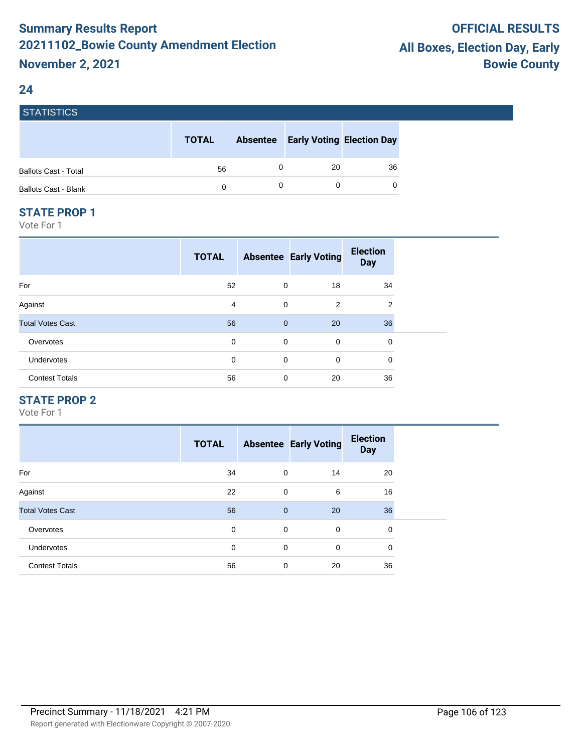# Summary Results Report
# 20211102_Bowie County Amendment Election
# November 2, 2021

**OFFICIAL RESULTS**
**All Boxes, Election Day, Early**
**Bowie County**

## 24

### STATISTICS

| | TOTAL | Absentee | Early Voting | Election Day |
|---|---|---|---|---|
| Ballots Cast - Total | 56 | 0 | 20 | 36 |
| Ballots Cast - Blank | 0 | 0 | 0 | 0 |

### STATE PROP 1

Vote For 1

| | TOTAL | Absentee | Early Voting | Election Day |
|---|---|---|---|---|
| For | 52 | 0 | 18 | 34 |
| Against | 4 | 0 | 2 | 2 |
| Total Votes Cast | 56 | 0 | 20 | 36 |
| Overvotes | 0 | 0 | 0 | 0 |
| Undervotes | 0 | 0 | 0 | 0 |
| Contest Totals | 56 | 0 | 20 | 36 |

### STATE PROP 2

Vote For 1

| | TOTAL | Absentee | Early Voting | Election Day |
|---|---|---|---|---|
| For | 34 | 0 | 14 | 20 |
| Against | 22 | 0 | 6 | 16 |
| Total Votes Cast | 56 | 0 | 20 | 36 |
| Overvotes | 0 | 0 | 0 | 0 |
| Undervotes | 0 | 0 | 0 | 0 |
| Contest Totals | 56 | 0 | 20 | 36 |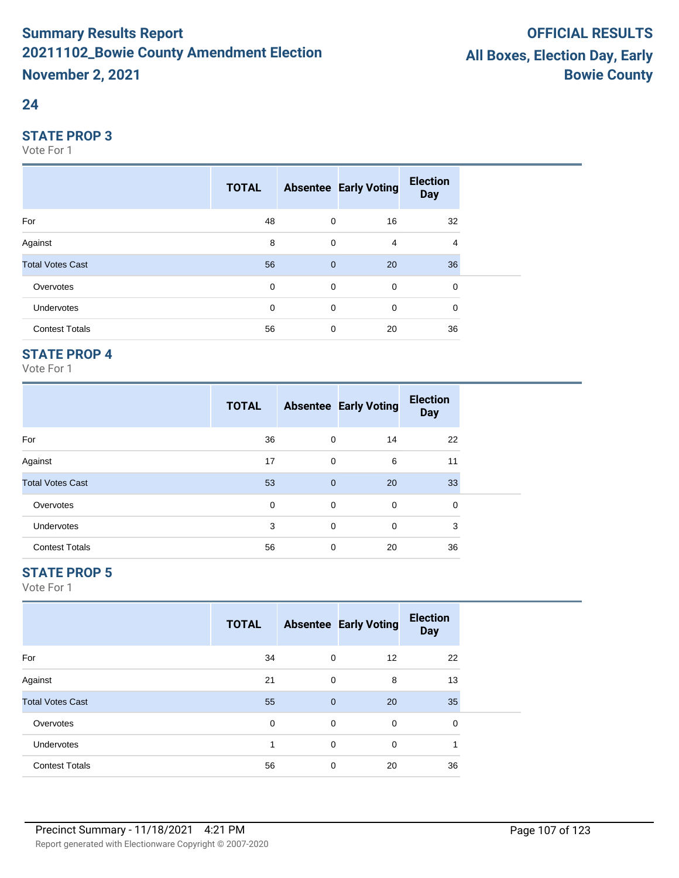## 24

### STATE PROP 3

Vote For 1

| | TOTAL | Absentee | Early Voting | Election Day |
|---|---|---|---|---|
| For | 48 | 0 | 16 | 32 |
| Against | 8 | 0 | 4 | 4 |
| Total Votes Cast | 56 | 0 | 20 | 36 |
| Overvotes | 0 | 0 | 0 | 0 |
| Undervotes | 0 | 0 | 0 | 0 |
| Contest Totals | 56 | 0 | 20 | 36 |

### STATE PROP 4

Vote For 1

| | TOTAL | Absentee | Early Voting | Election Day |
|---|---|---|---|---|
| For | 36 | 0 | 14 | 22 |
| Against | 17 | 0 | 6 | 11 |
| Total Votes Cast | 53 | 0 | 20 | 33 |
| Overvotes | 0 | 0 | 0 | 0 |
| Undervotes | 3 | 0 | 0 | 3 |
| Contest Totals | 56 | 0 | 20 | 36 |

### STATE PROP 5

Vote For 1

| | TOTAL | Absentee | Early Voting | Election Day |
|---|---|---|---|---|
| For | 34 | 0 | 12 | 22 |
| Against | 21 | 0 | 8 | 13 |
| Total Votes Cast | 55 | 0 | 20 | 35 |
| Overvotes | 0 | 0 | 0 | 0 |
| Undervotes | 1 | 0 | 0 | 1 |
| Contest Totals | 56 | 0 | 20 | 36 |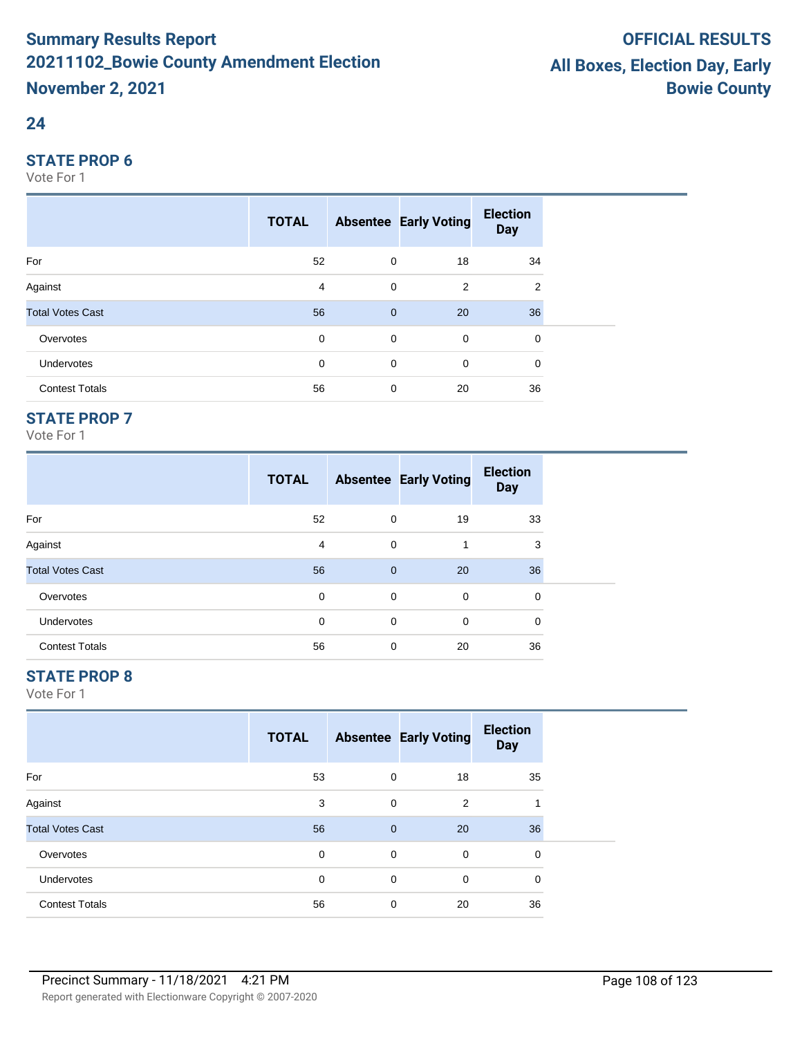## 24

### STATE PROP 6

Vote For 1

| | TOTAL | Absentee | Early Voting | Election Day |
|---|---|---|---|---|
| For | 52 | 0 | 18 | 34 |
| Against | 4 | 0 | 2 | 2 |
| Total Votes Cast | 56 | 0 | 20 | 36 |
| Overvotes | 0 | 0 | 0 | 0 |
| Undervotes | 0 | 0 | 0 | 0 |
| Contest Totals | 56 | 0 | 20 | 36 |

### STATE PROP 7

Vote For 1

| | TOTAL | Absentee | Early Voting | Election Day |
|---|---|---|---|---|
| For | 52 | 0 | 19 | 33 |
| Against | 4 | 0 | 1 | 3 |
| Total Votes Cast | 56 | 0 | 20 | 36 |
| Overvotes | 0 | 0 | 0 | 0 |
| Undervotes | 0 | 0 | 0 | 0 |
| Contest Totals | 56 | 0 | 20 | 36 |

### STATE PROP 8

Vote For 1

| | TOTAL | Absentee | Early Voting | Election Day |
|---|---|---|---|---|
| For | 53 | 0 | 18 | 35 |
| Against | 3 | 0 | 2 | 1 |
| Total Votes Cast | 56 | 0 | 20 | 36 |
| Overvotes | 0 | 0 | 0 | 0 |
| Undervotes | 0 | 0 | 0 | 0 |
| Contest Totals | 56 | 0 | 20 | 36 |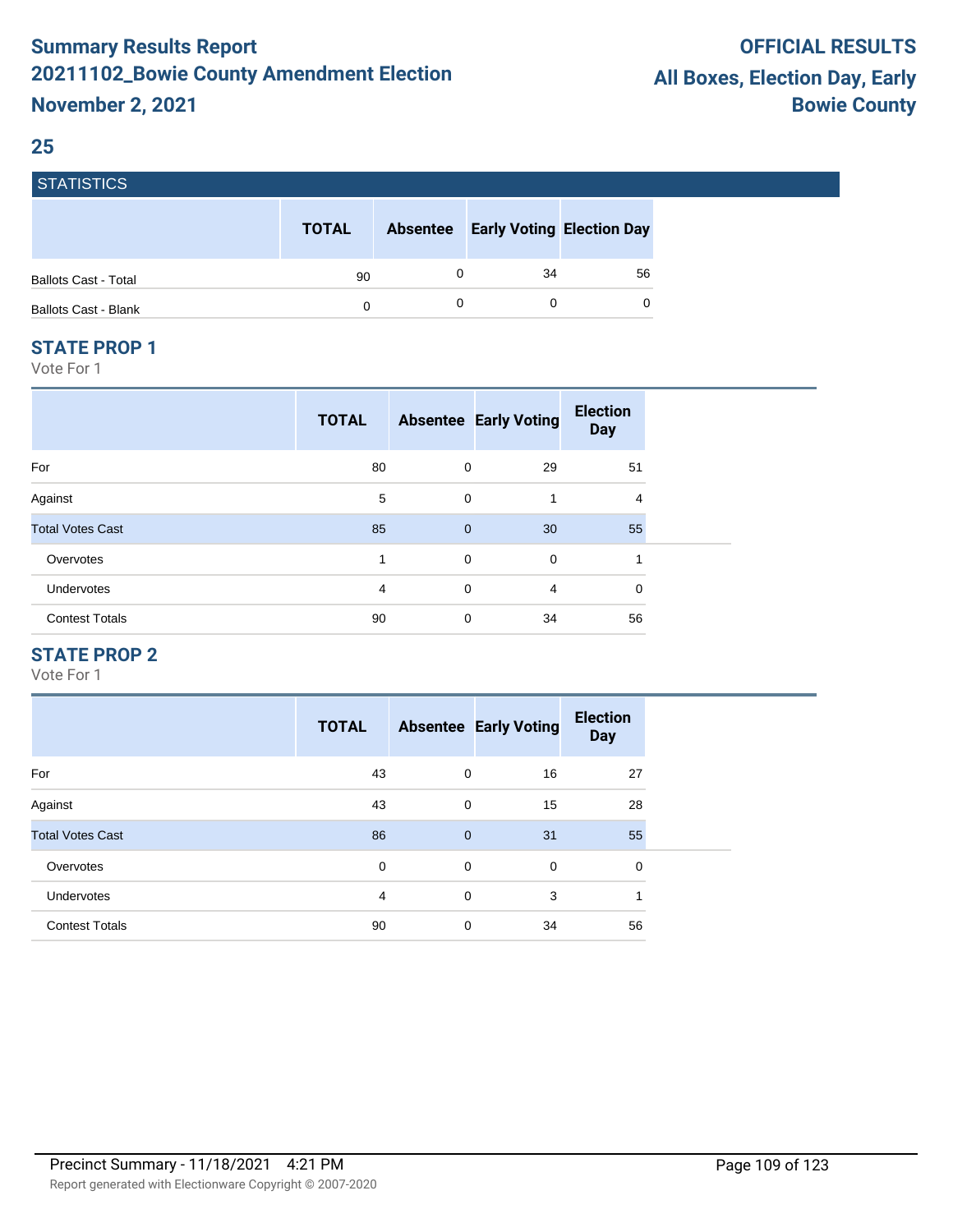# Summary Results Report
# 20211102_Bowie County Amendment Election
# November 2, 2021

**OFFICIAL RESULTS**
**All Boxes, Election Day, Early**
**Bowie County**

## 25

### STATISTICS

| | TOTAL | Absentee | Early Voting | Election Day |
|---|---|---|---|---|
| Ballots Cast - Total | 90 | 0 | 34 | 56 |
| Ballots Cast - Blank | 0 | 0 | 0 | 0 |

### STATE PROP 1

Vote For 1

| | TOTAL | Absentee | Early Voting | Election Day |
|---|---|---|---|---|
| For | 80 | 0 | 29 | 51 |
| Against | 5 | 0 | 1 | 4 |
| Total Votes Cast | 85 | 0 | 30 | 55 |
| Overvotes | 1 | 0 | 0 | 1 |
| Undervotes | 4 | 0 | 4 | 0 |
| Contest Totals | 90 | 0 | 34 | 56 |

### STATE PROP 2

Vote For 1

| | TOTAL | Absentee | Early Voting | Election Day |
|---|---|---|---|---|
| For | 43 | 0 | 16 | 27 |
| Against | 43 | 0 | 15 | 28 |
| Total Votes Cast | 86 | 0 | 31 | 55 |
| Overvotes | 0 | 0 | 0 | 0 |
| Undervotes | 4 | 0 | 3 | 1 |
| Contest Totals | 90 | 0 | 34 | 56 |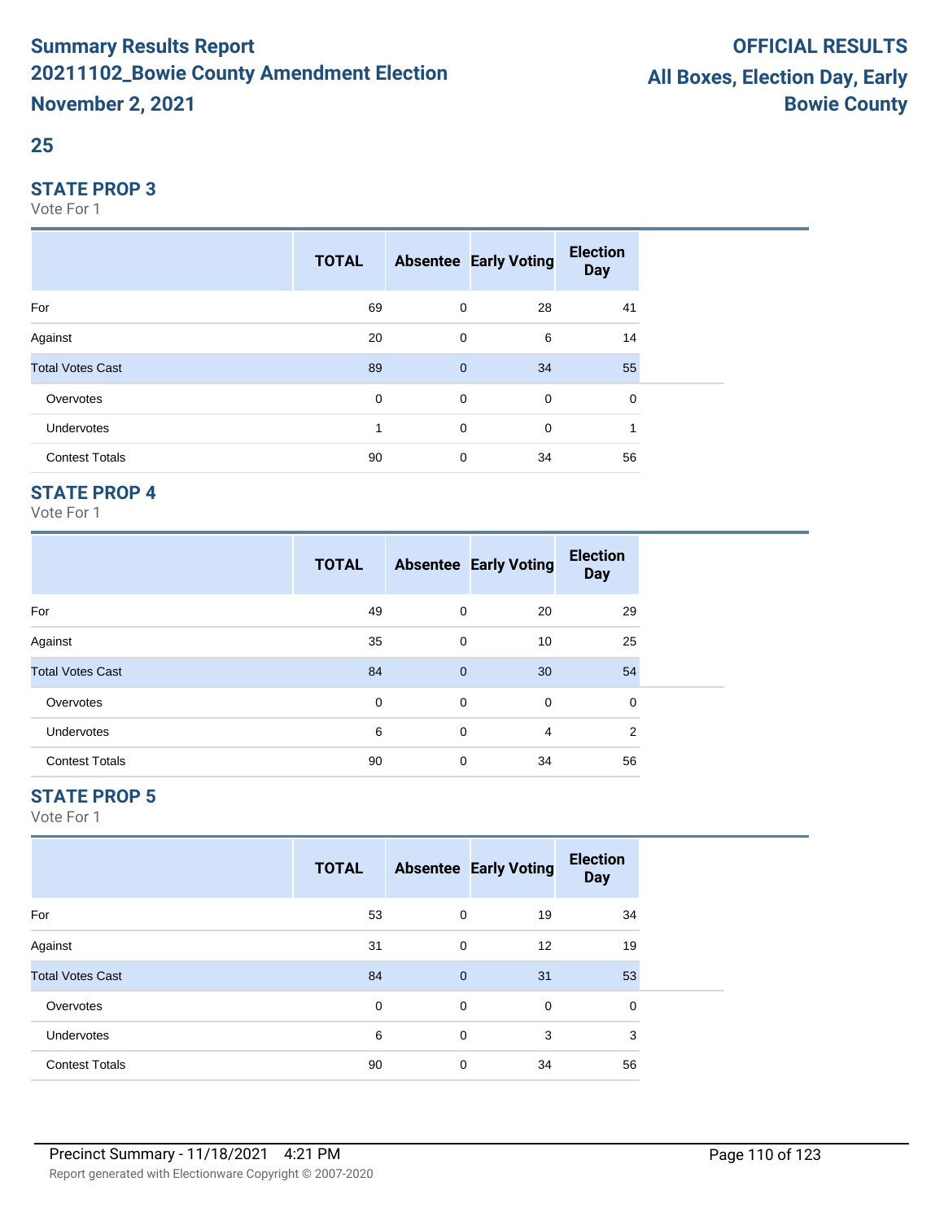# Summary Results Report 20211102_Bowie County Amendment Election November 2, 2021

**OFFICIAL RESULTS**
**All Boxes, Election Day, Early**
**Bowie County**

## 25

### STATE PROP 3

Vote For 1

| | TOTAL | Absentee | Early Voting | Election Day |
|---|---|---|---|---|
| For | 69 | 0 | 28 | 41 |
| Against | 20 | 0 | 6 | 14 |
| Total Votes Cast | 89 | 0 | 34 | 55 |
| Overvotes | 0 | 0 | 0 | 0 |
| Undervotes | 1 | 0 | 0 | 1 |
| Contest Totals | 90 | 0 | 34 | 56 |

### STATE PROP 4

Vote For 1

| | TOTAL | Absentee | Early Voting | Election Day |
|---|---|---|---|---|
| For | 49 | 0 | 20 | 29 |
| Against | 35 | 0 | 10 | 25 |
| Total Votes Cast | 84 | 0 | 30 | 54 |
| Overvotes | 0 | 0 | 0 | 0 |
| Undervotes | 6 | 0 | 4 | 2 |
| Contest Totals | 90 | 0 | 34 | 56 |

### STATE PROP 5

Vote For 1

| | TOTAL | Absentee | Early Voting | Election Day |
|---|---|---|---|---|
| For | 53 | 0 | 19 | 34 |
| Against | 31 | 0 | 12 | 19 |
| Total Votes Cast | 84 | 0 | 31 | 53 |
| Overvotes | 0 | 0 | 0 | 0 |
| Undervotes | 6 | 0 | 3 | 3 |
| Contest Totals | 90 | 0 | 34 | 56 |

Precinct Summary - 11/18/2021 4:21 PM

Report generated with Electionware Copyright © 2007-2020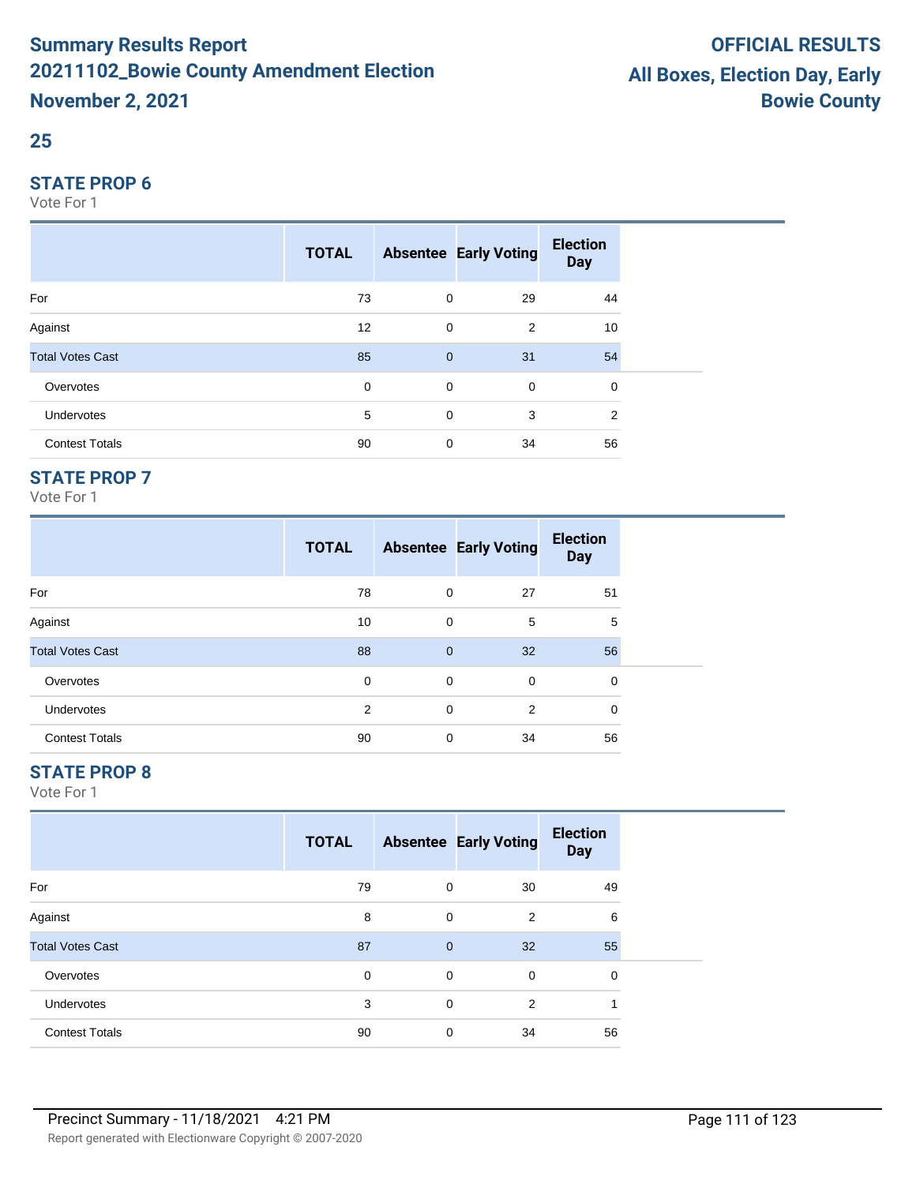# Summary Results Report
# 20211102_Bowie County Amendment Election
# November 2, 2021

# OFFICIAL RESULTS
# All Boxes, Election Day, Early
# Bowie County

## 25

### STATE PROP 6

Vote For 1

| | TOTAL | Absentee | Early Voting | Election Day |
|---|---|---|---|---|
| For | 73 | 0 | 29 | 44 |
| Against | 12 | 0 | 2 | 10 |
| Total Votes Cast | 85 | 0 | 31 | 54 |
| Overvotes | 0 | 0 | 0 | 0 |
| Undervotes | 5 | 0 | 3 | 2 |
| Contest Totals | 90 | 0 | 34 | 56 |

### STATE PROP 7

Vote For 1

| | TOTAL | Absentee | Early Voting | Election Day |
|---|---|---|---|---|
| For | 78 | 0 | 27 | 51 |
| Against | 10 | 0 | 5 | 5 |
| Total Votes Cast | 88 | 0 | 32 | 56 |
| Overvotes | 0 | 0 | 0 | 0 |
| Undervotes | 2 | 0 | 2 | 0 |
| Contest Totals | 90 | 0 | 34 | 56 |

### STATE PROP 8

Vote For 1

| | TOTAL | Absentee | Early Voting | Election Day |
|---|---|---|---|---|
| For | 79 | 0 | 30 | 49 |
| Against | 8 | 0 | 2 | 6 |
| Total Votes Cast | 87 | 0 | 32 | 55 |
| Overvotes | 0 | 0 | 0 | 0 |
| Undervotes | 3 | 0 | 2 | 1 |
| Contest Totals | 90 | 0 | 34 | 56 |

Precinct Summary - 11/18/2021 4:21 PM

Report generated with Electionware Copyright © 2007-2020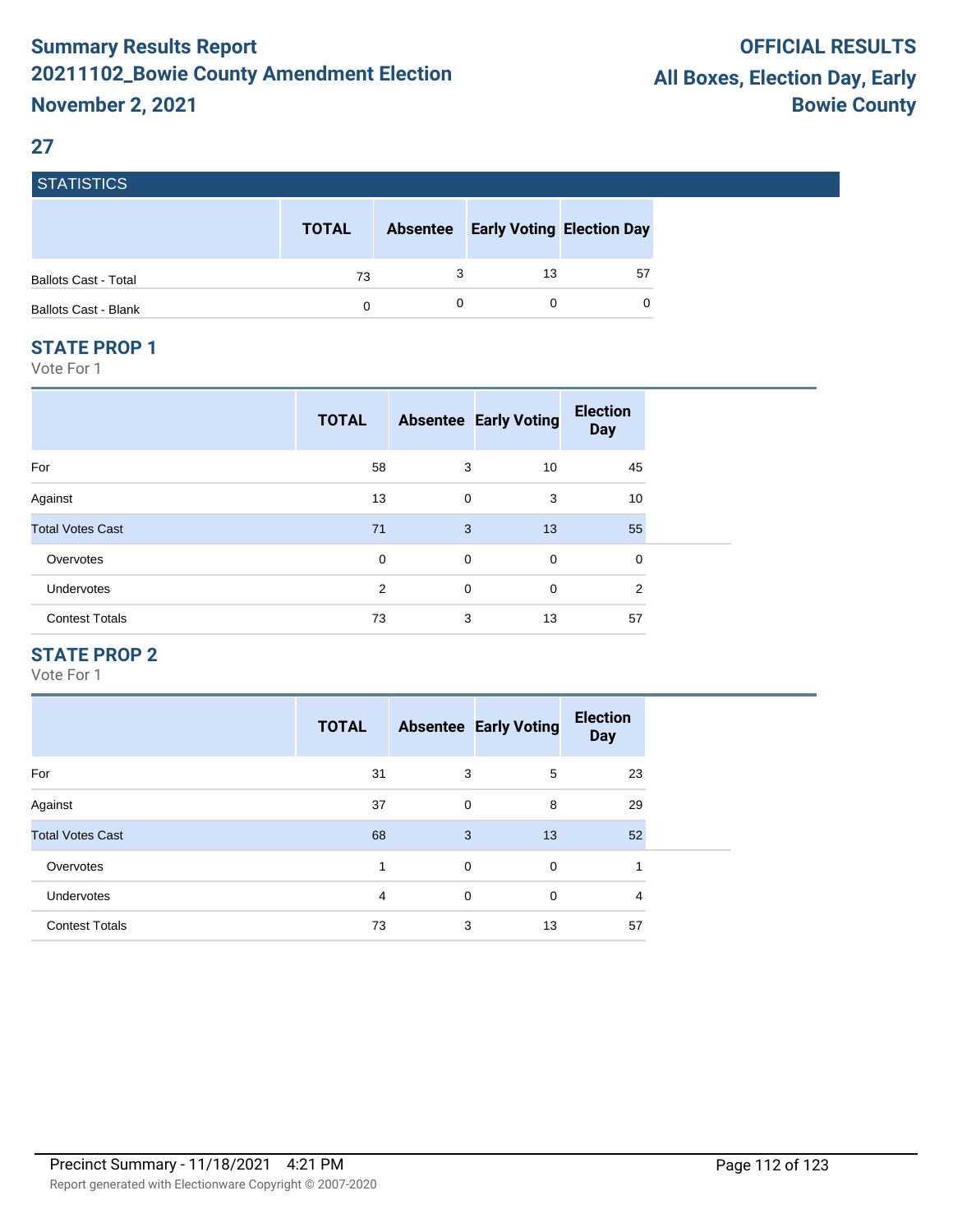# Summary Results Report
# 20211102_Bowie County Amendment Election
# November 2, 2021

**OFFICIAL RESULTS**
**All Boxes, Election Day, Early**
**Bowie County**

## 27

### STATISTICS

| | TOTAL | Absentee | Early Voting | Election Day |
|---|---|---|---|---|
| Ballots Cast - Total | 73 | 3 | 13 | 57 |
| Ballots Cast - Blank | 0 | 0 | 0 | 0 |

### STATE PROP 1

Vote For 1

| | TOTAL | Absentee | Early Voting | Election Day |
|---|---|---|---|---|
| For | 58 | 3 | 10 | 45 |
| Against | 13 | 0 | 3 | 10 |
| Total Votes Cast | 71 | 3 | 13 | 55 |
| Overvotes | 0 | 0 | 0 | 0 |
| Undervotes | 2 | 0 | 0 | 2 |
| Contest Totals | 73 | 3 | 13 | 57 |

### STATE PROP 2

Vote For 1

| | TOTAL | Absentee | Early Voting | Election Day |
|---|---|---|---|---|
| For | 31 | 3 | 5 | 23 |
| Against | 37 | 0 | 8 | 29 |
| Total Votes Cast | 68 | 3 | 13 | 52 |
| Overvotes | 1 | 0 | 0 | 1 |
| Undervotes | 4 | 0 | 0 | 4 |
| Contest Totals | 73 | 3 | 13 | 57 |

Precinct Summary - 11/18/2021 4:21 PM

Report generated with Electionware Copyright © 2007-2020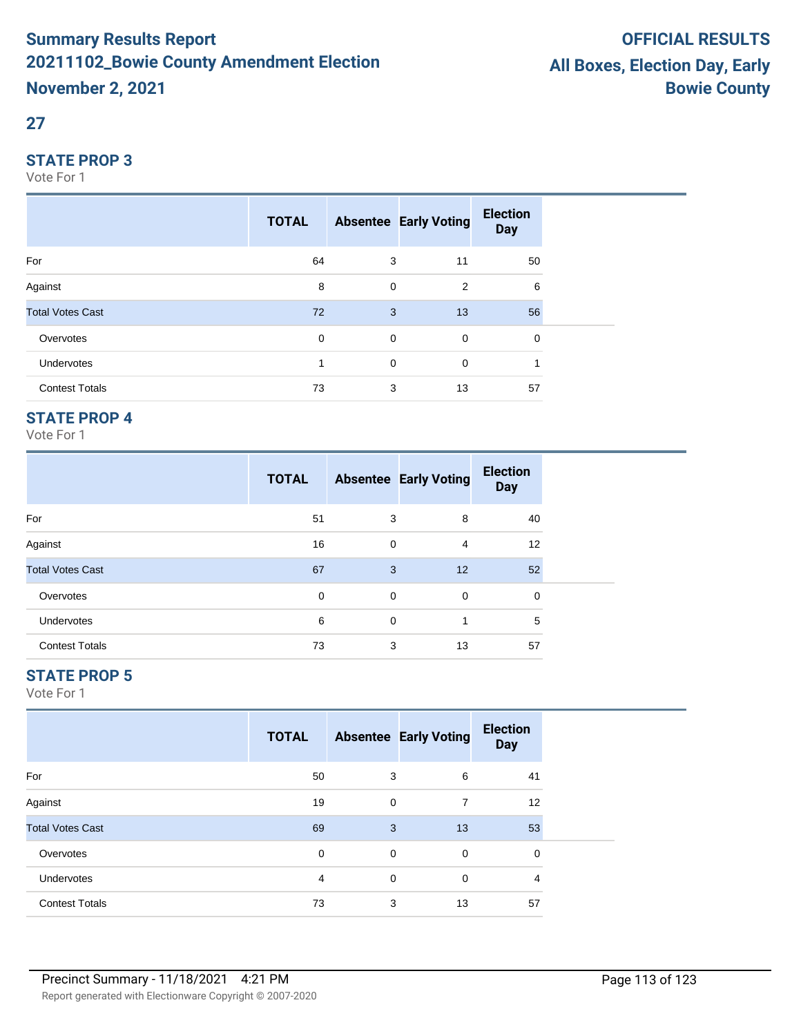# Summary Results Report
# 20211102_Bowie County Amendment Election
# November 2, 2021

**OFFICIAL RESULTS**
**All Boxes, Election Day, Early**
**Bowie County**

## 27

### STATE PROP 3
Vote For 1

| | TOTAL | Absentee | Early Voting | Election Day |
|---|---|---|---|---|
| For | 64 | 3 | 11 | 50 |
| Against | 8 | 0 | 2 | 6 |
| Total Votes Cast | 72 | 3 | 13 | 56 |
| Overvotes | 0 | 0 | 0 | 0 |
| Undervotes | 1 | 0 | 0 | 1 |
| Contest Totals | 73 | 3 | 13 | 57 |

### STATE PROP 4
Vote For 1

| | TOTAL | Absentee | Early Voting | Election Day |
|---|---|---|---|---|
| For | 51 | 3 | 8 | 40 |
| Against | 16 | 0 | 4 | 12 |
| Total Votes Cast | 67 | 3 | 12 | 52 |
| Overvotes | 0 | 0 | 0 | 0 |
| Undervotes | 6 | 0 | 1 | 5 |
| Contest Totals | 73 | 3 | 13 | 57 |

### STATE PROP 5
Vote For 1

| | TOTAL | Absentee | Early Voting | Election Day |
|---|---|---|---|---|
| For | 50 | 3 | 6 | 41 |
| Against | 19 | 0 | 7 | 12 |
| Total Votes Cast | 69 | 3 | 13 | 53 |
| Overvotes | 0 | 0 | 0 | 0 |
| Undervotes | 4 | 0 | 0 | 4 |
| Contest Totals | 73 | 3 | 13 | 57 |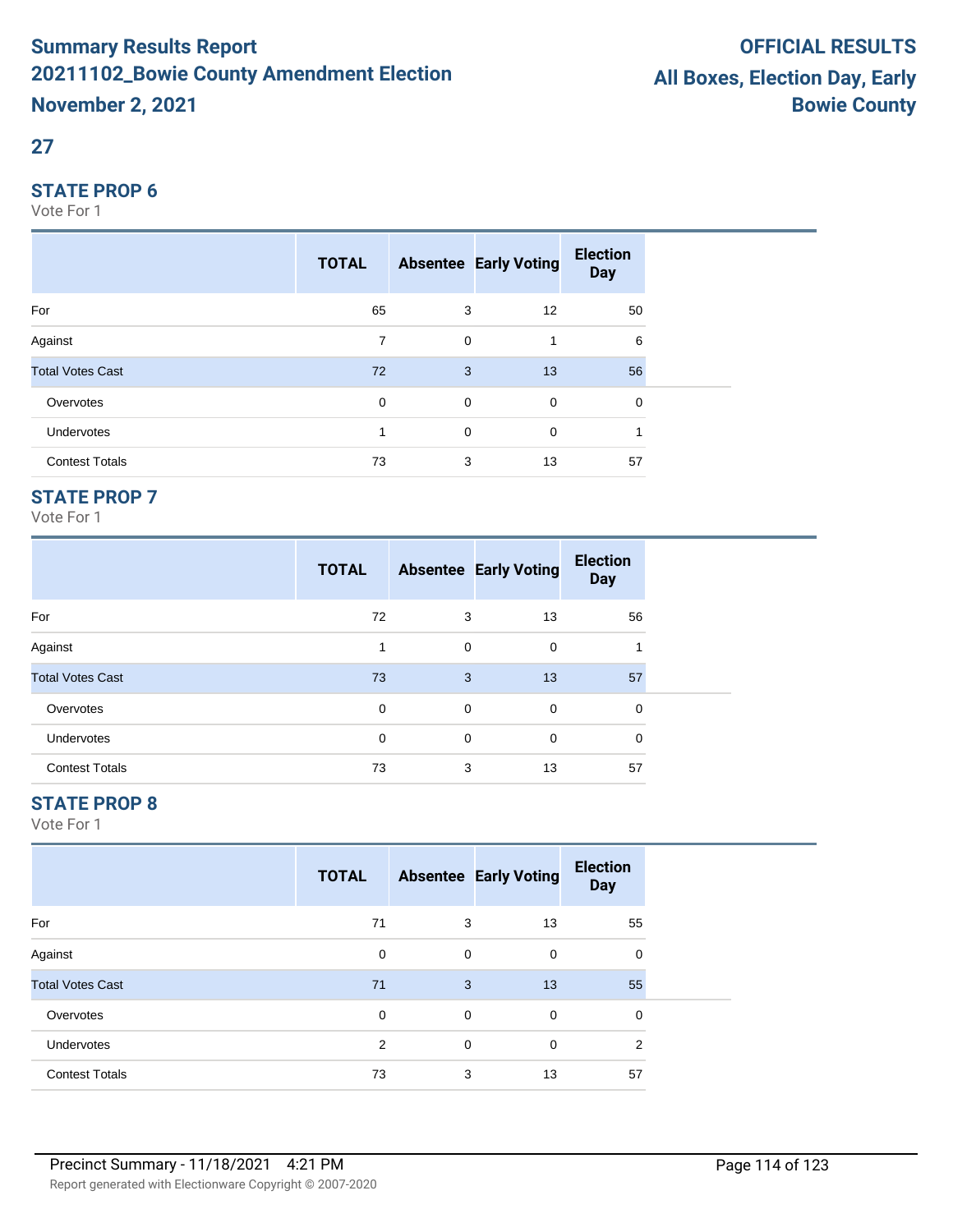# Summary Results Report
# 20211102_Bowie County Amendment Election
# November 2, 2021

**OFFICIAL RESULTS**
**All Boxes, Election Day, Early**
**Bowie County**

## 27

### STATE PROP 6

Vote For 1

| | TOTAL | Absentee | Early Voting | Election Day |
|---|---|---|---|---|
| For | 65 | 3 | 12 | 50 |
| Against | 7 | 0 | 1 | 6 |
| Total Votes Cast | 72 | 3 | 13 | 56 |
| Overvotes | 0 | 0 | 0 | 0 |
| Undervotes | 1 | 0 | 0 | 1 |
| Contest Totals | 73 | 3 | 13 | 57 |

### STATE PROP 7

Vote For 1

| | TOTAL | Absentee | Early Voting | Election Day |
|---|---|---|---|---|
| For | 72 | 3 | 13 | 56 |
| Against | 1 | 0 | 0 | 1 |
| Total Votes Cast | 73 | 3 | 13 | 57 |
| Overvotes | 0 | 0 | 0 | 0 |
| Undervotes | 0 | 0 | 0 | 0 |
| Contest Totals | 73 | 3 | 13 | 57 |

### STATE PROP 8

Vote For 1

| | TOTAL | Absentee | Early Voting | Election Day |
|---|---|---|---|---|
| For | 71 | 3 | 13 | 55 |
| Against | 0 | 0 | 0 | 0 |
| Total Votes Cast | 71 | 3 | 13 | 55 |
| Overvotes | 0 | 0 | 0 | 0 |
| Undervotes | 2 | 0 | 0 | 2 |
| Contest Totals | 73 | 3 | 13 | 57 |

Precinct Summary - 11/18/2021 4:21 PM

Report generated with Electionware Copyright © 2007-2020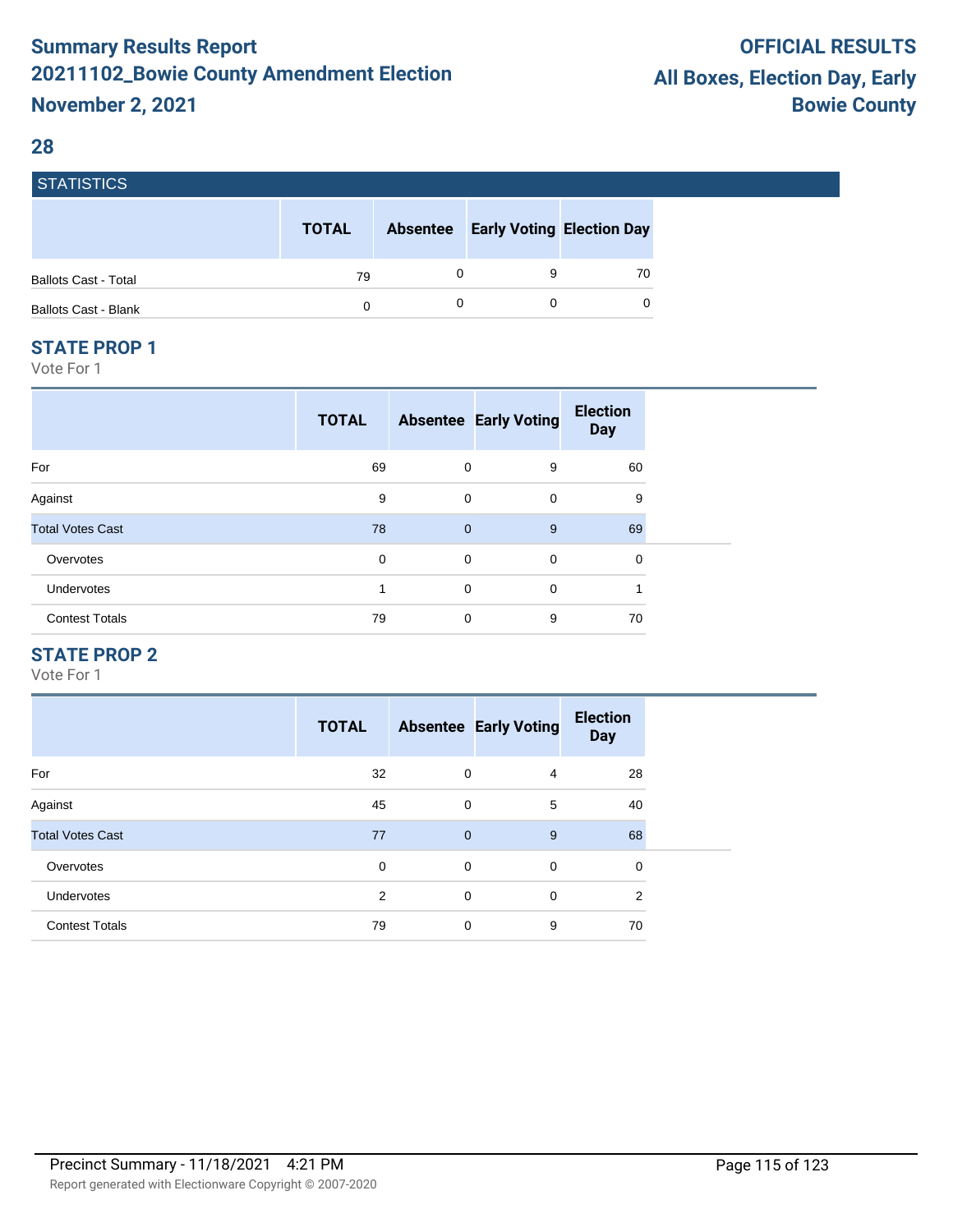# Summary Results Report
# 20211102_Bowie County Amendment Election
# November 2, 2021

**OFFICIAL RESULTS**
**All Boxes, Election Day, Early**
**Bowie County**

## 28

### STATISTICS

| | TOTAL | Absentee | Early Voting | Election Day |
|---|---|---|---|---|
| Ballots Cast - Total | 79 | 0 | 9 | 70 |
| Ballots Cast - Blank | 0 | 0 | 0 | 0 |

### STATE PROP 1

Vote For 1

| | TOTAL | Absentee | Early Voting | Election Day |
|---|---|---|---|---|
| For | 69 | 0 | 9 | 60 |
| Against | 9 | 0 | 0 | 9 |
| Total Votes Cast | 78 | 0 | 9 | 69 |
| Overvotes | 0 | 0 | 0 | 0 |
| Undervotes | 1 | 0 | 0 | 1 |
| Contest Totals | 79 | 0 | 9 | 70 |

### STATE PROP 2

Vote For 1

| | TOTAL | Absentee | Early Voting | Election Day |
|---|---|---|---|---|
| For | 32 | 0 | 4 | 28 |
| Against | 45 | 0 | 5 | 40 |
| Total Votes Cast | 77 | 0 | 9 | 68 |
| Overvotes | 0 | 0 | 0 | 0 |
| Undervotes | 2 | 0 | 0 | 2 |
| Contest Totals | 79 | 0 | 9 | 70 |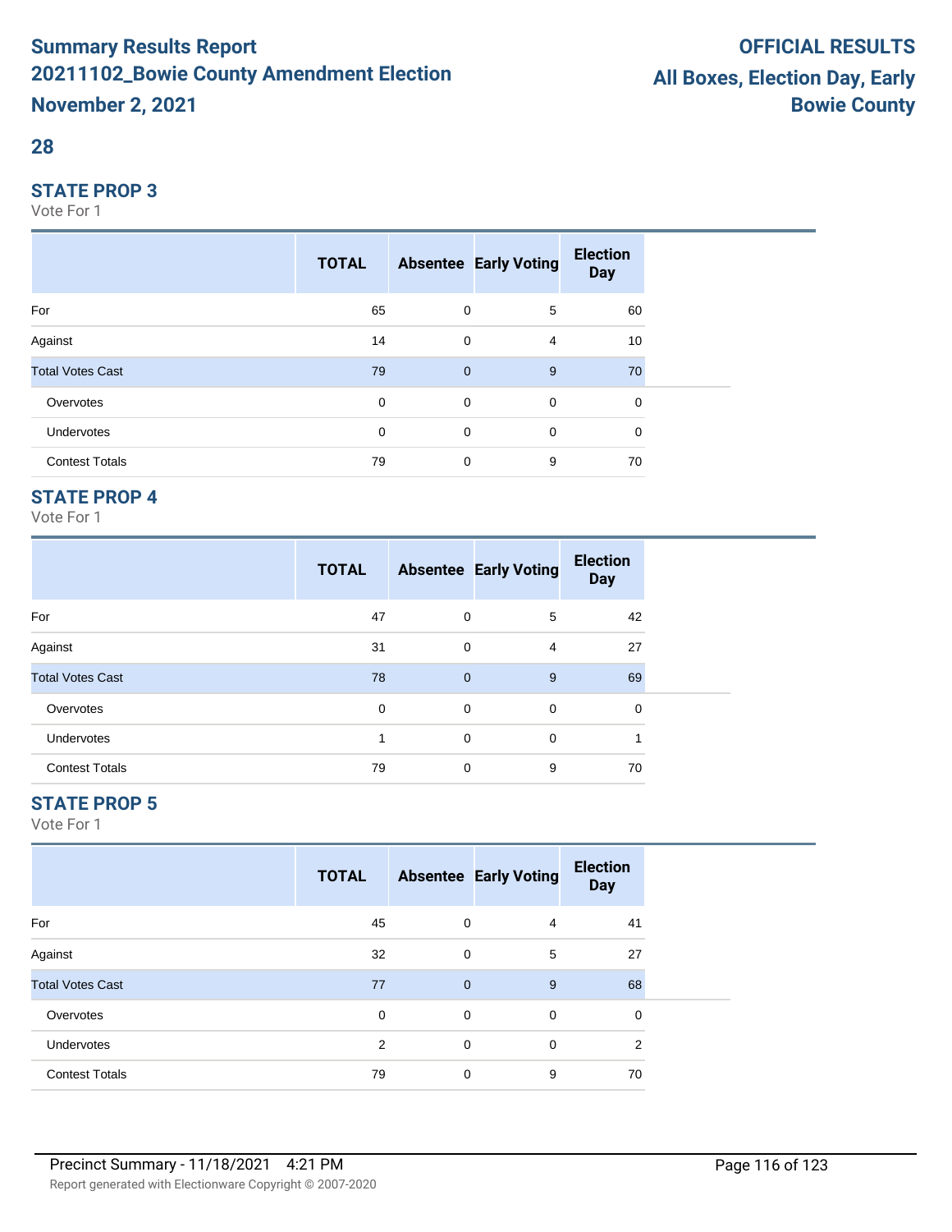# Summary Results Report

## 20211102_Bowie County Amendment Election

## November 2, 2021

**OFFICIAL RESULTS**

**All Boxes, Election Day, Early**

**Bowie County**

## 28

### STATE PROP 3

Vote For 1

| | TOTAL | Absentee | Early Voting | Election Day |
|---|---|---|---|---|
| For | 65 | 0 | 5 | 60 |
| Against | 14 | 0 | 4 | 10 |
| Total Votes Cast | 79 | 0 | 9 | 70 |
| Overvotes | 0 | 0 | 0 | 0 |
| Undervotes | 0 | 0 | 0 | 0 |
| Contest Totals | 79 | 0 | 9 | 70 |

### STATE PROP 4

Vote For 1

| | TOTAL | Absentee | Early Voting | Election Day |
|---|---|---|---|---|
| For | 47 | 0 | 5 | 42 |
| Against | 31 | 0 | 4 | 27 |
| Total Votes Cast | 78 | 0 | 9 | 69 |
| Overvotes | 0 | 0 | 0 | 0 |
| Undervotes | 1 | 0 | 0 | 1 |
| Contest Totals | 79 | 0 | 9 | 70 |

### STATE PROP 5

Vote For 1

| | TOTAL | Absentee | Early Voting | Election Day |
|---|---|---|---|---|
| For | 45 | 0 | 4 | 41 |
| Against | 32 | 0 | 5 | 27 |
| Total Votes Cast | 77 | 0 | 9 | 68 |
| Overvotes | 0 | 0 | 0 | 0 |
| Undervotes | 2 | 0 | 0 | 2 |
| Contest Totals | 79 | 0 | 9 | 70 |

Precinct Summary - 11/18/2021 4:21 PM

Report generated with Electionware Copyright © 2007-2020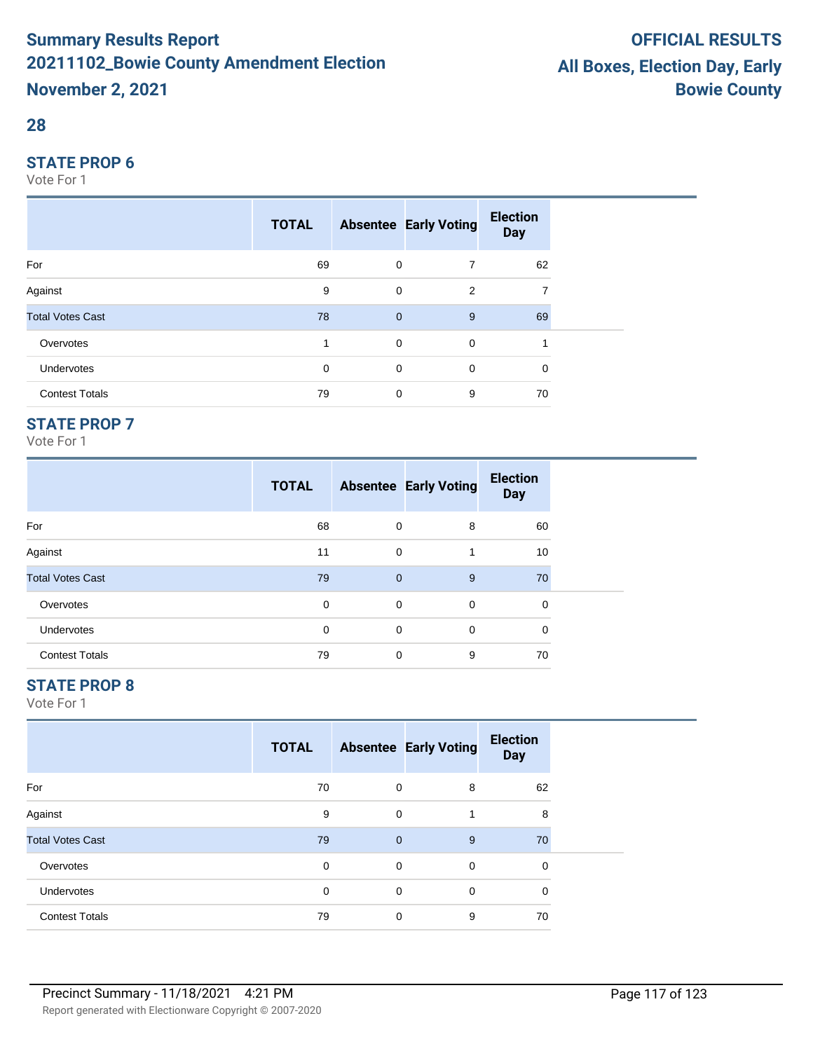# Summary Results Report

## 20211102_Bowie County Amendment Election

## November 2, 2021

**OFFICIAL RESULTS**

**All Boxes, Election Day, Early**

**Bowie County**

## 28

### STATE PROP 6

Vote For 1

| | TOTAL | Absentee | Early Voting | Election Day |
|---|---|---|---|---|
| For | 69 | 0 | 7 | 62 |
| Against | 9 | 0 | 2 | 7 |
| Total Votes Cast | 78 | 0 | 9 | 69 |
| Overvotes | 1 | 0 | 0 | 1 |
| Undervotes | 0 | 0 | 0 | 0 |
| Contest Totals | 79 | 0 | 9 | 70 |

### STATE PROP 7

Vote For 1

| | TOTAL | Absentee | Early Voting | Election Day |
|---|---|---|---|---|
| For | 68 | 0 | 8 | 60 |
| Against | 11 | 0 | 1 | 10 |
| Total Votes Cast | 79 | 0 | 9 | 70 |
| Overvotes | 0 | 0 | 0 | 0 |
| Undervotes | 0 | 0 | 0 | 0 |
| Contest Totals | 79 | 0 | 9 | 70 |

### STATE PROP 8

Vote For 1

| | TOTAL | Absentee | Early Voting | Election Day |
|---|---|---|---|---|
| For | 70 | 0 | 8 | 62 |
| Against | 9 | 0 | 1 | 8 |
| Total Votes Cast | 79 | 0 | 9 | 70 |
| Overvotes | 0 | 0 | 0 | 0 |
| Undervotes | 0 | 0 | 0 | 0 |
| Contest Totals | 79 | 0 | 9 | 70 |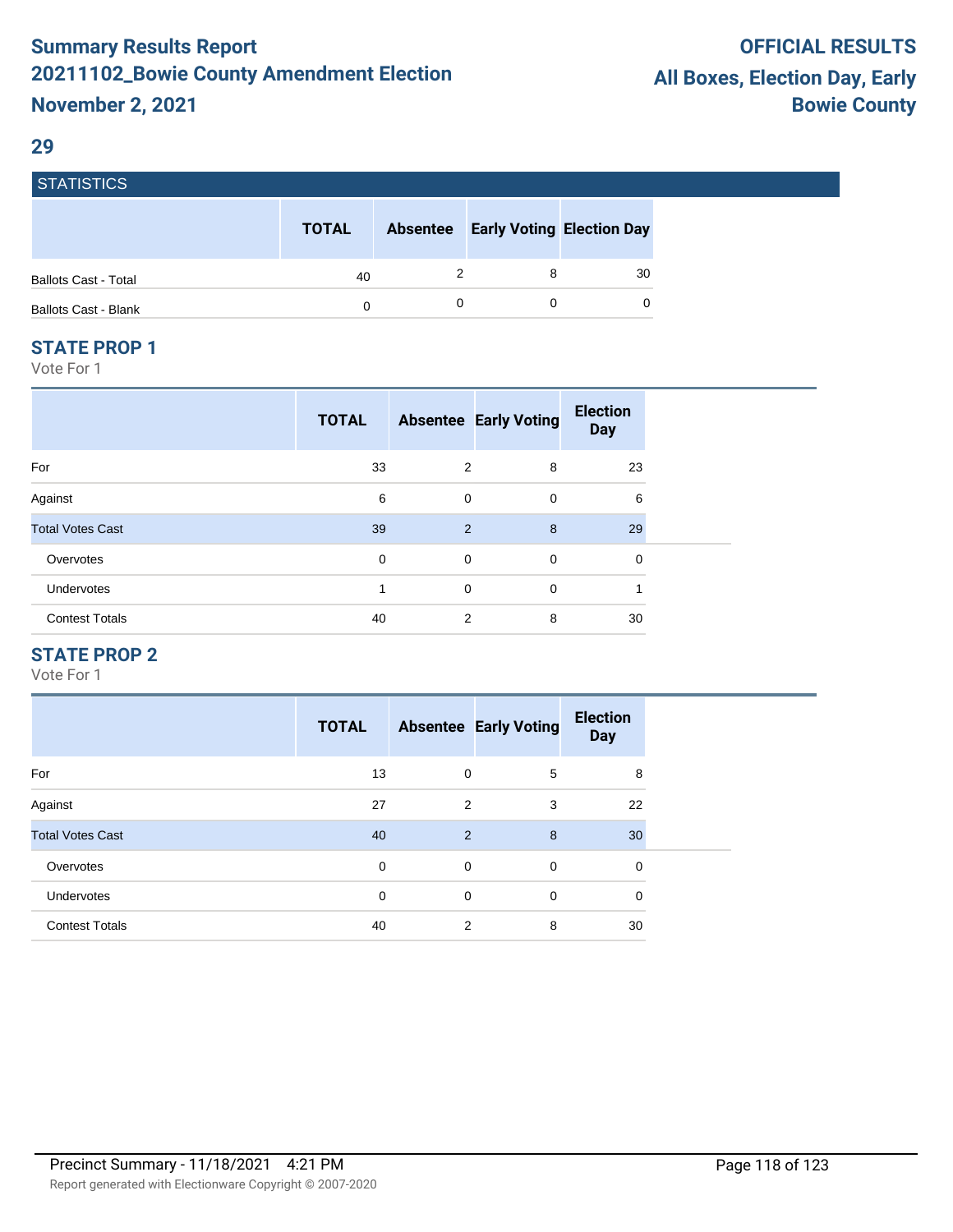# Summary Results Report

## 20211102_Bowie County Amendment Election

## November 2, 2021

**OFFICIAL RESULTS**

**All Boxes, Election Day, Early**

**Bowie County**

## 29

### STATISTICS

| | TOTAL | Absentee | Early Voting | Election Day |
|---|---|---|---|---|
| Ballots Cast - Total | 40 | 2 | 8 | 30 |
| Ballots Cast - Blank | 0 | 0 | 0 | 0 |

### STATE PROP 1

Vote For 1

| | TOTAL | Absentee | Early Voting | Election Day |
|---|---|---|---|---|
| For | 33 | 2 | 8 | 23 |
| Against | 6 | 0 | 0 | 6 |
| Total Votes Cast | 39 | 2 | 8 | 29 |
| Overvotes | 0 | 0 | 0 | 0 |
| Undervotes | 1 | 0 | 0 | 1 |
| Contest Totals | 40 | 2 | 8 | 30 |

### STATE PROP 2

Vote For 1

| | TOTAL | Absentee | Early Voting | Election Day |
|---|---|---|---|---|
| For | 13 | 0 | 5 | 8 |
| Against | 27 | 2 | 3 | 22 |
| Total Votes Cast | 40 | 2 | 8 | 30 |
| Overvotes | 0 | 0 | 0 | 0 |
| Undervotes | 0 | 0 | 0 | 0 |
| Contest Totals | 40 | 2 | 8 | 30 |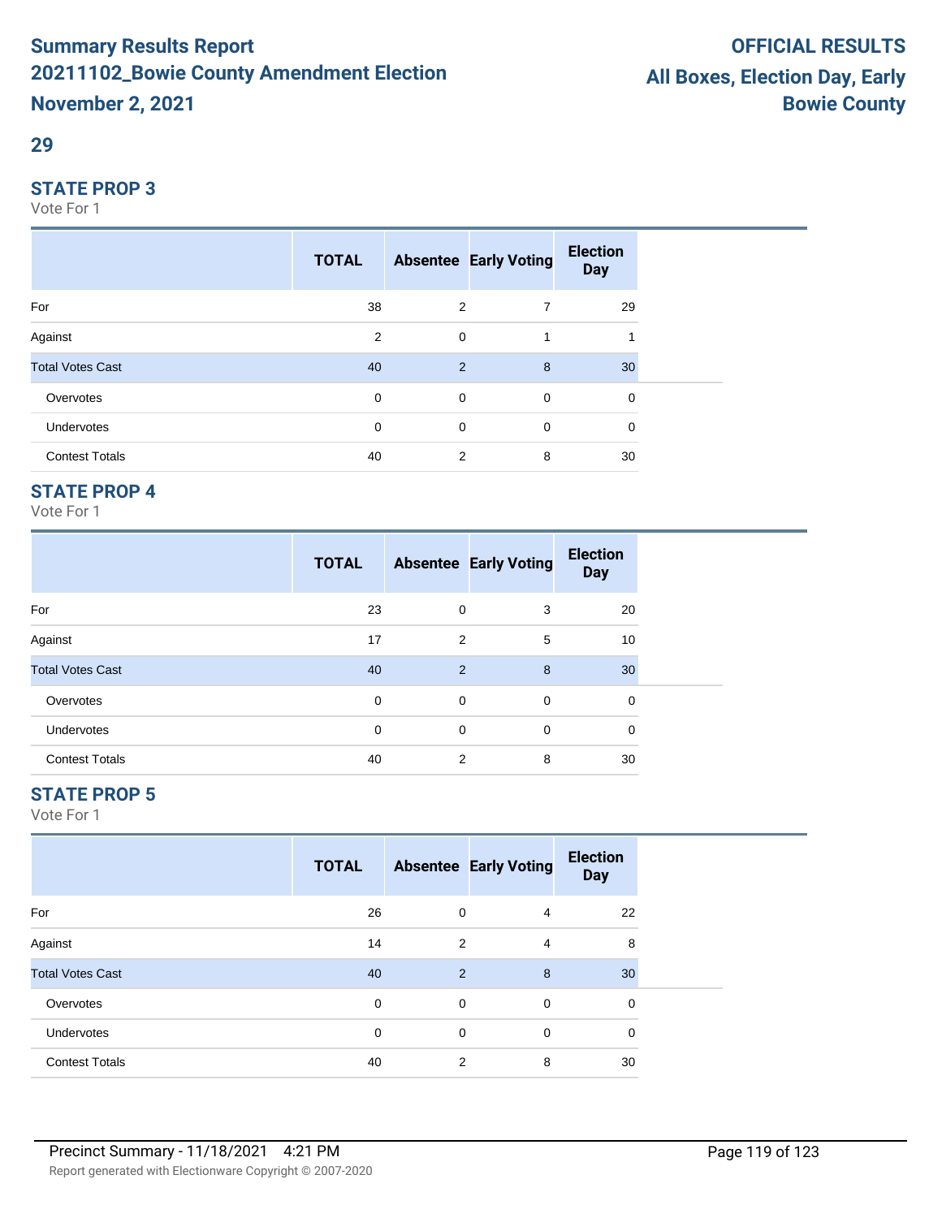## 29

### STATE PROP 3

Vote For 1

| | TOTAL | Absentee | Early Voting | Election Day |
|---|---|---|---|---|
| For | 38 | 2 | 7 | 29 |
| Against | 2 | 0 | 1 | 1 |
| Total Votes Cast | 40 | 2 | 8 | 30 |
| Overvotes | 0 | 0 | 0 | 0 |
| Undervotes | 0 | 0 | 0 | 0 |
| Contest Totals | 40 | 2 | 8 | 30 |

### STATE PROP 4

Vote For 1

| | TOTAL | Absentee | Early Voting | Election Day |
|---|---|---|---|---|
| For | 23 | 0 | 3 | 20 |
| Against | 17 | 2 | 5 | 10 |
| Total Votes Cast | 40 | 2 | 8 | 30 |
| Overvotes | 0 | 0 | 0 | 0 |
| Undervotes | 0 | 0 | 0 | 0 |
| Contest Totals | 40 | 2 | 8 | 30 |

### STATE PROP 5

Vote For 1

| | TOTAL | Absentee | Early Voting | Election Day |
|---|---|---|---|---|
| For | 26 | 0 | 4 | 22 |
| Against | 14 | 2 | 4 | 8 |
| Total Votes Cast | 40 | 2 | 8 | 30 |
| Overvotes | 0 | 0 | 0 | 0 |
| Undervotes | 0 | 0 | 0 | 0 |
| Contest Totals | 40 | 2 | 8 | 30 |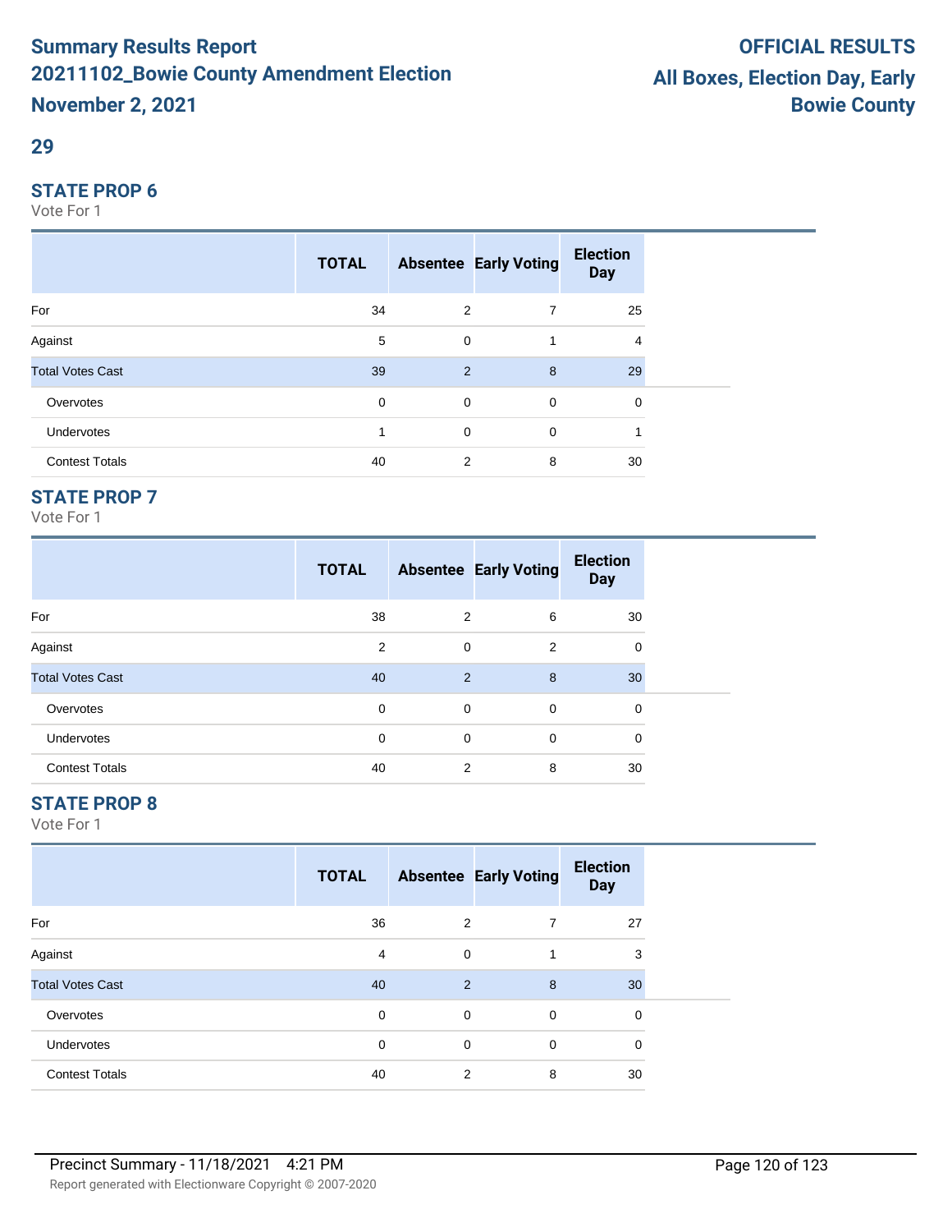**Summary Results Report**
**20211102_Bowie County Amendment Election**
**November 2, 2021**

**OFFICIAL RESULTS**
**All Boxes, Election Day, Early**
**Bowie County**

## 29

### STATE PROP 6

Vote For 1

| | TOTAL | Absentee | Early Voting | Election Day |
|---|---|---|---|---|
| For | 34 | 2 | 7 | 25 |
| Against | 5 | 0 | 1 | 4 |
| Total Votes Cast | 39 | 2 | 8 | 29 |
| Overvotes | 0 | 0 | 0 | 0 |
| Undervotes | 1 | 0 | 0 | 1 |
| Contest Totals | 40 | 2 | 8 | 30 |

### STATE PROP 7

Vote For 1

| | TOTAL | Absentee | Early Voting | Election Day |
|---|---|---|---|---|
| For | 38 | 2 | 6 | 30 |
| Against | 2 | 0 | 2 | 0 |
| Total Votes Cast | 40 | 2 | 8 | 30 |
| Overvotes | 0 | 0 | 0 | 0 |
| Undervotes | 0 | 0 | 0 | 0 |
| Contest Totals | 40 | 2 | 8 | 30 |

### STATE PROP 8

Vote For 1

| | TOTAL | Absentee | Early Voting | Election Day |
|---|---|---|---|---|
| For | 36 | 2 | 7 | 27 |
| Against | 4 | 0 | 1 | 3 |
| Total Votes Cast | 40 | 2 | 8 | 30 |
| Overvotes | 0 | 0 | 0 | 0 |
| Undervotes | 0 | 0 | 0 | 0 |
| Contest Totals | 40 | 2 | 8 | 30 |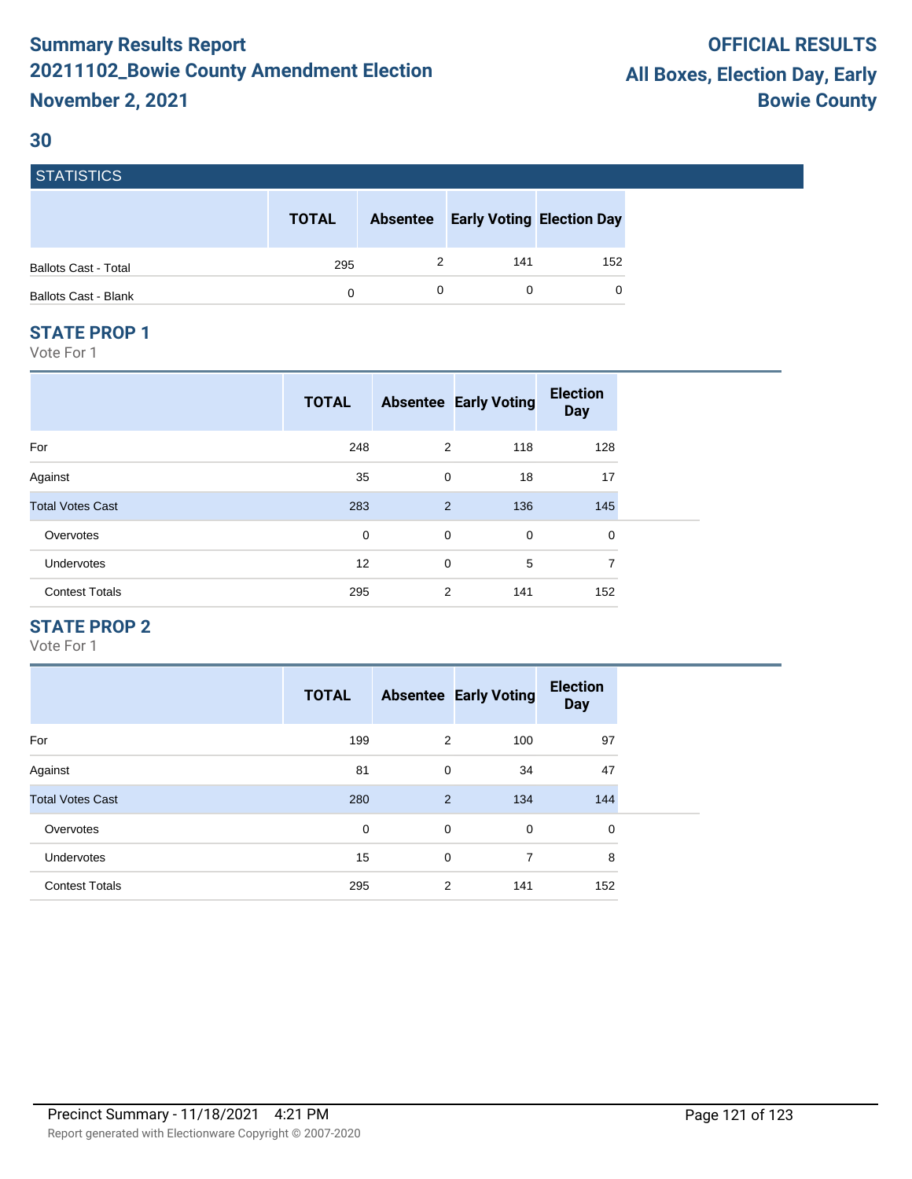# Summary Results Report
# 20211102_Bowie County Amendment Election
# November 2, 2021

**OFFICIAL RESULTS**
**All Boxes, Election Day, Early**
**Bowie County**

## 30

### STATISTICS

| | TOTAL | Absentee | Early Voting | Election Day |
|---|---|---|---|---|
| Ballots Cast - Total | 295 | 2 | 141 | 152 |
| Ballots Cast - Blank | 0 | 0 | 0 | 0 |

### STATE PROP 1

Vote For 1

| | TOTAL | Absentee | Early Voting | Election Day |
|---|---|---|---|---|
| For | 248 | 2 | 118 | 128 |
| Against | 35 | 0 | 18 | 17 |
| Total Votes Cast | 283 | 2 | 136 | 145 |
| Overvotes | 0 | 0 | 0 | 0 |
| Undervotes | 12 | 0 | 5 | 7 |
| Contest Totals | 295 | 2 | 141 | 152 |

### STATE PROP 2

Vote For 1

| | TOTAL | Absentee | Early Voting | Election Day |
|---|---|---|---|---|
| For | 199 | 2 | 100 | 97 |
| Against | 81 | 0 | 34 | 47 |
| Total Votes Cast | 280 | 2 | 134 | 144 |
| Overvotes | 0 | 0 | 0 | 0 |
| Undervotes | 15 | 0 | 7 | 8 |
| Contest Totals | 295 | 2 | 141 | 152 |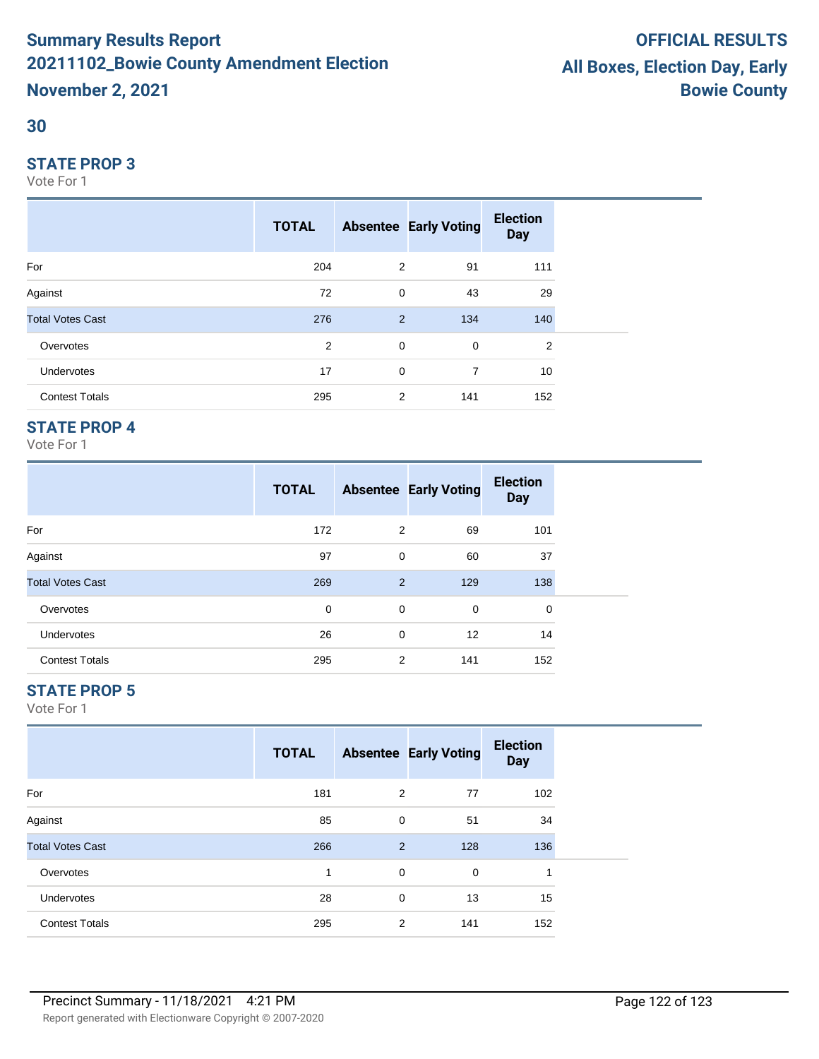# Summary Results Report
## 20211102_Bowie County Amendment Election
## November 2, 2021

**OFFICIAL RESULTS**
**All Boxes, Election Day, Early**
**Bowie County**

## 30

### STATE PROP 3

Vote For 1

| | TOTAL | Absentee | Early Voting | Election Day |
|---|---|---|---|---|
| For | 204 | 2 | 91 | 111 |
| Against | 72 | 0 | 43 | 29 |
| Total Votes Cast | 276 | 2 | 134 | 140 |
| Overvotes | 2 | 0 | 0 | 2 |
| Undervotes | 17 | 0 | 7 | 10 |
| Contest Totals | 295 | 2 | 141 | 152 |

### STATE PROP 4

Vote For 1

| | TOTAL | Absentee | Early Voting | Election Day |
|---|---|---|---|---|
| For | 172 | 2 | 69 | 101 |
| Against | 97 | 0 | 60 | 37 |
| Total Votes Cast | 269 | 2 | 129 | 138 |
| Overvotes | 0 | 0 | 0 | 0 |
| Undervotes | 26 | 0 | 12 | 14 |
| Contest Totals | 295 | 2 | 141 | 152 |

### STATE PROP 5

Vote For 1

| | TOTAL | Absentee | Early Voting | Election Day |
|---|---|---|---|---|
| For | 181 | 2 | 77 | 102 |
| Against | 85 | 0 | 51 | 34 |
| Total Votes Cast | 266 | 2 | 128 | 136 |
| Overvotes | 1 | 0 | 0 | 1 |
| Undervotes | 28 | 0 | 13 | 15 |
| Contest Totals | 295 | 2 | 141 | 152 |

Precinct Summary - 11/18/2021 4:21 PM

Report generated with Electionware Copyright © 2007-2020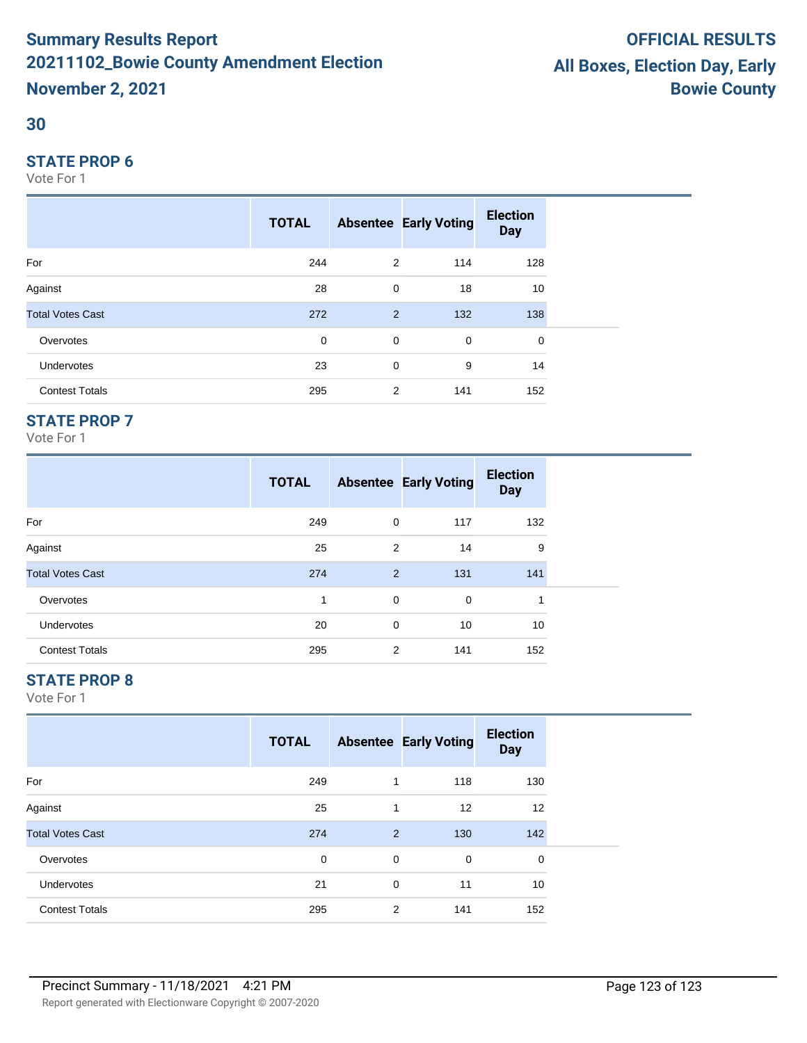## 30

### STATE PROP 6

Vote For 1

| | TOTAL | Absentee | Early Voting | Election Day |
|---|---|---|---|---|
| For | 244 | 2 | 114 | 128 |
| Against | 28 | 0 | 18 | 10 |
| Total Votes Cast | 272 | 2 | 132 | 138 |
| Overvotes | 0 | 0 | 0 | 0 |
| Undervotes | 23 | 0 | 9 | 14 |
| Contest Totals | 295 | 2 | 141 | 152 |

### STATE PROP 7

Vote For 1

| | TOTAL | Absentee | Early Voting | Election Day |
|---|---|---|---|---|
| For | 249 | 0 | 117 | 132 |
| Against | 25 | 2 | 14 | 9 |
| Total Votes Cast | 274 | 2 | 131 | 141 |
| Overvotes | 1 | 0 | 0 | 1 |
| Undervotes | 20 | 0 | 10 | 10 |
| Contest Totals | 295 | 2 | 141 | 152 |

### STATE PROP 8

Vote For 1

| | TOTAL | Absentee | Early Voting | Election Day |
|---|---|---|---|---|
| For | 249 | 1 | 118 | 130 |
| Against | 25 | 1 | 12 | 12 |
| Total Votes Cast | 274 | 2 | 130 | 142 |
| Overvotes | 0 | 0 | 0 | 0 |
| Undervotes | 21 | 0 | 11 | 10 |
| Contest Totals | 295 | 2 | 141 | 152 |